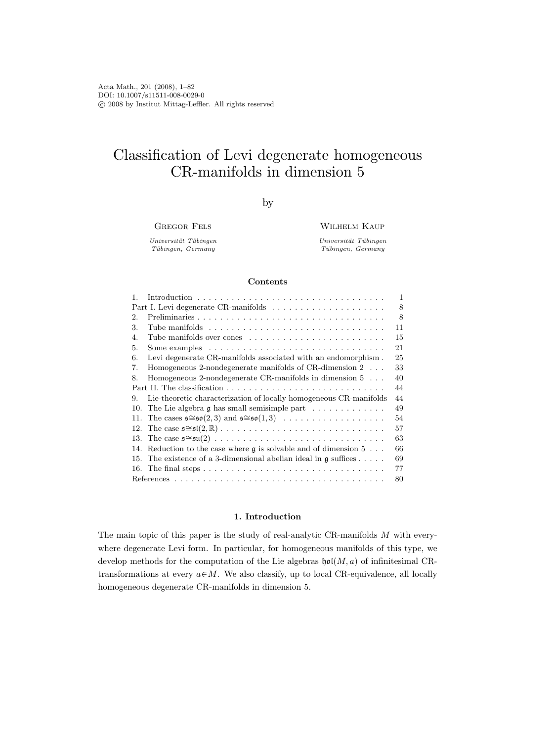Acta Math., 201 (2008), 1–82
DOI: 10.1007/s11511-008-0029-0
© 2008 by Institut Mittag-Leffler. All rights reserved

# Classification of Levi degenerate homogeneous CR-manifolds in dimension 5

by

Gregor Fels
*Universität Tübingen*
*Tübingen, Germany*

Wilhelm Kaup
*Universität Tübingen*
*Tübingen, Germany*

### Contents

| | |
|---|---|
| 1. Introduction | 1 |
| Part I. Levi degenerate CR-manifolds | 8 |
| 2. Preliminaries | 8 |
| 3. Tube manifolds | 11 |
| 4. Tube manifolds over cones | 15 |
| 5. Some examples | 21 |
| 6. Levi degenerate CR-manifolds associated with an endomorphism | 25 |
| 7. Homogeneous 2-nondegenerate manifolds of CR-dimension 2 | 33 |
| 8. Homogeneous 2-nondegenerate CR-manifolds in dimension 5 | 40 |
| Part II. The classification | 44 |
| 9. Lie-theoretic characterization of locally homogeneous CR-manifolds | 44 |
| 10. The Lie algebra $\mathfrak{g}$ has small semisimple part | 49 |
| 11. The cases $\mathfrak{s}\cong\mathfrak{so}(2,3)$ and $\mathfrak{s}\cong\mathfrak{so}(1,3)$ | 54 |
| 12. The case $\mathfrak{s}\cong\mathfrak{sl}(2,\mathbb{R})$ | 57 |
| 13. The case $\mathfrak{s}\cong\mathfrak{su}(2)$ | 63 |
| 14. Reduction to the case where $\mathfrak{g}$ is solvable and of dimension 5 | 66 |
| 15. The existence of a 3-dimensional abelian ideal in $\mathfrak{g}$ suffices | 69 |
| 16. The final steps | 77 |
| References | 80 |

## 1. Introduction

The main topic of this paper is the study of real-analytic CR-manifolds $M$ with everywhere degenerate Levi form. In particular, for homogeneous manifolds of this type, we develop methods for the computation of the Lie algebras $\mathfrak{hol}(M,a)$ of infinitesimal CR-transformations at every $a\in M$. We also classify, up to local CR-equivalence, all locally homogeneous degenerate CR-manifolds in dimension 5.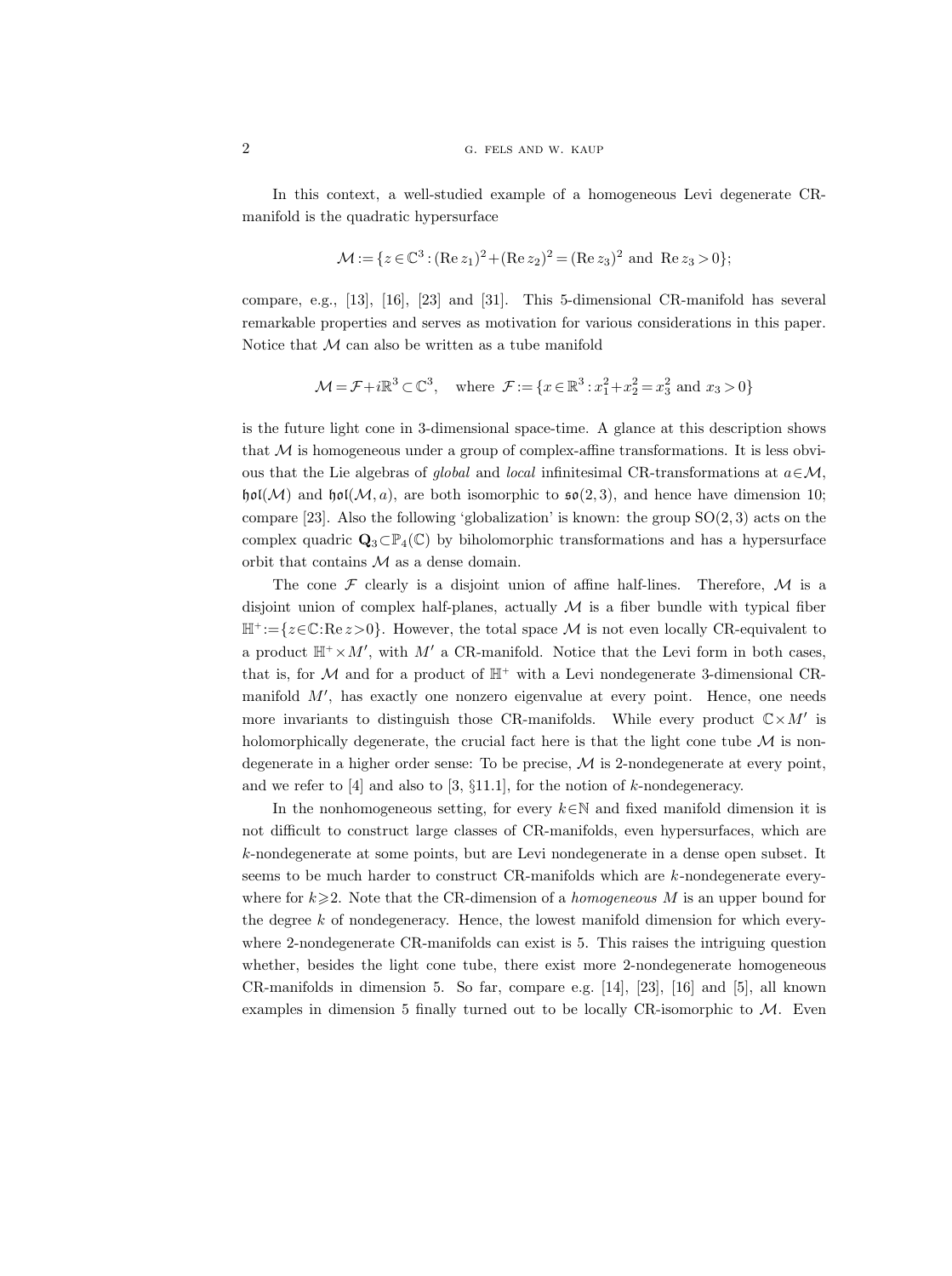In this context, a well-studied example of a homogeneous Levi degenerate CR-manifold is the quadratic hypersurface

$$\mathcal{M} := \{z \in \mathbb{C}^3 : (\operatorname{Re} z_1)^2 + (\operatorname{Re} z_2)^2 = (\operatorname{Re} z_3)^2 \text{ and } \operatorname{Re} z_3 > 0\};$$

compare, e.g., [13], [16], [23] and [31]. This 5-dimensional CR-manifold has several remarkable properties and serves as motivation for various considerations in this paper. Notice that $\mathcal{M}$ can also be written as a tube manifold

$$\mathcal{M} = \mathcal{F} + i\mathbb{R}^3 \subset \mathbb{C}^3, \quad \text{where } \mathcal{F} := \{x \in \mathbb{R}^3 : x_1^2 + x_2^2 = x_3^2 \text{ and } x_3 > 0\}$$

is the future light cone in 3-dimensional space-time. A glance at this description shows that $\mathcal{M}$ is homogeneous under a group of complex-affine transformations. It is less obvious that the Lie algebras of *global* and *local* infinitesimal CR-transformations at $a \in \mathcal{M}$, $\mathfrak{hol}(\mathcal{M})$ and $\mathfrak{hol}(\mathcal{M}, a)$, are both isomorphic to $\mathfrak{so}(2,3)$, and hence have dimension 10; compare [23]. Also the following 'globalization' is known: the group $\mathrm{SO}(2,3)$ acts on the complex quadric $\mathbf{Q}_3 \subset \mathbb{P}_4(\mathbb{C})$ by biholomorphic transformations and has a hypersurface orbit that contains $\mathcal{M}$ as a dense domain.

The cone $\mathcal{F}$ clearly is a disjoint union of affine half-lines. Therefore, $\mathcal{M}$ is a disjoint union of complex half-planes, actually $\mathcal{M}$ is a fiber bundle with typical fiber $\mathbb{H}^+ := \{z \in \mathbb{C} : \operatorname{Re} z > 0\}$. However, the total space $\mathcal{M}$ is not even locally CR-equivalent to a product $\mathbb{H}^+ \times M'$, with $M'$ a CR-manifold. Notice that the Levi form in both cases, that is, for $\mathcal{M}$ and for a product of $\mathbb{H}^+$ with a Levi nondegenerate 3-dimensional CR-manifold $M'$, has exactly one nonzero eigenvalue at every point. Hence, one needs more invariants to distinguish those CR-manifolds. While every product $\mathbb{C} \times M'$ is holomorphically degenerate, the crucial fact here is that the light cone tube $\mathcal{M}$ is nondegenerate in a higher order sense: To be precise, $\mathcal{M}$ is 2-nondegenerate at every point, and we refer to [4] and also to [3, §11.1], for the notion of $k$-nondegeneracy.

In the nonhomogeneous setting, for every $k \in \mathbb{N}$ and fixed manifold dimension it is not difficult to construct large classes of CR-manifolds, even hypersurfaces, which are $k$-nondegenerate at some points, but are Levi nondegenerate in a dense open subset. It seems to be much harder to construct CR-manifolds which are $k$-nondegenerate everywhere for $k \geqslant 2$. Note that the CR-dimension of a *homogeneous* $M$ is an upper bound for the degree $k$ of nondegeneracy. Hence, the lowest manifold dimension for which everywhere 2-nondegenerate CR-manifolds can exist is 5. This raises the intriguing question whether, besides the light cone tube, there exist more 2-nondegenerate homogeneous CR-manifolds in dimension 5. So far, compare e.g. [14], [23], [16] and [5], all known examples in dimension 5 finally turned out to be locally CR-isomorphic to $\mathcal{M}$. Even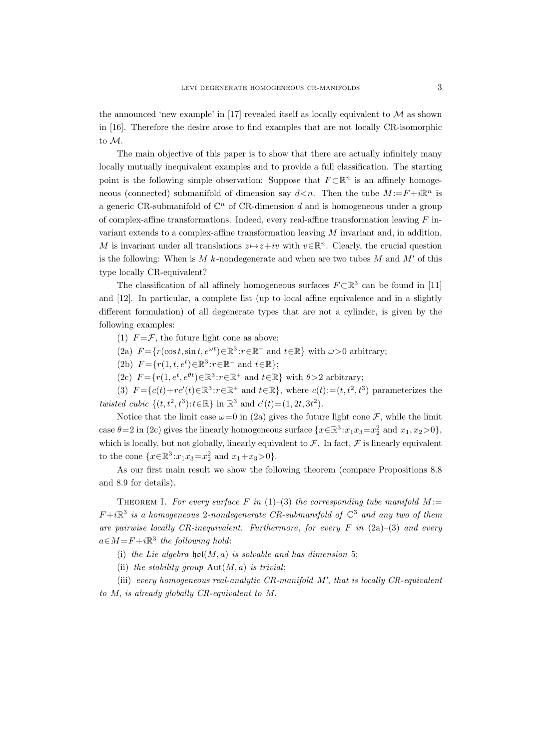the announced 'new example' in [17] revealed itself as locally equivalent to $\mathcal{M}$ as shown in [16]. Therefore the desire arose to find examples that are not locally CR-isomorphic to $\mathcal{M}$.

The main objective of this paper is to show that there are actually infinitely many locally mutually inequivalent examples and to provide a full classification. The starting point is the following simple observation: Suppose that $F\subset\mathbb{R}^n$ is an affinely homogeneous (connected) submanifold of dimension say $d<n$. Then the tube $M:=F+i\mathbb{R}^n$ is a generic CR-submanifold of $\mathbb{C}^n$ of CR-dimension $d$ and is homogeneous under a group of complex-affine transformations. Indeed, every real-affine transformation leaving $F$ invariant extends to a complex-affine transformation leaving $M$ invariant and, in addition, $M$ is invariant under all translations $z\mapsto z+iv$ with $v\in\mathbb{R}^n$. Clearly, the crucial question is the following: When is $M$ $k$-nondegenerate and when are two tubes $M$ and $M'$ of this type locally CR-equivalent?

The classification of all affinely homogeneous surfaces $F\subset\mathbb{R}^3$ can be found in [11] and [12]. In particular, a complete list (up to local affine equivalence and in a slightly different formulation) of all degenerate types that are not a cylinder, is given by the following examples:

(1) $F=\mathcal{F}$, the future light cone as above;

(2a) $F=\{r(\cos t,\sin t,e^{\omega t})\in\mathbb{R}^3 : r\in\mathbb{R}^+ \text{ and } t\in\mathbb{R}\}$ with $\omega>0$ arbitrary;

(2b) $F=\{r(1,t,e^{t})\in\mathbb{R}^3 : r\in\mathbb{R}^+ \text{ and } t\in\mathbb{R}\}$;

(2c) $F=\{r(1,e^{t},e^{\theta t})\in\mathbb{R}^3 : r\in\mathbb{R}^+ \text{ and } t\in\mathbb{R}\}$ with $\theta>2$ arbitrary;

(3) $F=\{c(t)+rc'(t)\in\mathbb{R}^3 : r\in\mathbb{R}^+ \text{ and } t\in\mathbb{R}\}$, where $c(t):=(t,t^2,t^3)$ parameterizes the *twisted cubic* $\{(t,t^2,t^3):t\in\mathbb{R}\}$ in $\mathbb{R}^3$ and $c'(t)=(1,2t,3t^2)$.

Notice that the limit case $\omega=0$ in (2a) gives the future light cone $\mathcal{F}$, while the limit case $\theta=2$ in (2c) gives the linearly homogeneous surface $\{x\in\mathbb{R}^3 : x_1x_3=x_2^2 \text{ and } x_1,x_2>0\}$, which is locally, but not globally, linearly equivalent to $\mathcal{F}$. In fact, $\mathcal{F}$ is linearly equivalent to the cone $\{x\in\mathbb{R}^3 : x_1x_3=x_2^2 \text{ and } x_1+x_3>0\}$.

As our first main result we show the following theorem (compare Propositions 8.8 and 8.9 for details).

Theorem I. *For every surface $F$ in (1)–(3) the corresponding tube manifold $M:=F+i\mathbb{R}^3$ is a homogeneous 2-nondegenerate CR-submanifold of $\mathbb{C}^3$ and any two of them are pairwise locally CR-inequivalent. Furthermore, for every $F$ in (2a)–(3) and every $a\in M=F+i\mathbb{R}^3$ the following hold:*

(i) *the Lie algebra $\mathfrak{hol}(M,a)$ is solvable and has dimension 5;*

(ii) *the stability group $\operatorname{Aut}(M,a)$ is trivial;*

(iii) *every homogeneous real-analytic CR-manifold $M'$, that is locally CR-equivalent to $M$, is already globally CR-equivalent to $M$.*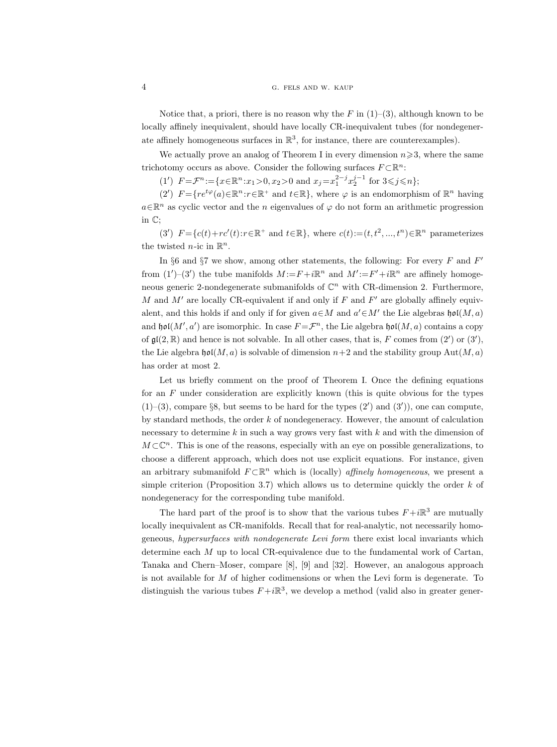Notice that, a priori, there is no reason why the $F$ in (1)–(3), although known to be locally affinely inequivalent, should have locally CR-inequivalent tubes (for nondegenerate affinely homogeneous surfaces in $\mathbb{R}^3$, for instance, there are counterexamples).

We actually prove an analog of Theorem I in every dimension $n\geqslant 3$, where the same trichotomy occurs as above. Consider the following surfaces $F\subset\mathbb{R}^n$:

(1′) $F=\mathcal{F}^n:=\{x\in\mathbb{R}^n: x_1>0, x_2>0 \text{ and } x_j=x_1^{2-j}x_2^{j-1} \text{ for } 3\leqslant j\leqslant n\}$;

(2′) $F=\{re^{t\varphi}(a)\in\mathbb{R}^n: r\in\mathbb{R}^+ \text{ and } t\in\mathbb{R}\}$, where $\varphi$ is an endomorphism of $\mathbb{R}^n$ having $a\in\mathbb{R}^n$ as cyclic vector and the $n$ eigenvalues of $\varphi$ do not form an arithmetic progression in $\mathbb{C}$;

(3′) $F=\{c(t)+rc'(t): r\in\mathbb{R}^+ \text{ and } t\in\mathbb{R}\}$, where $c(t):=(t,t^2,...,t^n)\in\mathbb{R}^n$ parameterizes the twisted $n$-ic in $\mathbb{R}^n$.

In §6 and §7 we show, among other statements, the following: For every $F$ and $F'$ from (1′)–(3′) the tube manifolds $M:=F+i\mathbb{R}^n$ and $M':=F'+i\mathbb{R}^n$ are affinely homogeneous generic 2-nondegenerate submanifolds of $\mathbb{C}^n$ with CR-dimension 2. Furthermore, $M$ and $M'$ are locally CR-equivalent if and only if $F$ and $F'$ are globally affinely equivalent, and this holds if and only if for given $a\in M$ and $a'\in M'$ the Lie algebras $\mathfrak{hol}(M,a)$ and $\mathfrak{hol}(M',a')$ are isomorphic. In case $F=\mathcal{F}^n$, the Lie algebra $\mathfrak{hol}(M,a)$ contains a copy of $\mathfrak{gl}(2,\mathbb{R})$ and hence is not solvable. In all other cases, that is, $F$ comes from (2′) or (3′), the Lie algebra $\mathfrak{hol}(M,a)$ is solvable of dimension $n+2$ and the stability group $\operatorname{Aut}(M,a)$ has order at most 2.

Let us briefly comment on the proof of Theorem I. Once the defining equations for an $F$ under consideration are explicitly known (this is quite obvious for the types (1)–(3), compare §8, but seems to be hard for the types (2′) and (3′)), one can compute, by standard methods, the order $k$ of nondegeneracy. However, the amount of calculation necessary to determine $k$ in such a way grows very fast with $k$ and with the dimension of $M\subset\mathbb{C}^n$. This is one of the reasons, especially with an eye on possible generalizations, to choose a different approach, which does not use explicit equations. For instance, given an arbitrary submanifold $F\subset\mathbb{R}^n$ which is (locally) *affinely homogeneous*, we present a simple criterion (Proposition 3.7) which allows us to determine quickly the order $k$ of nondegeneracy for the corresponding tube manifold.

The hard part of the proof is to show that the various tubes $F+i\mathbb{R}^3$ are mutually locally inequivalent as CR-manifolds. Recall that for real-analytic, not necessarily homogeneous, *hypersurfaces with nondegenerate Levi form* there exist local invariants which determine each $M$ up to local CR-equivalence due to the fundamental work of Cartan, Tanaka and Chern–Moser, compare [8], [9] and [32]. However, an analogous approach is not available for $M$ of higher codimensions or when the Levi form is degenerate. To distinguish the various tubes $F+i\mathbb{R}^3$, we develop a method (valid also in greater gener-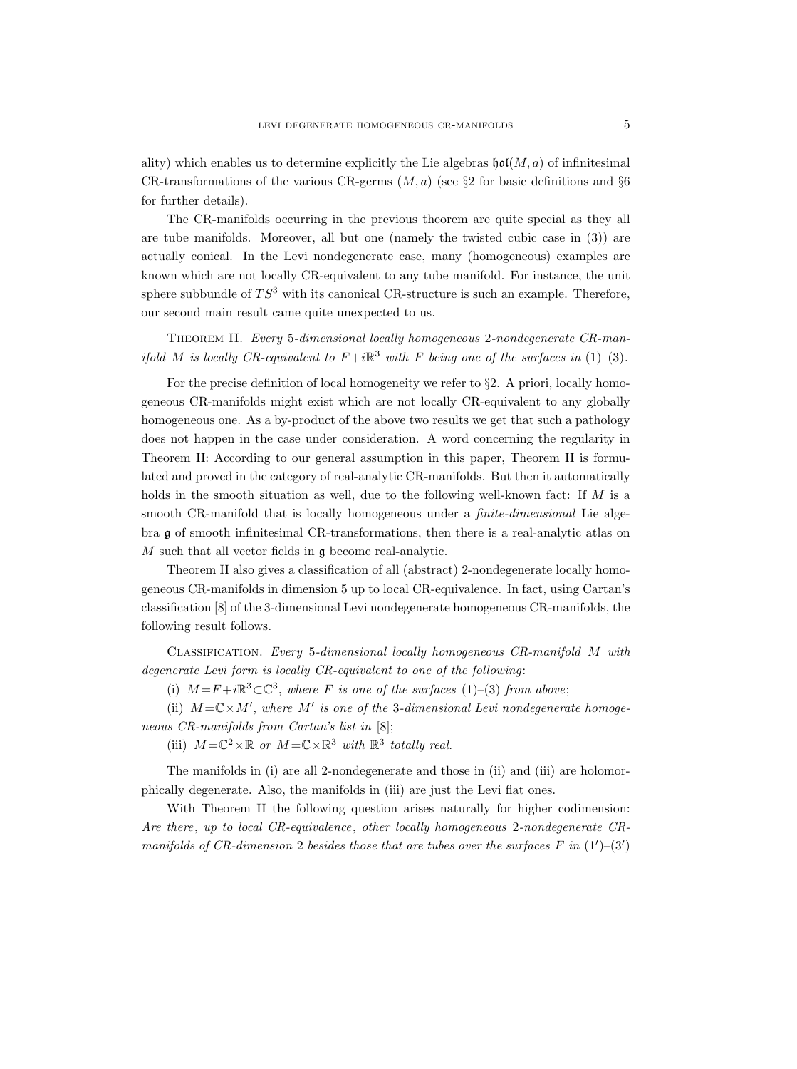ality) which enables us to determine explicitly the Lie algebras $\mathfrak{hol}(M,a)$ of infinitesimal CR-transformations of the various CR-germs $(M,a)$ (see §2 for basic definitions and §6 for further details).

The CR-manifolds occurring in the previous theorem are quite special as they all are tube manifolds. Moreover, all but one (namely the twisted cubic case in (3)) are actually conical. In the Levi nondegenerate case, many (homogeneous) examples are known which are not locally CR-equivalent to any tube manifold. For instance, the unit sphere subbundle of $TS^3$ with its canonical CR-structure is such an example. Therefore, our second main result came quite unexpected to us.

Theorem II. *Every* 5*-dimensional locally homogeneous* 2*-nondegenerate CR-manifold $M$ is locally CR-equivalent to $F+i\mathbb{R}^3$ with $F$ being one of the surfaces in* (1)–(3).

For the precise definition of local homogeneity we refer to §2. A priori, locally homogeneous CR-manifolds might exist which are not locally CR-equivalent to any globally homogeneous one. As a by-product of the above two results we get that such a pathology does not happen in the case under consideration. A word concerning the regularity in Theorem II: According to our general assumption in this paper, Theorem II is formulated and proved in the category of real-analytic CR-manifolds. But then it automatically holds in the smooth situation as well, due to the following well-known fact: If $M$ is a smooth CR-manifold that is locally homogeneous under a *finite-dimensional* Lie algebra $\mathfrak{g}$ of smooth infinitesimal CR-transformations, then there is a real-analytic atlas on $M$ such that all vector fields in $\mathfrak{g}$ become real-analytic.

Theorem II also gives a classification of all (abstract) 2-nondegenerate locally homogeneous CR-manifolds in dimension 5 up to local CR-equivalence. In fact, using Cartan's classification [8] of the 3-dimensional Levi nondegenerate homogeneous CR-manifolds, the following result follows.

Classification. *Every* 5*-dimensional locally homogeneous CR-manifold $M$ with degenerate Levi form is locally CR-equivalent to one of the following*:

(i) $M=F+i\mathbb{R}^3\subset\mathbb{C}^3$, *where $F$ is one of the surfaces* (1)–(3) *from above*;

(ii) $M=\mathbb{C}\times M'$, *where $M'$ is one of the* 3*-dimensional Levi nondegenerate homogeneous CR-manifolds from Cartan's list in* [8];

(iii) $M=\mathbb{C}^2\times\mathbb{R}$ *or* $M=\mathbb{C}\times\mathbb{R}^3$ *with* $\mathbb{R}^3$ *totally real.*

The manifolds in (i) are all 2-nondegenerate and those in (ii) and (iii) are holomorphically degenerate. Also, the manifolds in (iii) are just the Levi flat ones.

With Theorem II the following question arises naturally for higher codimension: *Are there*, *up to local CR-equivalence*, *other locally homogeneous* 2*-nondegenerate CR-manifolds of CR-dimension* 2 *besides those that are tubes over the surfaces $F$ in* (1′)–(3′)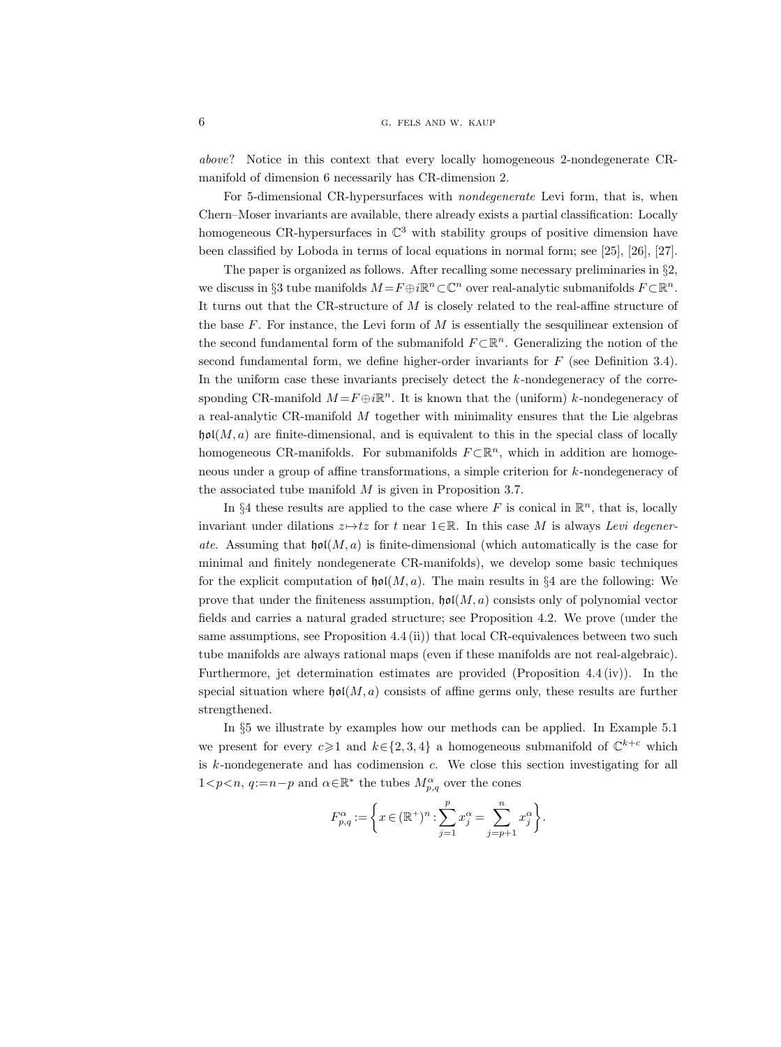*above*? Notice in this context that every locally homogeneous 2-nondegenerate CR-manifold of dimension 6 necessarily has CR-dimension 2.

For 5-dimensional CR-hypersurfaces with *nondegenerate* Levi form, that is, when Chern–Moser invariants are available, there already exists a partial classification: Locally homogeneous CR-hypersurfaces in $\mathbb{C}^3$ with stability groups of positive dimension have been classified by Loboda in terms of local equations in normal form; see [25], [26], [27].

The paper is organized as follows. After recalling some necessary preliminaries in §2, we discuss in §3 tube manifolds $M=F\oplus i\mathbb{R}^n\subset\mathbb{C}^n$ over real-analytic submanifolds $F\subset\mathbb{R}^n$. It turns out that the CR-structure of $M$ is closely related to the real-affine structure of the base $F$. For instance, the Levi form of $M$ is essentially the sesquilinear extension of the second fundamental form of the submanifold $F\subset\mathbb{R}^n$. Generalizing the notion of the second fundamental form, we define higher-order invariants for $F$ (see Definition 3.4). In the uniform case these invariants precisely detect the $k$-nondegeneracy of the corresponding CR-manifold $M=F\oplus i\mathbb{R}^n$. It is known that the (uniform) $k$-nondegeneracy of a real-analytic CR-manifold $M$ together with minimality ensures that the Lie algebras $\mathfrak{hol}(M,a)$ are finite-dimensional, and is equivalent to this in the special class of locally homogeneous CR-manifolds. For submanifolds $F\subset\mathbb{R}^n$, which in addition are homogeneous under a group of affine transformations, a simple criterion for $k$-nondegeneracy of the associated tube manifold $M$ is given in Proposition 3.7.

In §4 these results are applied to the case where $F$ is conical in $\mathbb{R}^n$, that is, locally invariant under dilations $z\mapsto tz$ for $t$ near $1\in\mathbb{R}$. In this case $M$ is always *Levi degenerate*. Assuming that $\mathfrak{hol}(M,a)$ is finite-dimensional (which automatically is the case for minimal and finitely nondegenerate CR-manifolds), we develop some basic techniques for the explicit computation of $\mathfrak{hol}(M,a)$. The main results in §4 are the following: We prove that under the finiteness assumption, $\mathfrak{hol}(M,a)$ consists only of polynomial vector fields and carries a natural graded structure; see Proposition 4.2. We prove (under the same assumptions, see Proposition 4.4 (ii)) that local CR-equivalences between two such tube manifolds are always rational maps (even if these manifolds are not real-algebraic). Furthermore, jet determination estimates are provided (Proposition 4.4 (iv)). In the special situation where $\mathfrak{hol}(M,a)$ consists of affine germs only, these results are further strengthened.

In §5 we illustrate by examples how our methods can be applied. In Example 5.1 we present for every $c\geqslant 1$ and $k\in\{2,3,4\}$ a homogeneous submanifold of $\mathbb{C}^{k+c}$ which is $k$-nondegenerate and has codimension $c$. We close this section investigating for all $1<p<n$, $q:=n-p$ and $\alpha\in\mathbb{R}^*$ the tubes $M^\alpha_{p,q}$ over the cones

$$F^\alpha_{p,q}:=\left\{x\in(\mathbb{R}^+)^n:\sum_{j=1}^{p}x_j^\alpha=\sum_{j=p+1}^{n}x_j^\alpha\right\}.$$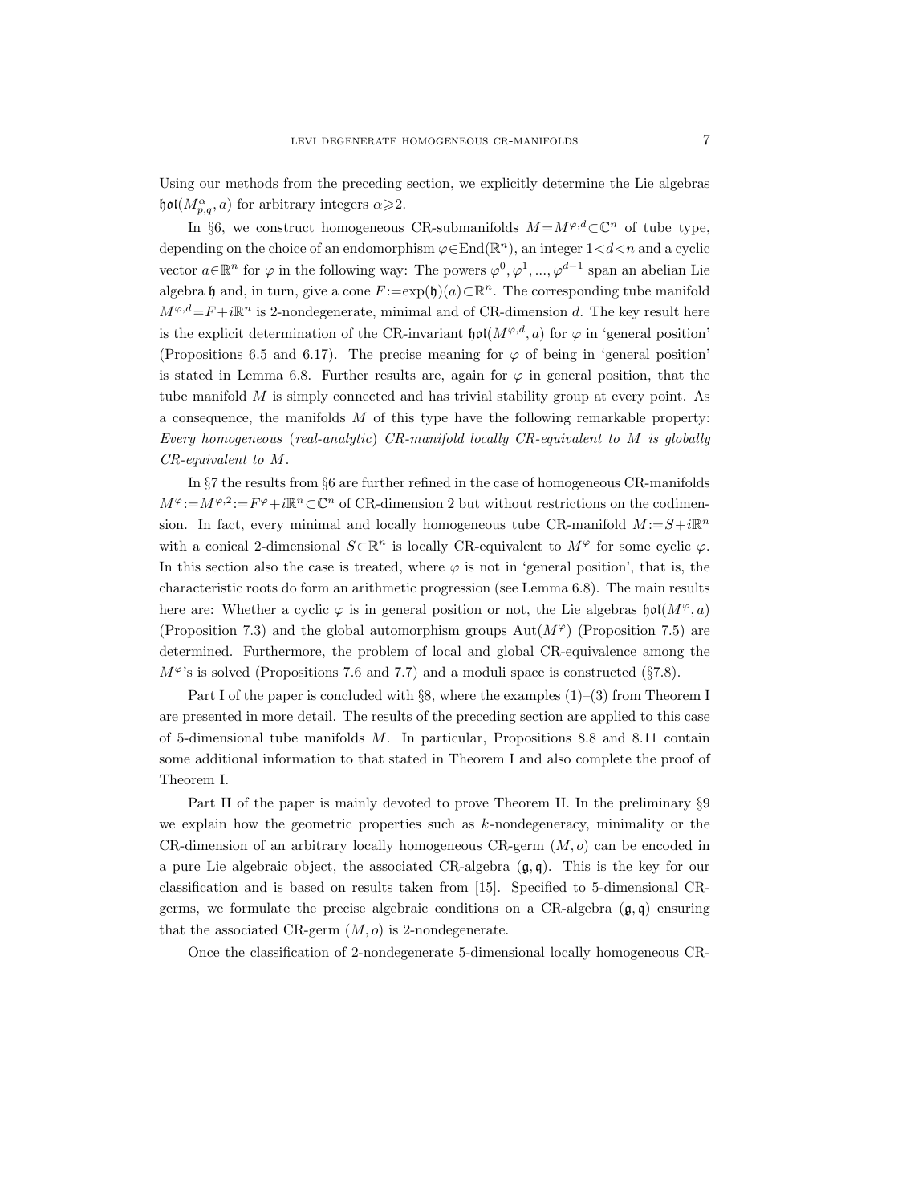Using our methods from the preceding section, we explicitly determine the Lie algebras $\mathfrak{hol}(M^{\alpha}_{p,q},a)$ for arbitrary integers $\alpha\geqslant 2$.

In §6, we construct homogeneous CR-submanifolds $M=M^{\varphi,d}\subset\mathbb{C}^n$ of tube type, depending on the choice of an endomorphism $\varphi\in\operatorname{End}(\mathbb{R}^n)$, an integer $1<d<n$ and a cyclic vector $a\in\mathbb{R}^n$ for $\varphi$ in the following way: The powers $\varphi^0,\varphi^1,...,\varphi^{d-1}$ span an abelian Lie algebra $\mathfrak{h}$ and, in turn, give a cone $F:=\exp(\mathfrak{h})(a)\subset\mathbb{R}^n$. The corresponding tube manifold $M^{\varphi,d}=F+i\mathbb{R}^n$ is 2-nondegenerate, minimal and of CR-dimension $d$. The key result here is the explicit determination of the CR-invariant $\mathfrak{hol}(M^{\varphi,d},a)$ for $\varphi$ in 'general position' (Propositions 6.5 and 6.17). The precise meaning for $\varphi$ of being in 'general position' is stated in Lemma 6.8. Further results are, again for $\varphi$ in general position, that the tube manifold $M$ is simply connected and has trivial stability group at every point. As a consequence, the manifolds $M$ of this type have the following remarkable property: *Every homogeneous* (*real-analytic*) *CR-manifold locally CR-equivalent to $M$ is globally CR-equivalent to $M$.*

In §7 the results from §6 are further refined in the case of homogeneous CR-manifolds $M^{\varphi}:=M^{\varphi,2}:=F^{\varphi}+i\mathbb{R}^n\subset\mathbb{C}^n$ of CR-dimension 2 but without restrictions on the codimension. In fact, every minimal and locally homogeneous tube CR-manifold $M:=S+i\mathbb{R}^n$ with a conical 2-dimensional $S\subset\mathbb{R}^n$ is locally CR-equivalent to $M^{\varphi}$ for some cyclic $\varphi$. In this section also the case is treated, where $\varphi$ is not in 'general position', that is, the characteristic roots do form an arithmetic progression (see Lemma 6.8). The main results here are: Whether a cyclic $\varphi$ is in general position or not, the Lie algebras $\mathfrak{hol}(M^{\varphi},a)$ (Proposition 7.3) and the global automorphism groups $\operatorname{Aut}(M^{\varphi})$ (Proposition 7.5) are determined. Furthermore, the problem of local and global CR-equivalence among the $M^{\varphi}$'s is solved (Propositions 7.6 and 7.7) and a moduli space is constructed (§7.8).

Part I of the paper is concluded with §8, where the examples (1)–(3) from Theorem I are presented in more detail. The results of the preceding section are applied to this case of 5-dimensional tube manifolds $M$. In particular, Propositions 8.8 and 8.11 contain some additional information to that stated in Theorem I and also complete the proof of Theorem I.

Part II of the paper is mainly devoted to prove Theorem II. In the preliminary §9 we explain how the geometric properties such as $k$-nondegeneracy, minimality or the CR-dimension of an arbitrary locally homogeneous CR-germ $(M,o)$ can be encoded in a pure Lie algebraic object, the associated CR-algebra $(\mathfrak{g},\mathfrak{q})$. This is the key for our classification and is based on results taken from [15]. Specified to 5-dimensional CR-germs, we formulate the precise algebraic conditions on a CR-algebra $(\mathfrak{g},\mathfrak{q})$ ensuring that the associated CR-germ $(M,o)$ is 2-nondegenerate.

Once the classification of 2-nondegenerate 5-dimensional locally homogeneous CR-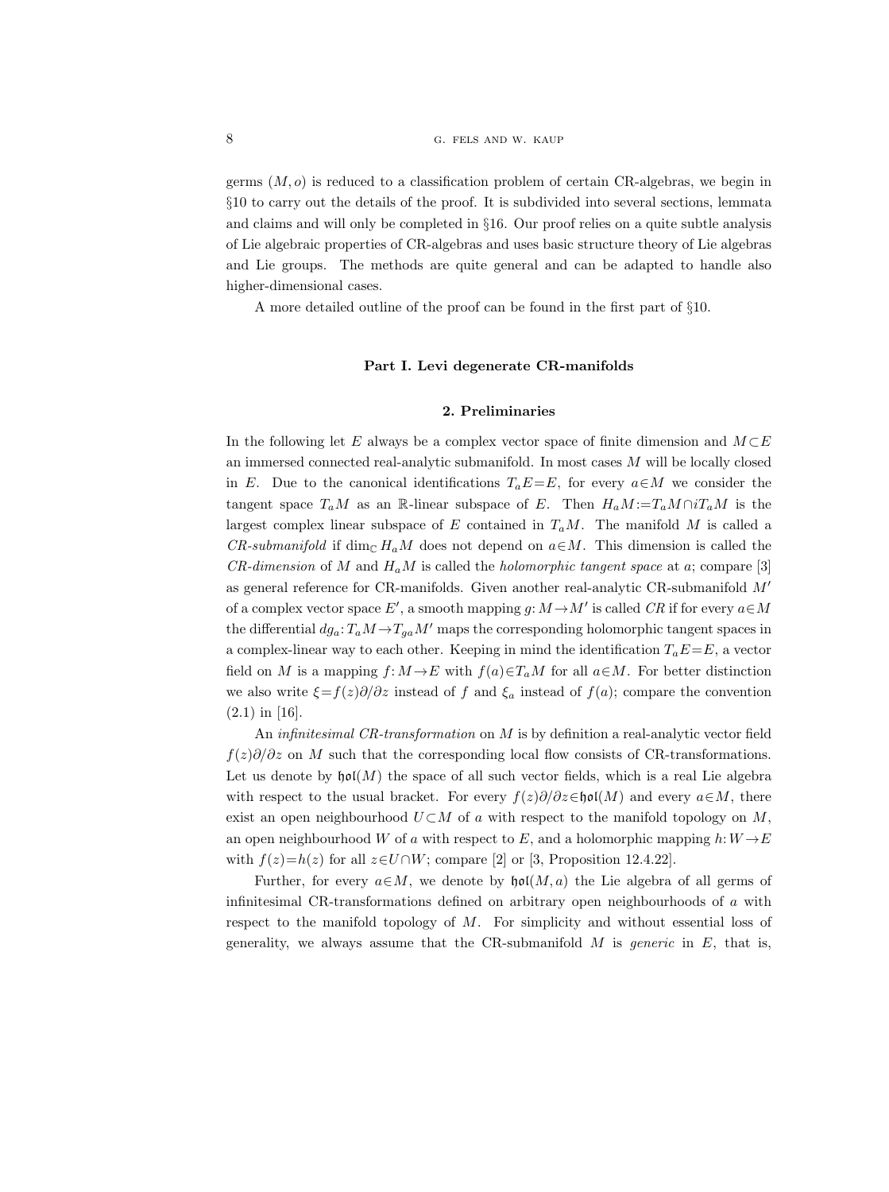germs $(M,o)$ is reduced to a classification problem of certain CR-algebras, we begin in §10 to carry out the details of the proof. It is subdivided into several sections, lemmata and claims and will only be completed in §16. Our proof relies on a quite subtle analysis of Lie algebraic properties of CR-algebras and uses basic structure theory of Lie algebras and Lie groups. The methods are quite general and can be adapted to handle also higher-dimensional cases.

A more detailed outline of the proof can be found in the first part of §10.

## Part I. Levi degenerate CR-manifolds

### 2. Preliminaries

In the following let $E$ always be a complex vector space of finite dimension and $M\subset E$ an immersed connected real-analytic submanifold. In most cases $M$ will be locally closed in $E$. Due to the canonical identifications $T_aE=E$, for every $a\in M$ we consider the tangent space $T_aM$ as an $\mathbb{R}$-linear subspace of $E$. Then $H_aM:=T_aM\cap iT_aM$ is the largest complex linear subspace of $E$ contained in $T_aM$. The manifold $M$ is called a *CR-submanifold* if $\dim_{\mathbb{C}} H_aM$ does not depend on $a\in M$. This dimension is called the *CR-dimension* of $M$ and $H_aM$ is called the *holomorphic tangent space* at $a$; compare [3] as general reference for CR-manifolds. Given another real-analytic CR-submanifold $M'$ of a complex vector space $E'$, a smooth mapping $g\colon M\to M'$ is called *CR* if for every $a\in M$ the differential $dg_a\colon T_aM\to T_{ga}M'$ maps the corresponding holomorphic tangent spaces in a complex-linear way to each other. Keeping in mind the identification $T_aE=E$, a vector field on $M$ is a mapping $f\colon M\to E$ with $f(a)\in T_aM$ for all $a\in M$. For better distinction we also write $\xi=f(z)\partial/\partial z$ instead of $f$ and $\xi_a$ instead of $f(a)$; compare the convention (2.1) in [16].

An *infinitesimal CR-transformation* on $M$ is by definition a real-analytic vector field $f(z)\partial/\partial z$ on $M$ such that the corresponding local flow consists of CR-transformations. Let us denote by $\mathfrak{hol}(M)$ the space of all such vector fields, which is a real Lie algebra with respect to the usual bracket. For every $f(z)\partial/\partial z\in\mathfrak{hol}(M)$ and every $a\in M$, there exist an open neighbourhood $U\subset M$ of $a$ with respect to the manifold topology on $M$, an open neighbourhood $W$ of $a$ with respect to $E$, and a holomorphic mapping $h\colon W\to E$ with $f(z)=h(z)$ for all $z\in U\cap W$; compare [2] or [3, Proposition 12.4.22].

Further, for every $a\in M$, we denote by $\mathfrak{hol}(M,a)$ the Lie algebra of all germs of infinitesimal CR-transformations defined on arbitrary open neighbourhoods of $a$ with respect to the manifold topology of $M$. For simplicity and without essential loss of generality, we always assume that the CR-submanifold $M$ is *generic* in $E$, that is,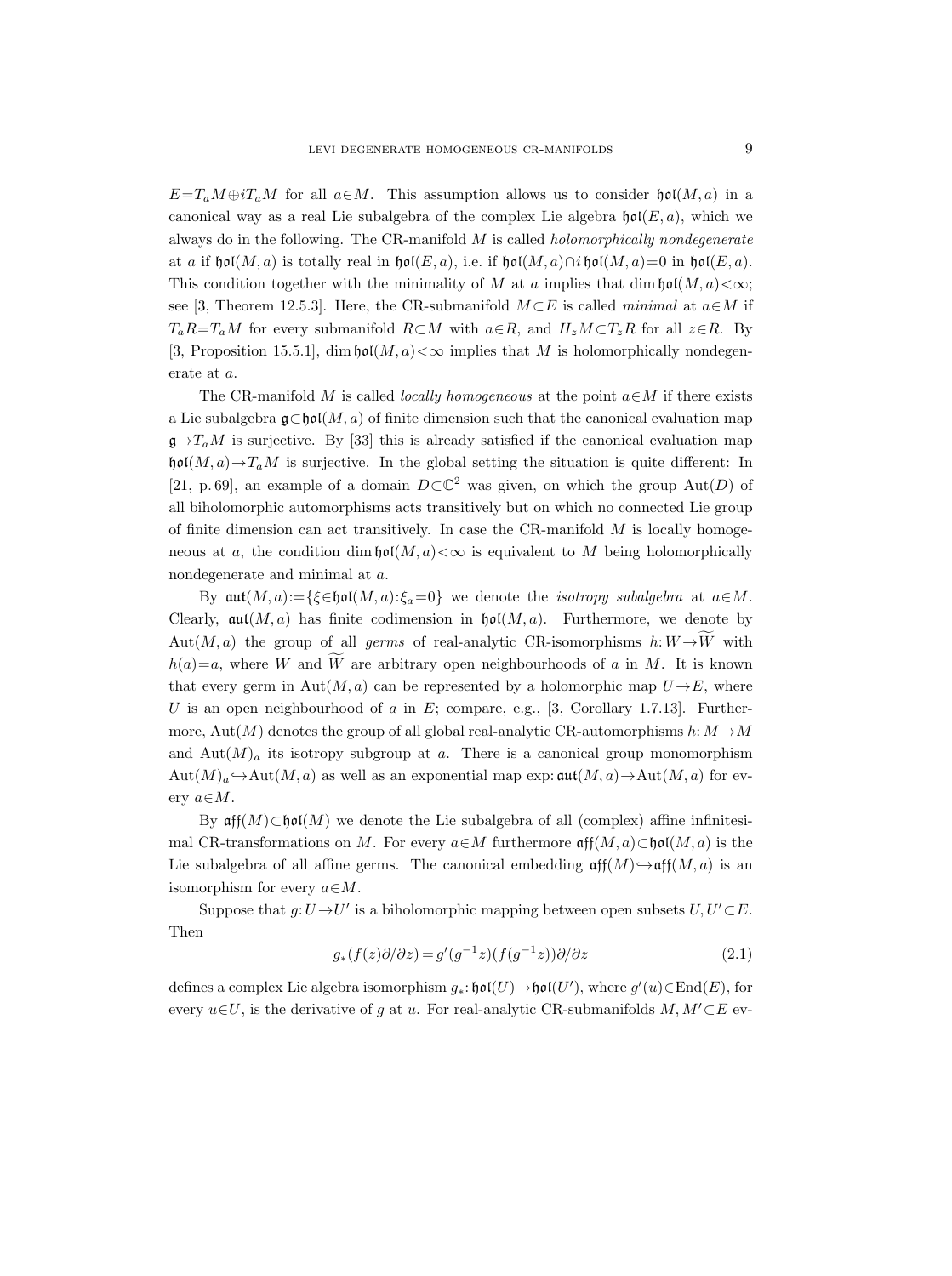$E{=}T_aM\oplus iT_aM$ for all $a\in M$. This assumption allows us to consider $\mathfrak{hol}(M,a)$ in a canonical way as a real Lie subalgebra of the complex Lie algebra $\mathfrak{hol}(E,a)$, which we always do in the following. The CR-manifold $M$ is called *holomorphically nondegenerate* at $a$ if $\mathfrak{hol}(M,a)$ is totally real in $\mathfrak{hol}(E,a)$, i.e. if $\mathfrak{hol}(M,a)\cap i\,\mathfrak{hol}(M,a){=}0$ in $\mathfrak{hol}(E,a)$. This condition together with the minimality of $M$ at $a$ implies that $\dim\mathfrak{hol}(M,a){<}\infty$; see [3, Theorem 12.5.3]. Here, the CR-submanifold $M\subset E$ is called *minimal* at $a\in M$ if $T_aR{=}T_aM$ for every submanifold $R\subset M$ with $a\in R$, and $H_zM\subset T_zR$ for all $z\in R$. By [3, Proposition 15.5.1], $\dim\mathfrak{hol}(M,a){<}\infty$ implies that $M$ is holomorphically nondegenerate at $a$.

The CR-manifold $M$ is called *locally homogeneous* at the point $a\in M$ if there exists a Lie subalgebra $\mathfrak{g}\subset\mathfrak{hol}(M,a)$ of finite dimension such that the canonical evaluation map $\mathfrak{g}\to T_aM$ is surjective. By [33] this is already satisfied if the canonical evaluation map $\mathfrak{hol}(M,a)\to T_aM$ is surjective. In the global setting the situation is quite different: In [21, p. 69], an example of a domain $D\subset\mathbb{C}^2$ was given, on which the group $\mathrm{Aut}(D)$ of all biholomorphic automorphisms acts transitively but on which no connected Lie group of finite dimension can act transitively. In case the CR-manifold $M$ is locally homogeneous at $a$, the condition $\dim\mathfrak{hol}(M,a){<}\infty$ is equivalent to $M$ being holomorphically nondegenerate and minimal at $a$.

By $\mathfrak{aut}(M,a){:=}\{\xi\in\mathfrak{hol}(M,a){:}\xi_a{=}0\}$ we denote the *isotropy subalgebra* at $a\in M$. Clearly, $\mathfrak{aut}(M,a)$ has finite codimension in $\mathfrak{hol}(M,a)$. Furthermore, we denote by $\mathrm{Aut}(M,a)$ the group of all *germs* of real-analytic CR-isomorphisms $h{:}\,W\to\widetilde{W}$ with $h(a){=}a$, where $W$ and $\widetilde{W}$ are arbitrary open neighbourhoods of $a$ in $M$. It is known that every germ in $\mathrm{Aut}(M,a)$ can be represented by a holomorphic map $U\to E$, where $U$ is an open neighbourhood of $a$ in $E$; compare, e.g., [3, Corollary 1.7.13]. Furthermore, $\mathrm{Aut}(M)$ denotes the group of all global real-analytic CR-automorphisms $h{:}\,M\to M$ and $\mathrm{Aut}(M)_a$ its isotropy subgroup at $a$. There is a canonical group monomorphism $\mathrm{Aut}(M)_a\hookrightarrow\mathrm{Aut}(M,a)$ as well as an exponential map $\exp{:}\,\mathfrak{aut}(M,a)\to\mathrm{Aut}(M,a)$ for every $a\in M$.

By $\mathfrak{aff}(M)\subset\mathfrak{hol}(M)$ we denote the Lie subalgebra of all (complex) affine infinitesimal CR-transformations on $M$. For every $a\in M$ furthermore $\mathfrak{aff}(M,a)\subset\mathfrak{hol}(M,a)$ is the Lie subalgebra of all affine germs. The canonical embedding $\mathfrak{aff}(M)\hookrightarrow\mathfrak{aff}(M,a)$ is an isomorphism for every $a\in M$.

Suppose that $g{:}\,U\to U'$ is a biholomorphic mapping between open subsets $U,U'\subset E$. Then

$$g_*(f(z)\partial/\partial z)=g'(g^{-1}z)(f(g^{-1}z))\partial/\partial z \tag{2.1}$$

defines a complex Lie algebra isomorphism $g_*{:}\,\mathfrak{hol}(U)\to\mathfrak{hol}(U')$, where $g'(u)\in\mathrm{End}(E)$, for every $u\in U$, is the derivative of $g$ at $u$. For real-analytic CR-submanifolds $M,M'\subset E$ ev-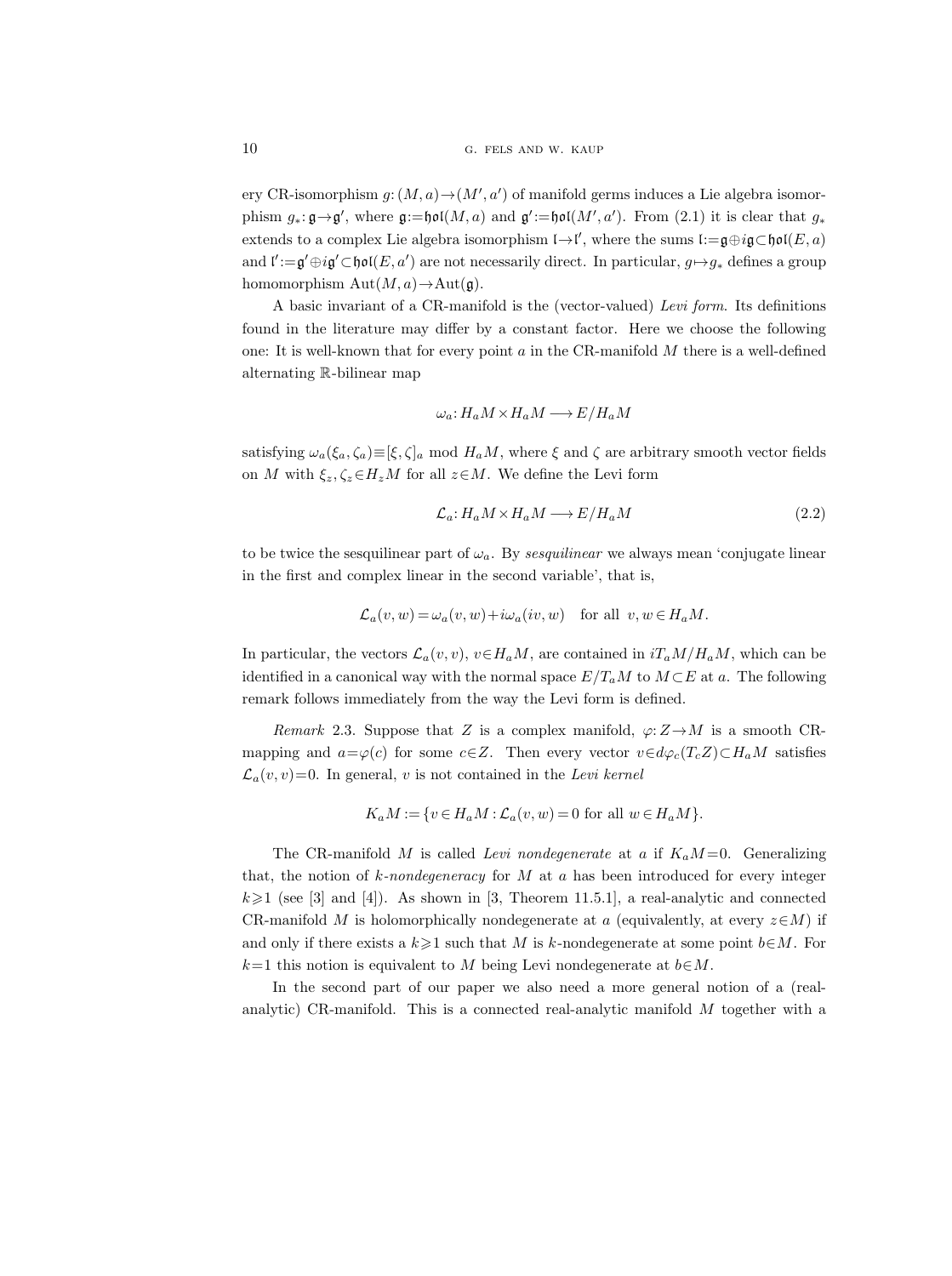ery CR-isomorphism $g\colon (M,a)\to(M',a')$ of manifold germs induces a Lie algebra isomorphism $g_*\colon \mathfrak{g}\to\mathfrak{g}'$, where $\mathfrak{g}:=\mathfrak{hol}(M,a)$ and $\mathfrak{g}':=\mathfrak{hol}(M',a')$. From (2.1) it is clear that $g_*$ extends to a complex Lie algebra isomorphism $\mathfrak{l}\to\mathfrak{l}'$, where the sums $\mathfrak{l}:=\mathfrak{g}\oplus i\mathfrak{g}\subset\mathfrak{hol}(E,a)$ and $\mathfrak{l}':=\mathfrak{g}'\oplus i\mathfrak{g}'\subset\mathfrak{hol}(E,a')$ are not necessarily direct. In particular, $g\mapsto g_*$ defines a group homomorphism $\mathrm{Aut}(M,a)\to\mathrm{Aut}(\mathfrak{g})$.

A basic invariant of a CR-manifold is the (vector-valued) *Levi form*. Its definitions found in the literature may differ by a constant factor. Here we choose the following one: It is well-known that for every point $a$ in the CR-manifold $M$ there is a well-defined alternating $\mathbb{R}$-bilinear map

$$\omega_a\colon H_aM\times H_aM\longrightarrow E/H_aM$$

satisfying $\omega_a(\xi_a,\zeta_a)\equiv[\xi,\zeta]_a \bmod H_aM$, where $\xi$ and $\zeta$ are arbitrary smooth vector fields on $M$ with $\xi_z,\zeta_z\in H_zM$ for all $z\in M$. We define the Levi form

$$\mathcal{L}_a\colon H_aM\times H_aM\longrightarrow E/H_aM \tag{2.2}$$

to be twice the sesquilinear part of $\omega_a$. By *sesquilinear* we always mean 'conjugate linear in the first and complex linear in the second variable', that is,

$$\mathcal{L}_a(v,w)=\omega_a(v,w)+i\omega_a(iv,w)\quad\text{for all } v,w\in H_aM.$$

In particular, the vectors $\mathcal{L}_a(v,v)$, $v\in H_aM$, are contained in $iT_aM/H_aM$, which can be identified in a canonical way with the normal space $E/T_aM$ to $M\subset E$ at $a$. The following remark follows immediately from the way the Levi form is defined.

*Remark* 2.3. Suppose that $Z$ is a complex manifold, $\varphi\colon Z\to M$ is a smooth CR-mapping and $a=\varphi(c)$ for some $c\in Z$. Then every vector $v\in d\varphi_c(T_cZ)\subset H_aM$ satisfies $\mathcal{L}_a(v,v)=0$. In general, $v$ is not contained in the *Levi kernel*

$$K_aM:=\{v\in H_aM:\mathcal{L}_a(v,w)=0 \text{ for all } w\in H_aM\}.$$

The CR-manifold $M$ is called *Levi nondegenerate* at $a$ if $K_aM=0$. Generalizing that, the notion of *$k$-nondegeneracy* for $M$ at $a$ has been introduced for every integer $k\geqslant 1$ (see [3] and [4]). As shown in [3, Theorem 11.5.1], a real-analytic and connected CR-manifold $M$ is holomorphically nondegenerate at $a$ (equivalently, at every $z\in M$) if and only if there exists a $k\geqslant 1$ such that $M$ is $k$-nondegenerate at some point $b\in M$. For $k=1$ this notion is equivalent to $M$ being Levi nondegenerate at $b\in M$.

In the second part of our paper we also need a more general notion of a (real-analytic) CR-manifold. This is a connected real-analytic manifold $M$ together with a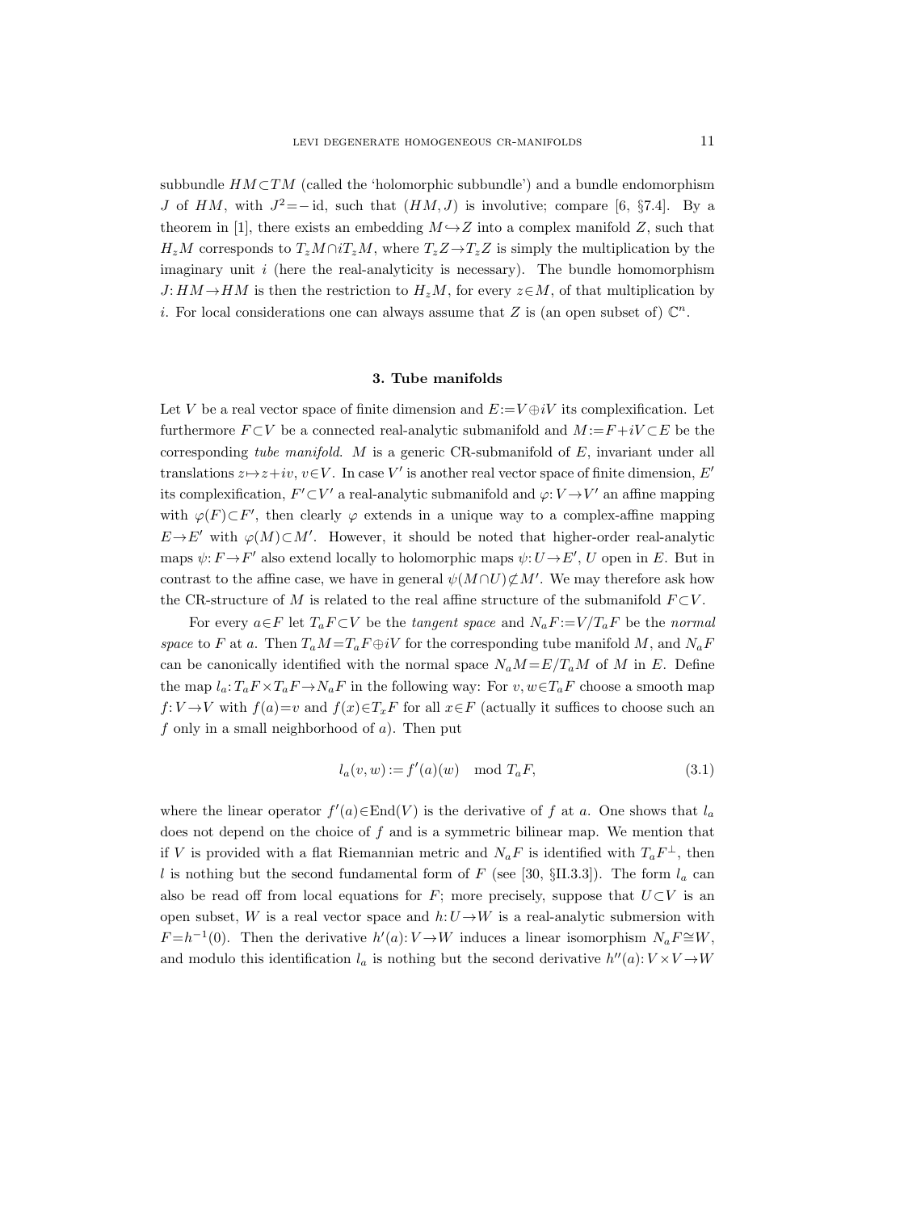subbundle $HM \subset TM$ (called the 'holomorphic subbundle') and a bundle endomorphism $J$ of $HM$, with $J^2 = -\mathrm{id}$, such that $(HM, J)$ is involutive; compare [6, §7.4]. By a theorem in [1], there exists an embedding $M \hookrightarrow Z$ into a complex manifold $Z$, such that $H_z M$ corresponds to $T_z M \cap i T_z M$, where $T_z Z \to T_z Z$ is simply the multiplication by the imaginary unit $i$ (here the real-analyticity is necessary). The bundle homomorphism $J: HM \to HM$ is then the restriction to $H_z M$, for every $z \in M$, of that multiplication by $i$. For local considerations one can always assume that $Z$ is (an open subset of) $\mathbb{C}^n$.

### 3. Tube manifolds

Let $V$ be a real vector space of finite dimension and $E := V \oplus iV$ its complexification. Let furthermore $F \subset V$ be a connected real-analytic submanifold and $M := F + iV \subset E$ be the corresponding *tube manifold*. $M$ is a generic CR-submanifold of $E$, invariant under all translations $z \mapsto z + iv$, $v \in V$. In case $V'$ is another real vector space of finite dimension, $E'$ its complexification, $F' \subset V'$ a real-analytic submanifold and $\varphi: V \to V'$ an affine mapping with $\varphi(F) \subset F'$, then clearly $\varphi$ extends in a unique way to a complex-affine mapping $E \to E'$ with $\varphi(M) \subset M'$. However, it should be noted that higher-order real-analytic maps $\psi: F \to F'$ also extend locally to holomorphic maps $\psi: U \to E'$, $U$ open in $E$. But in contrast to the affine case, we have in general $\psi(M \cap U) \not\subset M'$. We may therefore ask how the CR-structure of $M$ is related to the real affine structure of the submanifold $F \subset V$.

For every $a \in F$ let $T_a F \subset V$ be the *tangent space* and $N_a F := V / T_a F$ be the *normal space* to $F$ at $a$. Then $T_a M = T_a F \oplus iV$ for the corresponding tube manifold $M$, and $N_a F$ can be canonically identified with the normal space $N_a M = E / T_a M$ of $M$ in $E$. Define the map $l_a: T_a F \times T_a F \to N_a F$ in the following way: For $v, w \in T_a F$ choose a smooth map $f: V \to V$ with $f(a) = v$ and $f(x) \in T_x F$ for all $x \in F$ (actually it suffices to choose such an $f$ only in a small neighborhood of $a$). Then put

$$l_a(v, w) := f'(a)(w) \mod T_a F, \tag{3.1}$$

where the linear operator $f'(a) \in \mathrm{End}(V)$ is the derivative of $f$ at $a$. One shows that $l_a$ does not depend on the choice of $f$ and is a symmetric bilinear map. We mention that if $V$ is provided with a flat Riemannian metric and $N_a F$ is identified with $T_a F^{\perp}$, then $l$ is nothing but the second fundamental form of $F$ (see [30, §II.3.3]). The form $l_a$ can also be read off from local equations for $F$; more precisely, suppose that $U \subset V$ is an open subset, $W$ is a real vector space and $h: U \to W$ is a real-analytic submersion with $F = h^{-1}(0)$. Then the derivative $h'(a): V \to W$ induces a linear isomorphism $N_a F \cong W$, and modulo this identification $l_a$ is nothing but the second derivative $h''(a): V \times V \to W$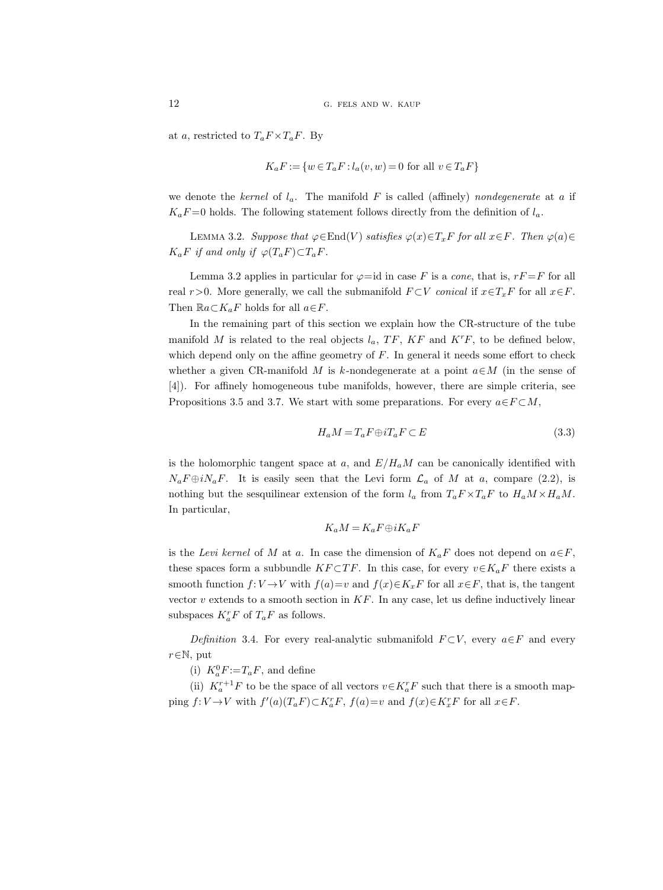at $a$, restricted to $T_aF \times T_aF$. By

$$K_aF := \{w \in T_aF : l_a(v, w) = 0 \text{ for all } v \in T_aF\}$$

we denote the *kernel* of $l_a$. The manifold $F$ is called (affinely) *nondegenerate* at $a$ if $K_aF=0$ holds. The following statement follows directly from the definition of $l_a$.

LEMMA 3.2. *Suppose that $\varphi \in \mathrm{End}(V)$ satisfies $\varphi(x) \in T_xF$ for all $x \in F$. Then $\varphi(a) \in K_aF$ if and only if $\varphi(T_aF) \subset T_aF$.*

Lemma 3.2 applies in particular for $\varphi = \mathrm{id}$ in case $F$ is a *cone*, that is, $rF = F$ for all real $r>0$. More generally, we call the submanifold $F \subset V$ *conical* if $x \in T_xF$ for all $x \in F$. Then $\mathbb{R}a \subset K_aF$ holds for all $a \in F$.

In the remaining part of this section we explain how the CR-structure of the tube manifold $M$ is related to the real objects $l_a$, $TF$, $KF$ and $K^rF$, to be defined below, which depend only on the affine geometry of $F$. In general it needs some effort to check whether a given CR-manifold $M$ is $k$-nondegenerate at a point $a \in M$ (in the sense of [4]). For affinely homogeneous tube manifolds, however, there are simple criteria, see Propositions 3.5 and 3.7. We start with some preparations. For every $a \in F \subset M$,

$$H_aM = T_aF \oplus iT_aF \subset E \tag{3.3}$$

is the holomorphic tangent space at $a$, and $E/H_aM$ can be canonically identified with $N_aF \oplus iN_aF$. It is easily seen that the Levi form $\mathcal{L}_a$ of $M$ at $a$, compare (2.2), is nothing but the sesquilinear extension of the form $l_a$ from $T_aF \times T_aF$ to $H_aM \times H_aM$. In particular,

$$K_aM = K_aF \oplus iK_aF$$

is the *Levi kernel* of $M$ at $a$. In case the dimension of $K_aF$ does not depend on $a \in F$, these spaces form a subbundle $KF \subset TF$. In this case, for every $v \in K_aF$ there exists a smooth function $f: V \to V$ with $f(a) = v$ and $f(x) \in K_xF$ for all $x \in F$, that is, the tangent vector $v$ extends to a smooth section in $KF$. In any case, let us define inductively linear subspaces $K_a^rF$ of $T_aF$ as follows.

*Definition* 3.4. For every real-analytic submanifold $F \subset V$, every $a \in F$ and every $r \in \mathbb{N}$, put

(i) $K_a^0F := T_aF$, and define

(ii) $K_a^{r+1}F$ to be the space of all vectors $v \in K_a^rF$ such that there is a smooth mapping $f: V \to V$ with $f'(a)(T_aF) \subset K_a^rF$, $f(a) = v$ and $f(x) \in K_x^rF$ for all $x \in F$.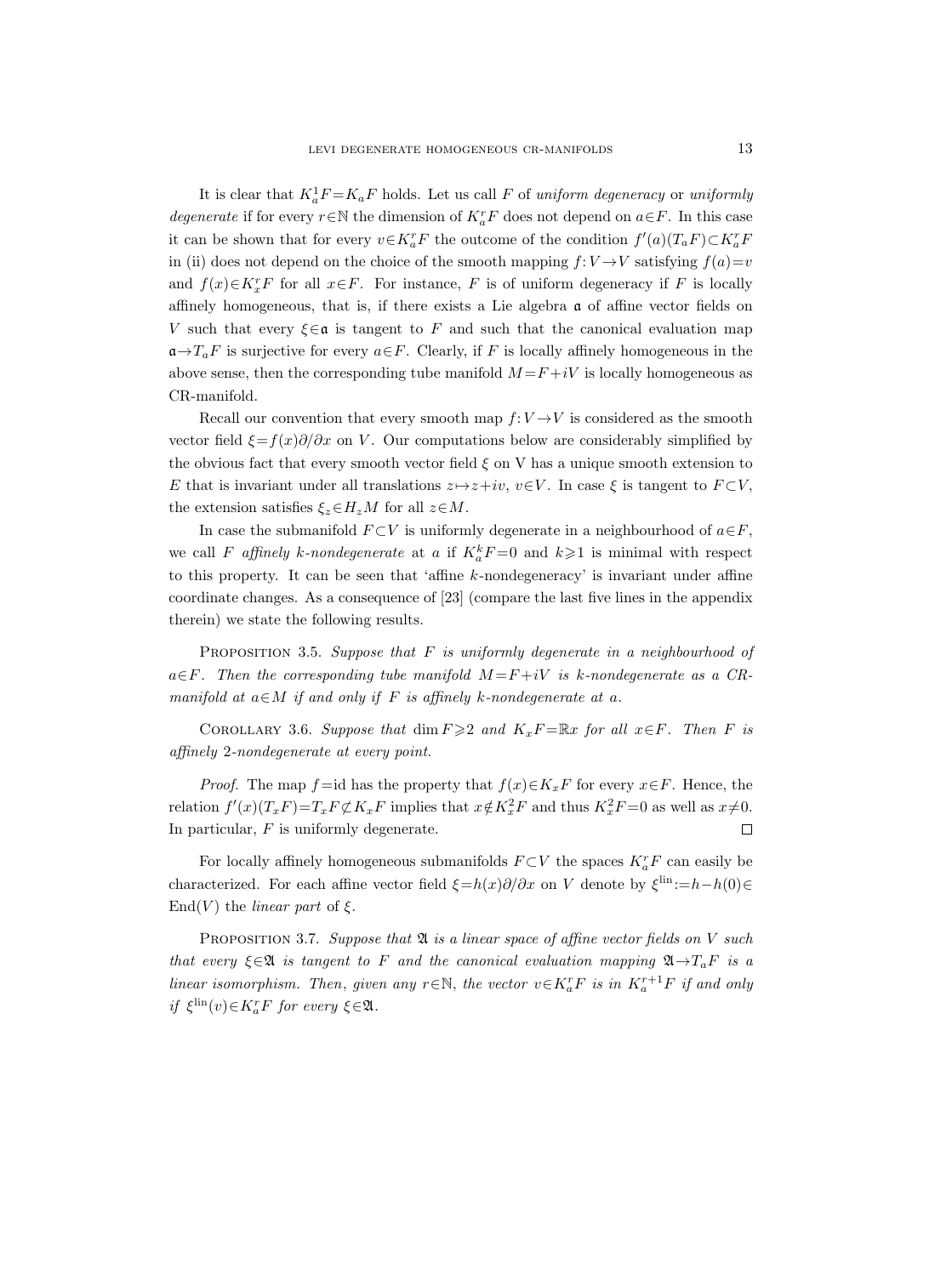It is clear that $K_a^1F=K_aF$ holds. Let us call $F$ of *uniform degeneracy* or *uniformly degenerate* if for every $r\in\mathbb{N}$ the dimension of $K_a^rF$ does not depend on $a\in F$. In this case it can be shown that for every $v\in K_a^rF$ the outcome of the condition $f'(a)(T_aF)\subset K_a^rF$ in (ii) does not depend on the choice of the smooth mapping $f\colon V\to V$ satisfying $f(a)=v$ and $f(x)\in K_x^rF$ for all $x\in F$. For instance, $F$ is of uniform degeneracy if $F$ is locally affinely homogeneous, that is, if there exists a Lie algebra $\mathfrak{a}$ of affine vector fields on $V$ such that every $\xi\in\mathfrak{a}$ is tangent to $F$ and such that the canonical evaluation map $\mathfrak{a}\to T_aF$ is surjective for every $a\in F$. Clearly, if $F$ is locally affinely homogeneous in the above sense, then the corresponding tube manifold $M=F+iV$ is locally homogeneous as CR-manifold.

Recall our convention that every smooth map $f\colon V\to V$ is considered as the smooth vector field $\xi=f(x)\partial/\partial x$ on $V$. Our computations below are considerably simplified by the obvious fact that every smooth vector field $\xi$ on V has a unique smooth extension to $E$ that is invariant under all translations $z\mapsto z+iv$, $v\in V$. In case $\xi$ is tangent to $F\subset V$, the extension satisfies $\xi_z\in H_zM$ for all $z\in M$.

In case the submanifold $F\subset V$ is uniformly degenerate in a neighbourhood of $a\in F$, we call $F$ *affinely $k$-nondegenerate* at $a$ if $K_a^kF=0$ and $k\geqslant 1$ is minimal with respect to this property. It can be seen that 'affine $k$-nondegeneracy' is invariant under affine coordinate changes. As a consequence of [23] (compare the last five lines in the appendix therein) we state the following results.

PROPOSITION 3.5. *Suppose that $F$ is uniformly degenerate in a neighbourhood of $a\in F$. Then the corresponding tube manifold $M=F+iV$ is $k$-nondegenerate as a CR-manifold at $a\in M$ if and only if $F$ is affinely $k$-nondegenerate at $a$.*

COROLLARY 3.6. *Suppose that $\dim F\geqslant 2$ and $K_xF=\mathbb{R}x$ for all $x\in F$. Then $F$ is affinely 2-nondegenerate at every point.*

*Proof.* The map $f=\mathrm{id}$ has the property that $f(x)\in K_xF$ for every $x\in F$. Hence, the relation $f'(x)(T_xF)=T_xF\not\subset K_xF$ implies that $x\notin K_x^2F$ and thus $K_x^2F=0$ as well as $x\neq 0$. In particular, $F$ is uniformly degenerate. $\square$

For locally affinely homogeneous submanifolds $F\subset V$ the spaces $K_a^rF$ can easily be characterized. For each affine vector field $\xi=h(x)\partial/\partial x$ on $V$ denote by $\xi^{\mathrm{lin}}:=h-h(0)\in\mathrm{End}(V)$ the *linear part* of $\xi$.

PROPOSITION 3.7. *Suppose that $\mathfrak{A}$ is a linear space of affine vector fields on $V$ such that every $\xi\in\mathfrak{A}$ is tangent to $F$ and the canonical evaluation mapping $\mathfrak{A}\to T_aF$ is a linear isomorphism. Then, given any $r\in\mathbb{N}$, the vector $v\in K_a^rF$ is in $K_a^{r+1}F$ if and only if $\xi^{\mathrm{lin}}(v)\in K_a^rF$ for every $\xi\in\mathfrak{A}$.*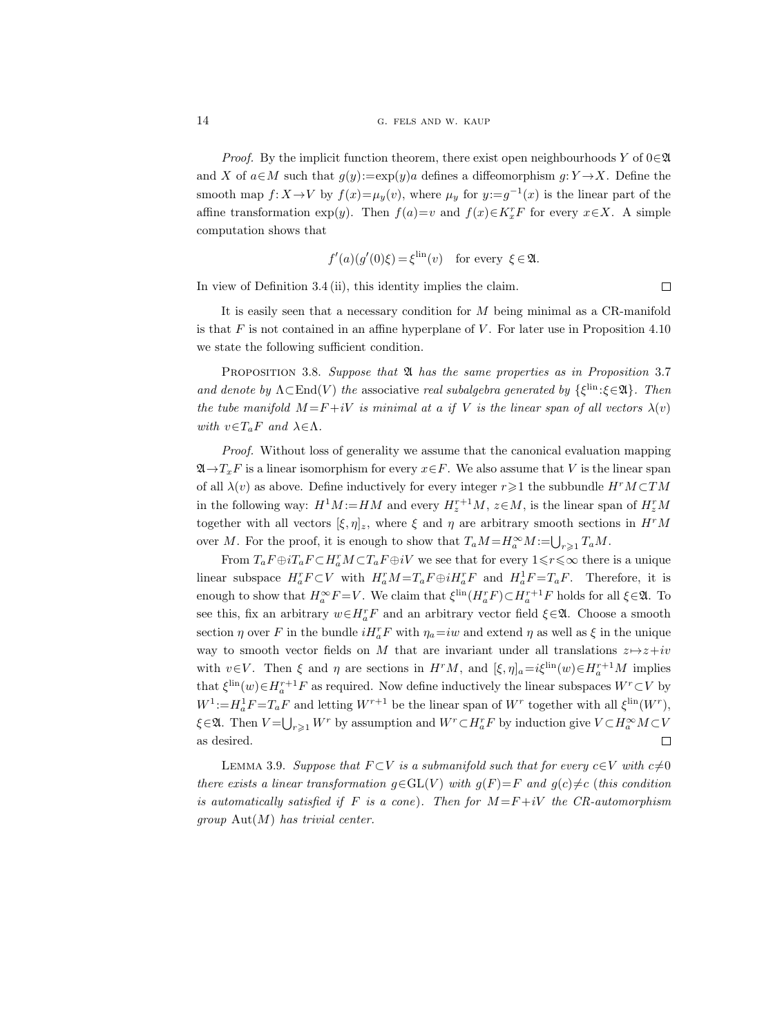*Proof.* By the implicit function theorem, there exist open neighbourhoods $Y$ of $0\in\mathfrak{A}$ and $X$ of $a\in M$ such that $g(y):=\exp(y)a$ defines a diffeomorphism $g\colon Y\to X$. Define the smooth map $f\colon X\to V$ by $f(x)=\mu_y(v)$, where $\mu_y$ for $y:=g^{-1}(x)$ is the linear part of the affine transformation $\exp(y)$. Then $f(a)=v$ and $f(x)\in K^r_x F$ for every $x\in X$. A simple computation shows that

$$f'(a)(g'(0)\xi)=\xi^{\mathrm{lin}}(v)\quad \text{for every } \xi\in\mathfrak{A}.$$

In view of Definition 3.4 (ii), this identity implies the claim. □

It is easily seen that a necessary condition for $M$ being minimal as a CR-manifold is that $F$ is not contained in an affine hyperplane of $V$. For later use in Proposition 4.10 we state the following sufficient condition.

Proposition 3.8. *Suppose that $\mathfrak{A}$ has the same properties as in Proposition 3.7 and denote by $\Lambda\subset\mathrm{End}(V)$ the* associative *real subalgebra generated by $\{\xi^{\mathrm{lin}}:\xi\in\mathfrak{A}\}$. Then the tube manifold $M=F+iV$ is minimal at $a$ if $V$ is the linear span of all vectors $\lambda(v)$ with $v\in T_aF$ and $\lambda\in\Lambda$.*

*Proof.* Without loss of generality we assume that the canonical evaluation mapping $\mathfrak{A}\to T_xF$ is a linear isomorphism for every $x\in F$. We also assume that $V$ is the linear span of all $\lambda(v)$ as above. Define inductively for every integer $r\geqslant 1$ the subbundle $H^rM\subset TM$ in the following way: $H^1M:=HM$ and every $H^{r+1}_zM$, $z\in M$, is the linear span of $H^r_zM$ together with all vectors $[\xi,\eta]_z$, where $\xi$ and $\eta$ are arbitrary smooth sections in $H^rM$ over $M$. For the proof, it is enough to show that $T_aM=H^\infty_aM:=\bigcup_{r\geqslant1}T_aM$.

From $T_aF\oplus iT_aF\subset H^r_aM\subset T_aF\oplus iV$ we see that for every $1\leqslant r\leqslant\infty$ there is a unique linear subspace $H^r_aF\subset V$ with $H^r_aM=T_aF\oplus iH^r_aF$ and $H^1_aF=T_aF$. Therefore, it is enough to show that $H^\infty_aF=V$. We claim that $\xi^{\mathrm{lin}}(H^r_aF)\subset H^{r+1}_aF$ holds for all $\xi\in\mathfrak{A}$. To see this, fix an arbitrary $w\in H^r_aF$ and an arbitrary vector field $\xi\in\mathfrak{A}$. Choose a smooth section $\eta$ over $F$ in the bundle $iH^r_aF$ with $\eta_a=iw$ and extend $\eta$ as well as $\xi$ in the unique way to smooth vector fields on $M$ that are invariant under all translations $z\mapsto z+iv$ with $v\in V$. Then $\xi$ and $\eta$ are sections in $H^rM$, and $[\xi,\eta]_a=i\xi^{\mathrm{lin}}(w)\in H^{r+1}_aM$ implies that $\xi^{\mathrm{lin}}(w)\in H^{r+1}_aF$ as required. Now define inductively the linear subspaces $W^r\subset V$ by $W^1:=H^1_aF=T_aF$ and letting $W^{r+1}$ be the linear span of $W^r$ together with all $\xi^{\mathrm{lin}}(W^r)$, $\xi\in\mathfrak{A}$. Then $V=\bigcup_{r\geqslant1}W^r$ by assumption and $W^r\subset H^r_aF$ by induction give $V\subset H^\infty_aM\subset V$ as desired. □

Lemma 3.9. *Suppose that $F\subset V$ is a submanifold such that for every $c\in V$ with $c\neq0$ there exists a linear transformation $g\in\mathrm{GL}(V)$ with $g(F)=F$ and $g(c)\neq c$ (this condition is automatically satisfied if $F$ is a cone). Then for $M=F+iV$ the CR-automorphism group $\mathrm{Aut}(M)$ has trivial center.*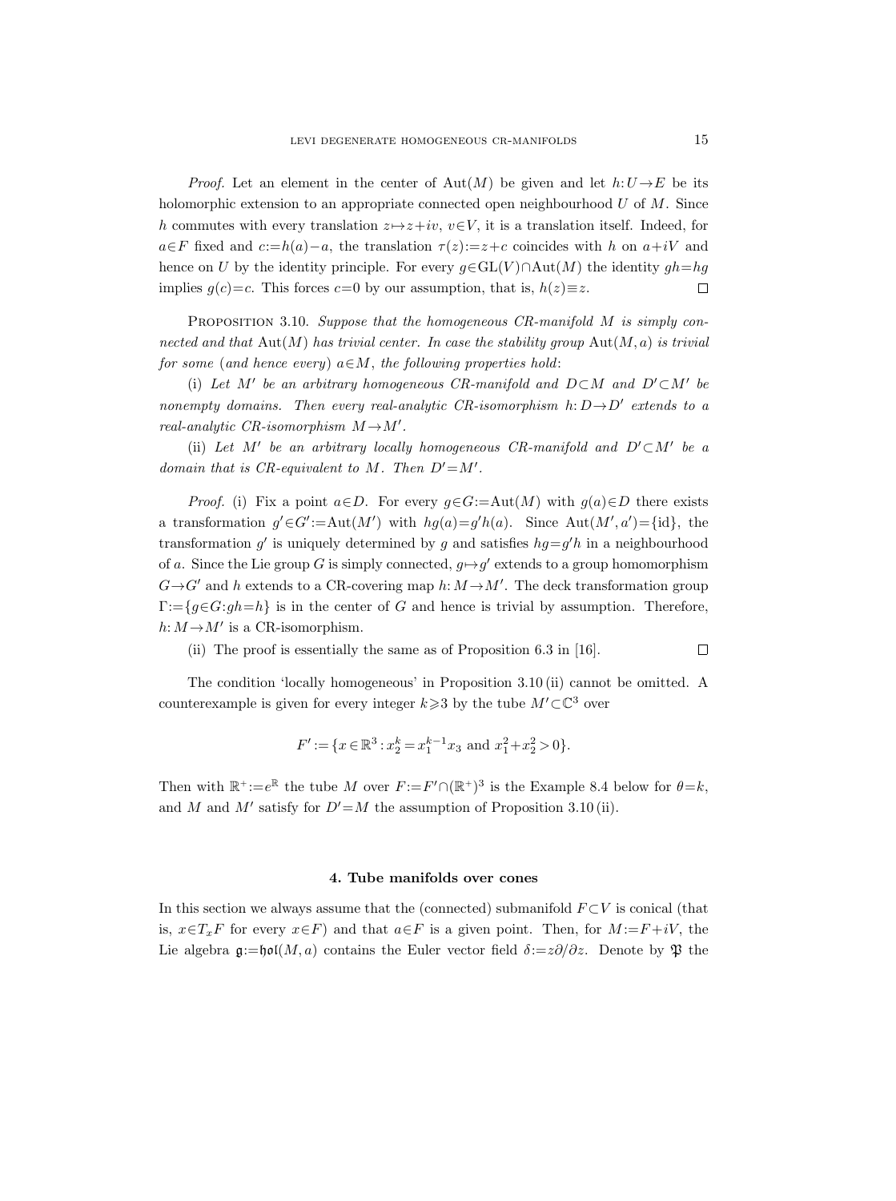*Proof.* Let an element in the center of $\operatorname{Aut}(M)$ be given and let $h: U \to E$ be its holomorphic extension to an appropriate connected open neighbourhood $U$ of $M$. Since $h$ commutes with every translation $z \mapsto z + iv$, $v \in V$, it is a translation itself. Indeed, for $a \in F$ fixed and $c := h(a) - a$, the translation $\tau(z) := z + c$ coincides with $h$ on $a + iV$ and hence on $U$ by the identity principle. For every $g \in \mathrm{GL}(V) \cap \operatorname{Aut}(M)$ the identity $gh = hg$ implies $g(c) = c$. This forces $c = 0$ by our assumption, that is, $h(z) \equiv z$. □

PROPOSITION 3.10. *Suppose that the homogeneous CR-manifold $M$ is simply connected and that $\operatorname{Aut}(M)$ has trivial center. In case the stability group $\operatorname{Aut}(M, a)$ is trivial for some (and hence every) $a \in M$, the following properties hold*:

(i) *Let $M'$ be an arbitrary homogeneous CR-manifold and $D \subset M$ and $D' \subset M'$ be nonempty domains. Then every real-analytic CR-isomorphism $h: D \to D'$ extends to a real-analytic CR-isomorphism $M \to M'$.*

(ii) *Let $M'$ be an arbitrary locally homogeneous CR-manifold and $D' \subset M'$ be a domain that is CR-equivalent to $M$. Then $D' = M'$.*

*Proof.* (i) Fix a point $a \in D$. For every $g \in G := \operatorname{Aut}(M)$ with $g(a) \in D$ there exists a transformation $g' \in G' := \operatorname{Aut}(M')$ with $hg(a) = g'h(a)$. Since $\operatorname{Aut}(M', a') = \{\mathrm{id}\}$, the transformation $g'$ is uniquely determined by $g$ and satisfies $hg = g'h$ in a neighbourhood of $a$. Since the Lie group $G$ is simply connected, $g \mapsto g'$ extends to a group homomorphism $G \to G'$ and $h$ extends to a CR-covering map $h: M \to M'$. The deck transformation group $\Gamma := \{g \in G : gh = h\}$ is in the center of $G$ and hence is trivial by assumption. Therefore, $h: M \to M'$ is a CR-isomorphism.

(ii) The proof is essentially the same as of Proposition 6.3 in [16]. □

The condition 'locally homogeneous' in Proposition 3.10 (ii) cannot be omitted. A counterexample is given for every integer $k \geqslant 3$ by the tube $M' \subset \mathbb{C}^3$ over

$$F' := \{x \in \mathbb{R}^3 : x_2^k = x_1^{k-1} x_3 \text{ and } x_1^2 + x_2^2 > 0\}.$$

Then with $\mathbb{R}^+ := e^{\mathbb{R}}$ the tube $M$ over $F := F' \cap (\mathbb{R}^+)^3$ is the Example 8.4 below for $\theta = k$, and $M$ and $M'$ satisfy for $D' = M$ the assumption of Proposition 3.10 (ii).

## 4. Tube manifolds over cones

In this section we always assume that the (connected) submanifold $F \subset V$ is conical (that is, $x \in T_x F$ for every $x \in F$) and that $a \in F$ is a given point. Then, for $M := F + iV$, the Lie algebra $\mathfrak{g} := \mathfrak{hol}(M, a)$ contains the Euler vector field $\delta := z\partial/\partial z$. Denote by $\mathfrak{P}$ the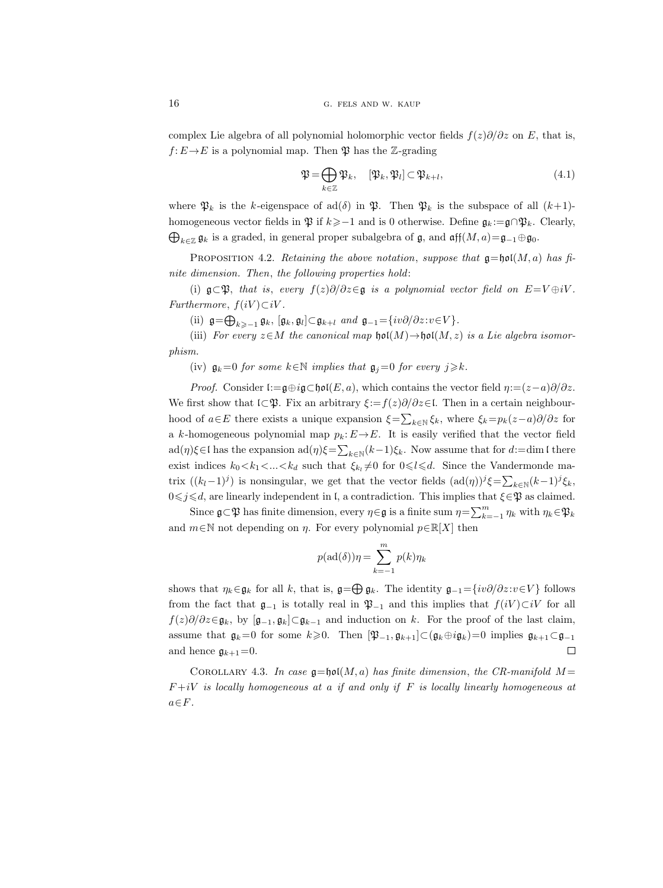complex Lie algebra of all polynomial holomorphic vector fields $f(z)\partial/\partial z$ on $E$, that is, $f\colon E\to E$ is a polynomial map. Then $\mathfrak{P}$ has the $\mathbb{Z}$-grading

$$\mathfrak{P}=\bigoplus_{k\in\mathbb{Z}}\mathfrak{P}_k, \quad [\mathfrak{P}_k,\mathfrak{P}_l]\subset\mathfrak{P}_{k+l}, \tag{4.1}$$

where $\mathfrak{P}_k$ is the $k$-eigenspace of $\mathrm{ad}(\delta)$ in $\mathfrak{P}$. Then $\mathfrak{P}_k$ is the subspace of all $(k+1)$-homogeneous vector fields in $\mathfrak{P}$ if $k\geqslant -1$ and is 0 otherwise. Define $\mathfrak{g}_k:=\mathfrak{g}\cap\mathfrak{P}_k$. Clearly, $\bigoplus_{k\in\mathbb{Z}}\mathfrak{g}_k$ is a graded, in general proper subalgebra of $\mathfrak{g}$, and $\mathfrak{aff}(M,a)=\mathfrak{g}_{-1}\oplus\mathfrak{g}_0$.

Proposition 4.2. *Retaining the above notation, suppose that $\mathfrak{g}=\mathfrak{hol}(M,a)$ has finite dimension. Then, the following properties hold*:

(i) *$\mathfrak{g}\subset\mathfrak{P}$, that is, every $f(z)\partial/\partial z\in\mathfrak{g}$ is a polynomial vector field on $E=V\oplus iV$. Furthermore, $f(iV)\subset iV$.*

(ii) *$\mathfrak{g}=\bigoplus_{k\geqslant -1}\mathfrak{g}_k$, $[\mathfrak{g}_k,\mathfrak{g}_l]\subset\mathfrak{g}_{k+l}$ and $\mathfrak{g}_{-1}=\{iv\partial/\partial z : v\in V\}$.*

(iii) *For every $z\in M$ the canonical map $\mathfrak{hol}(M)\to\mathfrak{hol}(M,z)$ is a Lie algebra isomorphism.*

(iv) *$\mathfrak{g}_k=0$ for some $k\in\mathbb{N}$ implies that $\mathfrak{g}_j=0$ for every $j\geqslant k$.*

*Proof.* Consider $\mathfrak{l}:=\mathfrak{g}\oplus i\mathfrak{g}\subset\mathfrak{hol}(E,a)$, which contains the vector field $\eta:=(z-a)\partial/\partial z$. We first show that $\mathfrak{l}\subset\mathfrak{P}$. Fix an arbitrary $\xi:=f(z)\partial/\partial z\in\mathfrak{l}$. Then in a certain neighbourhood of $a\in E$ there exists a unique expansion $\xi=\sum_{k\in\mathbb{N}}\xi_k$, where $\xi_k=p_k(z-a)\partial/\partial z$ for a $k$-homogeneous polynomial map $p_k\colon E\to E$. It is easily verified that the vector field $\mathrm{ad}(\eta)\xi\in\mathfrak{l}$ has the expansion $\mathrm{ad}(\eta)\xi=\sum_{k\in\mathbb{N}}(k-1)\xi_k$. Now assume that for $d:=\dim\mathfrak{l}$ there exist indices $k_0<k_1<...<k_d$ such that $\xi_{k_l}\neq 0$ for $0\leqslant l\leqslant d$. Since the Vandermonde matrix $((k_l-1)^j)$ is nonsingular, we get that the vector fields $(\mathrm{ad}(\eta))^j\xi=\sum_{k\in\mathbb{N}}(k-1)^j\xi_k$, $0\leqslant j\leqslant d$, are linearly independent in $\mathfrak{l}$, a contradiction. This implies that $\xi\in\mathfrak{P}$ as claimed.

Since $\mathfrak{g}\subset\mathfrak{P}$ has finite dimension, every $\eta\in\mathfrak{g}$ is a finite sum $\eta=\sum_{k=-1}^{m}\eta_k$ with $\eta_k\in\mathfrak{P}_k$ and $m\in\mathbb{N}$ not depending on $\eta$. For every polynomial $p\in\mathbb{R}[X]$ then

$$p(\mathrm{ad}(\delta))\eta=\sum_{k=-1}^{m}p(k)\eta_k$$

shows that $\eta_k\in\mathfrak{g}_k$ for all $k$, that is, $\mathfrak{g}=\bigoplus\mathfrak{g}_k$. The identity $\mathfrak{g}_{-1}=\{iv\partial/\partial z : v\in V\}$ follows from the fact that $\mathfrak{g}_{-1}$ is totally real in $\mathfrak{P}_{-1}$ and this implies that $f(iV)\subset iV$ for all $f(z)\partial/\partial z\in\mathfrak{g}_k$, by $[\mathfrak{g}_{-1},\mathfrak{g}_k]\subset\mathfrak{g}_{k-1}$ and induction on $k$. For the proof of the last claim, assume that $\mathfrak{g}_k=0$ for some $k\geqslant 0$. Then $[\mathfrak{P}_{-1},\mathfrak{g}_{k+1}]\subset(\mathfrak{g}_k\oplus i\mathfrak{g}_k)=0$ implies $\mathfrak{g}_{k+1}\subset\mathfrak{g}_{-1}$ and hence $\mathfrak{g}_{k+1}=0$. $\square$

Corollary 4.3. *In case $\mathfrak{g}=\mathfrak{hol}(M,a)$ has finite dimension, the CR-manifold $M=F+iV$ is locally homogeneous at $a$ if and only if $F$ is locally linearly homogeneous at $a\in F$.*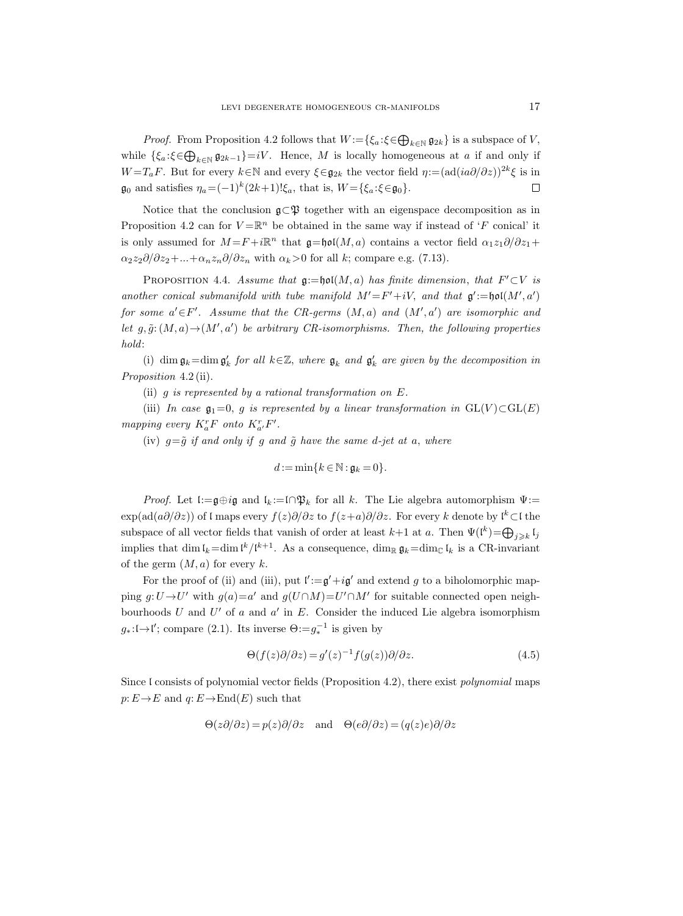*Proof.* From Proposition 4.2 follows that $W := \{\xi_a : \xi \in \bigoplus_{k\in\mathbb{N}} \mathfrak{g}_{2k}\}$ is a subspace of $V$, while $\{\xi_a : \xi \in \bigoplus_{k\in\mathbb{N}} \mathfrak{g}_{2k-1}\} = iV$. Hence, $M$ is locally homogeneous at $a$ if and only if $W = T_a F$. But for every $k \in \mathbb{N}$ and every $\xi \in \mathfrak{g}_{2k}$ the vector field $\eta := (\mathrm{ad}(ia\partial/\partial z))^{2k}\xi$ is in $\mathfrak{g}_0$ and satisfies $\eta_a = (-1)^k (2k+1)!\xi_a$, that is, $W = \{\xi_a : \xi \in \mathfrak{g}_0\}$. □

Notice that the conclusion $\mathfrak{g} \subset \mathfrak{P}$ together with an eigenspace decomposition as in Proposition 4.2 can for $V = \mathbb{R}^n$ be obtained in the same way if instead of '$F$ conical' it is only assumed for $M = F + i\mathbb{R}^n$ that $\mathfrak{g} = \mathfrak{hol}(M, a)$ contains a vector field $\alpha_1 z_1 \partial/\partial z_1 + \alpha_2 z_2 \partial/\partial z_2 + \ldots + \alpha_n z_n \partial/\partial z_n$ with $\alpha_k > 0$ for all $k$; compare e.g. (7.13).

Proposition 4.4. *Assume that $\mathfrak{g} := \mathfrak{hol}(M, a)$ has finite dimension, that $F' \subset V$ is another conical submanifold with tube manifold $M' = F' + iV$, and that $\mathfrak{g}' := \mathfrak{hol}(M', a')$ for some $a' \in F'$. Assume that the CR-germs $(M, a)$ and $(M', a')$ are isomorphic and let $g, \tilde{g} : (M, a) \to (M', a')$ be arbitrary CR-isomorphisms. Then, the following properties hold*:

(i) $\dim \mathfrak{g}_k = \dim \mathfrak{g}'_k$ *for all* $k \in \mathbb{Z}$, *where* $\mathfrak{g}_k$ *and* $\mathfrak{g}'_k$ *are given by the decomposition in Proposition* 4.2 (ii).

(ii) $g$ *is represented by a rational transformation on* $E$.

(iii) *In case* $\mathfrak{g}_1 = 0$, $g$ *is represented by a linear transformation in* $\mathrm{GL}(V) \subset \mathrm{GL}(E)$ *mapping every* $K^r_a F$ *onto* $K^r_{a'} F'$.

(iv) $g = \tilde{g}$ *if and only if* $g$ *and* $\tilde{g}$ *have the same* $d$-*jet at* $a$, *where*

$$d := \min\{k \in \mathbb{N} : \mathfrak{g}_k = 0\}.$$

*Proof.* Let $\mathfrak{l} := \mathfrak{g} \oplus i\mathfrak{g}$ and $\mathfrak{l}_k := \mathfrak{l} \cap \mathfrak{P}_k$ for all $k$. The Lie algebra automorphism $\Psi := \exp(\mathrm{ad}(a\partial/\partial z))$ of $\mathfrak{l}$ maps every $f(z)\partial/\partial z$ to $f(z+a)\partial/\partial z$. For every $k$ denote by $\mathfrak{l}^k \subset \mathfrak{l}$ the subspace of all vector fields that vanish of order at least $k+1$ at $a$. Then $\Psi(\mathfrak{l}^k) = \bigoplus_{j \geqslant k} \mathfrak{l}_j$ implies that $\dim \mathfrak{l}_k = \dim \mathfrak{l}^k / \mathfrak{l}^{k+1}$. As a consequence, $\dim_{\mathbb{R}} \mathfrak{g}_k = \dim_{\mathbb{C}} \mathfrak{l}_k$ is a CR-invariant of the germ $(M, a)$ for every $k$.

For the proof of (ii) and (iii), put $\mathfrak{l}' := \mathfrak{g}' + i\mathfrak{g}'$ and extend $g$ to a biholomorphic mapping $g : U \to U'$ with $g(a) = a'$ and $g(U \cap M) = U' \cap M'$ for suitable connected open neighbourhoods $U$ and $U'$ of $a$ and $a'$ in $E$. Consider the induced Lie algebra isomorphism $g_* : \mathfrak{l} \to \mathfrak{l}'$; compare (2.1). Its inverse $\Theta := g_*^{-1}$ is given by

$$\Theta(f(z)\partial/\partial z) = g'(z)^{-1} f(g(z))\partial/\partial z. \tag{4.5}$$

Since $\mathfrak{l}$ consists of polynomial vector fields (Proposition 4.2), there exist *polynomial* maps $p : E \to E$ and $q : E \to \mathrm{End}(E)$ such that

$$\Theta(z\partial/\partial z) = p(z)\partial/\partial z \quad \text{and} \quad \Theta(e\partial/\partial z) = (q(z)e)\partial/\partial z$$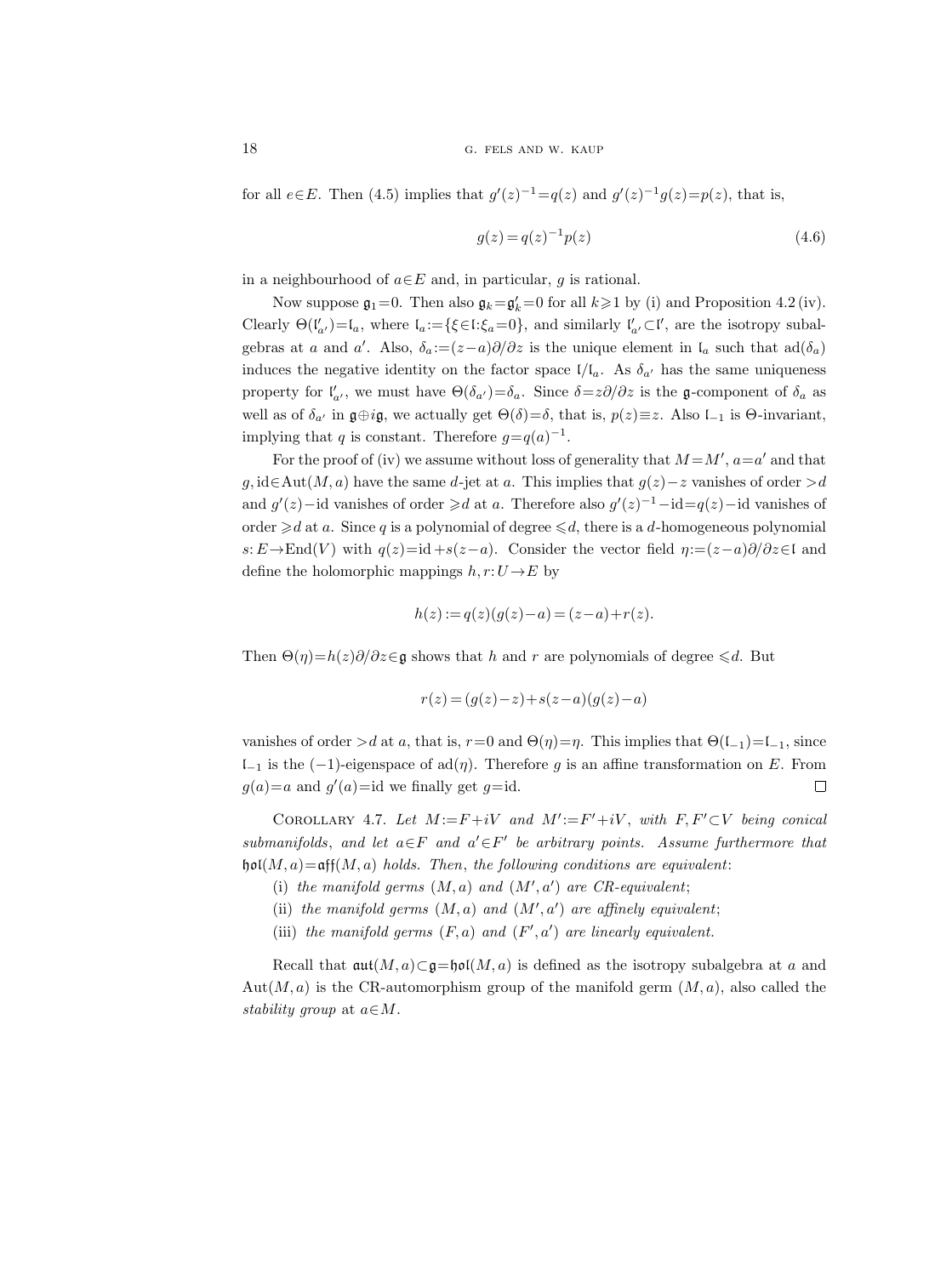for all $e\in E$. Then (4.5) implies that $g'(z)^{-1}=q(z)$ and $g'(z)^{-1}g(z)=p(z)$, that is,

$$g(z)=q(z)^{-1}p(z) \tag{4.6}$$

in a neighbourhood of $a\in E$ and, in particular, $g$ is rational.

Now suppose $\mathfrak{g}_1=0$. Then also $\mathfrak{g}_k=\mathfrak{g}'_k=0$ for all $k\geqslant 1$ by (i) and Proposition 4.2 (iv). Clearly $\Theta(\mathfrak{l}'_{a'})=\mathfrak{l}_a$, where $\mathfrak{l}_a:=\{\xi\in\mathfrak{l}:\xi_a=0\}$, and similarly $\mathfrak{l}'_{a'}\subset\mathfrak{l}'$, are the isotropy subalgebras at $a$ and $a'$. Also, $\delta_a:=(z-a)\partial/\partial z$ is the unique element in $\mathfrak{l}_a$ such that $\mathrm{ad}(\delta_a)$ induces the negative identity on the factor space $\mathfrak{l}/\mathfrak{l}_a$. As $\delta_{a'}$ has the same uniqueness property for $\mathfrak{l}'_{a'}$, we must have $\Theta(\delta_{a'})=\delta_a$. Since $\delta=z\partial/\partial z$ is the $\mathfrak{g}$-component of $\delta_a$ as well as of $\delta_{a'}$ in $\mathfrak{g}\oplus i\mathfrak{g}$, we actually get $\Theta(\delta)=\delta$, that is, $p(z)\equiv z$. Also $\mathfrak{l}_{-1}$ is $\Theta$-invariant, implying that $q$ is constant. Therefore $g=q(a)^{-1}$.

For the proof of (iv) we assume without loss of generality that $M=M'$, $a=a'$ and that $g,\mathrm{id}\in\mathrm{Aut}(M,a)$ have the same $d$-jet at $a$. This implies that $g(z)-z$ vanishes of order $>d$ and $g'(z)-\mathrm{id}$ vanishes of order $\geqslant d$ at $a$. Therefore also $g'(z)^{-1}-\mathrm{id}=q(z)-\mathrm{id}$ vanishes of order $\geqslant d$ at $a$. Since $q$ is a polynomial of degree $\leqslant d$, there is a $d$-homogeneous polynomial $s\colon E\to\mathrm{End}(V)$ with $q(z)=\mathrm{id}+s(z-a)$. Consider the vector field $\eta:=(z-a)\partial/\partial z\in\mathfrak{l}$ and define the holomorphic mappings $h,r\colon U\to E$ by

$$h(z):=q(z)(g(z)-a)=(z-a)+r(z).$$

Then $\Theta(\eta)=h(z)\partial/\partial z\in\mathfrak{g}$ shows that $h$ and $r$ are polynomials of degree $\leqslant d$. But

$$r(z)=(g(z)-z)+s(z-a)(g(z)-a)$$

vanishes of order $>d$ at $a$, that is, $r=0$ and $\Theta(\eta)=\eta$. This implies that $\Theta(\mathfrak{l}_{-1})=\mathfrak{l}_{-1}$, since $\mathfrak{l}_{-1}$ is the $(-1)$-eigenspace of $\mathrm{ad}(\eta)$. Therefore $g$ is an affine transformation on $E$. From $g(a)=a$ and $g'(a)=\mathrm{id}$ we finally get $g=\mathrm{id}$. $\square$

COROLLARY 4.7. *Let $M:=F+iV$ and $M':=F'+iV$, with $F,F'\subset V$ being conical submanifolds, and let $a\in F$ and $a'\in F'$ be arbitrary points. Assume furthermore that $\mathfrak{hol}(M,a)=\mathfrak{aff}(M,a)$ holds. Then, the following conditions are equivalent*:

(i) *the manifold germs $(M,a)$ and $(M',a')$ are CR-equivalent*;

(ii) *the manifold germs $(M,a)$ and $(M',a')$ are affinely equivalent*;

(iii) *the manifold germs $(F,a)$ and $(F',a')$ are linearly equivalent.*

Recall that $\mathfrak{aut}(M,a)\subset\mathfrak{g}=\mathfrak{hol}(M,a)$ is defined as the isotropy subalgebra at $a$ and $\mathrm{Aut}(M,a)$ is the CR-automorphism group of the manifold germ $(M,a)$, also called the *stability group* at $a\in M$.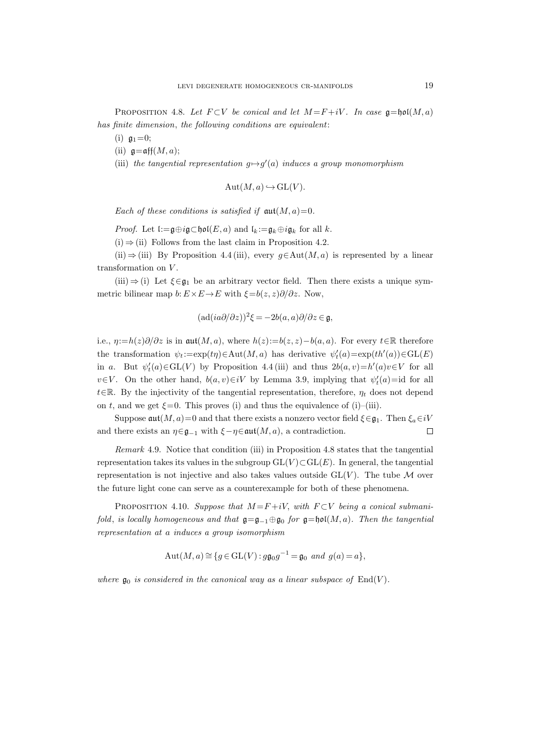**Proposition 4.8.** *Let $F\subset V$ be conical and let $M=F+iV$. In case $\mathfrak{g}=\mathfrak{hol}(M,a)$ has finite dimension, the following conditions are equivalent*:

(i) $\mathfrak{g}_1=0$;

(ii) $\mathfrak{g}=\mathfrak{aff}(M,a)$;

(iii) *the tangential representation $g\mapsto g'(a)$ induces a group monomorphism*

$$\mathrm{Aut}(M,a)\hookrightarrow \mathrm{GL}(V).$$

*Each of these conditions is satisfied if $\mathfrak{aut}(M,a)=0$.*

*Proof.* Let $\mathfrak{l}:=\mathfrak{g}\oplus i\mathfrak{g}\subset\mathfrak{hol}(E,a)$ and $\mathfrak{l}_k:=\mathfrak{g}_k\oplus i\mathfrak{g}_k$ for all $k$.

(i) $\Rightarrow$ (ii) Follows from the last claim in Proposition 4.2.

(ii) $\Rightarrow$ (iii) By Proposition 4.4 (iii), every $g\in\mathrm{Aut}(M,a)$ is represented by a linear transformation on $V$.

(iii) $\Rightarrow$ (i) Let $\xi\in\mathfrak{g}_1$ be an arbitrary vector field. Then there exists a unique symmetric bilinear map $b\colon E\times E\to E$ with $\xi=b(z,z)\partial/\partial z$. Now,

$$(\mathrm{ad}(ia\partial/\partial z))^2\xi=-2b(a,a)\partial/\partial z\in\mathfrak{g},$$

i.e., $\eta:=h(z)\partial/\partial z$ is in $\mathfrak{aut}(M,a)$, where $h(z):=b(z,z)-b(a,a)$. For every $t\in\mathbb{R}$ therefore the transformation $\psi_t:=\exp(t\eta)\in\mathrm{Aut}(M,a)$ has derivative $\psi_t'(a)=\exp(th'(a))\in\mathrm{GL}(E)$ in $a$. But $\psi_t'(a)\in\mathrm{GL}(V)$ by Proposition 4.4 (iii) and thus $2b(a,v)=h'(a)v\in V$ for all $v\in V$. On the other hand, $b(a,v)\in iV$ by Lemma 3.9, implying that $\psi_t'(a)=\mathrm{id}$ for all $t\in\mathbb{R}$. By the injectivity of the tangential representation, therefore, $\eta_t$ does not depend on $t$, and we get $\xi=0$. This proves (i) and thus the equivalence of (i)–(iii).

Suppose $\mathfrak{aut}(M,a)=0$ and that there exists a nonzero vector field $\xi\in\mathfrak{g}_1$. Then $\xi_a\in iV$ and there exists an $\eta\in\mathfrak{g}_{-1}$ with $\xi-\eta\in\mathfrak{aut}(M,a)$, a contradiction. $\square$

*Remark* 4.9. Notice that condition (iii) in Proposition 4.8 states that the tangential representation takes its values in the subgroup $\mathrm{GL}(V)\subset\mathrm{GL}(E)$. In general, the tangential representation is not injective and also takes values outside $\mathrm{GL}(V)$. The tube $\mathcal{M}$ over the future light cone can serve as a counterexample for both of these phenomena.

**Proposition 4.10.** *Suppose that $M=F+iV$, with $F\subset V$ being a conical submanifold, is locally homogeneous and that $\mathfrak{g}=\mathfrak{g}_{-1}\oplus\mathfrak{g}_0$ for $\mathfrak{g}=\mathfrak{hol}(M,a)$. Then the tangential representation at $a$ induces a group isomorphism*

$$\mathrm{Aut}(M,a)\cong\{g\in\mathrm{GL}(V): g\mathfrak{g}_0g^{-1}=\mathfrak{g}_0 \text{ and } g(a)=a\},$$

*where $\mathfrak{g}_0$ is considered in the canonical way as a linear subspace of $\mathrm{End}(V)$.*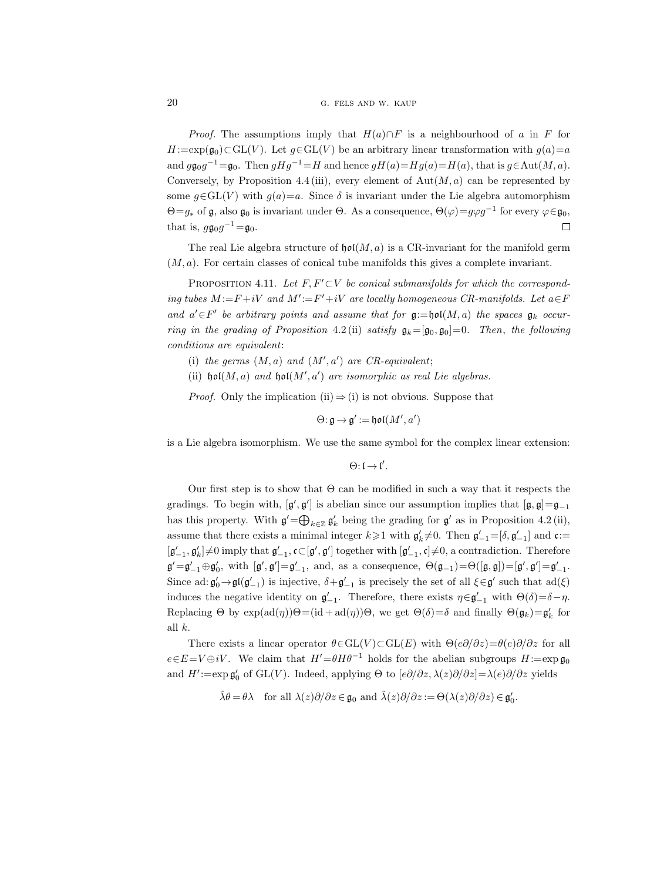*Proof.* The assumptions imply that $H(a)\cap F$ is a neighbourhood of $a$ in $F$ for $H:=\exp(\mathfrak{g}_0)\subset \mathrm{GL}(V)$. Let $g\in \mathrm{GL}(V)$ be an arbitrary linear transformation with $g(a)=a$ and $g\mathfrak{g}_0 g^{-1}=\mathfrak{g}_0$. Then $gHg^{-1}=H$ and hence $gH(a)=Hg(a)=H(a)$, that is $g\in \mathrm{Aut}(M,a)$. Conversely, by Proposition 4.4 (iii), every element of $\mathrm{Aut}(M,a)$ can be represented by some $g\in \mathrm{GL}(V)$ with $g(a)=a$. Since $\delta$ is invariant under the Lie algebra automorphism $\Theta=g_*$ of $\mathfrak{g}$, also $\mathfrak{g}_0$ is invariant under $\Theta$. As a consequence, $\Theta(\varphi)=g\varphi g^{-1}$ for every $\varphi\in\mathfrak{g}_0$, that is, $g\mathfrak{g}_0 g^{-1}=\mathfrak{g}_0$. $\square$

The real Lie algebra structure of $\mathfrak{hol}(M,a)$ is a CR-invariant for the manifold germ $(M,a)$. For certain classes of conical tube manifolds this gives a complete invariant.

Proposition 4.11. *Let $F,F'\subset V$ be conical submanifolds for which the corresponding tubes $M:=F+iV$ and $M':=F'+iV$ are locally homogeneous CR-manifolds. Let $a\in F$ and $a'\in F'$ be arbitrary points and assume that for $\mathfrak{g}:=\mathfrak{hol}(M,a)$ the spaces $\mathfrak{g}_k$ occurring in the grading of Proposition* 4.2 (ii) *satisfy $\mathfrak{g}_k=[\mathfrak{g}_0,\mathfrak{g}_0]=0$. Then, the following conditions are equivalent*:

(i) *the germs $(M,a)$ and $(M',a')$ are CR-equivalent*;

(ii) *$\mathfrak{hol}(M,a)$ and $\mathfrak{hol}(M',a')$ are isomorphic as real Lie algebras.*

*Proof.* Only the implication (ii) $\Rightarrow$ (i) is not obvious. Suppose that

$$\Theta\colon \mathfrak{g}\to\mathfrak{g}':=\mathfrak{hol}(M',a')$$

is a Lie algebra isomorphism. We use the same symbol for the complex linear extension:

$$\Theta\colon \mathfrak{l}\to\mathfrak{l}'.$$

Our first step is to show that $\Theta$ can be modified in such a way that it respects the gradings. To begin with, $[\mathfrak{g}',\mathfrak{g}']$ is abelian since our assumption implies that $[\mathfrak{g},\mathfrak{g}]=\mathfrak{g}_{-1}$ has this property. With $\mathfrak{g}'=\bigoplus_{k\in\mathbb{Z}}\mathfrak{g}'_k$ being the grading for $\mathfrak{g}'$ as in Proposition 4.2 (ii), assume that there exists a minimal integer $k\geqslant 1$ with $\mathfrak{g}'_k\neq 0$. Then $\mathfrak{g}'_{-1}=[\delta,\mathfrak{g}'_{-1}]$ and $\mathfrak{c}:=[\mathfrak{g}'_{-1},\mathfrak{g}'_k]\neq 0$ imply that $\mathfrak{g}'_{-1},\mathfrak{c}\subset[\mathfrak{g}',\mathfrak{g}']$ together with $[\mathfrak{g}'_{-1},\mathfrak{c}]\neq 0$, a contradiction. Therefore $\mathfrak{g}'=\mathfrak{g}'_{-1}\oplus\mathfrak{g}'_0$, with $[\mathfrak{g}',\mathfrak{g}']=\mathfrak{g}'_{-1}$, and, as a consequence, $\Theta(\mathfrak{g}_{-1})=\Theta([\mathfrak{g},\mathfrak{g}])=[\mathfrak{g}',\mathfrak{g}']=\mathfrak{g}'_{-1}$. Since $\mathrm{ad}\colon\mathfrak{g}'_0\to\mathfrak{gl}(\mathfrak{g}'_{-1})$ is injective, $\delta+\mathfrak{g}'_{-1}$ is precisely the set of all $\xi\in\mathfrak{g}'$ such that $\mathrm{ad}(\xi)$ induces the negative identity on $\mathfrak{g}'_{-1}$. Therefore, there exists $\eta\in\mathfrak{g}'_{-1}$ with $\Theta(\delta)=\delta-\eta$. Replacing $\Theta$ by $\exp(\mathrm{ad}(\eta))\Theta=(\mathrm{id}+\mathrm{ad}(\eta))\Theta$, we get $\Theta(\delta)=\delta$ and finally $\Theta(\mathfrak{g}_k)=\mathfrak{g}'_k$ for all $k$.

There exists a linear operator $\theta\in\mathrm{GL}(V)\subset\mathrm{GL}(E)$ with $\Theta(e\partial/\partial z)=\theta(e)\partial/\partial z$ for all $e\in E=V\oplus iV$. We claim that $H'=\theta H\theta^{-1}$ holds for the abelian subgroups $H:=\exp\mathfrak{g}_0$ and $H':=\exp\mathfrak{g}'_0$ of $\mathrm{GL}(V)$. Indeed, applying $\Theta$ to $[e\partial/\partial z,\lambda(z)\partial/\partial z]=\lambda(e)\partial/\partial z$ yields

$$\tilde\lambda\theta=\theta\lambda\quad\text{for all } \lambda(z)\partial/\partial z\in\mathfrak{g}_0 \text{ and } \tilde\lambda(z)\partial/\partial z:=\Theta(\lambda(z)\partial/\partial z)\in\mathfrak{g}'_0.$$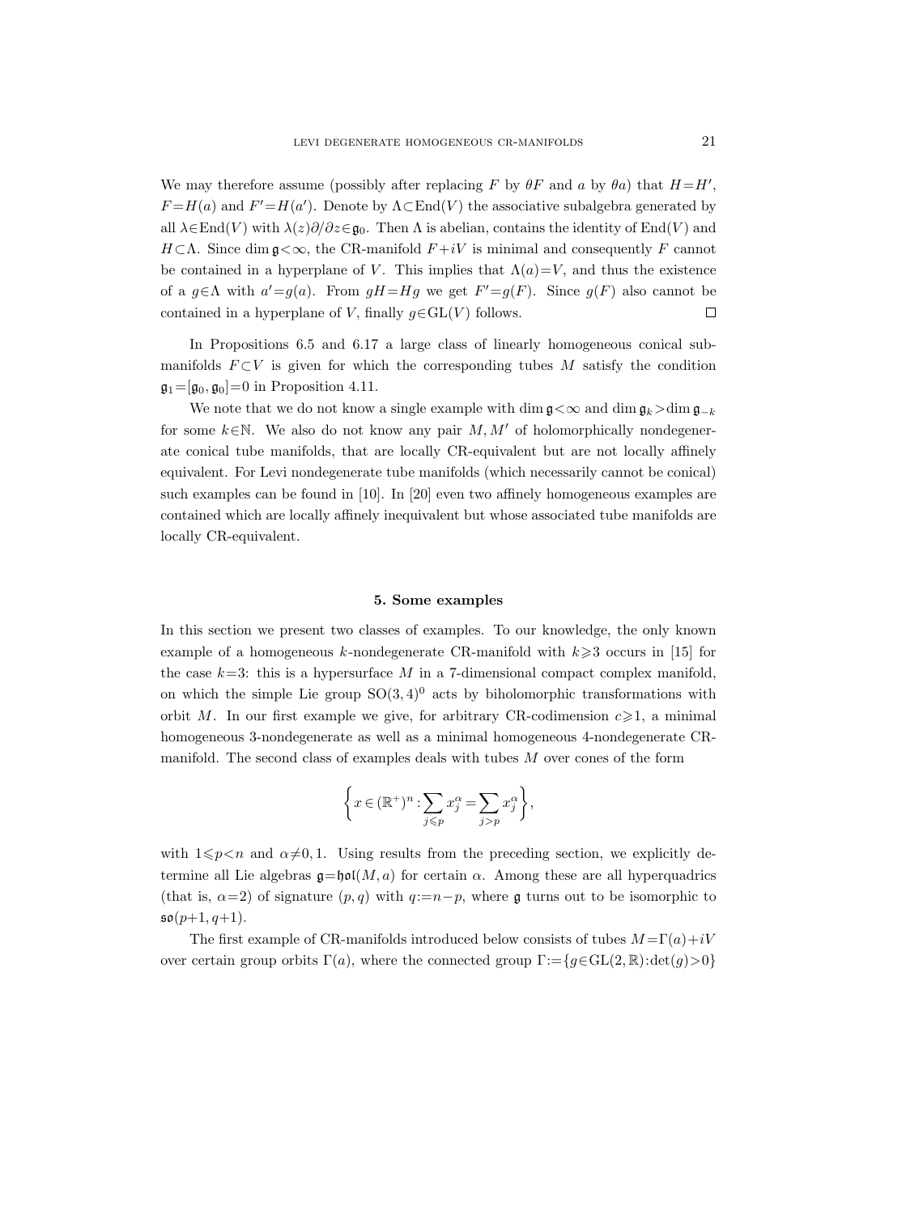We may therefore assume (possibly after replacing $F$ by $\theta F$ and $a$ by $\theta a$) that $H=H'$, $F=H(a)$ and $F'=H(a')$. Denote by $\Lambda\subset\operatorname{End}(V)$ the associative subalgebra generated by all $\lambda\in\operatorname{End}(V)$ with $\lambda(z)\partial/\partial z\in\mathfrak{g}_0$. Then $\Lambda$ is abelian, contains the identity of $\operatorname{End}(V)$ and $H\subset\Lambda$. Since $\dim\mathfrak{g}<\infty$, the CR-manifold $F+iV$ is minimal and consequently $F$ cannot be contained in a hyperplane of $V$. This implies that $\Lambda(a)=V$, and thus the existence of a $g\in\Lambda$ with $a'=g(a)$. From $gH=Hg$ we get $F'=g(F)$. Since $g(F)$ also cannot be contained in a hyperplane of $V$, finally $g\in\operatorname{GL}(V)$ follows. □

In Propositions 6.5 and 6.17 a large class of linearly homogeneous conical submanifolds $F\subset V$ is given for which the corresponding tubes $M$ satisfy the condition $\mathfrak{g}_1=[\mathfrak{g}_0,\mathfrak{g}_0]=0$ in Proposition 4.11.

We note that we do not know a single example with $\dim\mathfrak{g}<\infty$ and $\dim\mathfrak{g}_k>\dim\mathfrak{g}_{-k}$ for some $k\in\mathbb{N}$. We also do not know any pair $M, M'$ of holomorphically nondegenerate conical tube manifolds, that are locally CR-equivalent but are not locally affinely equivalent. For Levi nondegenerate tube manifolds (which necessarily cannot be conical) such examples can be found in [10]. In [20] even two affinely homogeneous examples are contained which are locally affinely inequivalent but whose associated tube manifolds are locally CR-equivalent.

## 5. Some examples

In this section we present two classes of examples. To our knowledge, the only known example of a homogeneous $k$-nondegenerate CR-manifold with $k\geqslant 3$ occurs in [15] for the case $k=3$: this is a hypersurface $M$ in a 7-dimensional compact complex manifold, on which the simple Lie group $\operatorname{SO}(3,4)^0$ acts by biholomorphic transformations with orbit $M$. In our first example we give, for arbitrary CR-codimension $c\geqslant 1$, a minimal homogeneous 3-nondegenerate as well as a minimal homogeneous 4-nondegenerate CR-manifold. The second class of examples deals with tubes $M$ over cones of the form

$$\left\{x\in(\mathbb{R}^+)^n:\sum_{j\leqslant p}x_j^\alpha=\sum_{j>p}x_j^\alpha\right\},$$

with $1\leqslant p<n$ and $\alpha\neq 0,1$. Using results from the preceding section, we explicitly determine all Lie algebras $\mathfrak{g}=\mathfrak{hol}(M,a)$ for certain $\alpha$. Among these are all hyperquadrics (that is, $\alpha=2$) of signature $(p,q)$ with $q:=n-p$, where $\mathfrak{g}$ turns out to be isomorphic to $\mathfrak{so}(p+1,q+1)$.

The first example of CR-manifolds introduced below consists of tubes $M=\Gamma(a)+iV$ over certain group orbits $\Gamma(a)$, where the connected group $\Gamma:=\{g\in\operatorname{GL}(2,\mathbb{R}):\det(g)>0\}$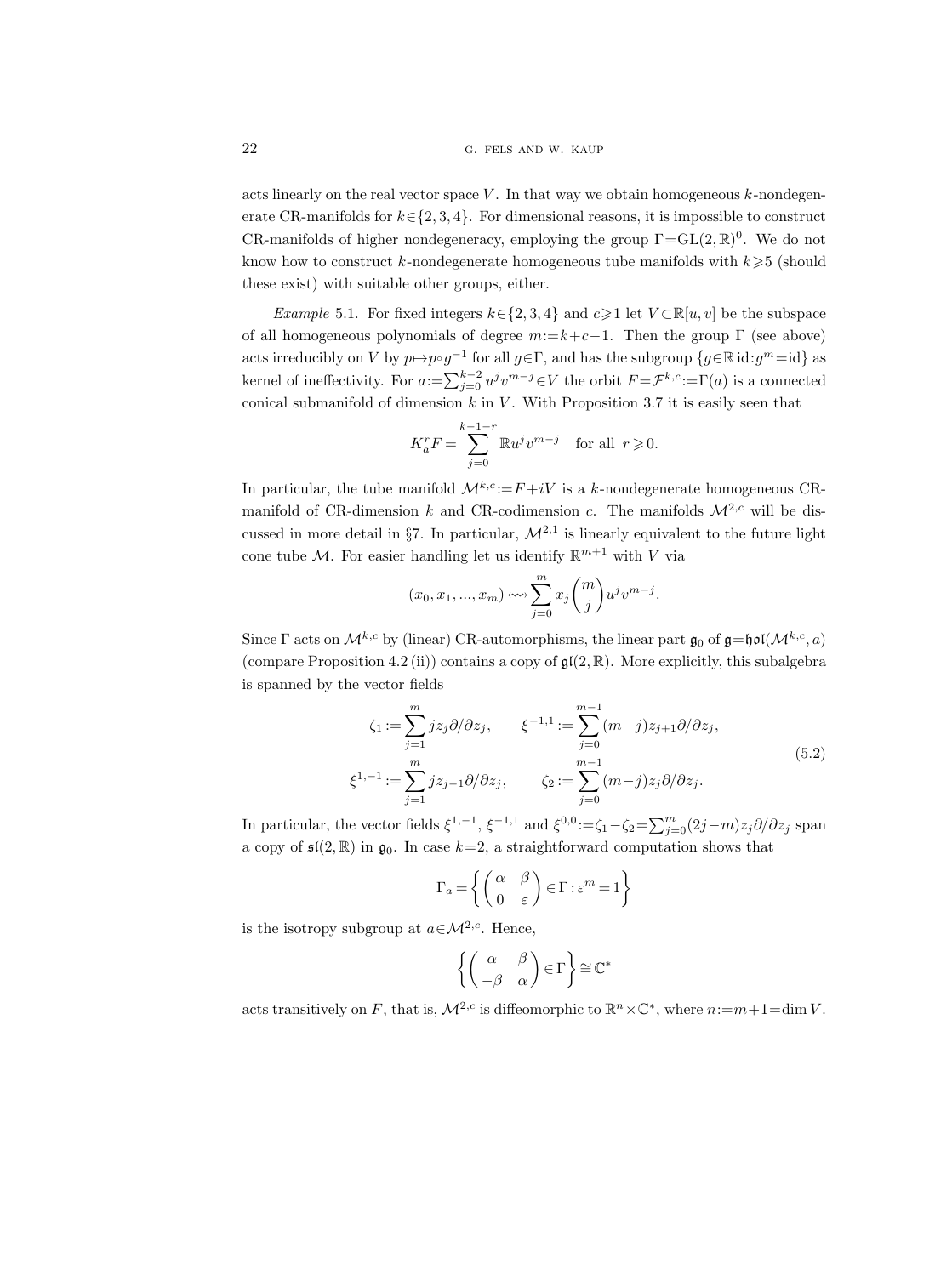acts linearly on the real vector space $V$. In that way we obtain homogeneous $k$-nondegenerate CR-manifolds for $k\in\{2,3,4\}$. For dimensional reasons, it is impossible to construct CR-manifolds of higher nondegeneracy, employing the group $\Gamma=\mathrm{GL}(2,\mathbb{R})^0$. We do not know how to construct $k$-nondegenerate homogeneous tube manifolds with $k\geqslant 5$ (should these exist) with suitable other groups, either.

*Example* 5.1. For fixed integers $k\in\{2,3,4\}$ and $c\geqslant 1$ let $V\subset\mathbb{R}[u,v]$ be the subspace of all homogeneous polynomials of degree $m:=k+c-1$. Then the group $\Gamma$ (see above) acts irreducibly on $V$ by $p\mapsto p\circ g^{-1}$ for all $g\in\Gamma$, and has the subgroup $\{g\in\mathbb{R}\,\mathrm{id}: g^m=\mathrm{id}\}$ as kernel of ineffectivity. For $a:=\sum_{j=0}^{k-2}u^jv^{m-j}\in V$ the orbit $F=\mathcal{F}^{k,c}:=\Gamma(a)$ is a connected conical submanifold of dimension $k$ in $V$. With Proposition 3.7 it is easily seen that

$$K_a^rF=\sum_{j=0}^{k-1-r}\mathbb{R}u^jv^{m-j}\quad\text{for all } r\geqslant 0.$$

In particular, the tube manifold $\mathcal{M}^{k,c}:=F+iV$ is a $k$-nondegenerate homogeneous CR-manifold of CR-dimension $k$ and CR-codimension $c$. The manifolds $\mathcal{M}^{2,c}$ will be discussed in more detail in §7. In particular, $\mathcal{M}^{2,1}$ is linearly equivalent to the future light cone tube $\mathcal{M}$. For easier handling let us identify $\mathbb{R}^{m+1}$ with $V$ via

$$(x_0,x_1,\dots,x_m)\leftrightsquigarrow\sum_{j=0}^{m}x_j\binom{m}{j}u^jv^{m-j}.$$

Since $\Gamma$ acts on $\mathcal{M}^{k,c}$ by (linear) CR-automorphisms, the linear part $\mathfrak{g}_0$ of $\mathfrak{g}=\mathfrak{hol}(\mathcal{M}^{k,c},a)$ (compare Proposition 4.2 (ii)) contains a copy of $\mathfrak{gl}(2,\mathbb{R})$. More explicitly, this subalgebra is spanned by the vector fields

$$\begin{aligned}\zeta_1&:=\sum_{j=1}^{m}jz_j\partial/\partial z_j, &\qquad \xi^{-1,1}&:=\sum_{j=0}^{m-1}(m-j)z_{j+1}\partial/\partial z_j,\\ \xi^{1,-1}&:=\sum_{j=1}^{m}jz_{j-1}\partial/\partial z_j, &\qquad \zeta_2&:=\sum_{j=0}^{m-1}(m-j)z_j\partial/\partial z_j.\end{aligned}\tag{5.2}$$

In particular, the vector fields $\xi^{1,-1}$, $\xi^{-1,1}$ and $\xi^{0,0}:=\zeta_1-\zeta_2=\sum_{j=0}^{m}(2j-m)z_j\partial/\partial z_j$ span a copy of $\mathfrak{sl}(2,\mathbb{R})$ in $\mathfrak{g}_0$. In case $k=2$, a straightforward computation shows that

$$\Gamma_a=\left\{\begin{pmatrix}\alpha&\beta\\0&\varepsilon\end{pmatrix}\in\Gamma:\varepsilon^m=1\right\}$$

is the isotropy subgroup at $a\in\mathcal{M}^{2,c}$. Hence,

$$\left\{\begin{pmatrix}\alpha&\beta\\-\beta&\alpha\end{pmatrix}\in\Gamma\right\}\cong\mathbb{C}^*$$

acts transitively on $F$, that is, $\mathcal{M}^{2,c}$ is diffeomorphic to $\mathbb{R}^n\times\mathbb{C}^*$, where $n:=m+1=\dim V$.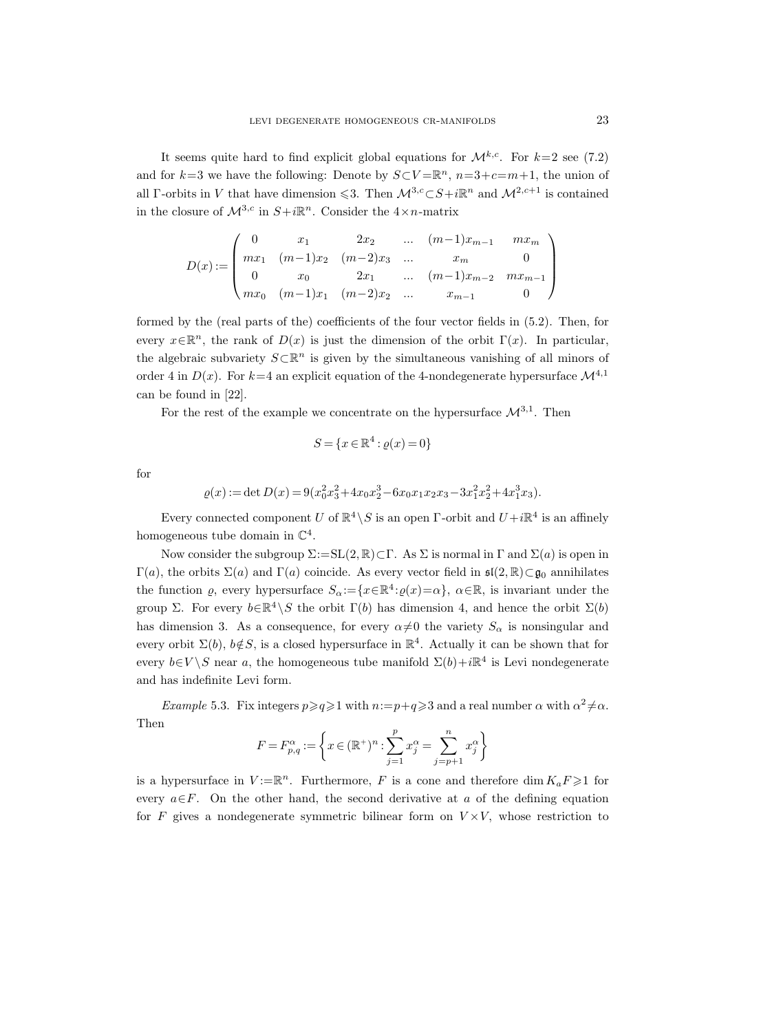It seems quite hard to find explicit global equations for $\mathcal{M}^{k,c}$. For $k=2$ see (7.2) and for $k=3$ we have the following: Denote by $S\subset V=\mathbb{R}^n$, $n=3+c=m+1$, the union of all $\Gamma$-orbits in $V$ that have dimension $\leqslant 3$. Then $\mathcal{M}^{3,c}\subset S+i\mathbb{R}^n$ and $\mathcal{M}^{2,c+1}$ is contained in the closure of $\mathcal{M}^{3,c}$ in $S+i\mathbb{R}^n$. Consider the $4\times n$-matrix

$$D(x) := \begin{pmatrix} 0 & x_1 & 2x_2 & \dots & (m-1)x_{m-1} & mx_m \\ mx_1 & (m-1)x_2 & (m-2)x_3 & \dots & x_m & 0 \\ 0 & x_0 & 2x_1 & \dots & (m-1)x_{m-2} & mx_{m-1} \\ mx_0 & (m-1)x_1 & (m-2)x_2 & \dots & x_{m-1} & 0 \end{pmatrix}$$

formed by the (real parts of the) coefficients of the four vector fields in (5.2). Then, for every $x\in\mathbb{R}^n$, the rank of $D(x)$ is just the dimension of the orbit $\Gamma(x)$. In particular, the algebraic subvariety $S\subset\mathbb{R}^n$ is given by the simultaneous vanishing of all minors of order 4 in $D(x)$. For $k=4$ an explicit equation of the 4-nondegenerate hypersurface $\mathcal{M}^{4,1}$ can be found in [22].

For the rest of the example we concentrate on the hypersurface $\mathcal{M}^{3,1}$. Then

$$S = \{x\in\mathbb{R}^4 : \varrho(x)=0\}$$

for

$$\varrho(x) := \det D(x) = 9(x_0^2x_3^2+4x_0x_2^3-6x_0x_1x_2x_3-3x_1^2x_2^2+4x_1^3x_3).$$

Every connected component $U$ of $\mathbb{R}^4\backslash S$ is an open $\Gamma$-orbit and $U+i\mathbb{R}^4$ is an affinely homogeneous tube domain in $\mathbb{C}^4$.

Now consider the subgroup $\Sigma:=\mathrm{SL}(2,\mathbb{R})\subset\Gamma$. As $\Sigma$ is normal in $\Gamma$ and $\Sigma(a)$ is open in $\Gamma(a)$, the orbits $\Sigma(a)$ and $\Gamma(a)$ coincide. As every vector field in $\mathfrak{sl}(2,\mathbb{R})\subset\mathfrak{g}_0$ annihilates the function $\varrho$, every hypersurface $S_\alpha:=\{x\in\mathbb{R}^4:\varrho(x)=\alpha\}$, $\alpha\in\mathbb{R}$, is invariant under the group $\Sigma$. For every $b\in\mathbb{R}^4\backslash S$ the orbit $\Gamma(b)$ has dimension 4, and hence the orbit $\Sigma(b)$ has dimension 3. As a consequence, for every $\alpha\neq 0$ the variety $S_\alpha$ is nonsingular and every orbit $\Sigma(b)$, $b\notin S$, is a closed hypersurface in $\mathbb{R}^4$. Actually it can be shown that for every $b\in V\backslash S$ near $a$, the homogeneous tube manifold $\Sigma(b)+i\mathbb{R}^4$ is Levi nondegenerate and has indefinite Levi form.

*Example* 5.3. Fix integers $p\geqslant q\geqslant 1$ with $n:=p+q\geqslant 3$ and a real number $\alpha$ with $\alpha^2\neq\alpha$. Then

$$F = F^\alpha_{p,q} := \left\{ x\in(\mathbb{R}^+)^n : \sum_{j=1}^{p} x_j^\alpha = \sum_{j=p+1}^{n} x_j^\alpha \right\}$$

is a hypersurface in $V:=\mathbb{R}^n$. Furthermore, $F$ is a cone and therefore $\dim K_aF\geqslant 1$ for every $a\in F$. On the other hand, the second derivative at $a$ of the defining equation for $F$ gives a nondegenerate symmetric bilinear form on $V\times V$, whose restriction to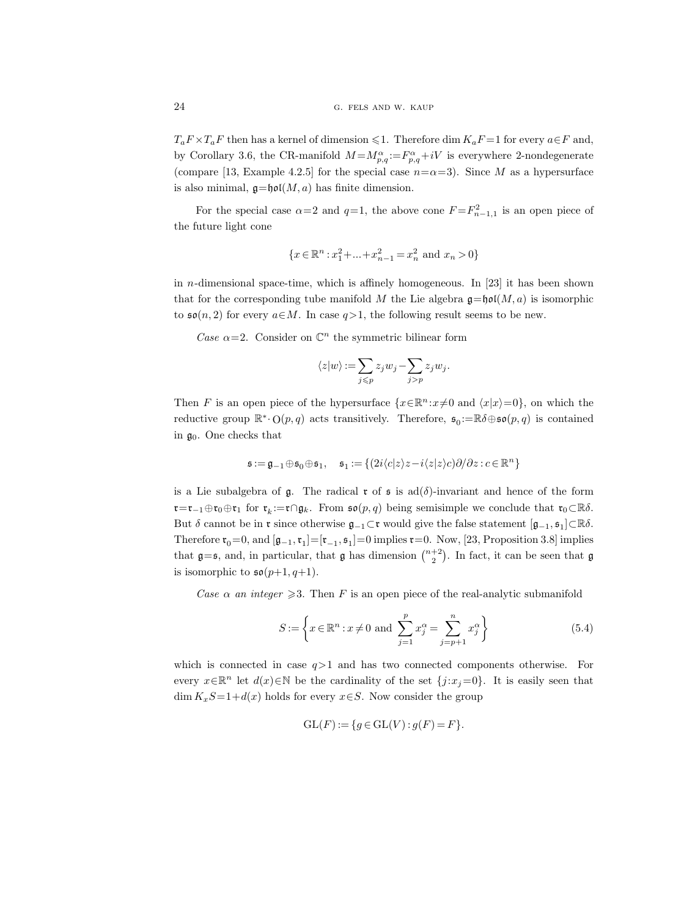$T_aF \times T_aF$ then has a kernel of dimension $\leqslant 1$. Therefore $\dim K_aF = 1$ for every $a \in F$ and, by Corollary 3.6, the CR-manifold $M = M^{\alpha}_{p,q} := F^{\alpha}_{p,q} + iV$ is everywhere 2-nondegenerate (compare [13, Example 4.2.5] for the special case $n = \alpha = 3$). Since $M$ as a hypersurface is also minimal, $\mathfrak{g} = \mathfrak{hol}(M, a)$ has finite dimension.

For the special case $\alpha = 2$ and $q = 1$, the above cone $F = F^2_{n-1,1}$ is an open piece of the future light cone

$$\{x \in \mathbb{R}^n : x_1^2 + ... + x_{n-1}^2 = x_n^2 \text{ and } x_n > 0\}$$

in $n$-dimensional space-time, which is affinely homogeneous. In [23] it has been shown that for the corresponding tube manifold $M$ the Lie algebra $\mathfrak{g} = \mathfrak{hol}(M, a)$ is isomorphic to $\mathfrak{so}(n, 2)$ for every $a \in M$. In case $q > 1$, the following result seems to be new.

*Case* $\alpha = 2$. Consider on $\mathbb{C}^n$ the symmetric bilinear form

$$\langle z | w \rangle := \sum_{j \leqslant p} z_j w_j - \sum_{j > p} z_j w_j.$$

Then $F$ is an open piece of the hypersurface $\{x \in \mathbb{R}^n : x \neq 0 \text{ and } \langle x | x \rangle = 0\}$, on which the reductive group $\mathbb{R}^* \cdot \mathrm{O}(p, q)$ acts transitively. Therefore, $\mathfrak{s}_0 := \mathbb{R}\delta \oplus \mathfrak{so}(p, q)$ is contained in $\mathfrak{g}_0$. One checks that

$$\mathfrak{s} := \mathfrak{g}_{-1} \oplus \mathfrak{s}_0 \oplus \mathfrak{s}_1, \quad \mathfrak{s}_1 := \{(2i\langle c | z \rangle z - i \langle z | z \rangle c)\partial/\partial z : c \in \mathbb{R}^n\}$$

is a Lie subalgebra of $\mathfrak{g}$. The radical $\mathfrak{r}$ of $\mathfrak{s}$ is $\mathrm{ad}(\delta)$-invariant and hence of the form $\mathfrak{r} = \mathfrak{r}_{-1} \oplus \mathfrak{r}_0 \oplus \mathfrak{r}_1$ for $\mathfrak{r}_k := \mathfrak{r} \cap \mathfrak{g}_k$. From $\mathfrak{so}(p, q)$ being semisimple we conclude that $\mathfrak{r}_0 \subset \mathbb{R}\delta$. But $\delta$ cannot be in $\mathfrak{r}$ since otherwise $\mathfrak{g}_{-1} \subset \mathfrak{r}$ would give the false statement $[\mathfrak{g}_{-1}, \mathfrak{s}_1] \subset \mathbb{R}\delta$. Therefore $\mathfrak{r}_0 = 0$, and $[\mathfrak{g}_{-1}, \mathfrak{r}_1] = [\mathfrak{r}_{-1}, \mathfrak{s}_1] = 0$ implies $\mathfrak{r} = 0$. Now, [23, Proposition 3.8] implies that $\mathfrak{g} = \mathfrak{s}$, and, in particular, that $\mathfrak{g}$ has dimension $\binom{n+2}{2}$. In fact, it can be seen that $\mathfrak{g}$ is isomorphic to $\mathfrak{so}(p+1, q+1)$.

*Case* $\alpha$ *an integer* $\geqslant 3$. Then $F$ is an open piece of the real-analytic submanifold

$$S := \left\{ x \in \mathbb{R}^n : x \neq 0 \text{ and } \sum_{j=1}^{p} x_j^{\alpha} = \sum_{j=p+1}^{n} x_j^{\alpha} \right\} \tag{5.4}$$

which is connected in case $q > 1$ and has two connected components otherwise. For every $x \in \mathbb{R}^n$ let $d(x) \in \mathbb{N}$ be the cardinality of the set $\{j : x_j = 0\}$. It is easily seen that $\dim K_xS = 1 + d(x)$ holds for every $x \in S$. Now consider the group

$$\mathrm{GL}(F) := \{g \in \mathrm{GL}(V) : g(F) = F\}.$$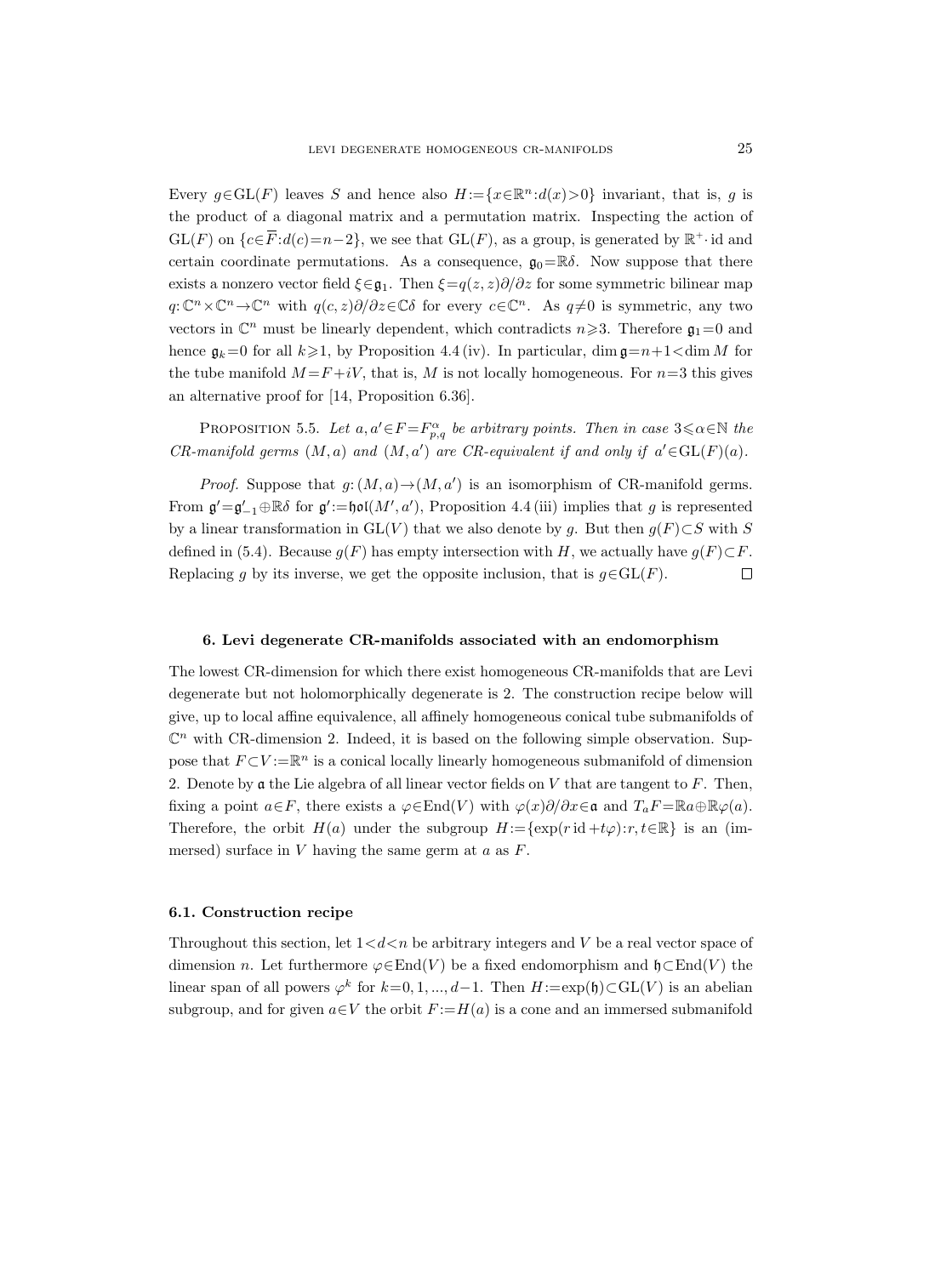Every $g\in\mathrm{GL}(F)$ leaves $S$ and hence also $H:=\{x\in\mathbb{R}^n:d(x)>0\}$ invariant, that is, $g$ is the product of a diagonal matrix and a permutation matrix. Inspecting the action of $\mathrm{GL}(F)$ on $\{c\in\overline{F}:d(c)=n-2\}$, we see that $\mathrm{GL}(F)$, as a group, is generated by $\mathbb{R}^+\cdot\mathrm{id}$ and certain coordinate permutations. As a consequence, $\mathfrak{g}_0=\mathbb{R}\delta$. Now suppose that there exists a nonzero vector field $\xi\in\mathfrak{g}_1$. Then $\xi=q(z,z)\partial/\partial z$ for some symmetric bilinear map $q:\mathbb{C}^n\times\mathbb{C}^n\to\mathbb{C}^n$ with $q(c,z)\partial/\partial z\in\mathbb{C}\delta$ for every $c\in\mathbb{C}^n$. As $q\neq 0$ is symmetric, any two vectors in $\mathbb{C}^n$ must be linearly dependent, which contradicts $n\geqslant 3$. Therefore $\mathfrak{g}_1=0$ and hence $\mathfrak{g}_k=0$ for all $k\geqslant 1$, by Proposition 4.4 (iv). In particular, $\dim\mathfrak{g}=n+1<\dim M$ for the tube manifold $M=F+iV$, that is, $M$ is not locally homogeneous. For $n=3$ this gives an alternative proof for [14, Proposition 6.36].

PROPOSITION 5.5. *Let $a,a'\in F=F^{\alpha}_{p,q}$ be arbitrary points. Then in case $3\leqslant\alpha\in\mathbb{N}$ the CR-manifold germs $(M,a)$ and $(M,a')$ are CR-equivalent if and only if $a'\in\mathrm{GL}(F)(a)$.*

*Proof.* Suppose that $g:(M,a)\to(M,a')$ is an isomorphism of CR-manifold germs. From $\mathfrak{g}'=\mathfrak{g}'_{-1}\oplus\mathbb{R}\delta$ for $\mathfrak{g}':=\mathfrak{hol}(M',a')$, Proposition 4.4 (iii) implies that $g$ is represented by a linear transformation in $\mathrm{GL}(V)$ that we also denote by $g$. But then $g(F)\subset S$ with $S$ defined in (5.4). Because $g(F)$ has empty intersection with $H$, we actually have $g(F)\subset F$. Replacing $g$ by its inverse, we get the opposite inclusion, that is $g\in\mathrm{GL}(F)$. □

## 6. Levi degenerate CR-manifolds associated with an endomorphism

The lowest CR-dimension for which there exist homogeneous CR-manifolds that are Levi degenerate but not holomorphically degenerate is 2. The construction recipe below will give, up to local affine equivalence, all affinely homogeneous conical tube submanifolds of $\mathbb{C}^n$ with CR-dimension 2. Indeed, it is based on the following simple observation. Suppose that $F\subset V:=\mathbb{R}^n$ is a conical locally linearly homogeneous submanifold of dimension 2. Denote by $\mathfrak{a}$ the Lie algebra of all linear vector fields on $V$ that are tangent to $F$. Then, fixing a point $a\in F$, there exists a $\varphi\in\mathrm{End}(V)$ with $\varphi(x)\partial/\partial x\in\mathfrak{a}$ and $T_aF=\mathbb{R}a\oplus\mathbb{R}\varphi(a)$. Therefore, the orbit $H(a)$ under the subgroup $H:=\{\exp(r\,\mathrm{id}+t\varphi):r,t\in\mathbb{R}\}$ is an (immersed) surface in $V$ having the same germ at $a$ as $F$.

### 6.1. Construction recipe

Throughout this section, let $1<d<n$ be arbitrary integers and $V$ be a real vector space of dimension $n$. Let furthermore $\varphi\in\mathrm{End}(V)$ be a fixed endomorphism and $\mathfrak{h}\subset\mathrm{End}(V)$ the linear span of all powers $\varphi^k$ for $k=0,1,...,d-1$. Then $H:=\exp(\mathfrak{h})\subset\mathrm{GL}(V)$ is an abelian subgroup, and for given $a\in V$ the orbit $F:=H(a)$ is a cone and an immersed submanifold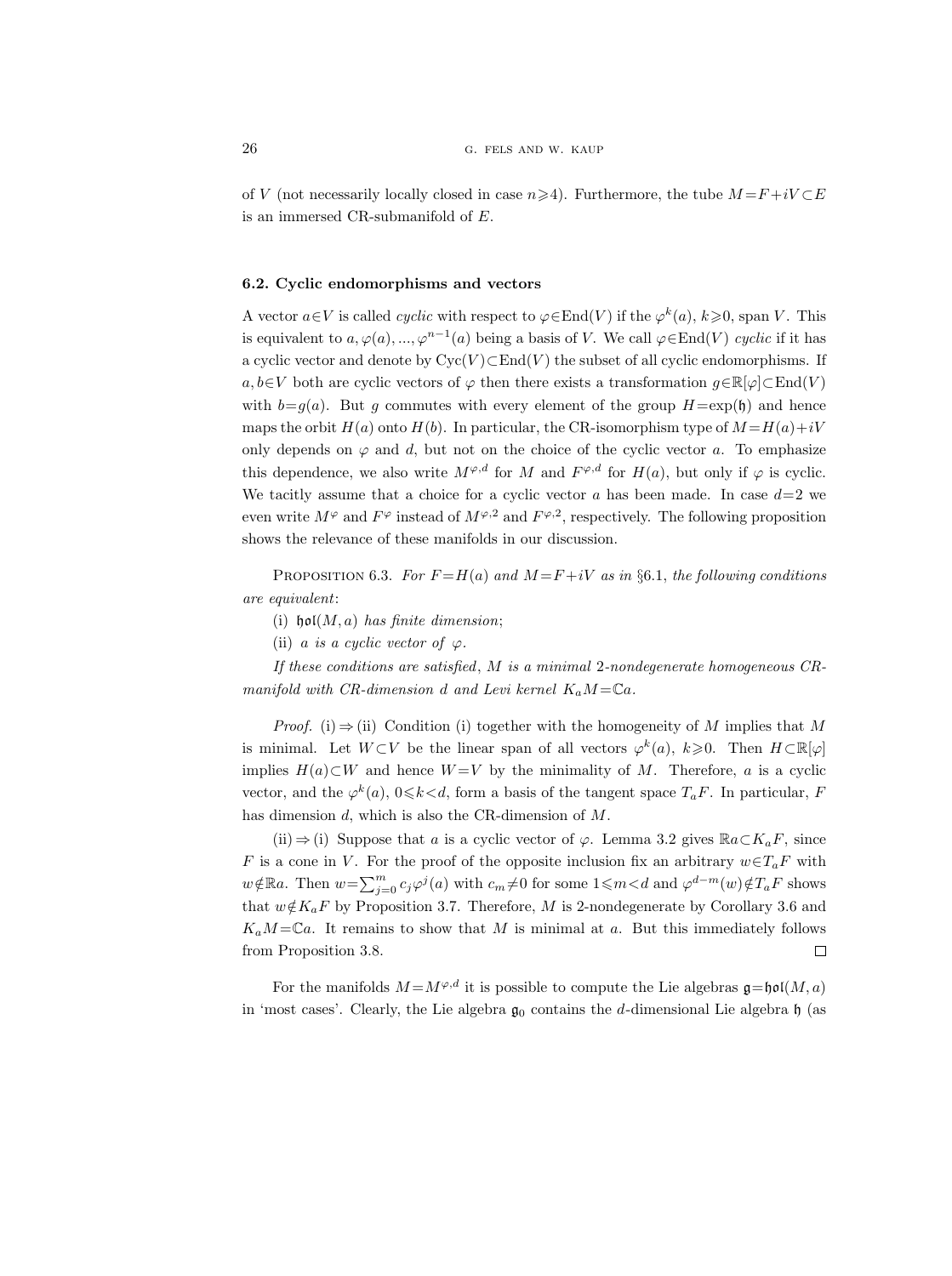of $V$ (not necessarily locally closed in case $n\geqslant 4$). Furthermore, the tube $M=F+iV\subset E$ is an immersed CR-submanifold of $E$.

### 6.2. Cyclic endomorphisms and vectors

A vector $a\in V$ is called *cyclic* with respect to $\varphi\in\mathrm{End}(V)$ if the $\varphi^k(a)$, $k\geqslant 0$, span $V$. This is equivalent to $a,\varphi(a),...,\varphi^{n-1}(a)$ being a basis of $V$. We call $\varphi\in\mathrm{End}(V)$ *cyclic* if it has a cyclic vector and denote by $\mathrm{Cyc}(V)\subset\mathrm{End}(V)$ the subset of all cyclic endomorphisms. If $a,b\in V$ both are cyclic vectors of $\varphi$ then there exists a transformation $g\in\mathbb{R}[\varphi]\subset\mathrm{End}(V)$ with $b=g(a)$. But $g$ commutes with every element of the group $H=\exp(\mathfrak{h})$ and hence maps the orbit $H(a)$ onto $H(b)$. In particular, the CR-isomorphism type of $M=H(a)+iV$ only depends on $\varphi$ and $d$, but not on the choice of the cyclic vector $a$. To emphasize this dependence, we also write $M^{\varphi,d}$ for $M$ and $F^{\varphi,d}$ for $H(a)$, but only if $\varphi$ is cyclic. We tacitly assume that a choice for a cyclic vector $a$ has been made. In case $d=2$ we even write $M^{\varphi}$ and $F^{\varphi}$ instead of $M^{\varphi,2}$ and $F^{\varphi,2}$, respectively. The following proposition shows the relevance of these manifolds in our discussion.

PROPOSITION 6.3. *For $F=H(a)$ and $M=F+iV$ as in §6.1, the following conditions are equivalent*:

(i) *$\mathfrak{hol}(M,a)$ has finite dimension*;

(ii) *$a$ is a cyclic vector of $\varphi$.*

*If these conditions are satisfied, $M$ is a minimal 2-nondegenerate homogeneous CR-manifold with CR-dimension $d$ and Levi kernel $K_aM=\mathbb{C}a$.*

*Proof.* (i)$\Rightarrow$(ii) Condition (i) together with the homogeneity of $M$ implies that $M$ is minimal. Let $W\subset V$ be the linear span of all vectors $\varphi^k(a)$, $k\geqslant 0$. Then $H\subset\mathbb{R}[\varphi]$ implies $H(a)\subset W$ and hence $W=V$ by the minimality of $M$. Therefore, $a$ is a cyclic vector, and the $\varphi^k(a)$, $0\leqslant k<d$, form a basis of the tangent space $T_aF$. In particular, $F$ has dimension $d$, which is also the CR-dimension of $M$.

(ii)$\Rightarrow$(i) Suppose that $a$ is a cyclic vector of $\varphi$. Lemma 3.2 gives $\mathbb{R}a\subset K_aF$, since $F$ is a cone in $V$. For the proof of the opposite inclusion fix an arbitrary $w\in T_aF$ with $w\notin\mathbb{R}a$. Then $w=\sum_{j=0}^{m}c_j\varphi^j(a)$ with $c_m\neq 0$ for some $1\leqslant m<d$ and $\varphi^{d-m}(w)\notin T_aF$ shows that $w\notin K_aF$ by Proposition 3.7. Therefore, $M$ is 2-nondegenerate by Corollary 3.6 and $K_aM=\mathbb{C}a$. It remains to show that $M$ is minimal at $a$. But this immediately follows from Proposition 3.8. $\square$

For the manifolds $M=M^{\varphi,d}$ it is possible to compute the Lie algebras $\mathfrak{g}=\mathfrak{hol}(M,a)$ in 'most cases'. Clearly, the Lie algebra $\mathfrak{g}_0$ contains the $d$-dimensional Lie algebra $\mathfrak{h}$ (as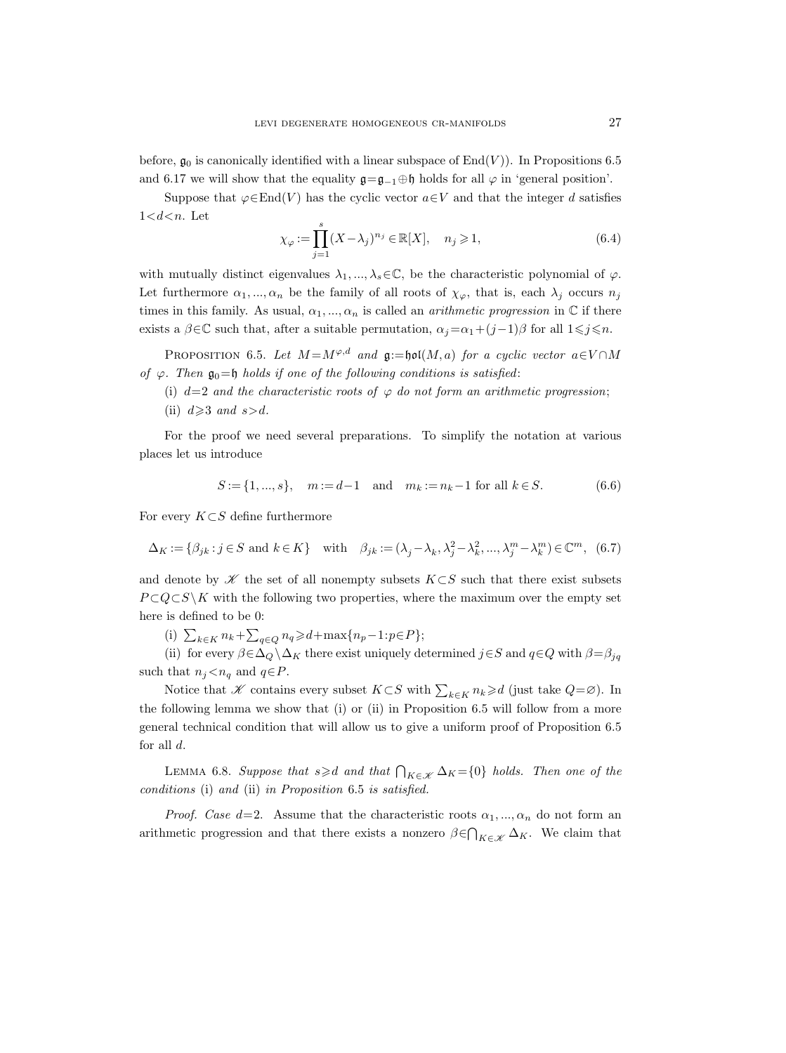before, $\mathfrak{g}_0$ is canonically identified with a linear subspace of $\operatorname{End}(V)$). In Propositions 6.5 and 6.17 we will show that the equality $\mathfrak{g}=\mathfrak{g}_{-1}\oplus\mathfrak{h}$ holds for all $\varphi$ in 'general position'.

Suppose that $\varphi\in\operatorname{End}(V)$ has the cyclic vector $a\in V$ and that the integer $d$ satisfies $1<d<n$. Let

$$\chi_\varphi := \prod_{j=1}^{s}(X-\lambda_j)^{n_j}\in\mathbb{R}[X],\quad n_j\geqslant 1, \tag{6.4}$$

with mutually distinct eigenvalues $\lambda_1,...,\lambda_s\in\mathbb{C}$, be the characteristic polynomial of $\varphi$. Let furthermore $\alpha_1,...,\alpha_n$ be the family of all roots of $\chi_\varphi$, that is, each $\lambda_j$ occurs $n_j$ times in this family. As usual, $\alpha_1,...,\alpha_n$ is called an *arithmetic progression* in $\mathbb{C}$ if there exists a $\beta\in\mathbb{C}$ such that, after a suitable permutation, $\alpha_j=\alpha_1+(j-1)\beta$ for all $1\leqslant j\leqslant n$.

Proposition 6.5. *Let $M=M^{\varphi,d}$ and $\mathfrak{g}:=\mathfrak{hol}(M,a)$ for a cyclic vector $a\in V\cap M$ of $\varphi$. Then $\mathfrak{g}_0=\mathfrak{h}$ holds if one of the following conditions is satisfied*:

(i) *$d=2$ and the characteristic roots of $\varphi$ do not form an arithmetic progression*;

(ii) *$d\geqslant 3$ and $s>d$.*

For the proof we need several preparations. To simplify the notation at various places let us introduce

$$S:=\{1,...,s\},\quad m:=d-1\quad\text{and}\quad m_k:=n_k-1 \text{ for all } k\in S. \tag{6.6}$$

For every $K\subset S$ define furthermore

$$\Delta_K:=\{\beta_{jk}: j\in S \text{ and } k\in K\}\quad\text{with}\quad \beta_{jk}:=(\lambda_j-\lambda_k, \lambda_j^2-\lambda_k^2, ..., \lambda_j^m-\lambda_k^m)\in\mathbb{C}^m, \tag{6.7}$$

and denote by $\mathscr{K}$ the set of all nonempty subsets $K\subset S$ such that there exist subsets $P\subset Q\subset S\setminus K$ with the following two properties, where the maximum over the empty set here is defined to be 0:

(i) $\sum_{k\in K} n_k+\sum_{q\in Q} n_q\geqslant d+\max\{n_p-1: p\in P\}$;

(ii) for every $\beta\in\Delta_Q\setminus\Delta_K$ there exist uniquely determined $j\in S$ and $q\in Q$ with $\beta=\beta_{jq}$ such that $n_j<n_q$ and $q\in P$.

Notice that $\mathscr{K}$ contains every subset $K\subset S$ with $\sum_{k\in K} n_k\geqslant d$ (just take $Q=\varnothing$). In the following lemma we show that (i) or (ii) in Proposition 6.5 will follow from a more general technical condition that will allow us to give a uniform proof of Proposition 6.5 for all $d$.

Lemma 6.8. *Suppose that $s\geqslant d$ and that $\bigcap_{K\in\mathscr{K}}\Delta_K=\{0\}$ holds. Then one of the conditions* (i) *and* (ii) *in Proposition* 6.5 *is satisfied.*

*Proof.* *Case* $d=2$. Assume that the characteristic roots $\alpha_1,...,\alpha_n$ do not form an arithmetic progression and that there exists a nonzero $\beta\in\bigcap_{K\in\mathscr{K}}\Delta_K$. We claim that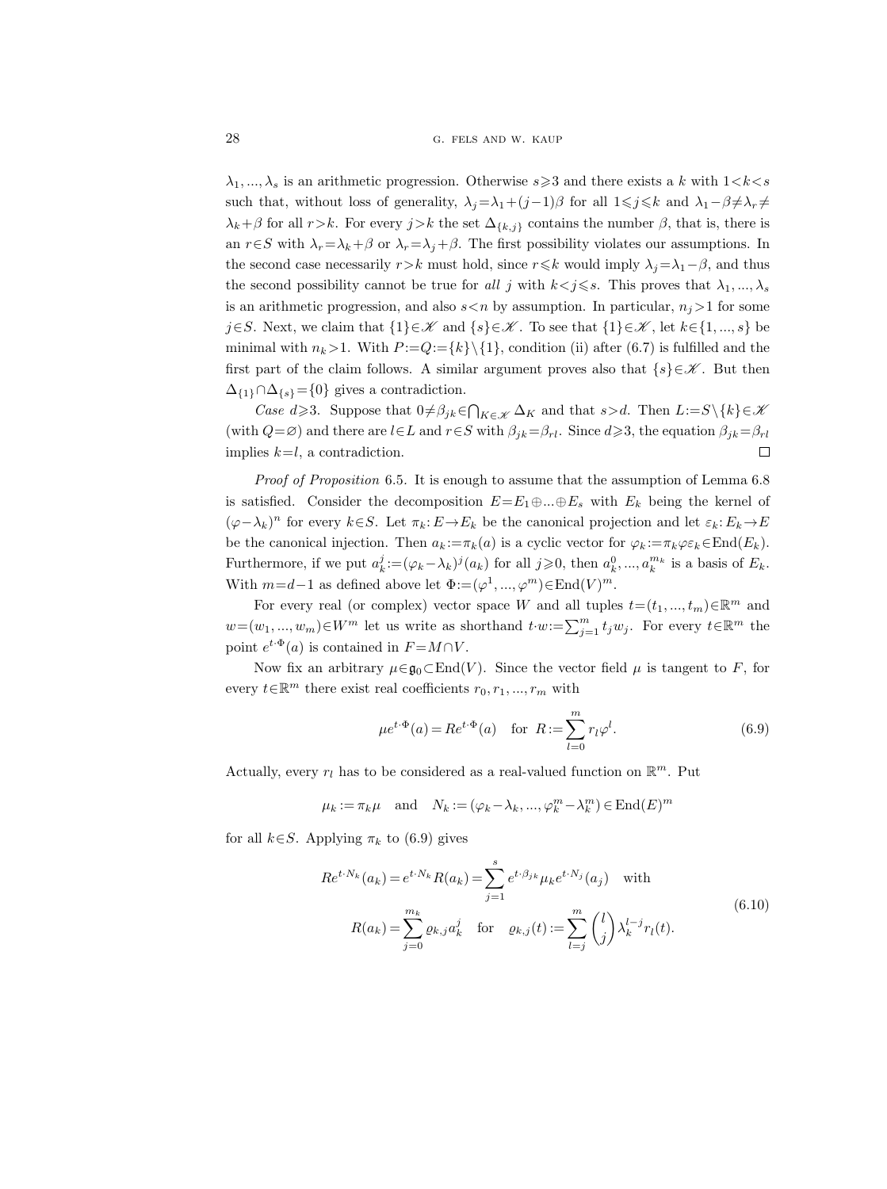$\lambda_1, ..., \lambda_s$ is an arithmetic progression. Otherwise $s \geqslant 3$ and there exists a $k$ with $1<k<s$ such that, without loss of generality, $\lambda_j = \lambda_1 + (j-1)\beta$ for all $1 \leqslant j \leqslant k$ and $\lambda_1 - \beta \neq \lambda_r \neq \lambda_k + \beta$ for all $r>k$. For every $j>k$ the set $\Delta_{\{k,j\}}$ contains the number $\beta$, that is, there is an $r \in S$ with $\lambda_r = \lambda_k + \beta$ or $\lambda_r = \lambda_j + \beta$. The first possibility violates our assumptions. In the second case necessarily $r>k$ must hold, since $r \leqslant k$ would imply $\lambda_j = \lambda_1 - \beta$, and thus the second possibility cannot be true for *all* $j$ with $k<j \leqslant s$. This proves that $\lambda_1, ..., \lambda_s$ is an arithmetic progression, and also $s<n$ by assumption. In particular, $n_j>1$ for some $j \in S$. Next, we claim that $\{1\} \in \mathscr{K}$ and $\{s\} \in \mathscr{K}$. To see that $\{1\} \in \mathscr{K}$, let $k \in \{1, ..., s\}$ be minimal with $n_k>1$. With $P := Q := \{k\} \setminus \{1\}$, condition (ii) after (6.7) is fulfilled and the first part of the claim follows. A similar argument proves also that $\{s\} \in \mathscr{K}$. But then $\Delta_{\{1\}} \cap \Delta_{\{s\}} = \{0\}$ gives a contradiction.

*Case* $d \geqslant 3$. Suppose that $0 \neq \beta_{jk} \in \bigcap_{K \in \mathscr{K}} \Delta_K$ and that $s>d$. Then $L := S \setminus \{k\} \in \mathscr{K}$ (with $Q = \varnothing$) and there are $l \in L$ and $r \in S$ with $\beta_{jk} = \beta_{rl}$. Since $d \geqslant 3$, the equation $\beta_{jk} = \beta_{rl}$ implies $k=l$, a contradiction. $\square$

*Proof of Proposition* 6.5. It is enough to assume that the assumption of Lemma 6.8 is satisfied. Consider the decomposition $E = E_1 \oplus ... \oplus E_s$ with $E_k$ being the kernel of $(\varphi - \lambda_k)^n$ for every $k \in S$. Let $\pi_k : E \to E_k$ be the canonical projection and let $\varepsilon_k : E_k \to E$ be the canonical injection. Then $a_k := \pi_k(a)$ is a cyclic vector for $\varphi_k := \pi_k \varphi \varepsilon_k \in \mathrm{End}(E_k)$. Furthermore, if we put $a_k^j := (\varphi_k - \lambda_k)^j (a_k)$ for all $j \geqslant 0$, then $a_k^0, ..., a_k^{m_k}$ is a basis of $E_k$. With $m = d-1$ as defined above let $\Phi := (\varphi^1, ..., \varphi^m) \in \mathrm{End}(V)^m$.

For every real (or complex) vector space $W$ and all tuples $t = (t_1, ..., t_m) \in \mathbb{R}^m$ and $w = (w_1, ..., w_m) \in W^m$ let us write as shorthand $t \cdot w := \sum_{j=1}^m t_j w_j$. For every $t \in \mathbb{R}^m$ the point $e^{t \cdot \Phi}(a)$ is contained in $F = M \cap V$.

Now fix an arbitrary $\mu \in \mathfrak{g}_0 \subset \mathrm{End}(V)$. Since the vector field $\mu$ is tangent to $F$, for every $t \in \mathbb{R}^m$ there exist real coefficients $r_0, r_1, ..., r_m$ with

$$\mu e^{t \cdot \Phi}(a) = R e^{t \cdot \Phi}(a) \quad \text{for } R := \sum_{l=0}^m r_l \varphi^l. \tag{6.9}$$

Actually, every $r_l$ has to be considered as a real-valued function on $\mathbb{R}^m$. Put

$$\mu_k := \pi_k \mu \quad \text{and} \quad N_k := (\varphi_k - \lambda_k, ..., \varphi_k^m - \lambda_k^m) \in \mathrm{End}(E)^m$$

for all $k \in S$. Applying $\pi_k$ to (6.9) gives

$$\begin{aligned} R e^{t \cdot N_k}(a_k) &= e^{t \cdot N_k} R(a_k) = \sum_{j=1}^s e^{t \cdot \beta_{jk}} \mu_k e^{t \cdot N_j}(a_j) \quad \text{with} \\ R(a_k) &= \sum_{j=0}^{m_k} \varrho_{k,j} a_k^j \quad \text{for} \quad \varrho_{k,j}(t) := \sum_{l=j}^m \binom{l}{j} \lambda_k^{l-j} r_l(t). \end{aligned} \tag{6.10}$$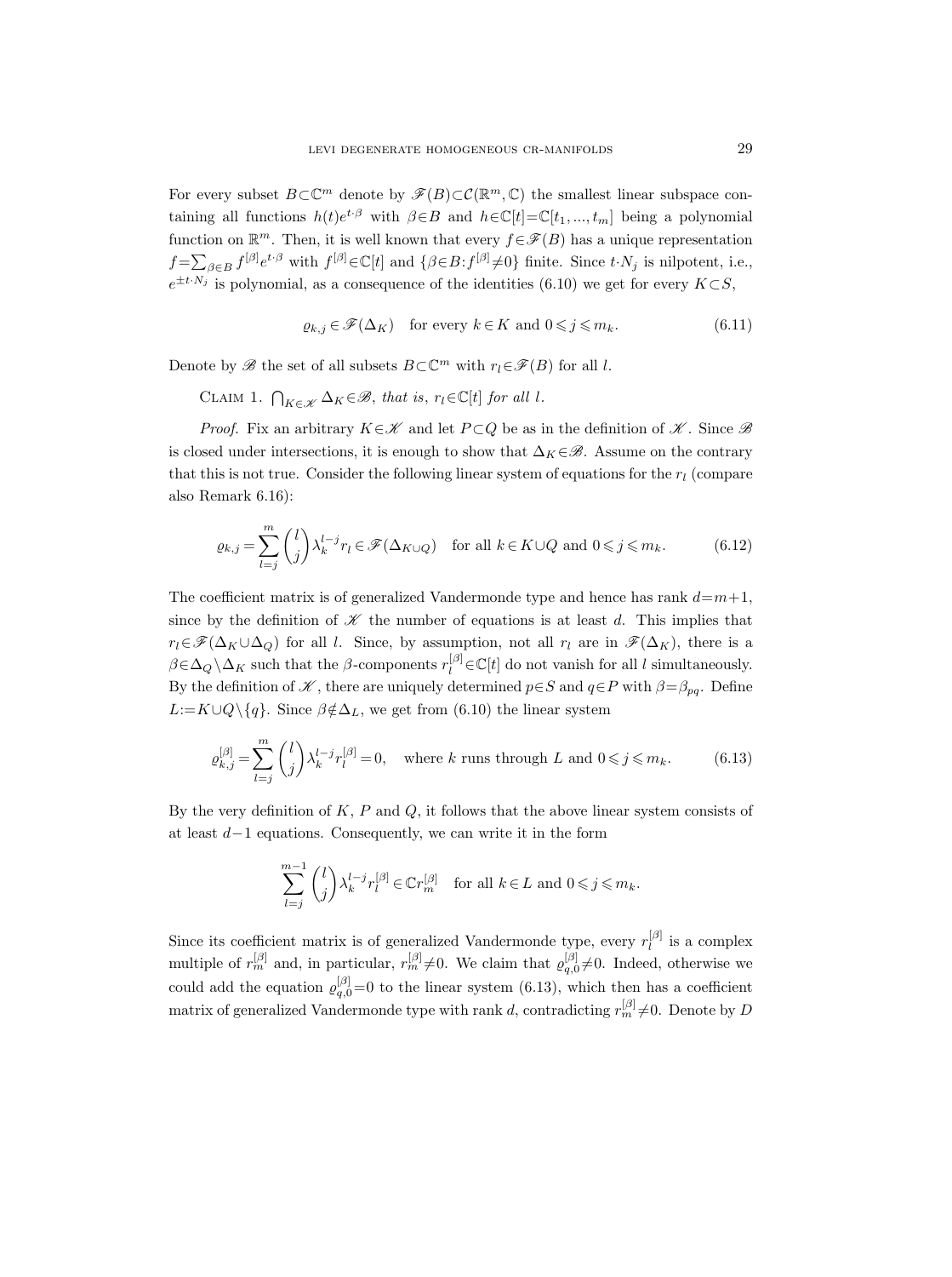For every subset $B \subset \mathbb{C}^m$ denote by $\mathscr{F}(B) \subset \mathcal{C}(\mathbb{R}^m, \mathbb{C})$ the smallest linear subspace containing all functions $h(t)e^{t\cdot\beta}$ with $\beta \in B$ and $h \in \mathbb{C}[t] = \mathbb{C}[t_1, ..., t_m]$ being a polynomial function on $\mathbb{R}^m$. Then, it is well known that every $f \in \mathscr{F}(B)$ has a unique representation $f = \sum_{\beta\in B} f^{[\beta]} e^{t\cdot\beta}$ with $f^{[\beta]} \in \mathbb{C}[t]$ and $\{\beta \in B : f^{[\beta]} \neq 0\}$ finite. Since $t\cdot N_j$ is nilpotent, i.e., $e^{\pm t\cdot N_j}$ is polynomial, as a consequence of the identities (6.10) we get for every $K \subset S$,

$$\varrho_{k,j} \in \mathscr{F}(\Delta_K) \quad \text{for every } k \in K \text{ and } 0 \leqslant j \leqslant m_k. \tag{6.11}$$

Denote by $\mathscr{B}$ the set of all subsets $B \subset \mathbb{C}^m$ with $r_l \in \mathscr{F}(B)$ for all $l$.

Claim 1. *$\bigcap_{K\in\mathscr{K}} \Delta_K \in \mathscr{B}$, that is, $r_l \in \mathbb{C}[t]$ for all $l$.*

*Proof.* Fix an arbitrary $K \in \mathscr{K}$ and let $P \subset Q$ be as in the definition of $\mathscr{K}$. Since $\mathscr{B}$ is closed under intersections, it is enough to show that $\Delta_K \in \mathscr{B}$. Assume on the contrary that this is not true. Consider the following linear system of equations for the $r_l$ (compare also Remark 6.16):

$$\varrho_{k,j} = \sum_{l=j}^{m} \binom{l}{j} \lambda_k^{l-j} r_l \in \mathscr{F}(\Delta_{K\cup Q}) \quad \text{for all } k \in K \cup Q \text{ and } 0 \leqslant j \leqslant m_k. \tag{6.12}$$

The coefficient matrix is of generalized Vandermonde type and hence has rank $d = m+1$, since by the definition of $\mathscr{K}$ the number of equations is at least $d$. This implies that $r_l \in \mathscr{F}(\Delta_K \cup \Delta_Q)$ for all $l$. Since, by assumption, not all $r_l$ are in $\mathscr{F}(\Delta_K)$, there is a $\beta \in \Delta_Q \setminus \Delta_K$ such that the $\beta$-components $r_l^{[\beta]} \in \mathbb{C}[t]$ do not vanish for all $l$ simultaneously. By the definition of $\mathscr{K}$, there are uniquely determined $p \in S$ and $q \in P$ with $\beta = \beta_{pq}$. Define $L := K \cup Q \setminus \{q\}$. Since $\beta \notin \Delta_L$, we get from (6.10) the linear system

$$\varrho_{k,j}^{[\beta]} = \sum_{l=j}^{m} \binom{l}{j} \lambda_k^{l-j} r_l^{[\beta]} = 0, \quad \text{where } k \text{ runs through } L \text{ and } 0 \leqslant j \leqslant m_k. \tag{6.13}$$

By the very definition of $K$, $P$ and $Q$, it follows that the above linear system consists of at least $d-1$ equations. Consequently, we can write it in the form

$$\sum_{l=j}^{m-1} \binom{l}{j} \lambda_k^{l-j} r_l^{[\beta]} \in \mathbb{C} r_m^{[\beta]} \quad \text{for all } k \in L \text{ and } 0 \leqslant j \leqslant m_k.$$

Since its coefficient matrix is of generalized Vandermonde type, every $r_l^{[\beta]}$ is a complex multiple of $r_m^{[\beta]}$ and, in particular, $r_m^{[\beta]} \neq 0$. We claim that $\varrho_{q,0}^{[\beta]} \neq 0$. Indeed, otherwise we could add the equation $\varrho_{q,0}^{[\beta]} = 0$ to the linear system (6.13), which then has a coefficient matrix of generalized Vandermonde type with rank $d$, contradicting $r_m^{[\beta]} \neq 0$. Denote by $D$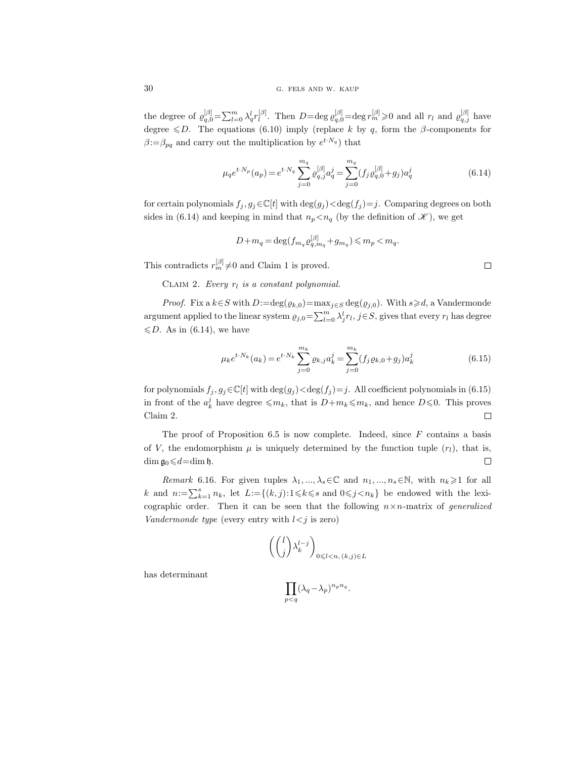the degree of $\varrho_{q,0}^{[\beta]}=\sum_{l=0}^{m}\lambda_q^l r_l^{[\beta]}$. Then $D=\deg\varrho_{q,0}^{[\beta]}=\deg r_m^{[\beta]}\geqslant 0$ and all $r_l$ and $\varrho_{q,j}^{[\beta]}$ have degree $\leqslant D$. The equations (6.10) imply (replace $k$ by $q$, form the $\beta$-components for $\beta:=\beta_{pq}$ and carry out the multiplication by $e^{t\cdot N_q}$) that

$$\mu_q e^{t\cdot N_p}(a_p)=e^{t\cdot N_q}\sum_{j=0}^{m_q}\varrho_{q,j}^{[\beta]}a_q^j=\sum_{j=0}^{m_q}(f_j\varrho_{q,0}^{[\beta]}+g_j)a_q^j \tag{6.14}$$

for certain polynomials $f_j,g_j\in\mathbb{C}[t]$ with $\deg(g_j)<\deg(f_j)=j$. Comparing degrees on both sides in (6.14) and keeping in mind that $n_p<n_q$ (by the definition of $\mathscr{K}$), we get

$$D+m_q=\deg(f_{m_q}\varrho_{q,m_q}^{[\beta]}+g_{m_q})\leqslant m_p<m_q.$$

This contradicts $r_m^{[\beta]}\neq 0$ and Claim 1 is proved. $\square$

Claim 2. *Every $r_l$ is a constant polynomial.*

*Proof.* Fix a $k\in S$ with $D:=\deg(\varrho_{k,0})=\max_{j\in S}\deg(\varrho_{j,0})$. With $s\geqslant d$, a Vandermonde argument applied to the linear system $\varrho_{j,0}=\sum_{l=0}^{m}\lambda_j^l r_l$, $j\in S$, gives that every $r_l$ has degree $\leqslant D$. As in (6.14), we have

$$\mu_k e^{t\cdot N_k}(a_k)=e^{t\cdot N_k}\sum_{j=0}^{m_k}\varrho_{k,j}a_k^j=\sum_{j=0}^{m_k}(f_j\varrho_{k,0}+g_j)a_k^j \tag{6.15}$$

for polynomials $f_j,g_j\in\mathbb{C}[t]$ with $\deg(g_j)<\deg(f_j)=j$. All coefficient polynomials in (6.15) in front of the $a_k^j$ have degree $\leqslant m_k$, that is $D+m_k\leqslant m_k$, and hence $D\leqslant 0$. This proves Claim 2. $\square$

The proof of Proposition 6.5 is now complete. Indeed, since $F$ contains a basis of $V$, the endomorphism $\mu$ is uniquely determined by the function tuple $(r_l)$, that is, $\dim\mathfrak{g}_0\leqslant d=\dim\mathfrak{h}$. $\square$

*Remark* 6.16. For given tuples $\lambda_1,...,\lambda_s\in\mathbb{C}$ and $n_1,...,n_s\in\mathbb{N}$, with $n_k\geqslant 1$ for all $k$ and $n:=\sum_{k=1}^{s}n_k$, let $L:=\{(k,j):1\leqslant k\leqslant s \text{ and } 0\leqslant j<n_k\}$ be endowed with the lexicographic order. Then it can be seen that the following $n\times n$-matrix of *generalized Vandermonde type* (every entry with $l<j$ is zero)

$$\left(\binom{l}{j}\lambda_k^{l-j}\right)_{0\leqslant l<n,\,(k,j)\in L}$$

has determinant

$$\prod_{p<q}(\lambda_q-\lambda_p)^{n_p n_q}.$$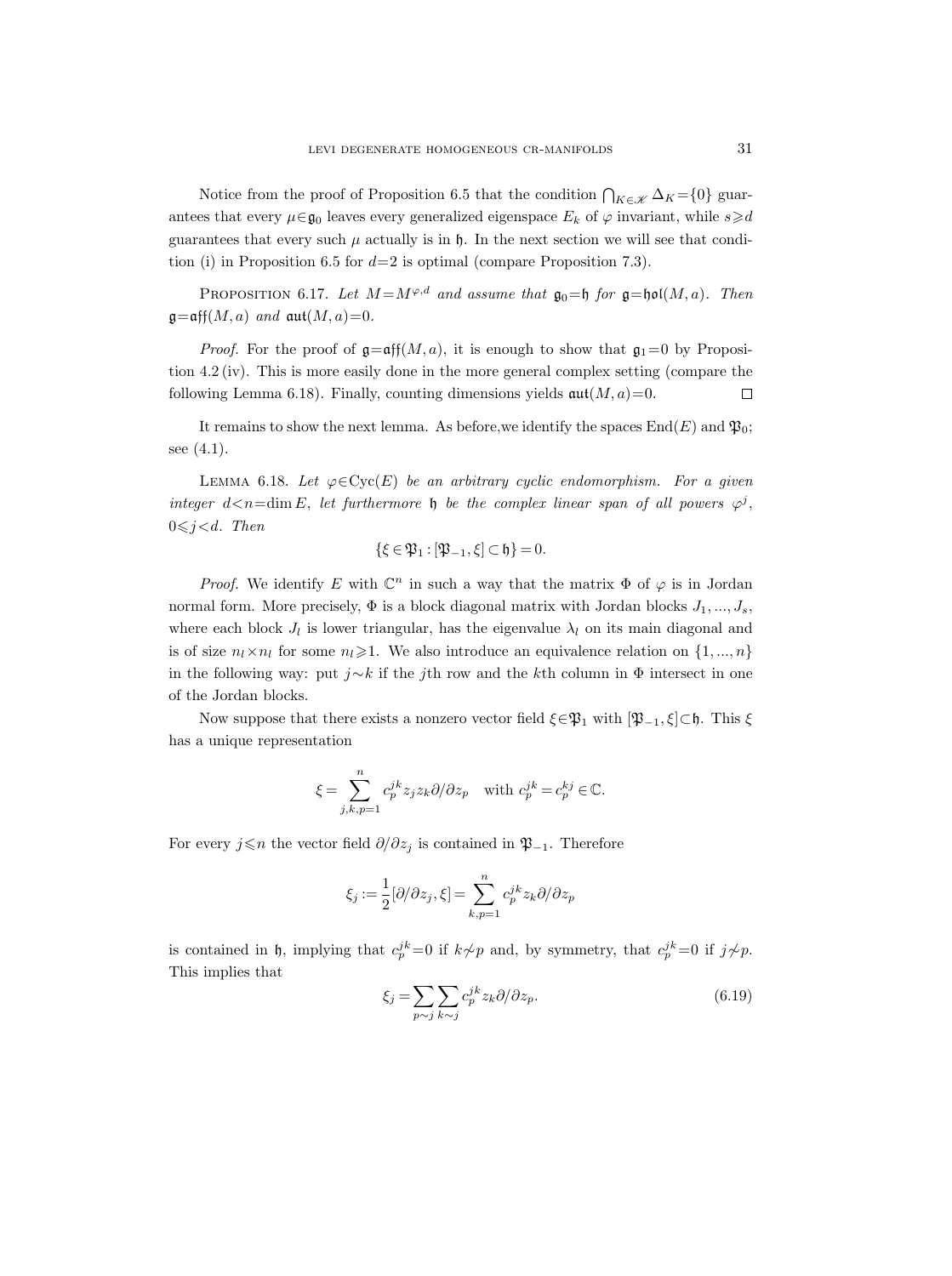Notice from the proof of Proposition 6.5 that the condition $\bigcap_{K\in\mathscr{K}}\Delta_K=\{0\}$ guarantees that every $\mu\in\mathfrak{g}_0$ leaves every generalized eigenspace $E_k$ of $\varphi$ invariant, while $s\geqslant d$ guarantees that every such $\mu$ actually is in $\mathfrak{h}$. In the next section we will see that condition (i) in Proposition 6.5 for $d=2$ is optimal (compare Proposition 7.3).

PROPOSITION 6.17. *Let $M=M^{\varphi,d}$ and assume that $\mathfrak{g}_0=\mathfrak{h}$ for $\mathfrak{g}=\mathfrak{hol}(M,a)$. Then $\mathfrak{g}=\mathfrak{aff}(M,a)$ and $\mathfrak{aut}(M,a)=0$.*

*Proof.* For the proof of $\mathfrak{g}=\mathfrak{aff}(M,a)$, it is enough to show that $\mathfrak{g}_1=0$ by Proposition 4.2 (iv). This is more easily done in the more general complex setting (compare the following Lemma 6.18). Finally, counting dimensions yields $\mathfrak{aut}(M,a)=0$. □

It remains to show the next lemma. As before,we identify the spaces $\operatorname{End}(E)$ and $\mathfrak{P}_0$; see (4.1).

LEMMA 6.18. *Let $\varphi\in\operatorname{Cyc}(E)$ be an arbitrary cyclic endomorphism. For a given integer $d<n=\dim E$, let furthermore $\mathfrak{h}$ be the complex linear span of all powers $\varphi^j$, $0\leqslant j<d$. Then*

$$\{\xi\in\mathfrak{P}_1:[\mathfrak{P}_{-1},\xi]\subset\mathfrak{h}\}=0.$$

*Proof.* We identify $E$ with $\mathbb{C}^n$ in such a way that the matrix $\Phi$ of $\varphi$ is in Jordan normal form. More precisely, $\Phi$ is a block diagonal matrix with Jordan blocks $J_1,...,J_s$, where each block $J_l$ is lower triangular, has the eigenvalue $\lambda_l$ on its main diagonal and is of size $n_l\times n_l$ for some $n_l\geqslant 1$. We also introduce an equivalence relation on $\{1,...,n\}$ in the following way: put $j\sim k$ if the $j$th row and the $k$th column in $\Phi$ intersect in one of the Jordan blocks.

Now suppose that there exists a nonzero vector field $\xi\in\mathfrak{P}_1$ with $[\mathfrak{P}_{-1},\xi]\subset\mathfrak{h}$. This $\xi$ has a unique representation

$$\xi=\sum_{j,k,p=1}^{n}c_p^{jk}z_jz_k\partial/\partial z_p \quad \text{with } c_p^{jk}=c_p^{kj}\in\mathbb{C}.$$

For every $j\leqslant n$ the vector field $\partial/\partial z_j$ is contained in $\mathfrak{P}_{-1}$. Therefore

$$\xi_j:=\frac{1}{2}[\partial/\partial z_j,\xi]=\sum_{k,p=1}^{n}c_p^{jk}z_k\partial/\partial z_p$$

is contained in $\mathfrak{h}$, implying that $c_p^{jk}=0$ if $k\not\sim p$ and, by symmetry, that $c_p^{jk}=0$ if $j\not\sim p$. This implies that

$$\xi_j=\sum_{p\sim j}\sum_{k\sim j}c_p^{jk}z_k\partial/\partial z_p. \tag{6.19}$$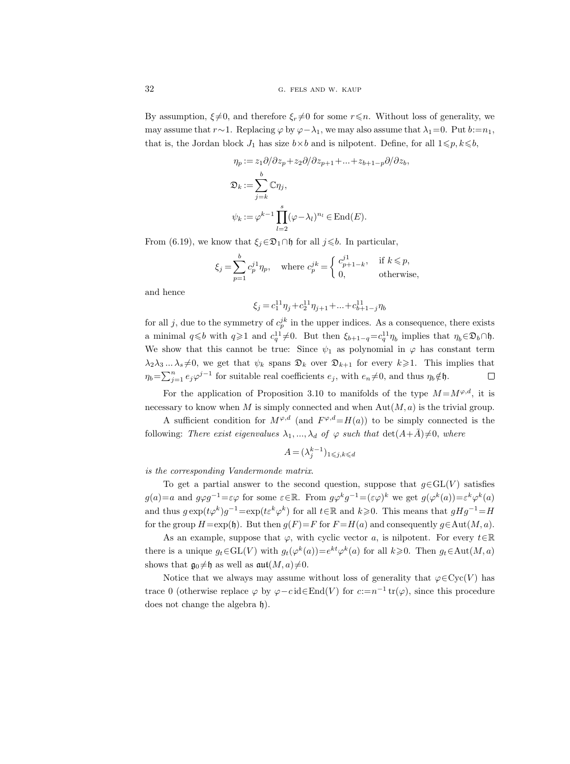By assumption, $\xi \neq 0$, and therefore $\xi_r \neq 0$ for some $r \leqslant n$. Without loss of generality, we may assume that $r \sim 1$. Replacing $\varphi$ by $\varphi - \lambda_1$, we may also assume that $\lambda_1 = 0$. Put $b := n_1$, that is, the Jordan block $J_1$ has size $b \times b$ and is nilpotent. Define, for all $1 \leqslant p, k \leqslant b$,

$$\eta_p := z_1 \partial/\partial z_p + z_2 \partial/\partial z_{p+1} + \ldots + z_{b+1-p} \partial/\partial z_b,$$

$$\mathfrak{D}_k := \sum_{j=k}^{b} \mathbb{C} \eta_j,$$

$$\psi_k := \varphi^{k-1} \prod_{l=2}^{s} (\varphi - \lambda_l)^{n_l} \in \operatorname{End}(E).$$

From (6.19), we know that $\xi_j \in \mathfrak{D}_1 \cap \mathfrak{h}$ for all $j \leqslant b$. In particular,

$$\xi_j = \sum_{p=1}^{b} c_p^{j1} \eta_p, \quad \text{where } c_p^{jk} = \begin{cases} c_{p+1-k}^{j1}, & \text{if } k \leqslant p, \\ 0, & \text{otherwise}, \end{cases}$$

and hence

$$\xi_j = c_1^{11} \eta_j + c_2^{11} \eta_{j+1} + \ldots + c_{b+1-j}^{11} \eta_b$$

for all $j$, due to the symmetry of $c_p^{jk}$ in the upper indices. As a consequence, there exists a minimal $q \leqslant b$ with $q \geqslant 1$ and $c_q^{11} \neq 0$. But then $\xi_{b+1-q} = c_q^{11} \eta_b$ implies that $\eta_b \in \mathfrak{D}_b \cap \mathfrak{h}$. We show that this cannot be true: Since $\psi_1$ as polynomial in $\varphi$ has constant term $\lambda_2 \lambda_3 \ldots \lambda_s \neq 0$, we get that $\psi_k$ spans $\mathfrak{D}_k$ over $\mathfrak{D}_{k+1}$ for every $k \geqslant 1$. This implies that $\eta_b = \sum_{j=1}^{n} e_j \varphi^{j-1}$ for suitable real coefficients $e_j$, with $e_n \neq 0$, and thus $\eta_b \notin \mathfrak{h}$. $\square$

For the application of Proposition 3.10 to manifolds of the type $M = M^{\varphi,d}$, it is necessary to know when $M$ is simply connected and when $\operatorname{Aut}(M,a)$ is the trivial group.

A sufficient condition for $M^{\varphi,d}$ (and $F^{\varphi,d} = H(a)$) to be simply connected is the following: *There exist eigenvalues $\lambda_1, \ldots, \lambda_d$ of $\varphi$ such that $\det(A + \bar{A}) \neq 0$, where*

$$A = (\lambda_j^{k-1})_{1 \leqslant j,k \leqslant d}$$

*is the corresponding Vandermonde matrix.*

To get a partial answer to the second question, suppose that $g \in \operatorname{GL}(V)$ satisfies $g(a) = a$ and $g \varphi g^{-1} = \varepsilon \varphi$ for some $\varepsilon \in \mathbb{R}$. From $g \varphi^k g^{-1} = (\varepsilon \varphi)^k$ we get $g(\varphi^k(a)) = \varepsilon^k \varphi^k(a)$ and thus $g \exp(t \varphi^k) g^{-1} = \exp(t \varepsilon^k \varphi^k)$ for all $t \in \mathbb{R}$ and $k \geqslant 0$. This means that $g H g^{-1} = H$ for the group $H = \exp(\mathfrak{h})$. But then $g(F) = F$ for $F = H(a)$ and consequently $g \in \operatorname{Aut}(M,a)$.

As an example, suppose that $\varphi$, with cyclic vector $a$, is nilpotent. For every $t \in \mathbb{R}$ there is a unique $g_t \in \operatorname{GL}(V)$ with $g_t(\varphi^k(a)) = e^{kt} \varphi^k(a)$ for all $k \geqslant 0$. Then $g_t \in \operatorname{Aut}(M,a)$ shows that $\mathfrak{g}_0 \neq \mathfrak{h}$ as well as $\mathfrak{aut}(M,a) \neq 0$.

Notice that we always may assume without loss of generality that $\varphi \in \operatorname{Cyc}(V)$ has trace 0 (otherwise replace $\varphi$ by $\varphi - c \operatorname{id} \in \operatorname{End}(V)$ for $c := n^{-1} \operatorname{tr}(\varphi)$, since this procedure does not change the algebra $\mathfrak{h}$).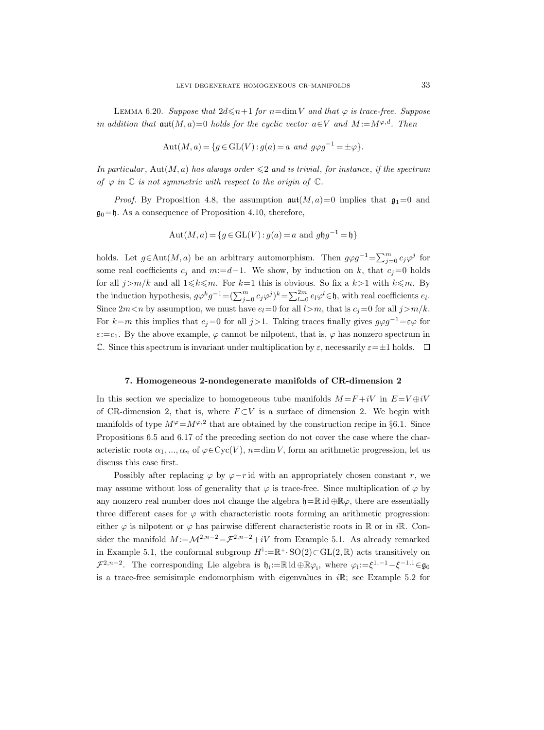Lemma 6.20. *Suppose that $2d\leqslant n+1$ for $n=\dim V$ and that $\varphi$ is trace-free. Suppose in addition that $\mathfrak{aut}(M,a)=0$ holds for the cyclic vector $a\in V$ and $M:=M^{\varphi,d}$. Then*

$$\operatorname{Aut}(M,a)=\{g\in\operatorname{GL}(V):g(a)=a \text{ and } g\varphi g^{-1}=\pm\varphi\}.$$

*In particular, $\operatorname{Aut}(M,a)$ has always order $\leqslant 2$ and is trivial, for instance, if the spectrum of $\varphi$ in $\mathbb{C}$ is not symmetric with respect to the origin of $\mathbb{C}$.*

*Proof.* By Proposition 4.8, the assumption $\mathfrak{aut}(M,a)=0$ implies that $\mathfrak{g}_1=0$ and $\mathfrak{g}_0=\mathfrak{h}$. As a consequence of Proposition 4.10, therefore,

$$\operatorname{Aut}(M,a)=\{g\in\operatorname{GL}(V):g(a)=a \text{ and } g\mathfrak{h}g^{-1}=\mathfrak{h}\}$$

holds. Let $g\in\operatorname{Aut}(M,a)$ be an arbitrary automorphism. Then $g\varphi g^{-1}=\sum_{j=0}^{m}c_j\varphi^j$ for some real coefficients $c_j$ and $m:=d-1$. We show, by induction on $k$, that $c_j=0$ holds for all $j>m/k$ and all $1\leqslant k\leqslant m$. For $k=1$ this is obvious. So fix a $k>1$ with $k\leqslant m$. By the induction hypothesis, $g\varphi^k g^{-1}=(\sum_{j=0}^{m}c_j\varphi^j)^k=\sum_{l=0}^{2m}e_l\varphi^l\in\mathfrak{h}$, with real coefficients $e_l$. Since $2m<n$ by assumption, we must have $e_l=0$ for all $l>m$, that is $c_j=0$ for all $j>m/k$. For $k=m$ this implies that $c_j=0$ for all $j>1$. Taking traces finally gives $g\varphi g^{-1}=\varepsilon\varphi$ for $\varepsilon:=c_1$. By the above example, $\varphi$ cannot be nilpotent, that is, $\varphi$ has nonzero spectrum in $\mathbb{C}$. Since this spectrum is invariant under multiplication by $\varepsilon$, necessarily $\varepsilon=\pm1$ holds. $\square$

## 7. Homogeneous 2-nondegenerate manifolds of CR-dimension 2

In this section we specialize to homogeneous tube manifolds $M=F+iV$ in $E=V\oplus iV$ of CR-dimension 2, that is, where $F\subset V$ is a surface of dimension 2. We begin with manifolds of type $M^{\varphi}=M^{\varphi,2}$ that are obtained by the construction recipe in §6.1. Since Propositions 6.5 and 6.17 of the preceding section do not cover the case where the characteristic roots $\alpha_1,\dots,\alpha_n$ of $\varphi\in\operatorname{Cyc}(V)$, $n=\dim V$, form an arithmetic progression, let us discuss this case first.

Possibly after replacing $\varphi$ by $\varphi-r\,\mathrm{id}$ with an appropriately chosen constant $r$, we may assume without loss of generality that $\varphi$ is trace-free. Since multiplication of $\varphi$ by any nonzero real number does not change the algebra $\mathfrak{h}=\mathbb{R}\,\mathrm{id}\oplus\mathbb{R}\varphi$, there are essentially three different cases for $\varphi$ with characteristic roots forming an arithmetic progression: either $\varphi$ is nilpotent or $\varphi$ has pairwise different characteristic roots in $\mathbb{R}$ or in $i\mathbb{R}$. Consider the manifold $M:=\mathcal{M}^{2,n-2}=\mathcal{F}^{2,n-2}+iV$ from Example 5.1. As already remarked in Example 5.1, the conformal subgroup $H^{\mathrm{i}}:=\mathbb{R}^{+}\cdot\operatorname{SO}(2)\subset\operatorname{GL}(2,\mathbb{R})$ acts transitively on $\mathcal{F}^{2,n-2}$. The corresponding Lie algebra is $\mathfrak{h}_{\mathrm{i}}:=\mathbb{R}\,\mathrm{id}\oplus\mathbb{R}\varphi_{\mathrm{i}}$, where $\varphi_{\mathrm{i}}:=\xi^{1,-1}-\xi^{-1,1}\in\mathfrak{g}_0$ is a trace-free semisimple endomorphism with eigenvalues in $i\mathbb{R}$; see Example 5.2 for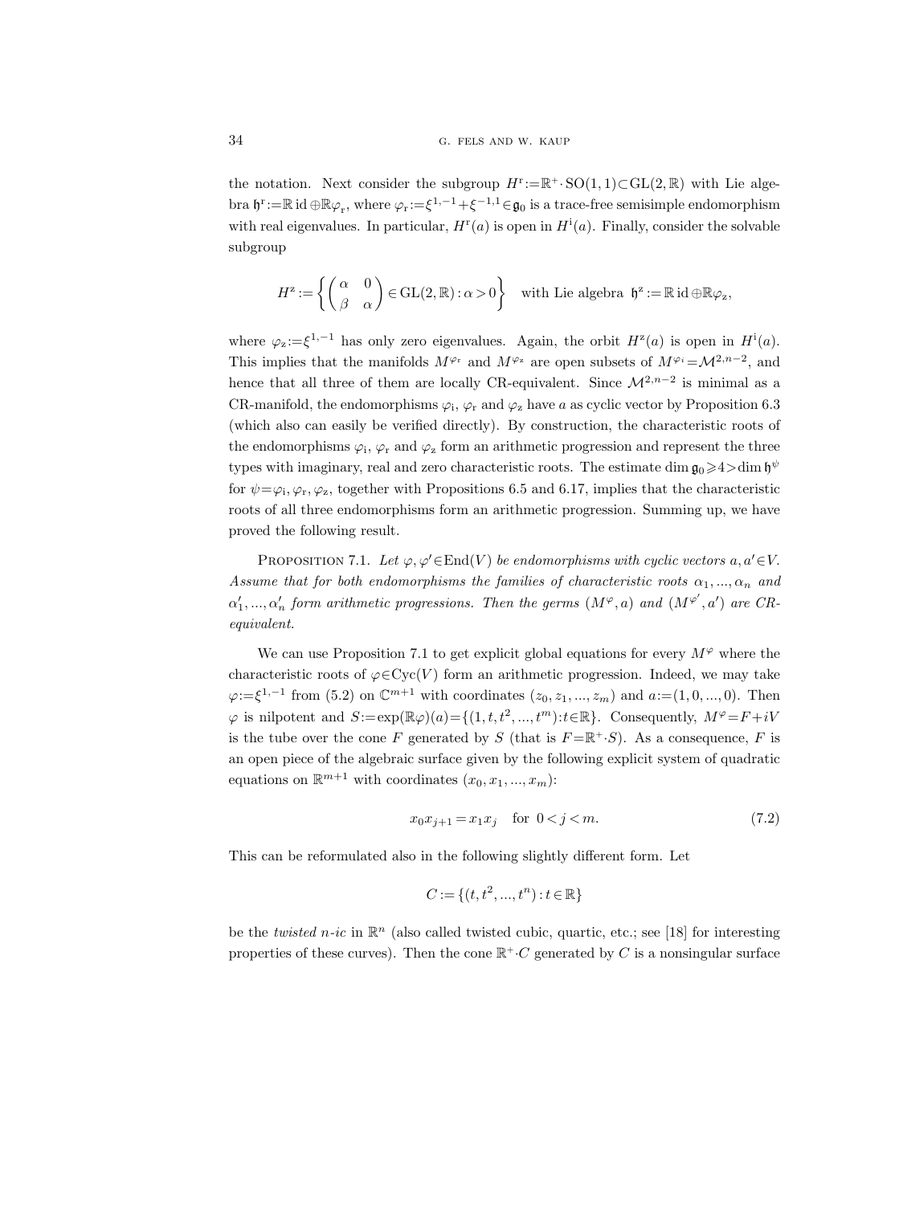the notation. Next consider the subgroup $H^{\mathrm{r}}:=\mathbb{R}^+\cdot\mathrm{SO}(1,1)\subset\mathrm{GL}(2,\mathbb{R})$ with Lie algebra $\mathfrak{h}^{\mathrm{r}}:=\mathbb{R}\,\mathrm{id}\oplus\mathbb{R}\varphi_{\mathrm{r}}$, where $\varphi_{\mathrm{r}}:=\xi^{1,-1}+\xi^{-1,1}\in\mathfrak{g}_0$ is a trace-free semisimple endomorphism with real eigenvalues. In particular, $H^{\mathrm{r}}(a)$ is open in $H^{\mathrm{i}}(a)$. Finally, consider the solvable subgroup

$$H^{\mathrm{z}}:=\left\{\begin{pmatrix}\alpha & 0\\ \beta & \alpha\end{pmatrix}\in\mathrm{GL}(2,\mathbb{R}):\alpha>0\right\}\quad\text{with Lie algebra }\mathfrak{h}^{\mathrm{z}}:=\mathbb{R}\,\mathrm{id}\oplus\mathbb{R}\varphi_{\mathrm{z}},$$

where $\varphi_{\mathrm{z}}:=\xi^{1,-1}$ has only zero eigenvalues. Again, the orbit $H^{\mathrm{z}}(a)$ is open in $H^{\mathrm{i}}(a)$. This implies that the manifolds $M^{\varphi_{\mathrm{r}}}$ and $M^{\varphi_{\mathrm{z}}}$ are open subsets of $M^{\varphi_{\mathrm{i}}}=\mathcal{M}^{2,n-2}$, and hence that all three of them are locally CR-equivalent. Since $\mathcal{M}^{2,n-2}$ is minimal as a CR-manifold, the endomorphisms $\varphi_{\mathrm{i}}$, $\varphi_{\mathrm{r}}$ and $\varphi_{\mathrm{z}}$ have $a$ as cyclic vector by Proposition 6.3 (which also can easily be verified directly). By construction, the characteristic roots of the endomorphisms $\varphi_{\mathrm{i}}$, $\varphi_{\mathrm{r}}$ and $\varphi_{\mathrm{z}}$ form an arithmetic progression and represent the three types with imaginary, real and zero characteristic roots. The estimate $\dim\mathfrak{g}_0\geqslant 4>\dim\mathfrak{h}^{\psi}$ for $\psi=\varphi_{\mathrm{i}},\varphi_{\mathrm{r}},\varphi_{\mathrm{z}}$, together with Propositions 6.5 and 6.17, implies that the characteristic roots of all three endomorphisms form an arithmetic progression. Summing up, we have proved the following result.

PROPOSITION 7.1. *Let $\varphi,\varphi'\in\mathrm{End}(V)$ be endomorphisms with cyclic vectors $a,a'\in V$. Assume that for both endomorphisms the families of characteristic roots $\alpha_1,...,\alpha_n$ and $\alpha_1',...,\alpha_n'$ form arithmetic progressions. Then the germs $(M^{\varphi},a)$ and $(M^{\varphi'},a')$ are CR-equivalent.*

We can use Proposition 7.1 to get explicit global equations for every $M^{\varphi}$ where the characteristic roots of $\varphi\in\mathrm{Cyc}(V)$ form an arithmetic progression. Indeed, we may take $\varphi:=\xi^{1,-1}$ from (5.2) on $\mathbb{C}^{m+1}$ with coordinates $(z_0,z_1,...,z_m)$ and $a:=(1,0,...,0)$. Then $\varphi$ is nilpotent and $S:=\exp(\mathbb{R}\varphi)(a)=\{(1,t,t^2,...,t^m):t\in\mathbb{R}\}$. Consequently, $M^{\varphi}=F+iV$ is the tube over the cone $F$ generated by $S$ (that is $F=\mathbb{R}^+\cdot S$). As a consequence, $F$ is an open piece of the algebraic surface given by the following explicit system of quadratic equations on $\mathbb{R}^{m+1}$ with coordinates $(x_0,x_1,...,x_m)$:

$$x_0x_{j+1}=x_1x_j\quad\text{for }0<j<m.\tag{7.2}$$

This can be reformulated also in the following slightly different form. Let

$$C:=\{(t,t^2,...,t^n):t\in\mathbb{R}\}$$

be the *twisted $n$-ic* in $\mathbb{R}^n$ (also called twisted cubic, quartic, etc.; see [18] for interesting properties of these curves). Then the cone $\mathbb{R}^+\cdot C$ generated by $C$ is a nonsingular surface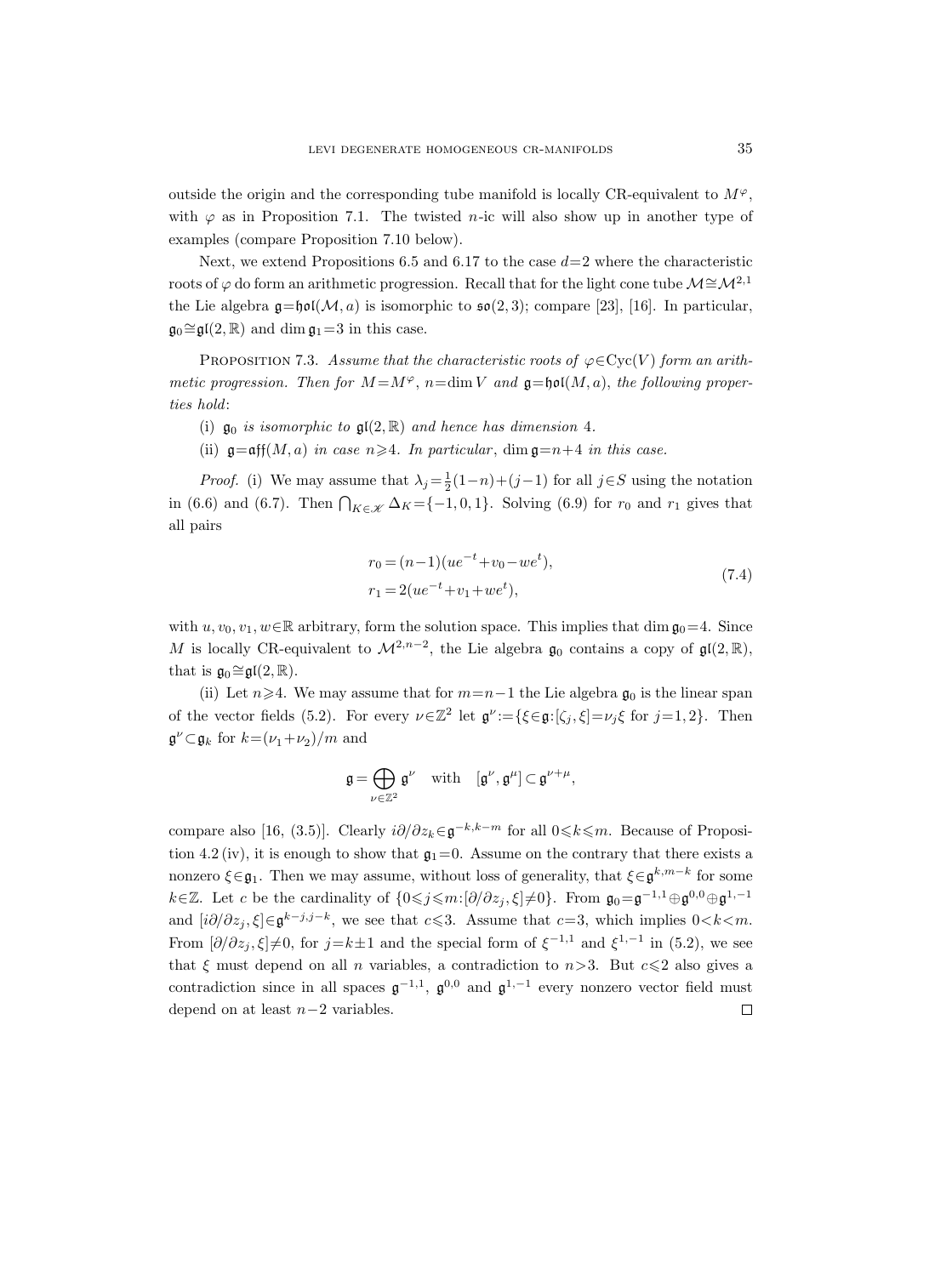outside the origin and the corresponding tube manifold is locally CR-equivalent to $M^\varphi$, with $\varphi$ as in Proposition 7.1. The twisted $n$-ic will also show up in another type of examples (compare Proposition 7.10 below).

Next, we extend Propositions 6.5 and 6.17 to the case $d=2$ where the characteristic roots of $\varphi$ do form an arithmetic progression. Recall that for the light cone tube $\mathcal{M}\cong\mathcal{M}^{2,1}$ the Lie algebra $\mathfrak{g}=\mathfrak{hol}(\mathcal{M},a)$ is isomorphic to $\mathfrak{so}(2,3)$; compare [23], [16]. In particular, $\mathfrak{g}_0\cong\mathfrak{gl}(2,\mathbb{R})$ and $\dim\mathfrak{g}_1=3$ in this case.

Proposition 7.3. *Assume that the characteristic roots of $\varphi\in\mathrm{Cyc}(V)$ form an arithmetic progression. Then for $M=M^\varphi$, $n=\dim V$ and $\mathfrak{g}=\mathfrak{hol}(M,a)$, the following properties hold*:

(i) *$\mathfrak{g}_0$ is isomorphic to $\mathfrak{gl}(2,\mathbb{R})$ and hence has dimension* 4.

(ii) *$\mathfrak{g}=\mathfrak{aff}(M,a)$ in case $n\geqslant 4$. In particular, $\dim\mathfrak{g}=n+4$ in this case.*

*Proof.* (i) We may assume that $\lambda_j=\frac{1}{2}(1-n)+(j-1)$ for all $j\in S$ using the notation in (6.6) and (6.7). Then $\bigcap_{K\in\mathscr{K}}\Delta_K=\{-1,0,1\}$. Solving (6.9) for $r_0$ and $r_1$ gives that all pairs

$$
\begin{aligned}
r_0&=(n-1)(ue^{-t}+v_0-we^t),\\
r_1&=2(ue^{-t}+v_1+we^t),
\end{aligned}
\tag{7.4}
$$

with $u,v_0,v_1,w\in\mathbb{R}$ arbitrary, form the solution space. This implies that $\dim\mathfrak{g}_0=4$. Since $M$ is locally CR-equivalent to $\mathcal{M}^{2,n-2}$, the Lie algebra $\mathfrak{g}_0$ contains a copy of $\mathfrak{gl}(2,\mathbb{R})$, that is $\mathfrak{g}_0\cong\mathfrak{gl}(2,\mathbb{R})$.

(ii) Let $n\geqslant 4$. We may assume that for $m=n-1$ the Lie algebra $\mathfrak{g}_0$ is the linear span of the vector fields (5.2). For every $\nu\in\mathbb{Z}^2$ let $\mathfrak{g}^\nu:=\{\xi\in\mathfrak{g}:[\zeta_j,\xi]=\nu_j\xi \text{ for } j=1,2\}$. Then $\mathfrak{g}^\nu\subset\mathfrak{g}_k$ for $k=(\nu_1+\nu_2)/m$ and

$$
\mathfrak{g}=\bigoplus_{\nu\in\mathbb{Z}^2}\mathfrak{g}^\nu \quad\text{with}\quad [\mathfrak{g}^\nu,\mathfrak{g}^\mu]\subset\mathfrak{g}^{\nu+\mu},
$$

compare also [16, (3.5)]. Clearly $i\partial/\partial z_k\in\mathfrak{g}^{-k,k-m}$ for all $0\leqslant k\leqslant m$. Because of Proposition 4.2 (iv), it is enough to show that $\mathfrak{g}_1=0$. Assume on the contrary that there exists a nonzero $\xi\in\mathfrak{g}_1$. Then we may assume, without loss of generality, that $\xi\in\mathfrak{g}^{k,m-k}$ for some $k\in\mathbb{Z}$. Let $c$ be the cardinality of $\{0\leqslant j\leqslant m:[\partial/\partial z_j,\xi]\neq 0\}$. From $\mathfrak{g}_0=\mathfrak{g}^{-1,1}\oplus\mathfrak{g}^{0,0}\oplus\mathfrak{g}^{1,-1}$ and $[i\partial/\partial z_j,\xi]\in\mathfrak{g}^{k-j,j-k}$, we see that $c\leqslant 3$. Assume that $c=3$, which implies $0<k<m$. From $[\partial/\partial z_j,\xi]\neq 0$, for $j=k\pm 1$ and the special form of $\xi^{-1,1}$ and $\xi^{1,-1}$ in (5.2), we see that $\xi$ must depend on all $n$ variables, a contradiction to $n>3$. But $c\leqslant 2$ also gives a contradiction since in all spaces $\mathfrak{g}^{-1,1}$, $\mathfrak{g}^{0,0}$ and $\mathfrak{g}^{1,-1}$ every nonzero vector field must depend on at least $n-2$ variables. $\square$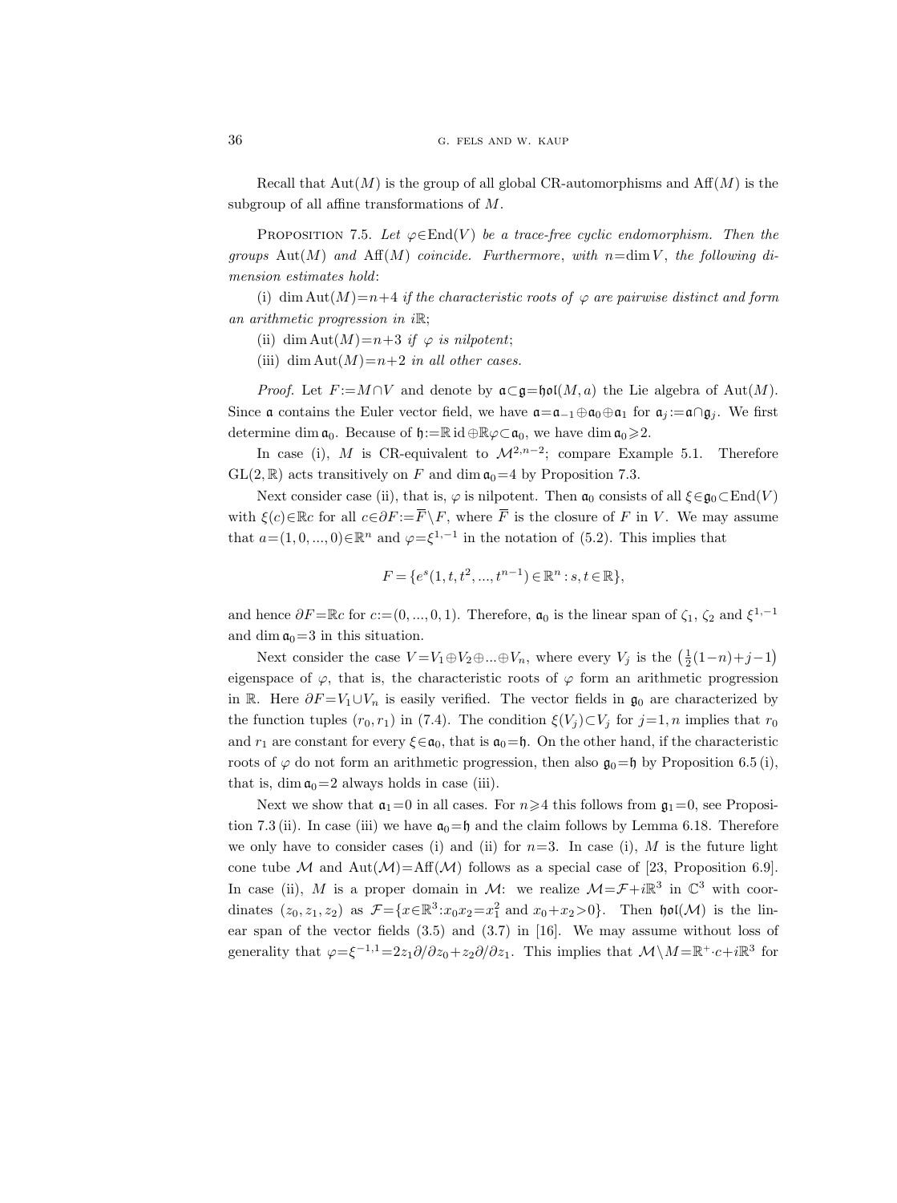Recall that $\mathrm{Aut}(M)$ is the group of all global CR-automorphisms and $\mathrm{Aff}(M)$ is the subgroup of all affine transformations of $M$.

Proposition 7.5. *Let $\varphi\in\mathrm{End}(V)$ be a trace-free cyclic endomorphism. Then the groups $\mathrm{Aut}(M)$ and $\mathrm{Aff}(M)$ coincide. Furthermore, with $n=\dim V$, the following dimension estimates hold*:

(i) $\dim\mathrm{Aut}(M)=n+4$ *if the characteristic roots of $\varphi$ are pairwise distinct and form an arithmetic progression in $i\mathbb{R}$*;

(ii) $\dim\mathrm{Aut}(M)=n+3$ *if $\varphi$ is nilpotent*;

(iii) $\dim\mathrm{Aut}(M)=n+2$ *in all other cases.*

*Proof.* Let $F:=M\cap V$ and denote by $\mathfrak{a}\subset\mathfrak{g}=\mathfrak{hol}(M,a)$ the Lie algebra of $\mathrm{Aut}(M)$. Since $\mathfrak{a}$ contains the Euler vector field, we have $\mathfrak{a}=\mathfrak{a}_{-1}\oplus\mathfrak{a}_0\oplus\mathfrak{a}_1$ for $\mathfrak{a}_j:=\mathfrak{a}\cap\mathfrak{g}_j$. We first determine $\dim\mathfrak{a}_0$. Because of $\mathfrak{h}:=\mathbb{R}\,\mathrm{id}\oplus\mathbb{R}\varphi\subset\mathfrak{a}_0$, we have $\dim\mathfrak{a}_0\geqslant 2$.

In case (i), $M$ is CR-equivalent to $\mathcal{M}^{2,n-2}$; compare Example 5.1. Therefore $\mathrm{GL}(2,\mathbb{R})$ acts transitively on $F$ and $\dim\mathfrak{a}_0=4$ by Proposition 7.3.

Next consider case (ii), that is, $\varphi$ is nilpotent. Then $\mathfrak{a}_0$ consists of all $\xi\in\mathfrak{g}_0\subset\mathrm{End}(V)$ with $\xi(c)\in\mathbb{R}c$ for all $c\in\partial F:=\overline{F}\setminus F$, where $\overline{F}$ is the closure of $F$ in $V$. We may assume that $a=(1,0,...,0)\in\mathbb{R}^n$ and $\varphi=\xi^{1,-1}$ in the notation of (5.2). This implies that

$$F=\{e^s(1,t,t^2,...,t^{n-1})\in\mathbb{R}^n:s,t\in\mathbb{R}\},$$

and hence $\partial F=\mathbb{R}c$ for $c:=(0,...,0,1)$. Therefore, $\mathfrak{a}_0$ is the linear span of $\zeta_1$, $\zeta_2$ and $\xi^{1,-1}$ and $\dim\mathfrak{a}_0=3$ in this situation.

Next consider the case $V=V_1\oplus V_2\oplus...\oplus V_n$, where every $V_j$ is the $\big(\tfrac{1}{2}(1-n)+j-1\big)$ eigenspace of $\varphi$, that is, the characteristic roots of $\varphi$ form an arithmetic progression in $\mathbb{R}$. Here $\partial F=V_1\cup V_n$ is easily verified. The vector fields in $\mathfrak{g}_0$ are characterized by the function tuples $(r_0,r_1)$ in (7.4). The condition $\xi(V_j)\subset V_j$ for $j=1,n$ implies that $r_0$ and $r_1$ are constant for every $\xi\in\mathfrak{a}_0$, that is $\mathfrak{a}_0=\mathfrak{h}$. On the other hand, if the characteristic roots of $\varphi$ do not form an arithmetic progression, then also $\mathfrak{g}_0=\mathfrak{h}$ by Proposition 6.5 (i), that is, $\dim\mathfrak{a}_0=2$ always holds in case (iii).

Next we show that $\mathfrak{a}_1=0$ in all cases. For $n\geqslant 4$ this follows from $\mathfrak{g}_1=0$, see Proposition 7.3 (ii). In case (iii) we have $\mathfrak{a}_0=\mathfrak{h}$ and the claim follows by Lemma 6.18. Therefore we only have to consider cases (i) and (ii) for $n=3$. In case (i), $M$ is the future light cone tube $\mathcal{M}$ and $\mathrm{Aut}(\mathcal{M})=\mathrm{Aff}(\mathcal{M})$ follows as a special case of [23, Proposition 6.9]. In case (ii), $M$ is a proper domain in $\mathcal{M}$: we realize $\mathcal{M}=\mathcal{F}+i\mathbb{R}^3$ in $\mathbb{C}^3$ with coordinates $(z_0,z_1,z_2)$ as $\mathcal{F}=\{x\in\mathbb{R}^3:x_0x_2=x_1^2 \text{ and } x_0+x_2>0\}$. Then $\mathfrak{hol}(\mathcal{M})$ is the linear span of the vector fields (3.5) and (3.7) in [16]. We may assume without loss of generality that $\varphi=\xi^{-1,1}=2z_1\partial/\partial z_0+z_2\partial/\partial z_1$. This implies that $\mathcal{M}\setminus M=\mathbb{R}^+\cdot c+i\mathbb{R}^3$ for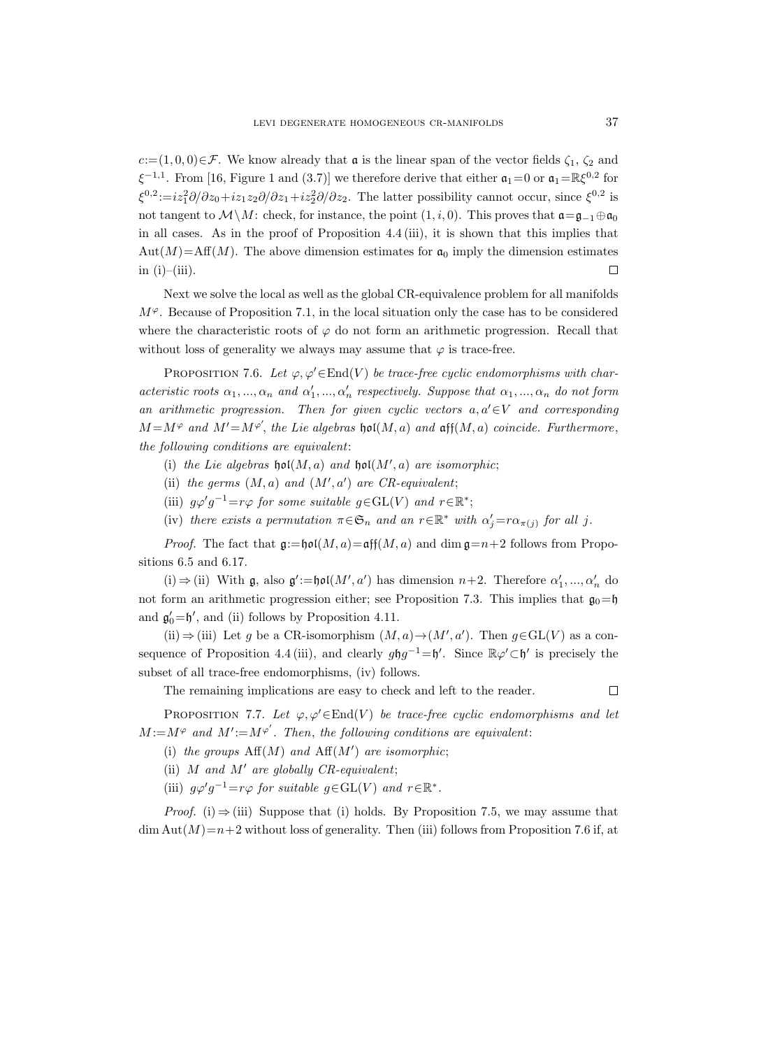$c{:=}(1,0,0)\in\mathcal{F}$. We know already that $\mathfrak{a}$ is the linear span of the vector fields $\zeta_1$, $\zeta_2$ and $\xi^{-1,1}$. From [16, Figure 1 and (3.7)] we therefore derive that either $\mathfrak{a}_1{=}0$ or $\mathfrak{a}_1{=}\mathbb{R}\xi^{0,2}$ for $\xi^{0,2}{:=}iz_1^2\partial/\partial z_0{+}iz_1z_2\partial/\partial z_1{+}iz_2^2\partial/\partial z_2$. The latter possibility cannot occur, since $\xi^{0,2}$ is not tangent to $\mathcal{M}\setminus M$: check, for instance, the point $(1,i,0)$. This proves that $\mathfrak{a}{=}\mathfrak{g}_{-1}{\oplus}\mathfrak{a}_0$ in all cases. As in the proof of Proposition 4.4 (iii), it is shown that this implies that $\mathrm{Aut}(M){=}\mathrm{Aff}(M)$. The above dimension estimates for $\mathfrak{a}_0$ imply the dimension estimates in (i)–(iii). □

Next we solve the local as well as the global CR-equivalence problem for all manifolds $M^\varphi$. Because of Proposition 7.1, in the local situation only the case has to be considered where the characteristic roots of $\varphi$ do not form an arithmetic progression. Recall that without loss of generality we always may assume that $\varphi$ is trace-free.

Proposition 7.6. *Let $\varphi,\varphi'{\in}\mathrm{End}(V)$ be trace-free cyclic endomorphisms with characteristic roots $\alpha_1,...,\alpha_n$ and $\alpha'_1,...,\alpha'_n$ respectively. Suppose that $\alpha_1,...,\alpha_n$ do not form an arithmetic progression. Then for given cyclic vectors $a,a'{\in}V$ and corresponding $M{=}M^\varphi$ and $M'{=}M^{\varphi'}$, the Lie algebras $\mathfrak{hol}(M,a)$ and $\mathfrak{aff}(M,a)$ coincide. Furthermore, the following conditions are equivalent*:

(i) *the Lie algebras $\mathfrak{hol}(M,a)$ and $\mathfrak{hol}(M',a)$ are isomorphic*;

(ii) *the germs $(M,a)$ and $(M',a')$ are CR-equivalent*;

(iii) *$g\varphi'g^{-1}{=}r\varphi$ for some suitable $g{\in}\mathrm{GL}(V)$ and $r{\in}\mathbb{R}^*$*;

(iv) *there exists a permutation $\pi{\in}\mathfrak{S}_n$ and an $r{\in}\mathbb{R}^*$ with $\alpha'_j{=}r\alpha_{\pi(j)}$ for all $j$.*

*Proof.* The fact that $\mathfrak{g}{:=}\mathfrak{hol}(M,a){=}\mathfrak{aff}(M,a)$ and $\dim\mathfrak{g}{=}n{+}2$ follows from Propositions 6.5 and 6.17.

(i) ⇒ (ii) With $\mathfrak{g}$, also $\mathfrak{g}'{:=}\mathfrak{hol}(M',a')$ has dimension $n{+}2$. Therefore $\alpha'_1,...,\alpha'_n$ do not form an arithmetic progression either; see Proposition 7.3. This implies that $\mathfrak{g}_0{=}\mathfrak{h}$ and $\mathfrak{g}'_0{=}\mathfrak{h}'$, and (ii) follows by Proposition 4.11.

(ii) ⇒ (iii) Let $g$ be a CR-isomorphism $(M,a)\to(M',a')$. Then $g{\in}\mathrm{GL}(V)$ as a consequence of Proposition 4.4 (iii), and clearly $g\mathfrak{h}g^{-1}{=}\mathfrak{h}'$. Since $\mathbb{R}\varphi'{\subset}\mathfrak{h}'$ is precisely the subset of all trace-free endomorphisms, (iv) follows.

The remaining implications are easy to check and left to the reader. □

Proposition 7.7. *Let $\varphi,\varphi'{\in}\mathrm{End}(V)$ be trace-free cyclic endomorphisms and let $M{:=}M^\varphi$ and $M'{:=}M^{\varphi'}$. Then, the following conditions are equivalent*:

(i) *the groups $\mathrm{Aff}(M)$ and $\mathrm{Aff}(M')$ are isomorphic*;

(ii) *$M$ and $M'$ are globally CR-equivalent*;

(iii) *$g\varphi'g^{-1}{=}r\varphi$ for suitable $g{\in}\mathrm{GL}(V)$ and $r{\in}\mathbb{R}^*$.*

*Proof.* (i) ⇒ (iii) Suppose that (i) holds. By Proposition 7.5, we may assume that $\dim\mathrm{Aut}(M){=}n{+}2$ without loss of generality. Then (iii) follows from Proposition 7.6 if, at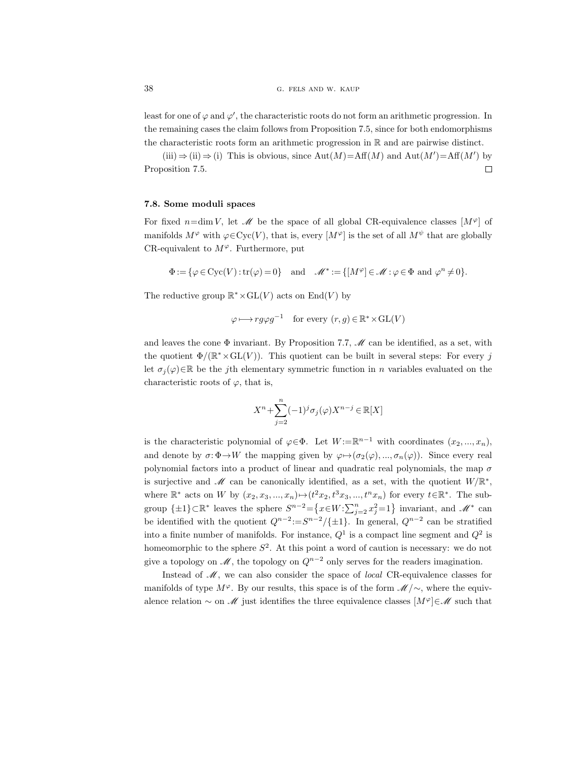least for one of $\varphi$ and $\varphi'$, the characteristic roots do not form an arithmetic progression. In the remaining cases the claim follows from Proposition 7.5, since for both endomorphisms the characteristic roots form an arithmetic progression in $\mathbb{R}$ and are pairwise distinct.

(iii) $\Rightarrow$ (ii) $\Rightarrow$ (i) This is obvious, since $\mathrm{Aut}(M)=\mathrm{Aff}(M)$ and $\mathrm{Aut}(M')=\mathrm{Aff}(M')$ by Proposition 7.5. $\square$

### 7.8. Some moduli spaces

For fixed $n=\dim V$, let $\mathscr{M}$ be the space of all global CR-equivalence classes $[M^\varphi]$ of manifolds $M^\varphi$ with $\varphi\in\mathrm{Cyc}(V)$, that is, every $[M^\varphi]$ is the set of all $M^\psi$ that are globally CR-equivalent to $M^\varphi$. Furthermore, put

$$\Phi := \{\varphi\in\mathrm{Cyc}(V) : \mathrm{tr}(\varphi)=0\} \quad \text{and} \quad \mathscr{M}^* := \{[M^\varphi]\in\mathscr{M} : \varphi\in\Phi \text{ and } \varphi^n\neq 0\}.$$

The reductive group $\mathbb{R}^*\times\mathrm{GL}(V)$ acts on $\mathrm{End}(V)$ by

$$\varphi\longmapsto rg\varphi g^{-1} \quad \text{for every } (r,g)\in\mathbb{R}^*\times\mathrm{GL}(V)$$

and leaves the cone $\Phi$ invariant. By Proposition 7.7, $\mathscr{M}$ can be identified, as a set, with the quotient $\Phi/(\mathbb{R}^*\times\mathrm{GL}(V))$. This quotient can be built in several steps: For every $j$ let $\sigma_j(\varphi)\in\mathbb{R}$ be the $j$th elementary symmetric function in $n$ variables evaluated on the characteristic roots of $\varphi$, that is,

$$X^n+\sum_{j=2}^{n}(-1)^j\sigma_j(\varphi)X^{n-j}\in\mathbb{R}[X]$$

is the characteristic polynomial of $\varphi\in\Phi$. Let $W:=\mathbb{R}^{n-1}$ with coordinates $(x_2,...,x_n)$, and denote by $\sigma:\Phi\to W$ the mapping given by $\varphi\mapsto(\sigma_2(\varphi),...,\sigma_n(\varphi))$. Since every real polynomial factors into a product of linear and quadratic real polynomials, the map $\sigma$ is surjective and $\mathscr{M}$ can be canonically identified, as a set, with the quotient $W/\mathbb{R}^*$, where $\mathbb{R}^*$ acts on $W$ by $(x_2,x_3,...,x_n)\mapsto(t^2x_2,t^3x_3,...,t^nx_n)$ for every $t\in\mathbb{R}^*$. The subgroup $\{\pm1\}\subset\mathbb{R}^*$ leaves the sphere $S^{n-2}=\{x\in W:\sum_{j=2}^n x_j^2=1\}$ invariant, and $\mathscr{M}^*$ can be identified with the quotient $Q^{n-2}:=S^{n-2}/\{\pm1\}$. In general, $Q^{n-2}$ can be stratified into a finite number of manifolds. For instance, $Q^1$ is a compact line segment and $Q^2$ is homeomorphic to the sphere $S^2$. At this point a word of caution is necessary: we do not give a topology on $\mathscr{M}$, the topology on $Q^{n-2}$ only serves for the readers imagination.

Instead of $\mathscr{M}$, we can also consider the space of *local* CR-equivalence classes for manifolds of type $M^\varphi$. By our results, this space is of the form $\mathscr{M}/{\sim}$, where the equivalence relation $\sim$ on $\mathscr{M}$ just identifies the three equivalence classes $[M^\varphi]\in\mathscr{M}$ such that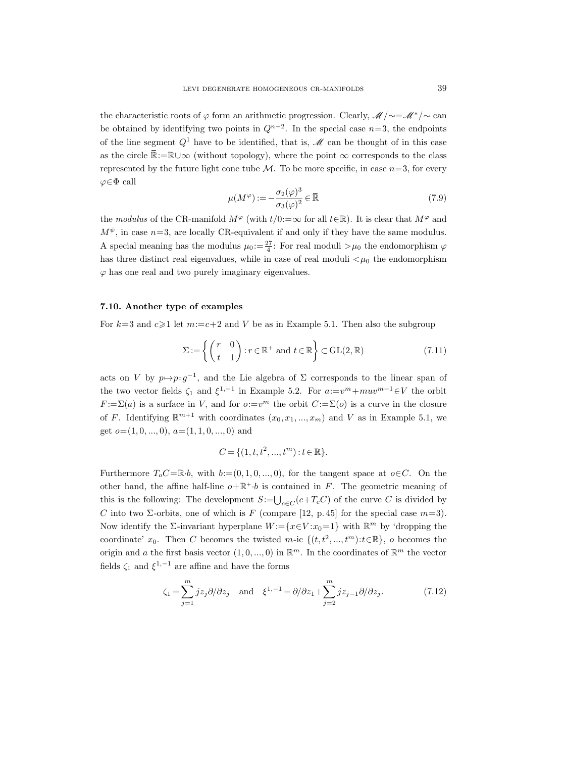the characteristic roots of $\varphi$ form an arithmetic progression. Clearly, $\mathscr{M}/\sim=\mathscr{M}^*/\sim$ can be obtained by identifying two points in $Q^{n-2}$. In the special case $n=3$, the endpoints of the line segment $Q^1$ have to be identified, that is, $\mathscr{M}$ can be thought of in this case as the circle $\overline{\mathbb{R}}:=\mathbb{R}\cup\infty$ (without topology), where the point $\infty$ corresponds to the class represented by the future light cone tube $\mathcal{M}$. To be more specific, in case $n=3$, for every $\varphi\in\Phi$ call

$$\mu(M^\varphi) := -\frac{\sigma_2(\varphi)^3}{\sigma_3(\varphi)^2} \in \overline{\mathbb{R}} \tag{7.9}$$

the *modulus* of the CR-manifold $M^\varphi$ (with $t/0:=\infty$ for all $t\in\mathbb{R}$). It is clear that $M^\varphi$ and $M^\psi$, in case $n=3$, are locally CR-equivalent if and only if they have the same modulus. A special meaning has the modulus $\mu_0:=\frac{27}{4}$: For real moduli $>\mu_0$ the endomorphism $\varphi$ has three distinct real eigenvalues, while in case of real moduli $<\mu_0$ the endomorphism $\varphi$ has one real and two purely imaginary eigenvalues.

### 7.10. Another type of examples

For $k=3$ and $c\geqslant 1$ let $m:=c+2$ and $V$ be as in Example 5.1. Then also the subgroup

$$\Sigma := \left\{ \begin{pmatrix} r & 0 \\ t & 1 \end{pmatrix} : r\in\mathbb{R}^+ \text{ and } t\in\mathbb{R} \right\} \subset \mathrm{GL}(2,\mathbb{R}) \tag{7.11}$$

acts on $V$ by $p\mapsto p\circ g^{-1}$, and the Lie algebra of $\Sigma$ corresponds to the linear span of the two vector fields $\zeta_1$ and $\xi^{1,-1}$ in Example 5.2. For $a:=v^m+muv^{m-1}\in V$ the orbit $F:=\Sigma(a)$ is a surface in $V$, and for $o:=v^m$ the orbit $C:=\Sigma(o)$ is a curve in the closure of $F$. Identifying $\mathbb{R}^{m+1}$ with coordinates $(x_0, x_1, ..., x_m)$ and $V$ as in Example 5.1, we get $o=(1,0,...,0)$, $a=(1,1,0,...,0)$ and

$$C = \{(1,t,t^2,...,t^m) : t\in\mathbb{R}\}.$$

Furthermore $T_oC=\mathbb{R}\cdot b$, with $b:=(0,1,0,...,0)$, for the tangent space at $o\in C$. On the other hand, the affine half-line $o+\mathbb{R}^+\cdot b$ is contained in $F$. The geometric meaning of this is the following: The development $S:=\bigcup_{c\in C}(c+T_cC)$ of the curve $C$ is divided by $C$ into two $\Sigma$-orbits, one of which is $F$ (compare [12, p. 45] for the special case $m=3$). Now identify the $\Sigma$-invariant hyperplane $W:=\{x\in V : x_0=1\}$ with $\mathbb{R}^m$ by 'dropping the coordinate' $x_0$. Then $C$ becomes the twisted $m$-ic $\{(t,t^2,...,t^m):t\in\mathbb{R}\}$, $o$ becomes the origin and $a$ the first basis vector $(1,0,...,0)$ in $\mathbb{R}^m$. In the coordinates of $\mathbb{R}^m$ the vector fields $\zeta_1$ and $\xi^{1,-1}$ are affine and have the forms

$$\zeta_1 = \sum_{j=1}^m jz_j\partial/\partial z_j \quad \text{and} \quad \xi^{1,-1} = \partial/\partial z_1 + \sum_{j=2}^m jz_{j-1}\partial/\partial z_j. \tag{7.12}$$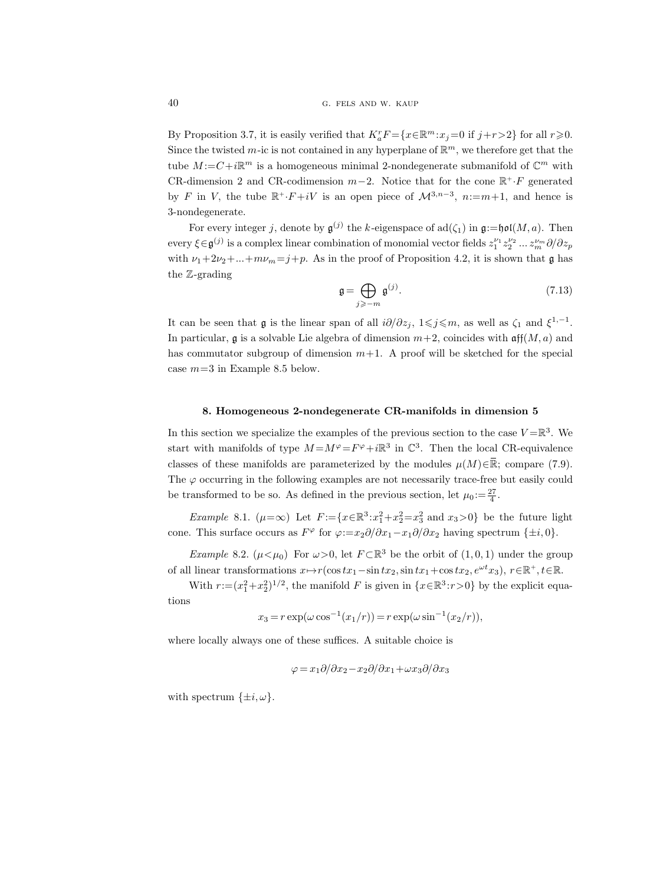By Proposition 3.7, it is easily verified that $K_a^r F=\{x\in\mathbb{R}^m : x_j=0 \text{ if } j+r>2\}$ for all $r\geqslant 0$. Since the twisted $m$-ic is not contained in any hyperplane of $\mathbb{R}^m$, we therefore get that the tube $M:=C+i\mathbb{R}^m$ is a homogeneous minimal 2-nondegenerate submanifold of $\mathbb{C}^m$ with CR-dimension 2 and CR-codimension $m-2$. Notice that for the cone $\mathbb{R}^+\cdot F$ generated by $F$ in $V$, the tube $\mathbb{R}^+\cdot F+iV$ is an open piece of $\mathcal{M}^{3,n-3}$, $n:=m+1$, and hence is 3-nondegenerate.

For every integer $j$, denote by $\mathfrak{g}^{(j)}$ the $k$-eigenspace of $\operatorname{ad}(\zeta_1)$ in $\mathfrak{g}:=\mathfrak{hol}(M,a)$. Then every $\xi\in\mathfrak{g}^{(j)}$ is a complex linear combination of monomial vector fields $z_1^{\nu_1}z_2^{\nu_2}\dots z_m^{\nu_m}\partial/\partial z_p$ with $\nu_1+2\nu_2+\dots+m\nu_m=j+p$. As in the proof of Proposition 4.2, it is shown that $\mathfrak{g}$ has the $\mathbb{Z}$-grading

$$\mathfrak{g}=\bigoplus_{j\geqslant -m}\mathfrak{g}^{(j)}. \tag{7.13}$$

It can be seen that $\mathfrak{g}$ is the linear span of all $i\partial/\partial z_j$, $1\leqslant j\leqslant m$, as well as $\zeta_1$ and $\xi^{1,-1}$. In particular, $\mathfrak{g}$ is a solvable Lie algebra of dimension $m+2$, coincides with $\mathfrak{aff}(M,a)$ and has commutator subgroup of dimension $m+1$. A proof will be sketched for the special case $m=3$ in Example 8.5 below.

## 8. Homogeneous 2-nondegenerate CR-manifolds in dimension 5

In this section we specialize the examples of the previous section to the case $V=\mathbb{R}^3$. We start with manifolds of type $M=M^\varphi=F^\varphi+i\mathbb{R}^3$ in $\mathbb{C}^3$. Then the local CR-equivalence classes of these manifolds are parameterized by the modules $\mu(M)\in\overline{\mathbb{R}}$; compare (7.9). The $\varphi$ occurring in the following examples are not necessarily trace-free but easily could be transformed to be so. As defined in the previous section, let $\mu_0:=\frac{27}{4}$.

*Example* 8.1. ($\mu=\infty$) Let $F:=\{x\in\mathbb{R}^3 : x_1^2+x_2^2=x_3^2 \text{ and } x_3>0\}$ be the future light cone. This surface occurs as $F^\varphi$ for $\varphi:=x_2\partial/\partial x_1-x_1\partial/\partial x_2$ having spectrum $\{\pm i,0\}$.

*Example* 8.2. ($\mu<\mu_0$) For $\omega>0$, let $F\subset\mathbb{R}^3$ be the orbit of $(1,0,1)$ under the group of all linear transformations $x\mapsto r(\cos tx_1-\sin tx_2, \sin tx_1+\cos tx_2, e^{\omega t}x_3)$, $r\in\mathbb{R}^+, t\in\mathbb{R}$.

With $r:=(x_1^2+x_2^2)^{1/2}$, the manifold $F$ is given in $\{x\in\mathbb{R}^3 : r>0\}$ by the explicit equations

$$x_3=r\exp(\omega\cos^{-1}(x_1/r))=r\exp(\omega\sin^{-1}(x_2/r)),$$

where locally always one of these suffices. A suitable choice is

$$\varphi=x_1\partial/\partial x_2-x_2\partial/\partial x_1+\omega x_3\partial/\partial x_3$$

with spectrum $\{\pm i,\omega\}$.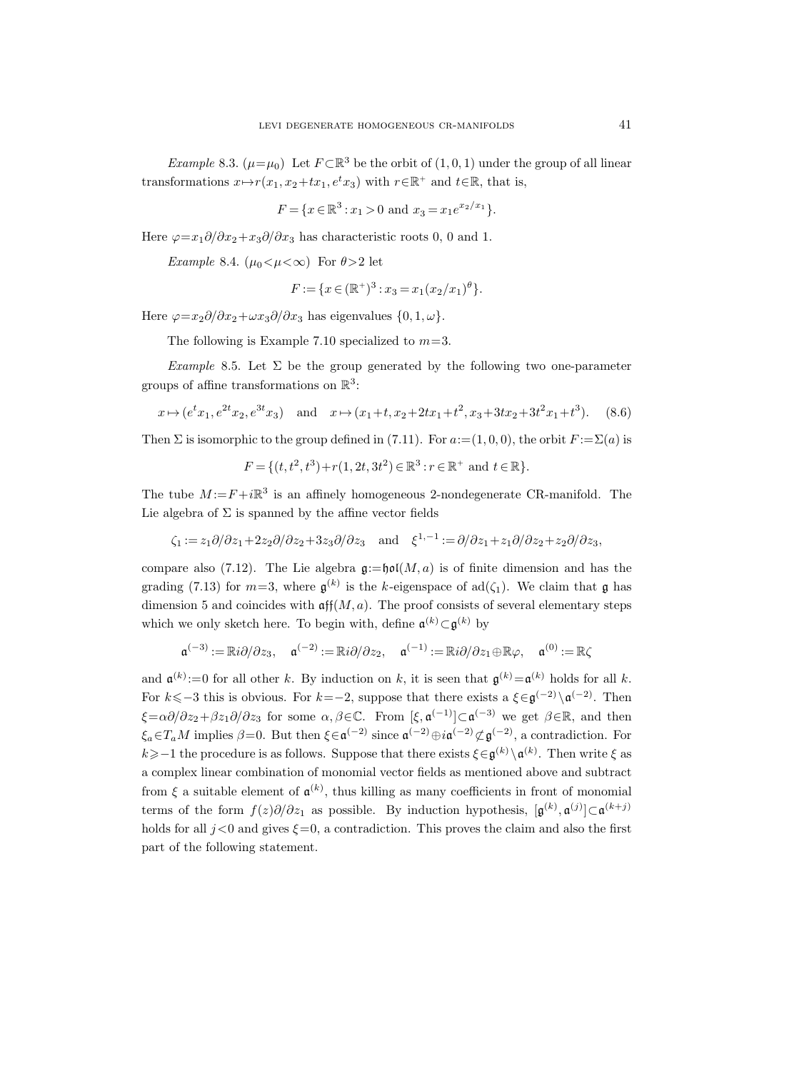*Example* 8.3. ($\mu=\mu_0$) Let $F\subset\mathbb{R}^3$ be the orbit of $(1,0,1)$ under the group of all linear transformations $x\mapsto r(x_1, x_2+tx_1, e^t x_3)$ with $r\in\mathbb{R}^+$ and $t\in\mathbb{R}$, that is,

$$F=\{x\in\mathbb{R}^3 : x_1>0 \text{ and } x_3=x_1 e^{x_2/x_1}\}.$$

Here $\varphi=x_1\partial/\partial x_2+x_3\partial/\partial x_3$ has characteristic roots 0, 0 and 1.

*Example* 8.4. ($\mu_0<\mu<\infty$) For $\theta>2$ let

$$F:=\{x\in(\mathbb{R}^+)^3 : x_3=x_1(x_2/x_1)^\theta\}.$$

Here $\varphi=x_2\partial/\partial x_2+\omega x_3\partial/\partial x_3$ has eigenvalues $\{0,1,\omega\}$.

The following is Example 7.10 specialized to $m=3$.

*Example* 8.5. Let $\Sigma$ be the group generated by the following two one-parameter groups of affine transformations on $\mathbb{R}^3$:

$$x\mapsto(e^t x_1, e^{2t}x_2, e^{3t}x_3) \quad\text{and}\quad x\mapsto(x_1+t, x_2+2tx_1+t^2, x_3+3tx_2+3t^2x_1+t^3). \tag{8.6}$$

Then $\Sigma$ is isomorphic to the group defined in (7.11). For $a:=(1,0,0)$, the orbit $F:=\Sigma(a)$ is

$$F=\{(t,t^2,t^3)+r(1,2t,3t^2)\in\mathbb{R}^3 : r\in\mathbb{R}^+ \text{ and } t\in\mathbb{R}\}.$$

The tube $M:=F+i\mathbb{R}^3$ is an affinely homogeneous 2-nondegenerate CR-manifold. The Lie algebra of $\Sigma$ is spanned by the affine vector fields

$$\zeta_1:=z_1\partial/\partial z_1+2z_2\partial/\partial z_2+3z_3\partial/\partial z_3 \quad\text{and}\quad \xi^{1,-1}:=\partial/\partial z_1+z_1\partial/\partial z_2+z_2\partial/\partial z_3,$$

compare also (7.12). The Lie algebra $\mathfrak{g}:=\mathfrak{hol}(M,a)$ is of finite dimension and has the grading (7.13) for $m=3$, where $\mathfrak{g}^{(k)}$ is the $k$-eigenspace of $\mathrm{ad}(\zeta_1)$. We claim that $\mathfrak{g}$ has dimension 5 and coincides with $\mathfrak{aff}(M,a)$. The proof consists of several elementary steps which we only sketch here. To begin with, define $\mathfrak{a}^{(k)}\subset\mathfrak{g}^{(k)}$ by

$$\mathfrak{a}^{(-3)}:=\mathbb{R}i\partial/\partial z_3,\quad \mathfrak{a}^{(-2)}:=\mathbb{R}i\partial/\partial z_2,\quad \mathfrak{a}^{(-1)}:=\mathbb{R}i\partial/\partial z_1\oplus\mathbb{R}\varphi,\quad \mathfrak{a}^{(0)}:=\mathbb{R}\zeta$$

and $\mathfrak{a}^{(k)}:=0$ for all other $k$. By induction on $k$, it is seen that $\mathfrak{g}^{(k)}=\mathfrak{a}^{(k)}$ holds for all $k$. For $k\leqslant-3$ this is obvious. For $k=-2$, suppose that there exists a $\xi\in\mathfrak{g}^{(-2)}\setminus\mathfrak{a}^{(-2)}$. Then $\xi=\alpha\partial/\partial z_2+\beta z_1\partial/\partial z_3$ for some $\alpha,\beta\in\mathbb{C}$. From $[\xi,\mathfrak{a}^{(-1)}]\subset\mathfrak{a}^{(-3)}$ we get $\beta\in\mathbb{R}$, and then $\xi_a\in T_aM$ implies $\beta=0$. But then $\xi\in\mathfrak{a}^{(-2)}$ since $\mathfrak{a}^{(-2)}\oplus i\mathfrak{a}^{(-2)}\not\subset\mathfrak{g}^{(-2)}$, a contradiction. For $k\geqslant-1$ the procedure is as follows. Suppose that there exists $\xi\in\mathfrak{g}^{(k)}\setminus\mathfrak{a}^{(k)}$. Then write $\xi$ as a complex linear combination of monomial vector fields as mentioned above and subtract from $\xi$ a suitable element of $\mathfrak{a}^{(k)}$, thus killing as many coefficients in front of monomial terms of the form $f(z)\partial/\partial z_1$ as possible. By induction hypothesis, $[\mathfrak{g}^{(k)},\mathfrak{a}^{(j)}]\subset\mathfrak{a}^{(k+j)}$ holds for all $j<0$ and gives $\xi=0$, a contradiction. This proves the claim and also the first part of the following statement.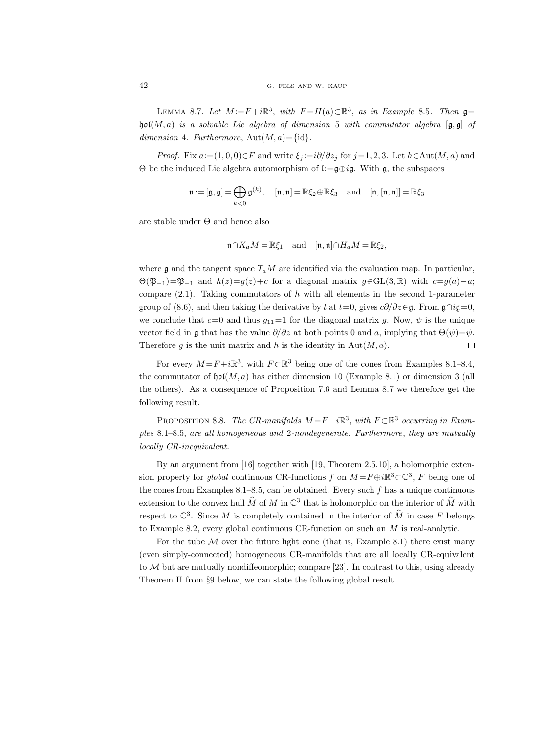LEMMA 8.7. *Let $M:=F+i\mathbb{R}^3$, with $F=H(a)\subset\mathbb{R}^3$, as in Example* 8.5. *Then $\mathfrak{g}=\mathfrak{hol}(M,a)$ is a solvable Lie algebra of dimension* 5 *with commutator algebra $[\mathfrak{g},\mathfrak{g}]$ of dimension* 4. *Furthermore*, $\mathrm{Aut}(M,a)=\{\mathrm{id}\}$.

*Proof.* Fix $a:=(1,0,0)\in F$ and write $\xi_j:=i\partial/\partial z_j$ for $j=1,2,3$. Let $h\in\mathrm{Aut}(M,a)$ and $\Theta$ be the induced Lie algebra automorphism of $\mathfrak{l}:=\mathfrak{g}\oplus i\mathfrak{g}$. With $\mathfrak{g}$, the subspaces

$$\mathfrak{n}:=[\mathfrak{g},\mathfrak{g}]=\bigoplus_{k<0}\mathfrak{g}^{(k)},\quad [\mathfrak{n},\mathfrak{n}]=\mathbb{R}\xi_2\oplus\mathbb{R}\xi_3\quad\text{and}\quad [\mathfrak{n},[\mathfrak{n},\mathfrak{n}]]=\mathbb{R}\xi_3$$

are stable under $\Theta$ and hence also

$$\mathfrak{n}\cap K_aM=\mathbb{R}\xi_1\quad\text{and}\quad [\mathfrak{n},\mathfrak{n}]\cap H_aM=\mathbb{R}\xi_2,$$

where $\mathfrak{g}$ and the tangent space $T_aM$ are identified via the evaluation map. In particular, $\Theta(\mathfrak{P}_{-1})=\mathfrak{P}_{-1}$ and $h(z)=g(z)+c$ for a diagonal matrix $g\in\mathrm{GL}(3,\mathbb{R})$ with $c=g(a)-a$; compare (2.1). Taking commutators of $h$ with all elements in the second 1-parameter group of (8.6), and then taking the derivative by $t$ at $t=0$, gives $c\partial/\partial z\in\mathfrak{g}$. From $\mathfrak{g}\cap i\mathfrak{g}=0$, we conclude that $c=0$ and thus $g_{11}=1$ for the diagonal matrix $g$. Now, $\psi$ is the unique vector field in $\mathfrak{g}$ that has the value $\partial/\partial z$ at both points 0 and $a$, implying that $\Theta(\psi)=\psi$. Therefore $g$ is the unit matrix and $h$ is the identity in $\mathrm{Aut}(M,a)$. $\square$

For every $M=F+i\mathbb{R}^3$, with $F\subset\mathbb{R}^3$ being one of the cones from Examples 8.1–8.4, the commutator of $\mathfrak{hol}(M,a)$ has either dimension 10 (Example 8.1) or dimension 3 (all the others). As a consequence of Proposition 7.6 and Lemma 8.7 we therefore get the following result.

PROPOSITION 8.8. *The CR-manifolds $M=F+i\mathbb{R}^3$, with $F\subset\mathbb{R}^3$ occurring in Examples* 8.1–8.5, *are all homogeneous and* 2*-nondegenerate. Furthermore*, *they are mutually locally CR-inequivalent.*

By an argument from [16] together with [19, Theorem 2.5.10], a holomorphic extension property for *global* continuous CR-functions $f$ on $M=F\oplus i\mathbb{R}^3\subset\mathbb{C}^3$, $F$ being one of the cones from Examples 8.1–8.5, can be obtained. Every such $f$ has a unique continuous extension to the convex hull $\widehat{M}$ of $M$ in $\mathbb{C}^3$ that is holomorphic on the interior of $\widehat{M}$ with respect to $\mathbb{C}^3$. Since $M$ is completely contained in the interior of $\widehat{M}$ in case $F$ belongs to Example 8.2, every global continuous CR-function on such an $M$ is real-analytic.

For the tube $\mathcal{M}$ over the future light cone (that is, Example 8.1) there exist many (even simply-connected) homogeneous CR-manifolds that are all locally CR-equivalent to $\mathcal{M}$ but are mutually nondiffeomorphic; compare [23]. In contrast to this, using already Theorem II from §9 below, we can state the following global result.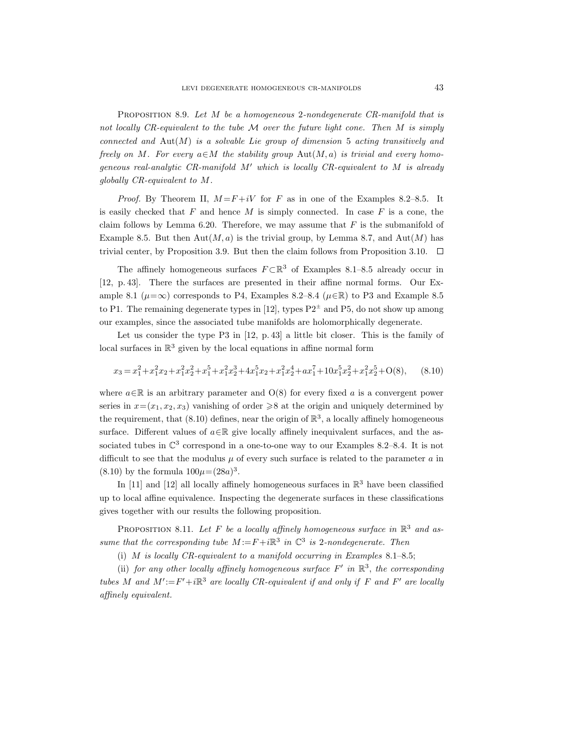Proposition 8.9. *Let $M$ be a homogeneous 2-nondegenerate CR-manifold that is not locally CR-equivalent to the tube $\mathcal{M}$ over the future light cone. Then $M$ is simply connected and $\operatorname{Aut}(M)$ is a solvable Lie group of dimension 5 acting transitively and freely on $M$. For every $a \in M$ the stability group $\operatorname{Aut}(M,a)$ is trivial and every homogeneous real-analytic CR-manifold $M'$ which is locally CR-equivalent to $M$ is already globally CR-equivalent to $M$.*

*Proof.* By Theorem II, $M = F + iV$ for $F$ as in one of the Examples 8.2–8.5. It is easily checked that $F$ and hence $M$ is simply connected. In case $F$ is a cone, the claim follows by Lemma 6.20. Therefore, we may assume that $F$ is the submanifold of Example 8.5. But then $\operatorname{Aut}(M,a)$ is the trivial group, by Lemma 8.7, and $\operatorname{Aut}(M)$ has trivial center, by Proposition 3.9. But then the claim follows from Proposition 3.10. $\square$

The affinely homogeneous surfaces $F \subset \mathbb{R}^3$ of Examples 8.1–8.5 already occur in [12, p. 43]. There the surfaces are presented in their affine normal forms. Our Example 8.1 ($\mu = \infty$) corresponds to P4, Examples 8.2–8.4 ($\mu \in \mathbb{R}$) to P3 and Example 8.5 to P1. The remaining degenerate types in [12], types P2$^{\pm}$ and P5, do not show up among our examples, since the associated tube manifolds are holomorphically degenerate.

Let us consider the type P3 in [12, p. 43] a little bit closer. This is the family of local surfaces in $\mathbb{R}^3$ given by the local equations in affine normal form

$$x_3 = x_1^2 + x_1^2 x_2 + x_1^2 x_2^2 + x_1^5 + x_1^2 x_2^3 + 4x_1^5 x_2 + x_1^2 x_2^4 + a x_1^7 + 10 x_1^5 x_2^2 + x_1^2 x_2^5 + \mathrm{O}(8), \qquad (8.10)$$

where $a \in \mathbb{R}$ is an arbitrary parameter and $\mathrm{O}(8)$ for every fixed $a$ is a convergent power series in $x = (x_1, x_2, x_3)$ vanishing of order $\geqslant 8$ at the origin and uniquely determined by the requirement, that (8.10) defines, near the origin of $\mathbb{R}^3$, a locally affinely homogeneous surface. Different values of $a \in \mathbb{R}$ give locally affinely inequivalent surfaces, and the associated tubes in $\mathbb{C}^3$ correspond in a one-to-one way to our Examples 8.2–8.4. It is not difficult to see that the modulus $\mu$ of every such surface is related to the parameter $a$ in (8.10) by the formula $100\mu = (28a)^3$.

In [11] and [12] all locally affinely homogeneous surfaces in $\mathbb{R}^3$ have been classified up to local affine equivalence. Inspecting the degenerate surfaces in these classifications gives together with our results the following proposition.

Proposition 8.11. *Let $F$ be a locally affinely homogeneous surface in $\mathbb{R}^3$ and assume that the corresponding tube $M := F + i\mathbb{R}^3$ in $\mathbb{C}^3$ is 2-nondegenerate. Then*

(i) *$M$ is locally CR-equivalent to a manifold occurring in Examples 8.1–8.5;*

(ii) *for any other locally affinely homogeneous surface $F'$ in $\mathbb{R}^3$, the corresponding tubes $M$ and $M' := F' + i\mathbb{R}^3$ are locally CR-equivalent if and only if $F$ and $F'$ are locally affinely equivalent.*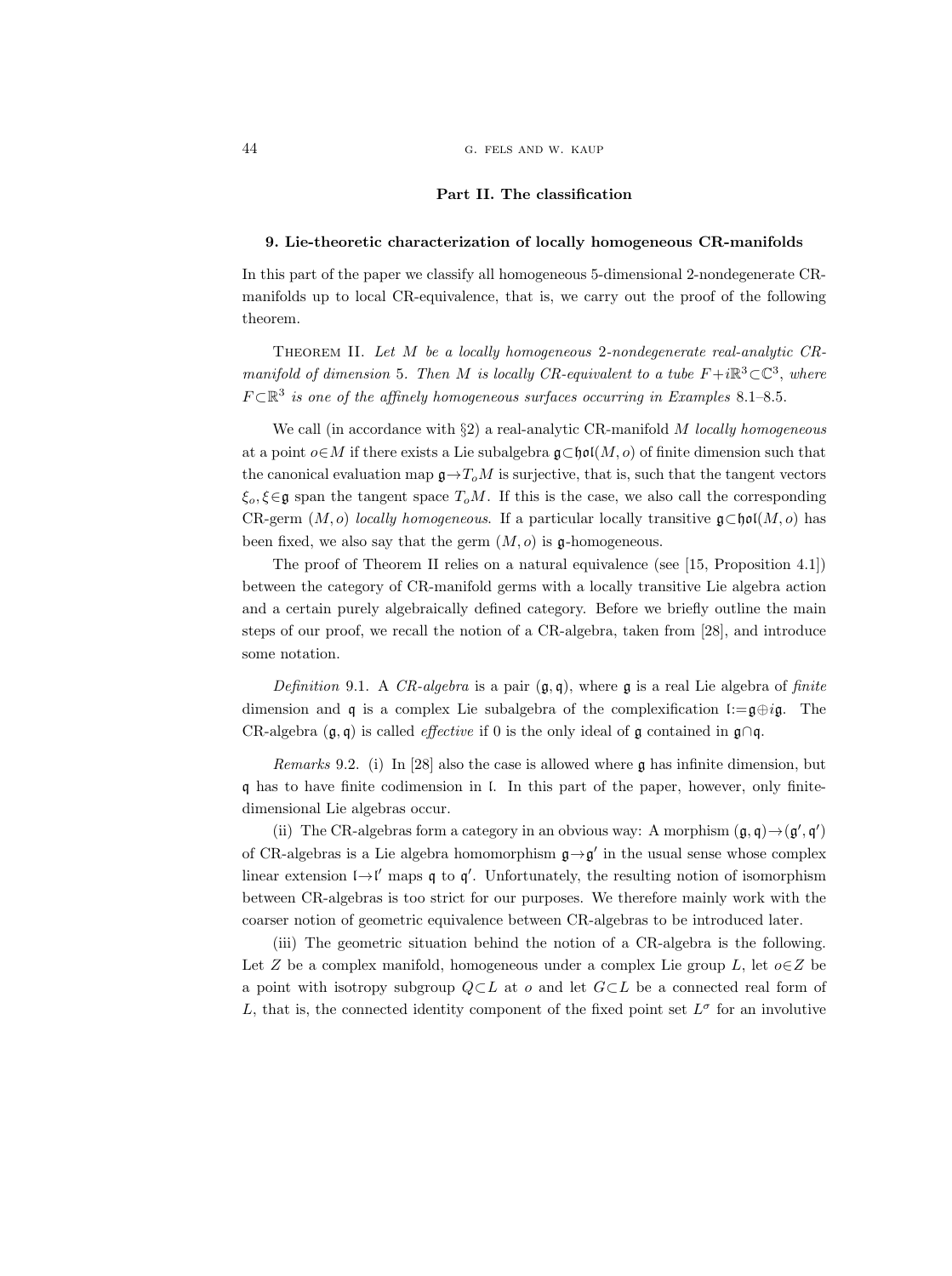# Part II. The classification

## 9. Lie-theoretic characterization of locally homogeneous CR-manifolds

In this part of the paper we classify all homogeneous 5-dimensional 2-nondegenerate CR-manifolds up to local CR-equivalence, that is, we carry out the proof of the following theorem.

Theorem II. *Let $M$ be a locally homogeneous 2-nondegenerate real-analytic CR-manifold of dimension 5. Then $M$ is locally CR-equivalent to a tube $F+i\mathbb{R}^3\subset\mathbb{C}^3$, where $F\subset\mathbb{R}^3$ is one of the affinely homogeneous surfaces occurring in Examples 8.1–8.5.*

We call (in accordance with §2) a real-analytic CR-manifold $M$ *locally homogeneous* at a point $o\in M$ if there exists a Lie subalgebra $\mathfrak{g}\subset\mathfrak{hol}(M,o)$ of finite dimension such that the canonical evaluation map $\mathfrak{g}\to T_oM$ is surjective, that is, such that the tangent vectors $\xi_o, \xi\in\mathfrak{g}$ span the tangent space $T_oM$. If this is the case, we also call the corresponding CR-germ $(M,o)$ *locally homogeneous*. If a particular locally transitive $\mathfrak{g}\subset\mathfrak{hol}(M,o)$ has been fixed, we also say that the germ $(M,o)$ is $\mathfrak{g}$-homogeneous.

The proof of Theorem II relies on a natural equivalence (see [15, Proposition 4.1]) between the category of CR-manifold germs with a locally transitive Lie algebra action and a certain purely algebraically defined category. Before we briefly outline the main steps of our proof, we recall the notion of a CR-algebra, taken from [28], and introduce some notation.

*Definition* 9.1. A *CR-algebra* is a pair $(\mathfrak{g},\mathfrak{q})$, where $\mathfrak{g}$ is a real Lie algebra of *finite* dimension and $\mathfrak{q}$ is a complex Lie subalgebra of the complexification $\mathfrak{l}:=\mathfrak{g}\oplus i\mathfrak{g}$. The CR-algebra $(\mathfrak{g},\mathfrak{q})$ is called *effective* if 0 is the only ideal of $\mathfrak{g}$ contained in $\mathfrak{g}\cap\mathfrak{q}$.

*Remarks* 9.2. (i) In [28] also the case is allowed where $\mathfrak{g}$ has infinite dimension, but $\mathfrak{q}$ has to have finite codimension in $\mathfrak{l}$. In this part of the paper, however, only finite-dimensional Lie algebras occur.

(ii) The CR-algebras form a category in an obvious way: A morphism $(\mathfrak{g},\mathfrak{q})\to(\mathfrak{g}',\mathfrak{q}')$ of CR-algebras is a Lie algebra homomorphism $\mathfrak{g}\to\mathfrak{g}'$ in the usual sense whose complex linear extension $\mathfrak{l}\to\mathfrak{l}'$ maps $\mathfrak{q}$ to $\mathfrak{q}'$. Unfortunately, the resulting notion of isomorphism between CR-algebras is too strict for our purposes. We therefore mainly work with the coarser notion of geometric equivalence between CR-algebras to be introduced later.

(iii) The geometric situation behind the notion of a CR-algebra is the following. Let $Z$ be a complex manifold, homogeneous under a complex Lie group $L$, let $o\in Z$ be a point with isotropy subgroup $Q\subset L$ at $o$ and let $G\subset L$ be a connected real form of $L$, that is, the connected identity component of the fixed point set $L^\sigma$ for an involutive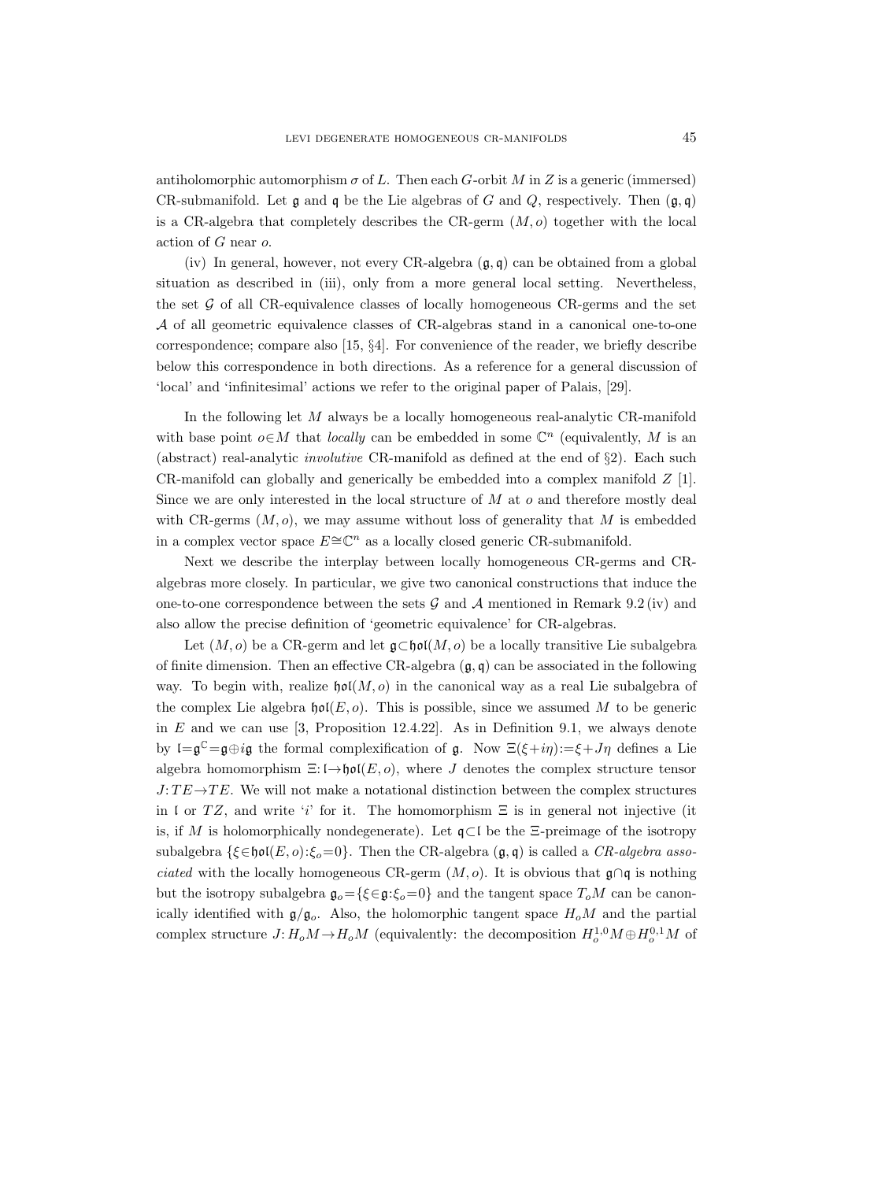antiholomorphic automorphism $\sigma$ of $L$. Then each $G$-orbit $M$ in $Z$ is a generic (immersed) CR-submanifold. Let $\mathfrak{g}$ and $\mathfrak{q}$ be the Lie algebras of $G$ and $Q$, respectively. Then $(\mathfrak{g},\mathfrak{q})$ is a CR-algebra that completely describes the CR-germ $(M,o)$ together with the local action of $G$ near $o$.

(iv) In general, however, not every CR-algebra $(\mathfrak{g},\mathfrak{q})$ can be obtained from a global situation as described in (iii), only from a more general local setting. Nevertheless, the set $\mathcal{G}$ of all CR-equivalence classes of locally homogeneous CR-germs and the set $\mathcal{A}$ of all geometric equivalence classes of CR-algebras stand in a canonical one-to-one correspondence; compare also [15, §4]. For convenience of the reader, we briefly describe below this correspondence in both directions. As a reference for a general discussion of 'local' and 'infinitesimal' actions we refer to the original paper of Palais, [29].

In the following let $M$ always be a locally homogeneous real-analytic CR-manifold with base point $o\in M$ that *locally* can be embedded in some $\mathbb{C}^n$ (equivalently, $M$ is an (abstract) real-analytic *involutive* CR-manifold as defined at the end of §2). Each such CR-manifold can globally and generically be embedded into a complex manifold $Z$ [1]. Since we are only interested in the local structure of $M$ at $o$ and therefore mostly deal with CR-germs $(M,o)$, we may assume without loss of generality that $M$ is embedded in a complex vector space $E\cong\mathbb{C}^n$ as a locally closed generic CR-submanifold.

Next we describe the interplay between locally homogeneous CR-germs and CR-algebras more closely. In particular, we give two canonical constructions that induce the one-to-one correspondence between the sets $\mathcal{G}$ and $\mathcal{A}$ mentioned in Remark 9.2 (iv) and also allow the precise definition of 'geometric equivalence' for CR-algebras.

Let $(M,o)$ be a CR-germ and let $\mathfrak{g}\subset\mathfrak{hol}(M,o)$ be a locally transitive Lie subalgebra of finite dimension. Then an effective CR-algebra $(\mathfrak{g},\mathfrak{q})$ can be associated in the following way. To begin with, realize $\mathfrak{hol}(M,o)$ in the canonical way as a real Lie subalgebra of the complex Lie algebra $\mathfrak{hol}(E,o)$. This is possible, since we assumed $M$ to be generic in $E$ and we can use [3, Proposition 12.4.22]. As in Definition 9.1, we always denote by $\mathfrak{l}=\mathfrak{g}^{\mathbb{C}}=\mathfrak{g}\oplus i\mathfrak{g}$ the formal complexification of $\mathfrak{g}$. Now $\Xi(\xi+i\eta):=\xi+J\eta$ defines a Lie algebra homomorphism $\Xi\colon\mathfrak{l}\to\mathfrak{hol}(E,o)$, where $J$ denotes the complex structure tensor $J\colon TE\to TE$. We will not make a notational distinction between the complex structures in $\mathfrak{l}$ or $TZ$, and write '$i$' for it. The homomorphism $\Xi$ is in general not injective (it is, if $M$ is holomorphically nondegenerate). Let $\mathfrak{q}\subset\mathfrak{l}$ be the $\Xi$-preimage of the isotropy subalgebra $\{\xi\in\mathfrak{hol}(E,o):\xi_o=0\}$. Then the CR-algebra $(\mathfrak{g},\mathfrak{q})$ is called a *CR-algebra associated* with the locally homogeneous CR-germ $(M,o)$. It is obvious that $\mathfrak{g}\cap\mathfrak{q}$ is nothing but the isotropy subalgebra $\mathfrak{g}_o=\{\xi\in\mathfrak{g}:\xi_o=0\}$ and the tangent space $T_oM$ can be canonically identified with $\mathfrak{g}/\mathfrak{g}_o$. Also, the holomorphic tangent space $H_oM$ and the partial complex structure $J\colon H_oM\to H_oM$ (equivalently: the decomposition $H_o^{1,0}M\oplus H_o^{0,1}M$ of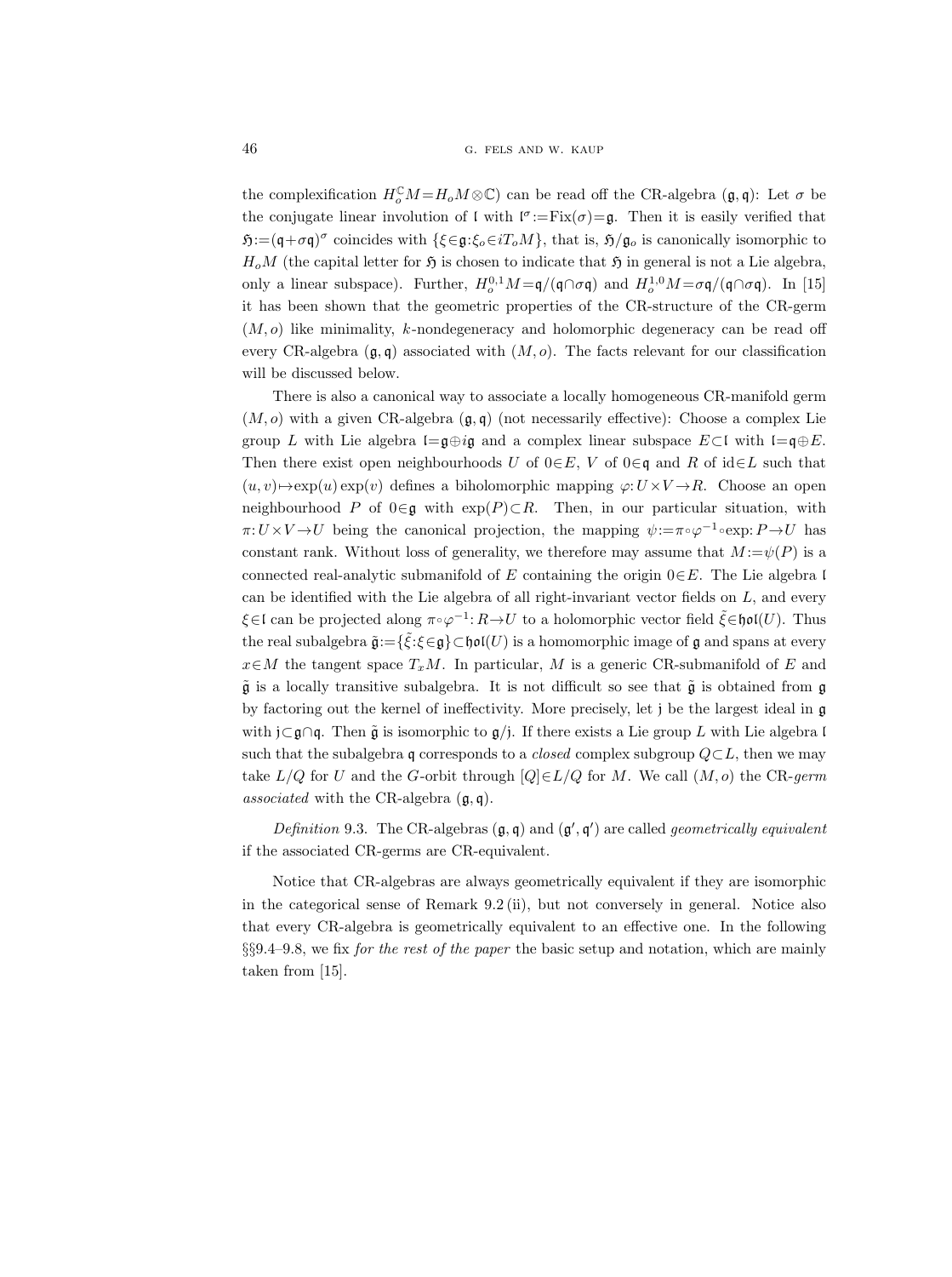the complexification $H_o^{\mathbb{C}}M=H_oM\otimes\mathbb{C}$) can be read off the CR-algebra $(\mathfrak{g},\mathfrak{q})$: Let $\sigma$ be the conjugate linear involution of $\mathfrak{l}$ with $\mathfrak{l}^\sigma:=\mathrm{Fix}(\sigma)=\mathfrak{g}$. Then it is easily verified that $\mathfrak{H}:=(\mathfrak{q}+\sigma\mathfrak{q})^\sigma$ coincides with $\{\xi\in\mathfrak{g}:\xi_o\in iT_oM\}$, that is, $\mathfrak{H}/\mathfrak{g}_o$ is canonically isomorphic to $H_oM$ (the capital letter for $\mathfrak{H}$ is chosen to indicate that $\mathfrak{H}$ in general is not a Lie algebra, only a linear subspace). Further, $H_o^{0,1}M=\mathfrak{q}/(\mathfrak{q}\cap\sigma\mathfrak{q})$ and $H_o^{1,0}M=\sigma\mathfrak{q}/(\mathfrak{q}\cap\sigma\mathfrak{q})$. In [15] it has been shown that the geometric properties of the CR-structure of the CR-germ $(M,o)$ like minimality, $k$-nondegeneracy and holomorphic degeneracy can be read off every CR-algebra $(\mathfrak{g},\mathfrak{q})$ associated with $(M,o)$. The facts relevant for our classification will be discussed below.

There is also a canonical way to associate a locally homogeneous CR-manifold germ $(M,o)$ with a given CR-algebra $(\mathfrak{g},\mathfrak{q})$ (not necessarily effective): Choose a complex Lie group $L$ with Lie algebra $\mathfrak{l}=\mathfrak{g}\oplus i\mathfrak{g}$ and a complex linear subspace $E\subset\mathfrak{l}$ with $\mathfrak{l}=\mathfrak{q}\oplus E$. Then there exist open neighbourhoods $U$ of $0\in E$, $V$ of $0\in\mathfrak{q}$ and $R$ of $\mathrm{id}\in L$ such that $(u,v)\mapsto\exp(u)\exp(v)$ defines a biholomorphic mapping $\varphi: U\times V\to R$. Choose an open neighbourhood $P$ of $0\in\mathfrak{g}$ with $\exp(P)\subset R$. Then, in our particular situation, with $\pi: U\times V\to U$ being the canonical projection, the mapping $\psi:=\pi\circ\varphi^{-1}\circ\exp: P\to U$ has constant rank. Without loss of generality, we therefore may assume that $M:=\psi(P)$ is a connected real-analytic submanifold of $E$ containing the origin $0\in E$. The Lie algebra $\mathfrak{l}$ can be identified with the Lie algebra of all right-invariant vector fields on $L$, and every $\xi\in\mathfrak{l}$ can be projected along $\pi\circ\varphi^{-1}: R\to U$ to a holomorphic vector field $\tilde{\xi}\in\mathfrak{hol}(U)$. Thus the real subalgebra $\tilde{\mathfrak{g}}:=\{\tilde{\xi}:\xi\in\mathfrak{g}\}\subset\mathfrak{hol}(U)$ is a homomorphic image of $\mathfrak{g}$ and spans at every $x\in M$ the tangent space $T_xM$. In particular, $M$ is a generic CR-submanifold of $E$ and $\tilde{\mathfrak{g}}$ is a locally transitive subalgebra. It is not difficult so see that $\tilde{\mathfrak{g}}$ is obtained from $\mathfrak{g}$ by factoring out the kernel of ineffectivity. More precisely, let $\mathfrak{j}$ be the largest ideal in $\mathfrak{g}$ with $\mathfrak{j}\subset\mathfrak{g}\cap\mathfrak{q}$. Then $\tilde{\mathfrak{g}}$ is isomorphic to $\mathfrak{g}/\mathfrak{j}$. If there exists a Lie group $L$ with Lie algebra $\mathfrak{l}$ such that the subalgebra $\mathfrak{q}$ corresponds to a *closed* complex subgroup $Q\subset L$, then we may take $L/Q$ for $U$ and the $G$-orbit through $[Q]\in L/Q$ for $M$. We call $(M,o)$ the CR-*germ associated* with the CR-algebra $(\mathfrak{g},\mathfrak{q})$.

*Definition* 9.3. The CR-algebras $(\mathfrak{g},\mathfrak{q})$ and $(\mathfrak{g}',\mathfrak{q}')$ are called *geometrically equivalent* if the associated CR-germs are CR-equivalent.

Notice that CR-algebras are always geometrically equivalent if they are isomorphic in the categorical sense of Remark 9.2 (ii), but not conversely in general. Notice also that every CR-algebra is geometrically equivalent to an effective one. In the following §§9.4–9.8, we fix *for the rest of the paper* the basic setup and notation, which are mainly taken from [15].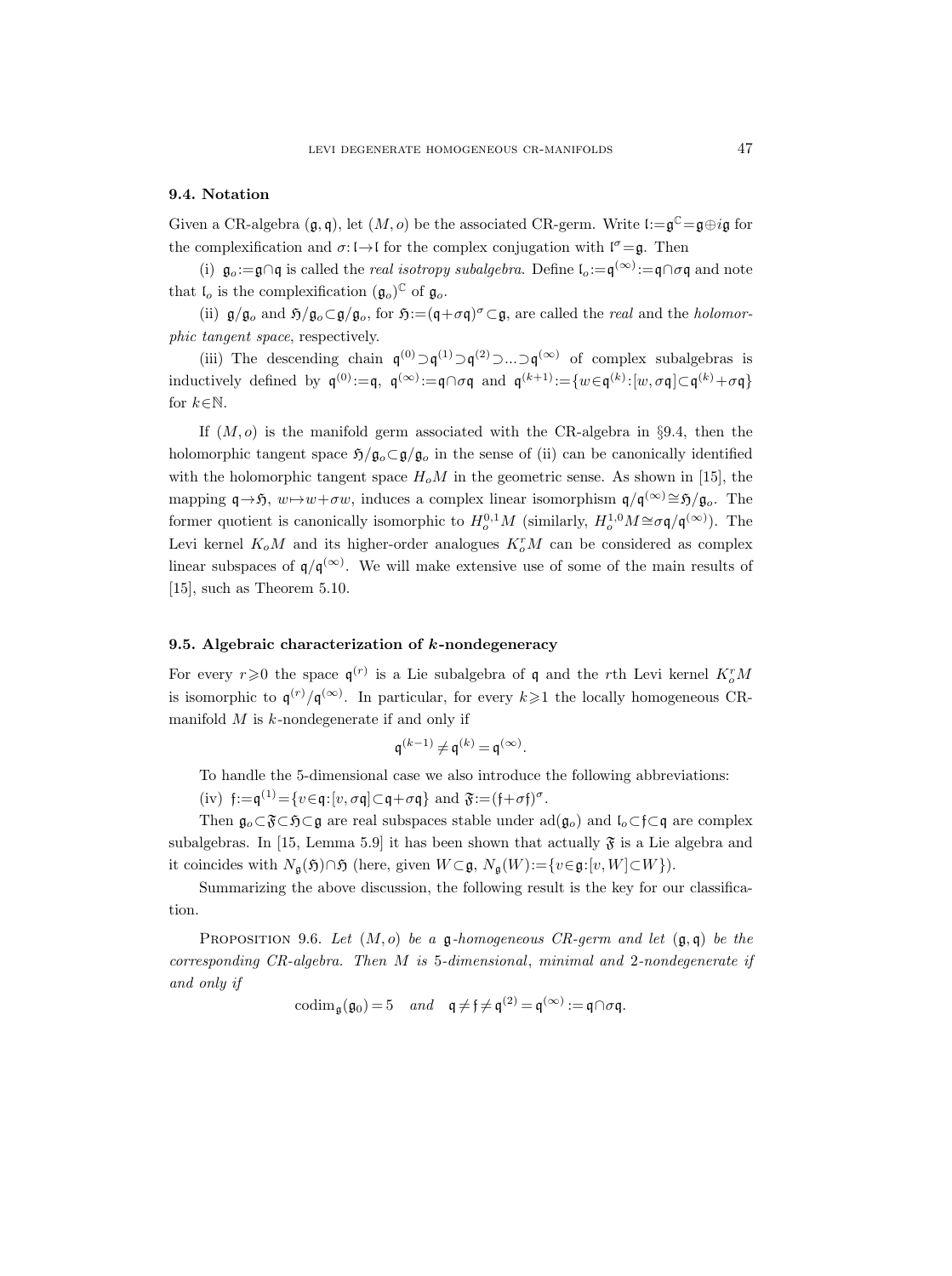### 9.4. Notation

Given a CR-algebra $(\mathfrak{g}, \mathfrak{q})$, let $(M, o)$ be the associated CR-germ. Write $\mathfrak{l}:=\mathfrak{g}^{\mathbb{C}}=\mathfrak{g}\oplus i\mathfrak{g}$ for the complexification and $\sigma: \mathfrak{l}\to\mathfrak{l}$ for the complex conjugation with $\mathfrak{l}^{\sigma}=\mathfrak{g}$. Then

(i) $\mathfrak{g}_o:=\mathfrak{g}\cap\mathfrak{q}$ is called the *real isotropy subalgebra*. Define $\mathfrak{l}_o:=\mathfrak{q}^{(\infty)}:=\mathfrak{q}\cap\sigma\mathfrak{q}$ and note that $\mathfrak{l}_o$ is the complexification $(\mathfrak{g}_o)^{\mathbb{C}}$ of $\mathfrak{g}_o$.

(ii) $\mathfrak{g}/\mathfrak{g}_o$ and $\mathfrak{H}/\mathfrak{g}_o\subset\mathfrak{g}/\mathfrak{g}_o$, for $\mathfrak{H}:=(\mathfrak{q}+\sigma\mathfrak{q})^{\sigma}\subset\mathfrak{g}$, are called the *real* and the *holomorphic tangent space*, respectively.

(iii) The descending chain $\mathfrak{q}^{(0)}\supset\mathfrak{q}^{(1)}\supset\mathfrak{q}^{(2)}\supset...\supset\mathfrak{q}^{(\infty)}$ of complex subalgebras is inductively defined by $\mathfrak{q}^{(0)}:=\mathfrak{q}$, $\mathfrak{q}^{(\infty)}:=\mathfrak{q}\cap\sigma\mathfrak{q}$ and $\mathfrak{q}^{(k+1)}:=\{w\in\mathfrak{q}^{(k)}:[w,\sigma\mathfrak{q}]\subset\mathfrak{q}^{(k)}+\sigma\mathfrak{q}\}$ for $k\in\mathbb{N}$.

If $(M, o)$ is the manifold germ associated with the CR-algebra in §9.4, then the holomorphic tangent space $\mathfrak{H}/\mathfrak{g}_o\subset\mathfrak{g}/\mathfrak{g}_o$ in the sense of (ii) can be canonically identified with the holomorphic tangent space $H_oM$ in the geometric sense. As shown in [15], the mapping $\mathfrak{q}\to\mathfrak{H}$, $w\mapsto w+\sigma w$, induces a complex linear isomorphism $\mathfrak{q}/\mathfrak{q}^{(\infty)}\cong\mathfrak{H}/\mathfrak{g}_o$. The former quotient is canonically isomorphic to $H_o^{0,1}M$ (similarly, $H_o^{1,0}M\cong\sigma\mathfrak{q}/\mathfrak{q}^{(\infty)}$). The Levi kernel $K_oM$ and its higher-order analogues $K_o^rM$ can be considered as complex linear subspaces of $\mathfrak{q}/\mathfrak{q}^{(\infty)}$. We will make extensive use of some of the main results of [15], such as Theorem 5.10.

### 9.5. Algebraic characterization of *k*-nondegeneracy

For every $r\geqslant 0$ the space $\mathfrak{q}^{(r)}$ is a Lie subalgebra of $\mathfrak{q}$ and the $r$th Levi kernel $K_o^rM$ is isomorphic to $\mathfrak{q}^{(r)}/\mathfrak{q}^{(\infty)}$. In particular, for every $k\geqslant 1$ the locally homogeneous CR-manifold $M$ is $k$-nondegenerate if and only if

$$\mathfrak{q}^{(k-1)}\neq\mathfrak{q}^{(k)}=\mathfrak{q}^{(\infty)}.$$

To handle the 5-dimensional case we also introduce the following abbreviations:

(iv) $\mathfrak{f}:=\mathfrak{q}^{(1)}=\{v\in\mathfrak{q}:[v,\sigma\mathfrak{q}]\subset\mathfrak{q}+\sigma\mathfrak{q}\}$ and $\mathfrak{F}:=(\mathfrak{f}+\sigma\mathfrak{f})^{\sigma}$.

Then $\mathfrak{g}_o\subset\mathfrak{F}\subset\mathfrak{H}\subset\mathfrak{g}$ are real subspaces stable under $\operatorname{ad}(\mathfrak{g}_o)$ and $\mathfrak{l}_o\subset\mathfrak{f}\subset\mathfrak{q}$ are complex subalgebras. In [15, Lemma 5.9] it has been shown that actually $\mathfrak{F}$ is a Lie algebra and it coincides with $N_{\mathfrak{g}}(\mathfrak{H})\cap\mathfrak{H}$ (here, given $W\subset\mathfrak{g}$, $N_{\mathfrak{g}}(W):=\{v\in\mathfrak{g}:[v,W]\subset W\}$).

Summarizing the above discussion, the following result is the key for our classification.

Proposition 9.6. *Let $(M, o)$ be a $\mathfrak{g}$-homogeneous CR-germ and let $(\mathfrak{g}, \mathfrak{q})$ be the corresponding CR-algebra. Then $M$ is 5-dimensional, minimal and 2-nondegenerate if and only if*

$$\operatorname{codim}_{\mathfrak{g}}(\mathfrak{g}_0)=5 \quad \textit{and} \quad \mathfrak{q}\neq\mathfrak{f}\neq\mathfrak{q}^{(2)}=\mathfrak{q}^{(\infty)}:=\mathfrak{q}\cap\sigma\mathfrak{q}.$$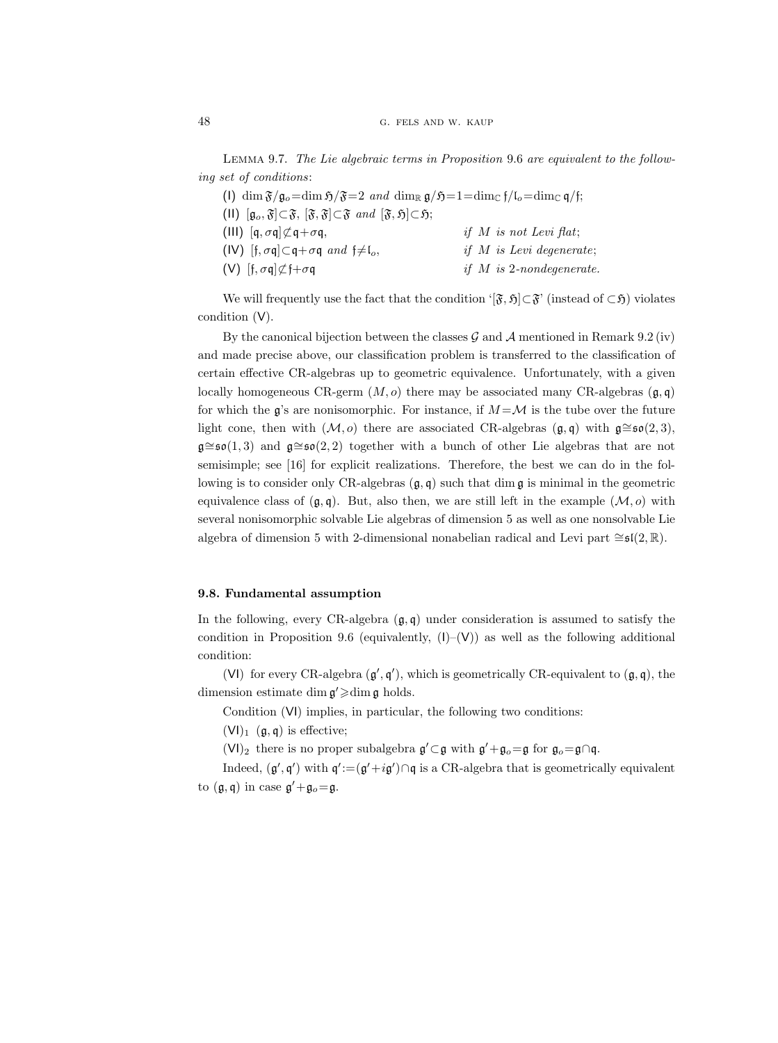LEMMA 9.7. *The Lie algebraic terms in Proposition* 9.6 *are equivalent to the following set of conditions*:

(I) $\dim \mathfrak{F}/\mathfrak{g}_o = \dim \mathfrak{H}/\mathfrak{F} = 2$ *and* $\dim_{\mathbb{R}} \mathfrak{g}/\mathfrak{H} = 1 = \dim_{\mathbb{C}} \mathfrak{f}/\mathfrak{l}_o = \dim_{\mathbb{C}} \mathfrak{q}/\mathfrak{f}$;

(II) $[\mathfrak{g}_o, \mathfrak{F}] \subset \mathfrak{F}$, $[\mathfrak{F}, \mathfrak{F}] \subset \mathfrak{F}$ *and* $[\mathfrak{F}, \mathfrak{H}] \subset \mathfrak{H}$;

(III) $[\mathfrak{q}, \sigma\mathfrak{q}] \not\subset \mathfrak{q} + \sigma\mathfrak{q}$, *if $M$ is not Levi flat*;

(IV) $[\mathfrak{f}, \sigma\mathfrak{q}] \subset \mathfrak{q} + \sigma\mathfrak{q}$ *and* $\mathfrak{f} \neq \mathfrak{l}_o$, *if $M$ is Levi degenerate*;

(V) $[\mathfrak{f}, \sigma\mathfrak{q}] \not\subset \mathfrak{f} + \sigma\mathfrak{q}$ *if $M$ is* 2*-nondegenerate.*

We will frequently use the fact that the condition '$[\mathfrak{F}, \mathfrak{H}] \subset \mathfrak{F}$' (instead of $\subset \mathfrak{H}$) violates condition (V).

By the canonical bijection between the classes $\mathcal{G}$ and $\mathcal{A}$ mentioned in Remark 9.2 (iv) and made precise above, our classification problem is transferred to the classification of certain effective CR-algebras up to geometric equivalence. Unfortunately, with a given locally homogeneous CR-germ $(M, o)$ there may be associated many CR-algebras $(\mathfrak{g}, \mathfrak{q})$ for which the $\mathfrak{g}$'s are nonisomorphic. For instance, if $M = \mathcal{M}$ is the tube over the future light cone, then with $(\mathcal{M}, o)$ there are associated CR-algebras $(\mathfrak{g}, \mathfrak{q})$ with $\mathfrak{g} \cong \mathfrak{so}(2,3)$, $\mathfrak{g} \cong \mathfrak{so}(1,3)$ and $\mathfrak{g} \cong \mathfrak{so}(2,2)$ together with a bunch of other Lie algebras that are not semisimple; see [16] for explicit realizations. Therefore, the best we can do in the following is to consider only CR-algebras $(\mathfrak{g}, \mathfrak{q})$ such that $\dim \mathfrak{g}$ is minimal in the geometric equivalence class of $(\mathfrak{g}, \mathfrak{q})$. But, also then, we are still left in the example $(\mathcal{M}, o)$ with several nonisomorphic solvable Lie algebras of dimension 5 as well as one nonsolvable Lie algebra of dimension 5 with 2-dimensional nonabelian radical and Levi part $\cong \mathfrak{sl}(2, \mathbb{R})$.

### 9.8. Fundamental assumption

In the following, every CR-algebra $(\mathfrak{g}, \mathfrak{q})$ under consideration is assumed to satisfy the condition in Proposition 9.6 (equivalently, (I)–(V)) as well as the following additional condition:

(VI) for every CR-algebra $(\mathfrak{g}', \mathfrak{q}')$, which is geometrically CR-equivalent to $(\mathfrak{g}, \mathfrak{q})$, the dimension estimate $\dim \mathfrak{g}' \geqslant \dim \mathfrak{g}$ holds.

Condition (VI) implies, in particular, the following two conditions:

$(\mathsf{VI})_1$ $(\mathfrak{g}, \mathfrak{q})$ is effective;

$(\mathsf{VI})_2$ there is no proper subalgebra $\mathfrak{g}' \subset \mathfrak{g}$ with $\mathfrak{g}' + \mathfrak{g}_o = \mathfrak{g}$ for $\mathfrak{g}_o = \mathfrak{g} \cap \mathfrak{q}$.

Indeed, $(\mathfrak{g}', \mathfrak{q}')$ with $\mathfrak{q}' := (\mathfrak{g}' + i\mathfrak{g}') \cap \mathfrak{q}$ is a CR-algebra that is geometrically equivalent to $(\mathfrak{g}, \mathfrak{q})$ in case $\mathfrak{g}' + \mathfrak{g}_o = \mathfrak{g}$.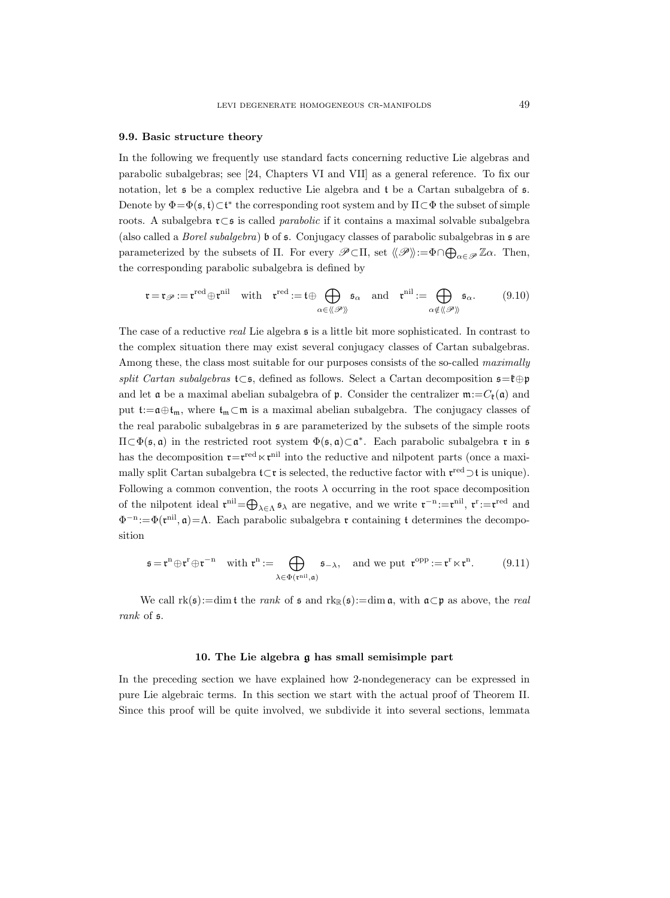### 9.9. Basic structure theory

In the following we frequently use standard facts concerning reductive Lie algebras and parabolic subalgebras; see [24, Chapters VI and VII] as a general reference. To fix our notation, let $\mathfrak{s}$ be a complex reductive Lie algebra and $\mathfrak{t}$ be a Cartan subalgebra of $\mathfrak{s}$. Denote by $\Phi=\Phi(\mathfrak{s},\mathfrak{t})\subset\mathfrak{t}^*$ the corresponding root system and by $\Pi\subset\Phi$ the subset of simple roots. A subalgebra $\mathfrak{r}\subset\mathfrak{s}$ is called *parabolic* if it contains a maximal solvable subalgebra (also called a *Borel subalgebra*) $\mathfrak{b}$ of $\mathfrak{s}$. Conjugacy classes of parabolic subalgebras in $\mathfrak{s}$ are parameterized by the subsets of $\Pi$. For every $\mathscr{P}\subset\Pi$, set $\langle\!\langle\mathscr{P}\rangle\!\rangle:=\Phi\cap\bigoplus_{\alpha\in\mathscr{P}}\mathbb{Z}\alpha$. Then, the corresponding parabolic subalgebra is defined by

$$\mathfrak{r}=\mathfrak{r}_{\mathscr{P}}:=\mathfrak{r}^{\mathrm{red}}\oplus\mathfrak{r}^{\mathrm{nil}}\quad\text{with}\quad \mathfrak{r}^{\mathrm{red}}:=\mathfrak{t}\oplus\bigoplus_{\alpha\in\langle\!\langle\mathscr{P}\rangle\!\rangle}\mathfrak{s}_\alpha\quad\text{and}\quad \mathfrak{r}^{\mathrm{nil}}:=\bigoplus_{\alpha\notin\langle\!\langle\mathscr{P}\rangle\!\rangle}\mathfrak{s}_\alpha. \tag{9.10}$$

The case of a reductive *real* Lie algebra $\mathfrak{s}$ is a little bit more sophisticated. In contrast to the complex situation there may exist several conjugacy classes of Cartan subalgebras. Among these, the class most suitable for our purposes consists of the so-called *maximally split Cartan subalgebras* $\mathfrak{t}\subset\mathfrak{s}$, defined as follows. Select a Cartan decomposition $\mathfrak{s}=\mathfrak{k}\oplus\mathfrak{p}$ and let $\mathfrak{a}$ be a maximal abelian subalgebra of $\mathfrak{p}$. Consider the centralizer $\mathfrak{m}:=C_{\mathfrak{k}}(\mathfrak{a})$ and put $\mathfrak{t}:=\mathfrak{a}\oplus\mathfrak{t}_{\mathfrak{m}}$, where $\mathfrak{t}_{\mathfrak{m}}\subset\mathfrak{m}$ is a maximal abelian subalgebra. The conjugacy classes of the real parabolic subalgebras in $\mathfrak{s}$ are parameterized by the subsets of the simple roots $\Pi\subset\Phi(\mathfrak{s},\mathfrak{a})$ in the restricted root system $\Phi(\mathfrak{s},\mathfrak{a})\subset\mathfrak{a}^*$. Each parabolic subalgebra $\mathfrak{r}$ in $\mathfrak{s}$ has the decomposition $\mathfrak{r}=\mathfrak{r}^{\mathrm{red}}\ltimes\mathfrak{r}^{\mathrm{nil}}$ into the reductive and nilpotent parts (once a maximally split Cartan subalgebra $\mathfrak{t}\subset\mathfrak{r}$ is selected, the reductive factor with $\mathfrak{r}^{\mathrm{red}}\supset\mathfrak{t}$ is unique). Following a common convention, the roots $\lambda$ occurring in the root space decomposition of the nilpotent ideal $\mathfrak{r}^{\mathrm{nil}}=\bigoplus_{\lambda\in\Lambda}\mathfrak{s}_\lambda$ are negative, and we write $\mathfrak{r}^{-\mathrm{n}}:=\mathfrak{r}^{\mathrm{nil}}$, $\mathfrak{r}^{\mathrm{r}}:=\mathfrak{r}^{\mathrm{red}}$ and $\Phi^{-\mathrm{n}}:=\Phi(\mathfrak{r}^{\mathrm{nil}},\mathfrak{a})=\Lambda$. Each parabolic subalgebra $\mathfrak{r}$ containing $\mathfrak{t}$ determines the decomposition

$$\mathfrak{s}=\mathfrak{r}^{\mathrm{n}}\oplus\mathfrak{r}^{\mathrm{r}}\oplus\mathfrak{r}^{-\mathrm{n}}\quad\text{with } \mathfrak{r}^{\mathrm{n}}:=\bigoplus_{\lambda\in\Phi(\mathfrak{r}^{\mathrm{nil}},\mathfrak{a})}\mathfrak{s}_{-\lambda},\quad\text{and we put }\mathfrak{r}^{\mathrm{opp}}:=\mathfrak{r}^{\mathrm{r}}\ltimes\mathfrak{r}^{\mathrm{n}}. \tag{9.11}$$

We call $\operatorname{rk}(\mathfrak{s}):=\dim\mathfrak{t}$ the *rank* of $\mathfrak{s}$ and $\operatorname{rk}_{\mathbb{R}}(\mathfrak{s}):=\dim\mathfrak{a}$, with $\mathfrak{a}\subset\mathfrak{p}$ as above, the *real rank* of $\mathfrak{s}$.

## 10. The Lie algebra $\mathfrak{g}$ has small semisimple part

In the preceding section we have explained how 2-nondegeneracy can be expressed in pure Lie algebraic terms. In this section we start with the actual proof of Theorem II. Since this proof will be quite involved, we subdivide it into several sections, lemmata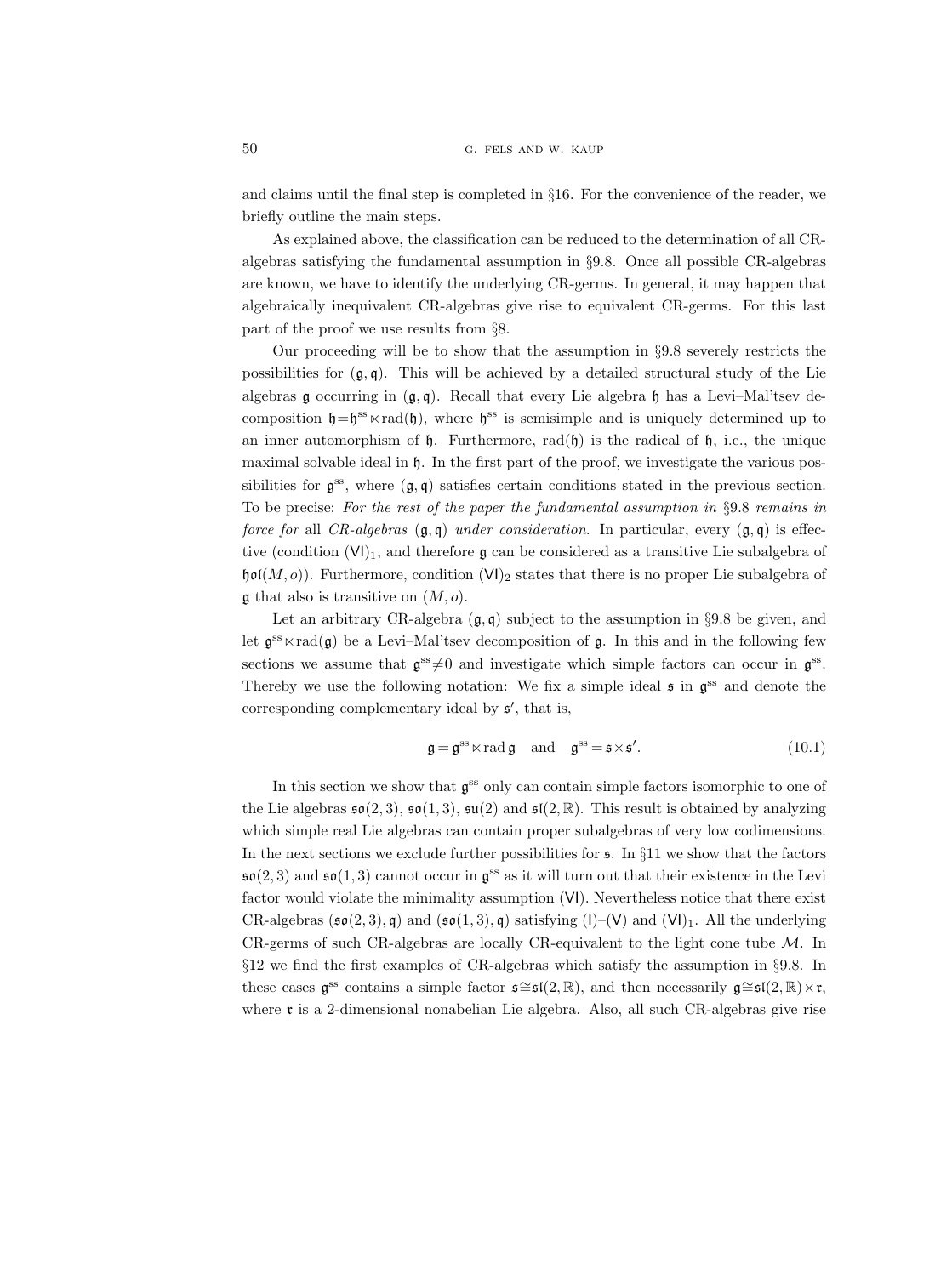and claims until the final step is completed in §16. For the convenience of the reader, we briefly outline the main steps.

As explained above, the classification can be reduced to the determination of all CR-algebras satisfying the fundamental assumption in §9.8. Once all possible CR-algebras are known, we have to identify the underlying CR-germs. In general, it may happen that algebraically inequivalent CR-algebras give rise to equivalent CR-germs. For this last part of the proof we use results from §8.

Our proceeding will be to show that the assumption in §9.8 severely restricts the possibilities for $(\mathfrak{g},\mathfrak{q})$. This will be achieved by a detailed structural study of the Lie algebras $\mathfrak{g}$ occurring in $(\mathfrak{g},\mathfrak{q})$. Recall that every Lie algebra $\mathfrak{h}$ has a Levi–Mal'tsev decomposition $\mathfrak{h}=\mathfrak{h}^{\mathrm{ss}}\ltimes\operatorname{rad}(\mathfrak{h})$, where $\mathfrak{h}^{\mathrm{ss}}$ is semisimple and is uniquely determined up to an inner automorphism of $\mathfrak{h}$. Furthermore, $\operatorname{rad}(\mathfrak{h})$ is the radical of $\mathfrak{h}$, i.e., the unique maximal solvable ideal in $\mathfrak{h}$. In the first part of the proof, we investigate the various possibilities for $\mathfrak{g}^{\mathrm{ss}}$, where $(\mathfrak{g},\mathfrak{q})$ satisfies certain conditions stated in the previous section. To be precise: *For the rest of the paper the fundamental assumption in* §9.8 *remains in force for* all *CR-algebras* $(\mathfrak{g},\mathfrak{q})$ *under consideration*. In particular, every $(\mathfrak{g},\mathfrak{q})$ is effective (condition $(\mathsf{VI})_1$), and therefore $\mathfrak{g}$ can be considered as a transitive Lie subalgebra of $\mathfrak{hol}(M,o)$). Furthermore, condition $(\mathsf{VI})_2$ states that there is no proper Lie subalgebra of $\mathfrak{g}$ that also is transitive on $(M,o)$.

Let an arbitrary CR-algebra $(\mathfrak{g},\mathfrak{q})$ subject to the assumption in §9.8 be given, and let $\mathfrak{g}^{\mathrm{ss}}\ltimes\operatorname{rad}(\mathfrak{g})$ be a Levi–Mal'tsev decomposition of $\mathfrak{g}$. In this and in the following few sections we assume that $\mathfrak{g}^{\mathrm{ss}}\neq 0$ and investigate which simple factors can occur in $\mathfrak{g}^{\mathrm{ss}}$. Thereby we use the following notation: We fix a simple ideal $\mathfrak{s}$ in $\mathfrak{g}^{\mathrm{ss}}$ and denote the corresponding complementary ideal by $\mathfrak{s}'$, that is,

$$\mathfrak{g}=\mathfrak{g}^{\mathrm{ss}}\ltimes\operatorname{rad}\mathfrak{g}\quad\text{and}\quad\mathfrak{g}^{\mathrm{ss}}=\mathfrak{s}\times\mathfrak{s}'. \tag{10.1}$$

In this section we show that $\mathfrak{g}^{\mathrm{ss}}$ only can contain simple factors isomorphic to one of the Lie algebras $\mathfrak{so}(2,3)$, $\mathfrak{so}(1,3)$, $\mathfrak{su}(2)$ and $\mathfrak{sl}(2,\mathbb{R})$. This result is obtained by analyzing which simple real Lie algebras can contain proper subalgebras of very low codimensions. In the next sections we exclude further possibilities for $\mathfrak{s}$. In §11 we show that the factors $\mathfrak{so}(2,3)$ and $\mathfrak{so}(1,3)$ cannot occur in $\mathfrak{g}^{\mathrm{ss}}$ as it will turn out that their existence in the Levi factor would violate the minimality assumption $(\mathsf{VI})$. Nevertheless notice that there exist CR-algebras $(\mathfrak{so}(2,3),\mathfrak{q})$ and $(\mathfrak{so}(1,3),\mathfrak{q})$ satisfying $(\mathsf{I})$–$(\mathsf{V})$ and $(\mathsf{VI})_1$. All the underlying CR-germs of such CR-algebras are locally CR-equivalent to the light cone tube $\mathcal{M}$. In §12 we find the first examples of CR-algebras which satisfy the assumption in §9.8. In these cases $\mathfrak{g}^{\mathrm{ss}}$ contains a simple factor $\mathfrak{s}\cong\mathfrak{sl}(2,\mathbb{R})$, and then necessarily $\mathfrak{g}\cong\mathfrak{sl}(2,\mathbb{R})\times\mathfrak{r}$, where $\mathfrak{r}$ is a 2-dimensional nonabelian Lie algebra. Also, all such CR-algebras give rise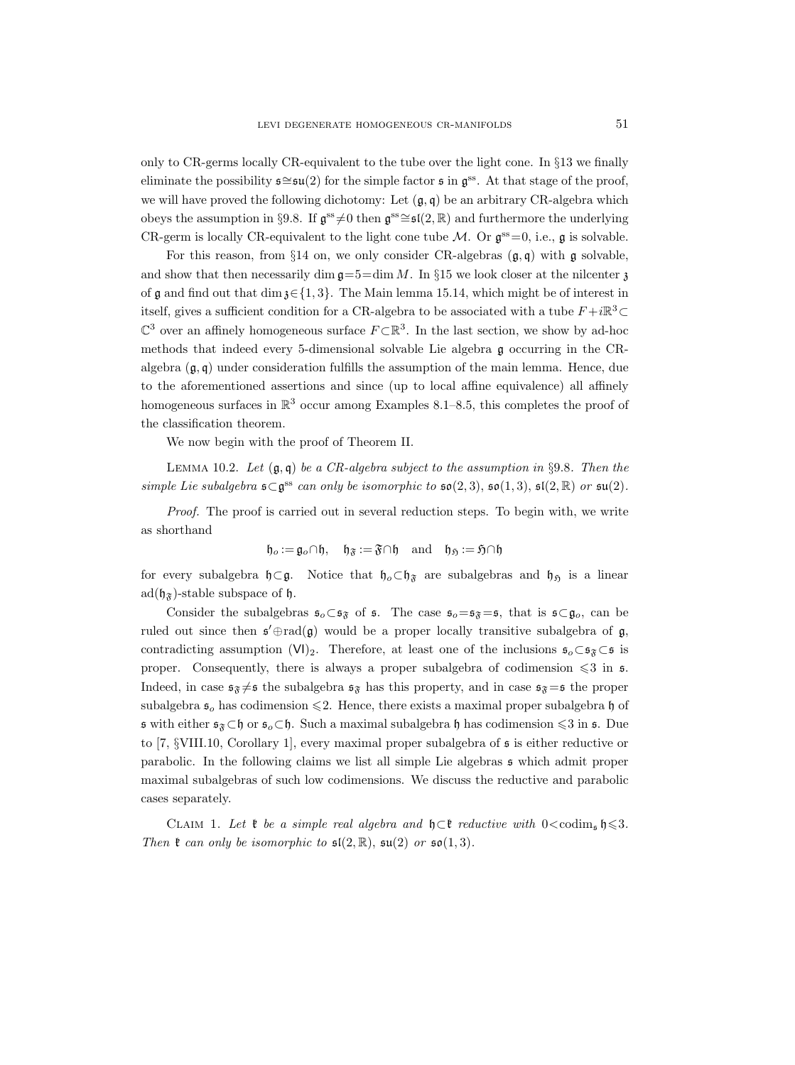only to CR-germs locally CR-equivalent to the tube over the light cone. In §13 we finally eliminate the possibility $\mathfrak{s}\cong\mathfrak{su}(2)$ for the simple factor $\mathfrak{s}$ in $\mathfrak{g}^{\mathrm{ss}}$. At that stage of the proof, we will have proved the following dichotomy: Let $(\mathfrak{g},\mathfrak{q})$ be an arbitrary CR-algebra which obeys the assumption in §9.8. If $\mathfrak{g}^{\mathrm{ss}}\neq 0$ then $\mathfrak{g}^{\mathrm{ss}}\cong\mathfrak{sl}(2,\mathbb{R})$ and furthermore the underlying CR-germ is locally CR-equivalent to the light cone tube $\mathcal{M}$. Or $\mathfrak{g}^{\mathrm{ss}}=0$, i.e., $\mathfrak{g}$ is solvable.

For this reason, from §14 on, we only consider CR-algebras $(\mathfrak{g},\mathfrak{q})$ with $\mathfrak{g}$ solvable, and show that then necessarily $\dim\mathfrak{g}=5=\dim M$. In §15 we look closer at the nilcenter $\mathfrak{z}$ of $\mathfrak{g}$ and find out that $\dim\mathfrak{z}\in\{1,3\}$. The Main lemma 15.14, which might be of interest in itself, gives a sufficient condition for a CR-algebra to be associated with a tube $F+i\mathbb{R}^3\subset\mathbb{C}^3$ over an affinely homogeneous surface $F\subset\mathbb{R}^3$. In the last section, we show by ad-hoc methods that indeed every 5-dimensional solvable Lie algebra $\mathfrak{g}$ occurring in the CR-algebra $(\mathfrak{g},\mathfrak{q})$ under consideration fulfills the assumption of the main lemma. Hence, due to the aforementioned assertions and since (up to local affine equivalence) all affinely homogeneous surfaces in $\mathbb{R}^3$ occur among Examples 8.1–8.5, this completes the proof of the classification theorem.

We now begin with the proof of Theorem II.

Lemma 10.2. *Let $(\mathfrak{g},\mathfrak{q})$ be a CR-algebra subject to the assumption in §9.8. Then the simple Lie subalgebra $\mathfrak{s}\subset\mathfrak{g}^{\mathrm{ss}}$ can only be isomorphic to $\mathfrak{so}(2,3)$, $\mathfrak{so}(1,3)$, $\mathfrak{sl}(2,\mathbb{R})$ or $\mathfrak{su}(2)$.*

*Proof.* The proof is carried out in several reduction steps. To begin with, we write as shorthand

$$\mathfrak{h}_o:=\mathfrak{g}_o\cap\mathfrak{h},\quad \mathfrak{h}_{\mathfrak{F}}:=\mathfrak{F}\cap\mathfrak{h}\quad\text{and}\quad \mathfrak{h}_{\mathfrak{H}}:=\mathfrak{H}\cap\mathfrak{h}$$

for every subalgebra $\mathfrak{h}\subset\mathfrak{g}$. Notice that $\mathfrak{h}_o\subset\mathfrak{h}_{\mathfrak{F}}$ are subalgebras and $\mathfrak{h}_{\mathfrak{H}}$ is a linear $\mathrm{ad}(\mathfrak{h}_{\mathfrak{F}})$-stable subspace of $\mathfrak{h}$.

Consider the subalgebras $\mathfrak{s}_o\subset\mathfrak{s}_{\mathfrak{F}}$ of $\mathfrak{s}$. The case $\mathfrak{s}_o=\mathfrak{s}_{\mathfrak{F}}=\mathfrak{s}$, that is $\mathfrak{s}\subset\mathfrak{g}_o$, can be ruled out since then $\mathfrak{s}'\oplus\mathrm{rad}(\mathfrak{g})$ would be a proper locally transitive subalgebra of $\mathfrak{g}$, contradicting assumption $(\mathsf{VI})_2$. Therefore, at least one of the inclusions $\mathfrak{s}_o\subset\mathfrak{s}_{\mathfrak{F}}\subset\mathfrak{s}$ is proper. Consequently, there is always a proper subalgebra of codimension $\leqslant 3$ in $\mathfrak{s}$. Indeed, in case $\mathfrak{s}_{\mathfrak{F}}\neq\mathfrak{s}$ the subalgebra $\mathfrak{s}_{\mathfrak{F}}$ has this property, and in case $\mathfrak{s}_{\mathfrak{F}}=\mathfrak{s}$ the proper subalgebra $\mathfrak{s}_o$ has codimension $\leqslant 2$. Hence, there exists a maximal proper subalgebra $\mathfrak{h}$ of $\mathfrak{s}$ with either $\mathfrak{s}_{\mathfrak{F}}\subset\mathfrak{h}$ or $\mathfrak{s}_o\subset\mathfrak{h}$. Such a maximal subalgebra $\mathfrak{h}$ has codimension $\leqslant 3$ in $\mathfrak{s}$. Due to [7, §VIII.10, Corollary 1], every maximal proper subalgebra of $\mathfrak{s}$ is either reductive or parabolic. In the following claims we list all simple Lie algebras $\mathfrak{s}$ which admit proper maximal subalgebras of such low codimensions. We discuss the reductive and parabolic cases separately.

Claim 1. *Let $\mathfrak{k}$ be a simple real algebra and $\mathfrak{h}\subset\mathfrak{k}$ reductive with $0<\mathrm{codim}_{\mathfrak{s}}\,\mathfrak{h}\leqslant 3$. Then $\mathfrak{k}$ can only be isomorphic to $\mathfrak{sl}(2,\mathbb{R})$, $\mathfrak{su}(2)$ or $\mathfrak{so}(1,3)$.*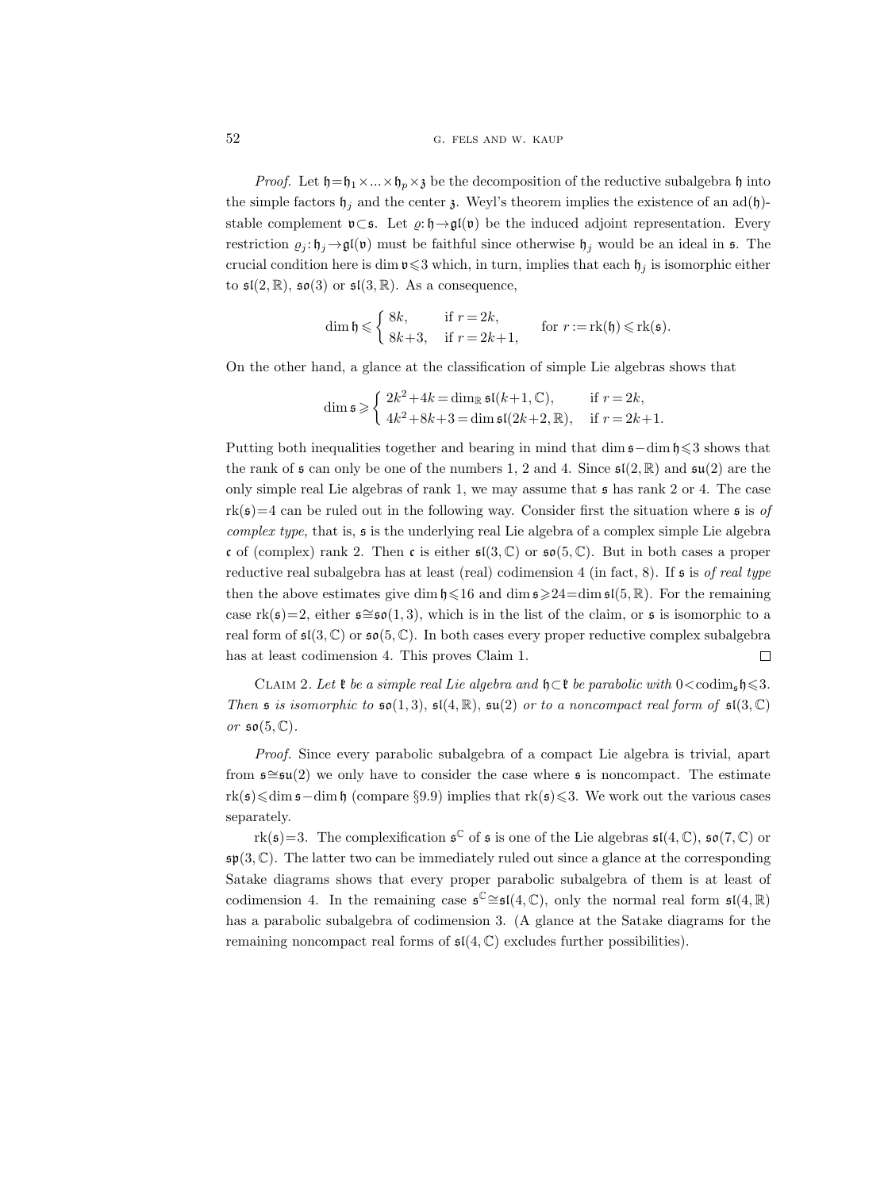*Proof.* Let $\mathfrak{h}=\mathfrak{h}_1\times\ldots\times\mathfrak{h}_p\times\mathfrak{z}$ be the decomposition of the reductive subalgebra $\mathfrak{h}$ into the simple factors $\mathfrak{h}_j$ and the center $\mathfrak{z}$. Weyl's theorem implies the existence of an $\mathrm{ad}(\mathfrak{h})$-stable complement $\mathfrak{v}\subset\mathfrak{s}$. Let $\varrho\colon\mathfrak{h}\to\mathfrak{gl}(\mathfrak{v})$ be the induced adjoint representation. Every restriction $\varrho_j\colon\mathfrak{h}_j\to\mathfrak{gl}(\mathfrak{v})$ must be faithful since otherwise $\mathfrak{h}_j$ would be an ideal in $\mathfrak{s}$. The crucial condition here is $\dim\mathfrak{v}\leqslant 3$ which, in turn, implies that each $\mathfrak{h}_j$ is isomorphic either to $\mathfrak{sl}(2,\mathbb{R})$, $\mathfrak{so}(3)$ or $\mathfrak{sl}(3,\mathbb{R})$. As a consequence,

$$\dim\mathfrak{h}\leqslant\begin{cases}8k, & \text{if } r=2k,\\ 8k+3, & \text{if } r=2k+1,\end{cases}\qquad \text{for } r:=\mathrm{rk}(\mathfrak{h})\leqslant\mathrm{rk}(\mathfrak{s}).$$

On the other hand, a glance at the classification of simple Lie algebras shows that

$$\dim\mathfrak{s}\geqslant\begin{cases}2k^2+4k=\dim_{\mathbb{R}}\mathfrak{sl}(k+1,\mathbb{C}), & \text{if } r=2k,\\ 4k^2+8k+3=\dim\mathfrak{sl}(2k+2,\mathbb{R}), & \text{if } r=2k+1.\end{cases}$$

Putting both inequalities together and bearing in mind that $\dim\mathfrak{s}-\dim\mathfrak{h}\leqslant 3$ shows that the rank of $\mathfrak{s}$ can only be one of the numbers 1, 2 and 4. Since $\mathfrak{sl}(2,\mathbb{R})$ and $\mathfrak{su}(2)$ are the only simple real Lie algebras of rank 1, we may assume that $\mathfrak{s}$ has rank 2 or 4. The case $\mathrm{rk}(\mathfrak{s})=4$ can be ruled out in the following way. Consider first the situation where $\mathfrak{s}$ is *of complex type,* that is, $\mathfrak{s}$ is the underlying real Lie algebra of a complex simple Lie algebra $\mathfrak{c}$ of (complex) rank 2. Then $\mathfrak{c}$ is either $\mathfrak{sl}(3,\mathbb{C})$ or $\mathfrak{so}(5,\mathbb{C})$. But in both cases a proper reductive real subalgebra has at least (real) codimension 4 (in fact, 8). If $\mathfrak{s}$ is *of real type* then the above estimates give $\dim\mathfrak{h}\leqslant 16$ and $\dim\mathfrak{s}\geqslant 24=\dim\mathfrak{sl}(5,\mathbb{R})$. For the remaining case $\mathrm{rk}(\mathfrak{s})=2$, either $\mathfrak{s}\cong\mathfrak{so}(1,3)$, which is in the list of the claim, or $\mathfrak{s}$ is isomorphic to a real form of $\mathfrak{sl}(3,\mathbb{C})$ or $\mathfrak{so}(5,\mathbb{C})$. In both cases every proper reductive complex subalgebra has at least codimension 4. This proves Claim 1. $\square$

Claim 2. *Let $\mathfrak{k}$ be a simple real Lie algebra and $\mathfrak{h}\subset\mathfrak{k}$ be parabolic with $0<\mathrm{codim}_{\mathfrak{s}}\mathfrak{h}\leqslant 3$. Then $\mathfrak{s}$ is isomorphic to $\mathfrak{so}(1,3)$, $\mathfrak{sl}(4,\mathbb{R})$, $\mathfrak{su}(2)$ or to a noncompact real form of $\mathfrak{sl}(3,\mathbb{C})$ or $\mathfrak{so}(5,\mathbb{C})$.*

*Proof.* Since every parabolic subalgebra of a compact Lie algebra is trivial, apart from $\mathfrak{s}\cong\mathfrak{su}(2)$ we only have to consider the case where $\mathfrak{s}$ is noncompact. The estimate $\mathrm{rk}(\mathfrak{s})\leqslant\dim\mathfrak{s}-\dim\mathfrak{h}$ (compare §9.9) implies that $\mathrm{rk}(\mathfrak{s})\leqslant 3$. We work out the various cases separately.

$\mathrm{rk}(\mathfrak{s})=3$. The complexification $\mathfrak{s}^{\mathbb{C}}$ of $\mathfrak{s}$ is one of the Lie algebras $\mathfrak{sl}(4,\mathbb{C})$, $\mathfrak{so}(7,\mathbb{C})$ or $\mathfrak{sp}(3,\mathbb{C})$. The latter two can be immediately ruled out since a glance at the corresponding Satake diagrams shows that every proper parabolic subalgebra of them is at least of codimension 4. In the remaining case $\mathfrak{s}^{\mathbb{C}}\cong\mathfrak{sl}(4,\mathbb{C})$, only the normal real form $\mathfrak{sl}(4,\mathbb{R})$ has a parabolic subalgebra of codimension 3. (A glance at the Satake diagrams for the remaining noncompact real forms of $\mathfrak{sl}(4,\mathbb{C})$ excludes further possibilities).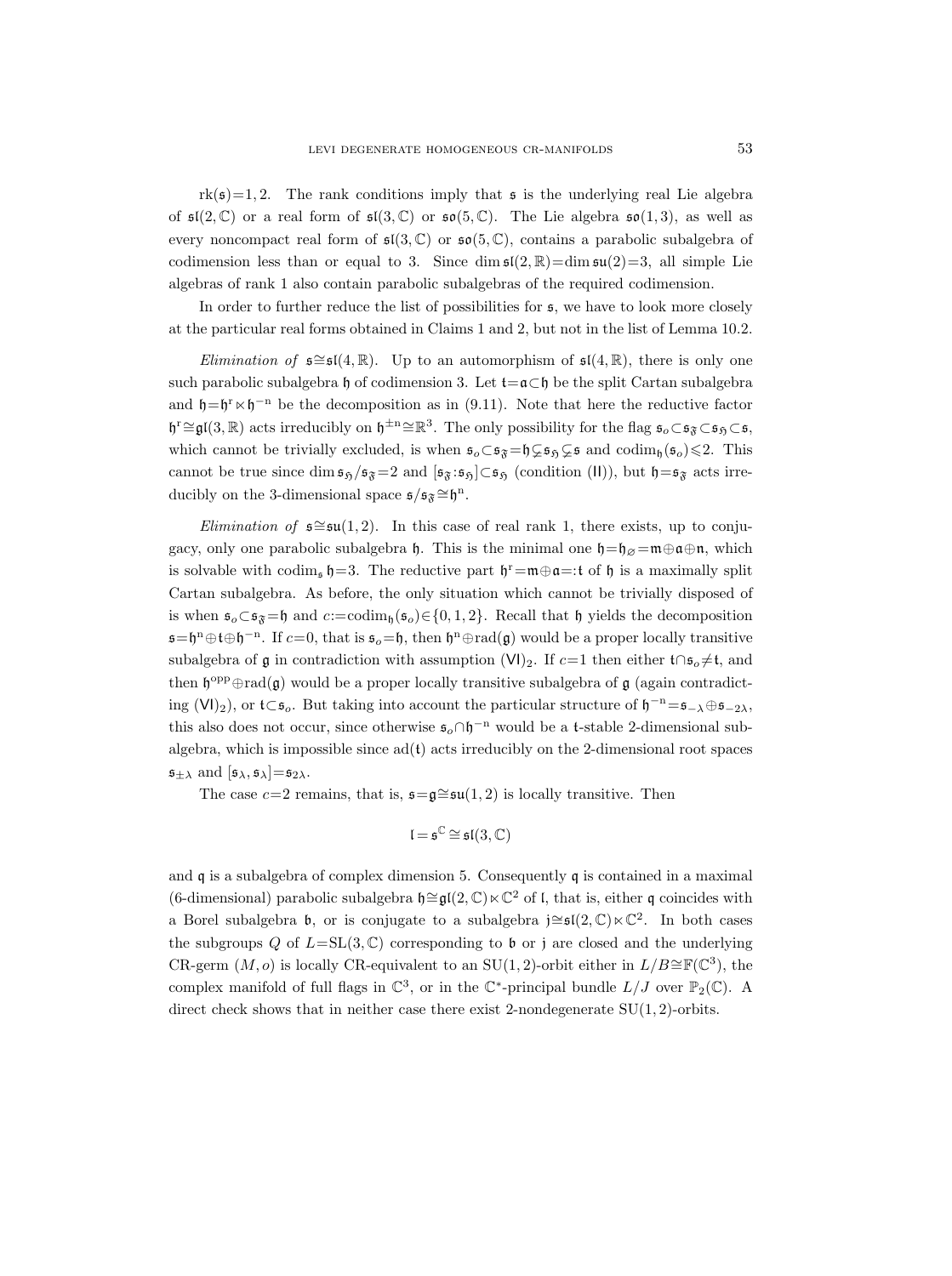$\mathrm{rk}(\mathfrak{s})=1,2$. The rank conditions imply that $\mathfrak{s}$ is the underlying real Lie algebra of $\mathfrak{sl}(2,\mathbb{C})$ or a real form of $\mathfrak{sl}(3,\mathbb{C})$ or $\mathfrak{so}(5,\mathbb{C})$. The Lie algebra $\mathfrak{so}(1,3)$, as well as every noncompact real form of $\mathfrak{sl}(3,\mathbb{C})$ or $\mathfrak{so}(5,\mathbb{C})$, contains a parabolic subalgebra of codimension less than or equal to 3. Since $\dim\mathfrak{sl}(2,\mathbb{R})=\dim\mathfrak{su}(2)=3$, all simple Lie algebras of rank 1 also contain parabolic subalgebras of the required codimension.

In order to further reduce the list of possibilities for $\mathfrak{s}$, we have to look more closely at the particular real forms obtained in Claims 1 and 2, but not in the list of Lemma 10.2.

*Elimination of* $\mathfrak{s}\cong\mathfrak{sl}(4,\mathbb{R})$. Up to an automorphism of $\mathfrak{sl}(4,\mathbb{R})$, there is only one such parabolic subalgebra $\mathfrak{h}$ of codimension 3. Let $\mathfrak{t}=\mathfrak{a}\subset\mathfrak{h}$ be the split Cartan subalgebra and $\mathfrak{h}=\mathfrak{h}^{\mathrm{r}}\ltimes\mathfrak{h}^{-\mathrm{n}}$ be the decomposition as in (9.11). Note that here the reductive factor $\mathfrak{h}^{\mathrm{r}}\cong\mathfrak{gl}(3,\mathbb{R})$ acts irreducibly on $\mathfrak{h}^{\pm\mathrm{n}}\cong\mathbb{R}^3$. The only possibility for the flag $\mathfrak{s}_o\subset\mathfrak{s}_{\mathfrak{F}}\subset\mathfrak{s}_{\mathfrak{H}}\subset\mathfrak{s}$, which cannot be trivially excluded, is when $\mathfrak{s}_o\subset\mathfrak{s}_{\mathfrak{F}}=\mathfrak{h}\subsetneq\mathfrak{s}_{\mathfrak{H}}\subsetneq\mathfrak{s}$ and $\mathrm{codim}_{\mathfrak{h}}(\mathfrak{s}_o)\leqslant 2$. This cannot be true since $\dim\mathfrak{s}_{\mathfrak{H}}/\mathfrak{s}_{\mathfrak{F}}=2$ and $[\mathfrak{s}_{\mathfrak{F}}:\mathfrak{s}_{\mathfrak{H}}]\subset\mathfrak{s}_{\mathfrak{H}}$ (condition (II)), but $\mathfrak{h}=\mathfrak{s}_{\mathfrak{F}}$ acts irreducibly on the 3-dimensional space $\mathfrak{s}/\mathfrak{s}_{\mathfrak{F}}\cong\mathfrak{h}^{\mathrm{n}}$.

*Elimination of* $\mathfrak{s}\cong\mathfrak{su}(1,2)$. In this case of real rank 1, there exists, up to conjugacy, only one parabolic subalgebra $\mathfrak{h}$. This is the minimal one $\mathfrak{h}=\mathfrak{h}_{\varnothing}=\mathfrak{m}\oplus\mathfrak{a}\oplus\mathfrak{n}$, which is solvable with $\mathrm{codim}_{\mathfrak{s}}\,\mathfrak{h}=3$. The reductive part $\mathfrak{h}^{\mathrm{r}}=\mathfrak{m}\oplus\mathfrak{a}=:\mathfrak{t}$ of $\mathfrak{h}$ is a maximally split Cartan subalgebra. As before, the only situation which cannot be trivially disposed of is when $\mathfrak{s}_o\subset\mathfrak{s}_{\mathfrak{F}}=\mathfrak{h}$ and $c:=\mathrm{codim}_{\mathfrak{h}}(\mathfrak{s}_o)\in\{0,1,2\}$. Recall that $\mathfrak{h}$ yields the decomposition $\mathfrak{s}=\mathfrak{h}^{\mathrm{n}}\oplus\mathfrak{t}\oplus\mathfrak{h}^{-\mathrm{n}}$. If $c=0$, that is $\mathfrak{s}_o=\mathfrak{h}$, then $\mathfrak{h}^{\mathrm{n}}\oplus\mathrm{rad}(\mathfrak{g})$ would be a proper locally transitive subalgebra of $\mathfrak{g}$ in contradiction with assumption $(\mathsf{VI})_2$. If $c=1$ then either $\mathfrak{t}\cap\mathfrak{s}_o\neq\mathfrak{t}$, and then $\mathfrak{h}^{\mathrm{opp}}\oplus\mathrm{rad}(\mathfrak{g})$ would be a proper locally transitive subalgebra of $\mathfrak{g}$ (again contradicting $(\mathsf{VI})_2$), or $\mathfrak{t}\subset\mathfrak{s}_o$. But taking into account the particular structure of $\mathfrak{h}^{-\mathrm{n}}=\mathfrak{s}_{-\lambda}\oplus\mathfrak{s}_{-2\lambda}$, this also does not occur, since otherwise $\mathfrak{s}_o\cap\mathfrak{h}^{-\mathrm{n}}$ would be a $\mathfrak{t}$-stable 2-dimensional subalgebra, which is impossible since $\mathrm{ad}(\mathfrak{t})$ acts irreducibly on the 2-dimensional root spaces $\mathfrak{s}_{\pm\lambda}$ and $[\mathfrak{s}_\lambda,\mathfrak{s}_\lambda]=\mathfrak{s}_{2\lambda}$.

The case $c=2$ remains, that is, $\mathfrak{s}=\mathfrak{g}\cong\mathfrak{su}(1,2)$ is locally transitive. Then

$$\mathfrak{l}=\mathfrak{s}^{\mathbb{C}}\cong\mathfrak{sl}(3,\mathbb{C})$$

and $\mathfrak{q}$ is a subalgebra of complex dimension 5. Consequently $\mathfrak{q}$ is contained in a maximal (6-dimensional) parabolic subalgebra $\mathfrak{h}\cong\mathfrak{gl}(2,\mathbb{C})\ltimes\mathbb{C}^2$ of $\mathfrak{l}$, that is, either $\mathfrak{q}$ coincides with a Borel subalgebra $\mathfrak{b}$, or is conjugate to a subalgebra $\mathfrak{j}\cong\mathfrak{sl}(2,\mathbb{C})\ltimes\mathbb{C}^2$. In both cases the subgroups $Q$ of $L=\mathrm{SL}(3,\mathbb{C})$ corresponding to $\mathfrak{b}$ or $\mathfrak{j}$ are closed and the underlying CR-germ $(M,o)$ is locally CR-equivalent to an $\mathrm{SU}(1,2)$-orbit either in $L/B\cong\mathbb{F}(\mathbb{C}^3)$, the complex manifold of full flags in $\mathbb{C}^3$, or in the $\mathbb{C}^*$-principal bundle $L/J$ over $\mathbb{P}_2(\mathbb{C})$. A direct check shows that in neither case there exist 2-nondegenerate $\mathrm{SU}(1,2)$-orbits.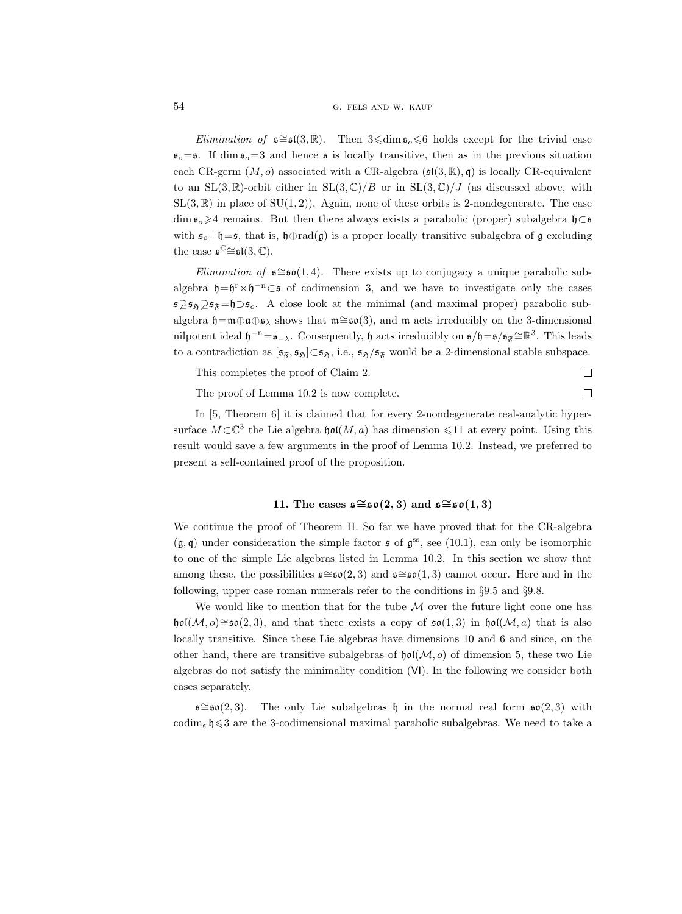*Elimination of* $\mathfrak{s}\cong\mathfrak{sl}(3,\mathbb{R})$. Then $3\leqslant\dim\mathfrak{s}_o\leqslant 6$ holds except for the trivial case $\mathfrak{s}_o=\mathfrak{s}$. If $\dim\mathfrak{s}_o=3$ and hence $\mathfrak{s}$ is locally transitive, then as in the previous situation each CR-germ $(M,o)$ associated with a CR-algebra $(\mathfrak{sl}(3,\mathbb{R}),\mathfrak{q})$ is locally CR-equivalent to an $\mathrm{SL}(3,\mathbb{R})$-orbit either in $\mathrm{SL}(3,\mathbb{C})/B$ or in $\mathrm{SL}(3,\mathbb{C})/J$ (as discussed above, with $\mathrm{SL}(3,\mathbb{R})$ in place of $\mathrm{SU}(1,2)$). Again, none of these orbits is 2-nondegenerate. The case $\dim\mathfrak{s}_o\geqslant 4$ remains. But then there always exists a parabolic (proper) subalgebra $\mathfrak{h}\subset\mathfrak{s}$ with $\mathfrak{s}_o+\mathfrak{h}=\mathfrak{s}$, that is, $\mathfrak{h}\oplus\mathrm{rad}(\mathfrak{g})$ is a proper locally transitive subalgebra of $\mathfrak{g}$ excluding the case $\mathfrak{s}^{\mathbb{C}}\cong\mathfrak{sl}(3,\mathbb{C})$.

*Elimination of* $\mathfrak{s}\cong\mathfrak{so}(1,4)$. There exists up to conjugacy a unique parabolic subalgebra $\mathfrak{h}=\mathfrak{h}^{\mathrm{r}}\ltimes\mathfrak{h}^{-\mathrm{n}}\subset\mathfrak{s}$ of codimension 3, and we have to investigate only the cases $\mathfrak{s}\supsetneqq\mathfrak{s}_{\mathfrak{H}}\supsetneqq\mathfrak{s}_{\mathfrak{F}}=\mathfrak{h}\supset\mathfrak{s}_o$. A close look at the minimal (and maximal proper) parabolic subalgebra $\mathfrak{h}=\mathfrak{m}\oplus\mathfrak{a}\oplus\mathfrak{s}_\lambda$ shows that $\mathfrak{m}\cong\mathfrak{so}(3)$, and $\mathfrak{m}$ acts irreducibly on the 3-dimensional nilpotent ideal $\mathfrak{h}^{-\mathrm{n}}=\mathfrak{s}_{-\lambda}$. Consequently, $\mathfrak{h}$ acts irreducibly on $\mathfrak{s}/\mathfrak{h}=\mathfrak{s}/\mathfrak{s}_{\mathfrak{F}}\cong\mathbb{R}^3$. This leads to a contradiction as $[\mathfrak{s}_{\mathfrak{F}},\mathfrak{s}_{\mathfrak{H}}]\subset\mathfrak{s}_{\mathfrak{H}}$, i.e., $\mathfrak{s}_{\mathfrak{H}}/\mathfrak{s}_{\mathfrak{F}}$ would be a 2-dimensional stable subspace.

This completes the proof of Claim 2. □

The proof of Lemma 10.2 is now complete. □

In [5, Theorem 6] it is claimed that for every 2-nondegenerate real-analytic hypersurface $M\subset\mathbb{C}^3$ the Lie algebra $\mathfrak{hol}(M,a)$ has dimension $\leqslant 11$ at every point. Using this result would save a few arguments in the proof of Lemma 10.2. Instead, we preferred to present a self-contained proof of the proposition.

## 11. The cases $\mathfrak{s}\cong\mathfrak{so}(2,3)$ and $\mathfrak{s}\cong\mathfrak{so}(1,3)$

We continue the proof of Theorem II. So far we have proved that for the CR-algebra $(\mathfrak{g},\mathfrak{q})$ under consideration the simple factor $\mathfrak{s}$ of $\mathfrak{g}^{\mathrm{ss}}$, see (10.1), can only be isomorphic to one of the simple Lie algebras listed in Lemma 10.2. In this section we show that among these, the possibilities $\mathfrak{s}\cong\mathfrak{so}(2,3)$ and $\mathfrak{s}\cong\mathfrak{so}(1,3)$ cannot occur. Here and in the following, upper case roman numerals refer to the conditions in §9.5 and §9.8.

We would like to mention that for the tube $\mathcal{M}$ over the future light cone one has $\mathfrak{hol}(\mathcal{M},o)\cong\mathfrak{so}(2,3)$, and that there exists a copy of $\mathfrak{so}(1,3)$ in $\mathfrak{hol}(\mathcal{M},a)$ that is also locally transitive. Since these Lie algebras have dimensions 10 and 6 and since, on the other hand, there are transitive subalgebras of $\mathfrak{hol}(\mathcal{M},o)$ of dimension 5, these two Lie algebras do not satisfy the minimality condition (VI). In the following we consider both cases separately.

$\mathfrak{s}\cong\mathfrak{so}(2,3)$. The only Lie subalgebras $\mathfrak{h}$ in the normal real form $\mathfrak{so}(2,3)$ with $\mathrm{codim}_{\mathfrak{s}}\,\mathfrak{h}\leqslant 3$ are the 3-codimensional maximal parabolic subalgebras. We need to take a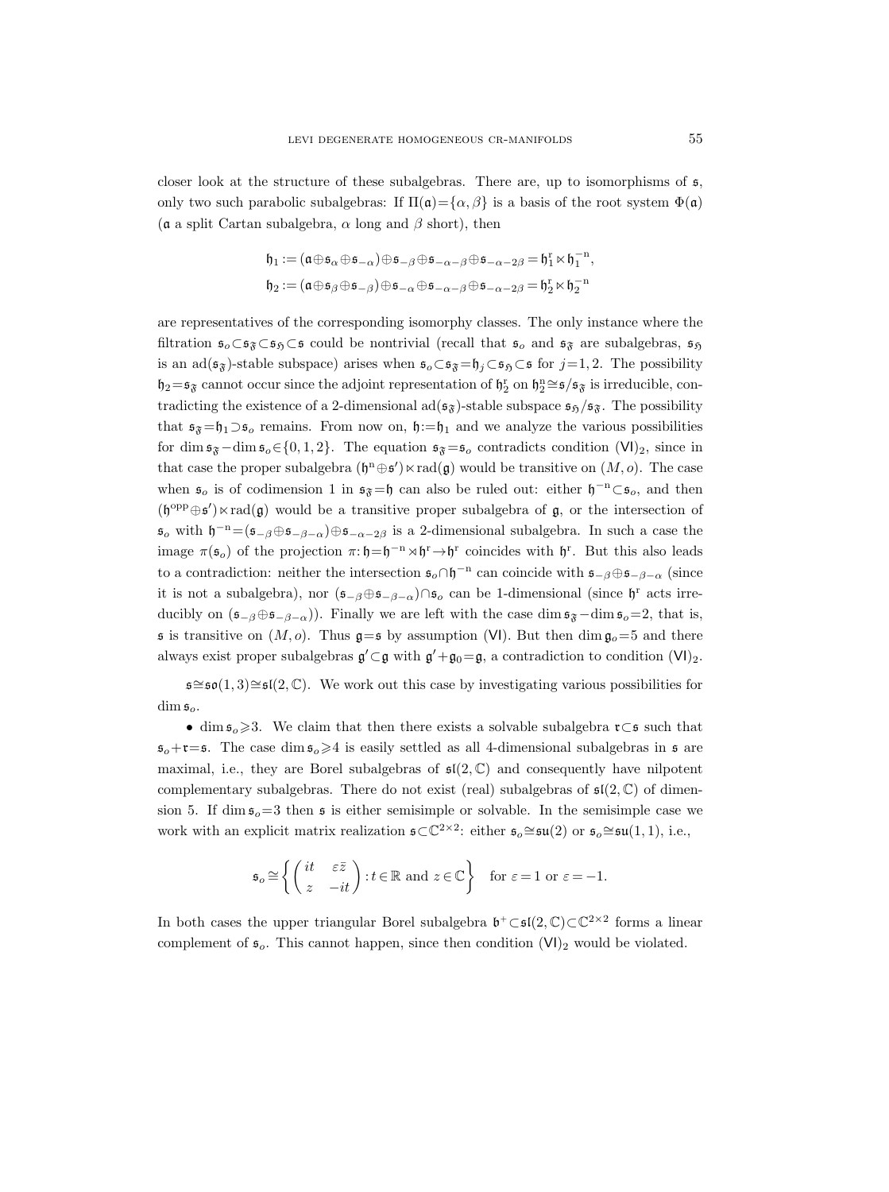closer look at the structure of these subalgebras. There are, up to isomorphisms of $\mathfrak{s}$, only two such parabolic subalgebras: If $\Pi(\mathfrak{a})=\{\alpha,\beta\}$ is a basis of the root system $\Phi(\mathfrak{a})$ ($\mathfrak{a}$ a split Cartan subalgebra, $\alpha$ long and $\beta$ short), then

$$\mathfrak{h}_1 := (\mathfrak{a}\oplus\mathfrak{s}_\alpha\oplus\mathfrak{s}_{-\alpha})\oplus\mathfrak{s}_{-\beta}\oplus\mathfrak{s}_{-\alpha-\beta}\oplus\mathfrak{s}_{-\alpha-2\beta} = \mathfrak{h}_1^{\mathrm{r}}\ltimes\mathfrak{h}_1^{-\mathrm{n}},$$
$$\mathfrak{h}_2 := (\mathfrak{a}\oplus\mathfrak{s}_\beta\oplus\mathfrak{s}_{-\beta})\oplus\mathfrak{s}_{-\alpha}\oplus\mathfrak{s}_{-\alpha-\beta}\oplus\mathfrak{s}_{-\alpha-2\beta} = \mathfrak{h}_2^{\mathrm{r}}\ltimes\mathfrak{h}_2^{-\mathrm{n}}$$

are representatives of the corresponding isomorphy classes. The only instance where the filtration $\mathfrak{s}_o\subset\mathfrak{s}_{\mathfrak{F}}\subset\mathfrak{s}_{\mathfrak{H}}\subset\mathfrak{s}$ could be nontrivial (recall that $\mathfrak{s}_o$ and $\mathfrak{s}_{\mathfrak{F}}$ are subalgebras, $\mathfrak{s}_{\mathfrak{H}}$ is an $\operatorname{ad}(\mathfrak{s}_{\mathfrak{F}})$-stable subspace) arises when $\mathfrak{s}_o\subset\mathfrak{s}_{\mathfrak{F}}=\mathfrak{h}_j\subset\mathfrak{s}_{\mathfrak{H}}\subset\mathfrak{s}$ for $j=1,2$. The possibility $\mathfrak{h}_2=\mathfrak{s}_{\mathfrak{F}}$ cannot occur since the adjoint representation of $\mathfrak{h}_2^{\mathrm{r}}$ on $\mathfrak{h}_2^{\mathrm{n}}\cong\mathfrak{s}/\mathfrak{s}_{\mathfrak{F}}$ is irreducible, contradicting the existence of a 2-dimensional $\operatorname{ad}(\mathfrak{s}_{\mathfrak{F}})$-stable subspace $\mathfrak{s}_{\mathfrak{H}}/\mathfrak{s}_{\mathfrak{F}}$. The possibility that $\mathfrak{s}_{\mathfrak{F}}=\mathfrak{h}_1\supset\mathfrak{s}_o$ remains. From now on, $\mathfrak{h}:=\mathfrak{h}_1$ and we analyze the various possibilities for $\dim\mathfrak{s}_{\mathfrak{F}}-\dim\mathfrak{s}_o\in\{0,1,2\}$. The equation $\mathfrak{s}_{\mathfrak{F}}=\mathfrak{s}_o$ contradicts condition $(\mathsf{VI})_2$, since in that case the proper subalgebra $(\mathfrak{h}^{\mathrm{n}}\oplus\mathfrak{s}')\ltimes\operatorname{rad}(\mathfrak{g})$ would be transitive on $(M,o)$. The case when $\mathfrak{s}_o$ is of codimension 1 in $\mathfrak{s}_{\mathfrak{F}}=\mathfrak{h}$ can also be ruled out: either $\mathfrak{h}^{-\mathrm{n}}\subset\mathfrak{s}_o$, and then $(\mathfrak{h}^{\mathrm{opp}}\oplus\mathfrak{s}')\ltimes\operatorname{rad}(\mathfrak{g})$ would be a transitive proper subalgebra of $\mathfrak{g}$, or the intersection of $\mathfrak{s}_o$ with $\mathfrak{h}^{-\mathrm{n}}=(\mathfrak{s}_{-\beta}\oplus\mathfrak{s}_{-\beta-\alpha})\oplus\mathfrak{s}_{-\alpha-2\beta}$ is a 2-dimensional subalgebra. In such a case the image $\pi(\mathfrak{s}_o)$ of the projection $\pi:\mathfrak{h}=\mathfrak{h}^{-\mathrm{n}}\rtimes\mathfrak{h}^{\mathrm{r}}\to\mathfrak{h}^{\mathrm{r}}$ coincides with $\mathfrak{h}^{\mathrm{r}}$. But this also leads to a contradiction: neither the intersection $\mathfrak{s}_o\cap\mathfrak{h}^{-\mathrm{n}}$ can coincide with $\mathfrak{s}_{-\beta}\oplus\mathfrak{s}_{-\beta-\alpha}$ (since it is not a subalgebra), nor $(\mathfrak{s}_{-\beta}\oplus\mathfrak{s}_{-\beta-\alpha})\cap\mathfrak{s}_o$ can be 1-dimensional (since $\mathfrak{h}^{\mathrm{r}}$ acts irreducibly on $(\mathfrak{s}_{-\beta}\oplus\mathfrak{s}_{-\beta-\alpha})$). Finally we are left with the case $\dim\mathfrak{s}_{\mathfrak{F}}-\dim\mathfrak{s}_o=2$, that is, $\mathfrak{s}$ is transitive on $(M,o)$. Thus $\mathfrak{g}=\mathfrak{s}$ by assumption $(\mathsf{VI})$. But then $\dim\mathfrak{g}_o=5$ and there always exist proper subalgebras $\mathfrak{g}'\subset\mathfrak{g}$ with $\mathfrak{g}'+\mathfrak{g}_0=\mathfrak{g}$, a contradiction to condition $(\mathsf{VI})_2$.

$\mathfrak{s}\cong\mathfrak{so}(1,3)\cong\mathfrak{sl}(2,\mathbb{C})$. We work out this case by investigating various possibilities for $\dim\mathfrak{s}_o$.

- $\dim\mathfrak{s}_o\geqslant 3$. We claim that then there exists a solvable subalgebra $\mathfrak{r}\subset\mathfrak{s}$ such that $\mathfrak{s}_o+\mathfrak{r}=\mathfrak{s}$. The case $\dim\mathfrak{s}_o\geqslant 4$ is easily settled as all 4-dimensional subalgebras in $\mathfrak{s}$ are maximal, i.e., they are Borel subalgebras of $\mathfrak{sl}(2,\mathbb{C})$ and consequently have nilpotent complementary subalgebras. There do not exist (real) subalgebras of $\mathfrak{sl}(2,\mathbb{C})$ of dimension 5. If $\dim\mathfrak{s}_o=3$ then $\mathfrak{s}$ is either semisimple or solvable. In the semisimple case we work with an explicit matrix realization $\mathfrak{s}\subset\mathbb{C}^{2\times 2}$: either $\mathfrak{s}_o\cong\mathfrak{su}(2)$ or $\mathfrak{s}_o\cong\mathfrak{su}(1,1)$, i.e.,

$$\mathfrak{s}_o\cong\left\{\begin{pmatrix} it & \varepsilon\bar{z}\\ z & -it\end{pmatrix} : t\in\mathbb{R} \text{ and } z\in\mathbb{C}\right\}\quad\text{for } \varepsilon=1 \text{ or } \varepsilon=-1.$$

In both cases the upper triangular Borel subalgebra $\mathfrak{b}^+\subset\mathfrak{sl}(2,\mathbb{C})\subset\mathbb{C}^{2\times 2}$ forms a linear complement of $\mathfrak{s}_o$. This cannot happen, since then condition $(\mathsf{VI})_2$ would be violated.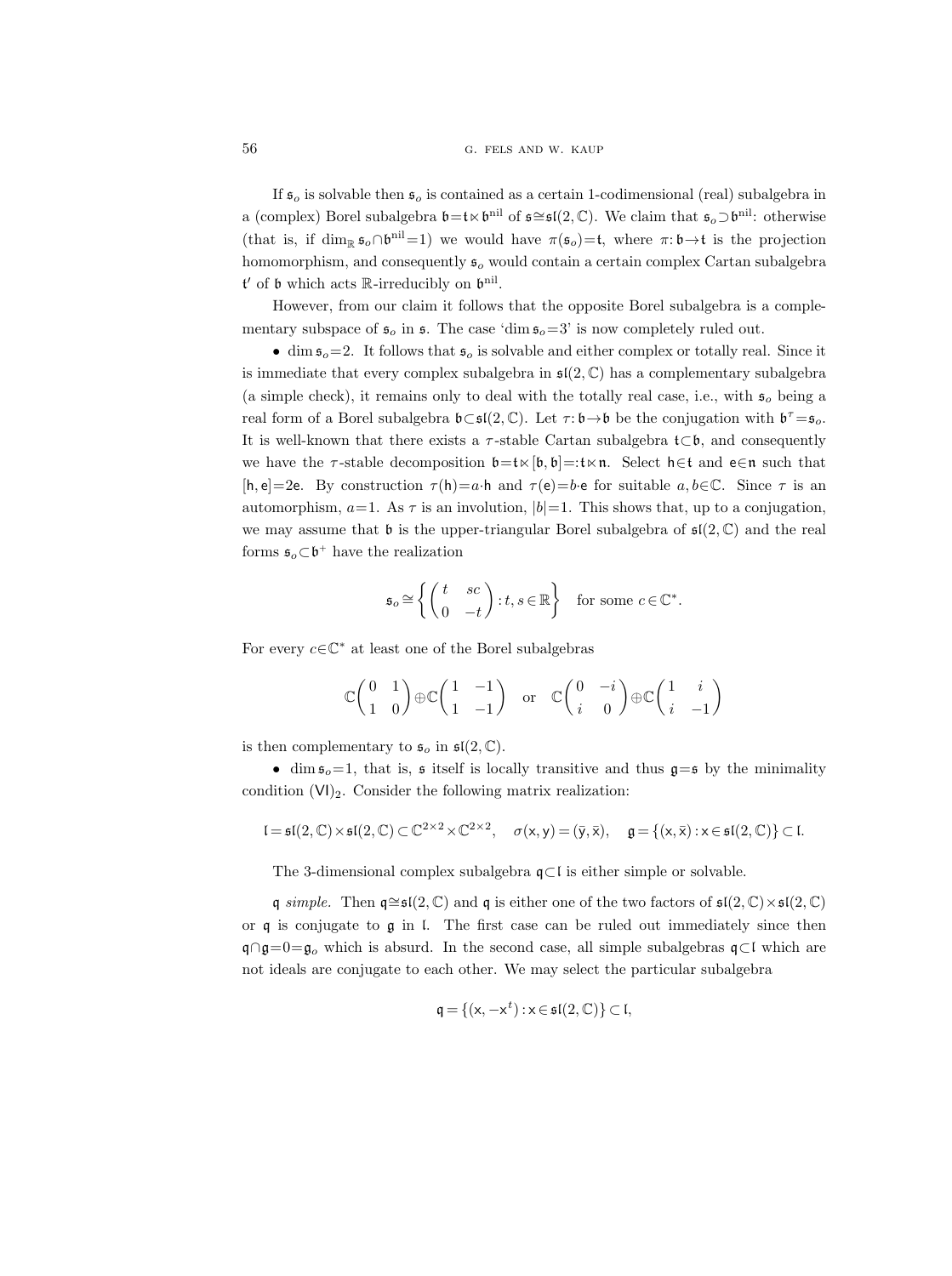If $\mathfrak{s}_o$ is solvable then $\mathfrak{s}_o$ is contained as a certain 1-codimensional (real) subalgebra in a (complex) Borel subalgebra $\mathfrak{b}=\mathfrak{t}\ltimes\mathfrak{b}^{\mathrm{nil}}$ of $\mathfrak{s}\cong\mathfrak{sl}(2,\mathbb{C})$. We claim that $\mathfrak{s}_o\supset\mathfrak{b}^{\mathrm{nil}}$: otherwise (that is, if $\dim_{\mathbb{R}}\mathfrak{s}_o\cap\mathfrak{b}^{\mathrm{nil}}=1$) we would have $\pi(\mathfrak{s}_o)=\mathfrak{t}$, where $\pi:\mathfrak{b}\to\mathfrak{t}$ is the projection homomorphism, and consequently $\mathfrak{s}_o$ would contain a certain complex Cartan subalgebra $\mathfrak{t}'$ of $\mathfrak{b}$ which acts $\mathbb{R}$-irreducibly on $\mathfrak{b}^{\mathrm{nil}}$.

However, from our claim it follows that the opposite Borel subalgebra is a complementary subspace of $\mathfrak{s}_o$ in $\mathfrak{s}$. The case '$\dim\mathfrak{s}_o=3$' is now completely ruled out.

• $\dim\mathfrak{s}_o=2$. It follows that $\mathfrak{s}_o$ is solvable and either complex or totally real. Since it is immediate that every complex subalgebra in $\mathfrak{sl}(2,\mathbb{C})$ has a complementary subalgebra (a simple check), it remains only to deal with the totally real case, i.e., with $\mathfrak{s}_o$ being a real form of a Borel subalgebra $\mathfrak{b}\subset\mathfrak{sl}(2,\mathbb{C})$. Let $\tau:\mathfrak{b}\to\mathfrak{b}$ be the conjugation with $\mathfrak{b}^\tau=\mathfrak{s}_o$. It is well-known that there exists a $\tau$-stable Cartan subalgebra $\mathfrak{t}\subset\mathfrak{b}$, and consequently we have the $\tau$-stable decomposition $\mathfrak{b}=\mathfrak{t}\ltimes[\mathfrak{b},\mathfrak{b}]=:\mathfrak{t}\ltimes\mathfrak{n}$. Select $\mathsf{h}\in\mathfrak{t}$ and $\mathsf{e}\in\mathfrak{n}$ such that $[\mathsf{h},\mathsf{e}]=2\mathsf{e}$. By construction $\tau(\mathsf{h})=a\cdot\mathsf{h}$ and $\tau(\mathsf{e})=b\cdot\mathsf{e}$ for suitable $a,b\in\mathbb{C}$. Since $\tau$ is an automorphism, $a=1$. As $\tau$ is an involution, $|b|=1$. This shows that, up to a conjugation, we may assume that $\mathfrak{b}$ is the upper-triangular Borel subalgebra of $\mathfrak{sl}(2,\mathbb{C})$ and the real forms $\mathfrak{s}_o\subset\mathfrak{b}^+$ have the realization

$$\mathfrak{s}_o\cong\left\{\begin{pmatrix} t & sc\\ 0 & -t\end{pmatrix}: t,s\in\mathbb{R}\right\}\quad\text{for some } c\in\mathbb{C}^*.$$

For every $c\in\mathbb{C}^*$ at least one of the Borel subalgebras

$$\mathbb{C}\begin{pmatrix} 0 & 1\\ 1 & 0\end{pmatrix}\oplus\mathbb{C}\begin{pmatrix} 1 & -1\\ 1 & -1\end{pmatrix}\quad\text{or}\quad\mathbb{C}\begin{pmatrix} 0 & -i\\ i & 0\end{pmatrix}\oplus\mathbb{C}\begin{pmatrix} 1 & i\\ i & -1\end{pmatrix}$$

is then complementary to $\mathfrak{s}_o$ in $\mathfrak{sl}(2,\mathbb{C})$.

• $\dim\mathfrak{s}_o=1$, that is, $\mathfrak{s}$ itself is locally transitive and thus $\mathfrak{g}=\mathfrak{s}$ by the minimality condition $(\mathsf{VI})_2$. Consider the following matrix realization:

$$\mathfrak{l}=\mathfrak{sl}(2,\mathbb{C})\times\mathfrak{sl}(2,\mathbb{C})\subset\mathbb{C}^{2\times 2}\times\mathbb{C}^{2\times 2},\quad \sigma(\mathsf{x},\mathsf{y})=(\bar{\mathsf{y}},\bar{\mathsf{x}}),\quad \mathfrak{g}=\{(\mathsf{x},\bar{\mathsf{x}}):\mathsf{x}\in\mathfrak{sl}(2,\mathbb{C})\}\subset\mathfrak{l}.$$

The 3-dimensional complex subalgebra $\mathfrak{q}\subset\mathfrak{l}$ is either simple or solvable.

$\mathfrak{q}$ *simple.* Then $\mathfrak{q}\cong\mathfrak{sl}(2,\mathbb{C})$ and $\mathfrak{q}$ is either one of the two factors of $\mathfrak{sl}(2,\mathbb{C})\times\mathfrak{sl}(2,\mathbb{C})$ or $\mathfrak{q}$ is conjugate to $\mathfrak{g}$ in $\mathfrak{l}$. The first case can be ruled out immediately since then $\mathfrak{q}\cap\mathfrak{g}=0=\mathfrak{g}_o$ which is absurd. In the second case, all simple subalgebras $\mathfrak{q}\subset\mathfrak{l}$ which are not ideals are conjugate to each other. We may select the particular subalgebra

$$\mathfrak{q}=\{(\mathsf{x},-\mathsf{x}^t):\mathsf{x}\in\mathfrak{sl}(2,\mathbb{C})\}\subset\mathfrak{l},$$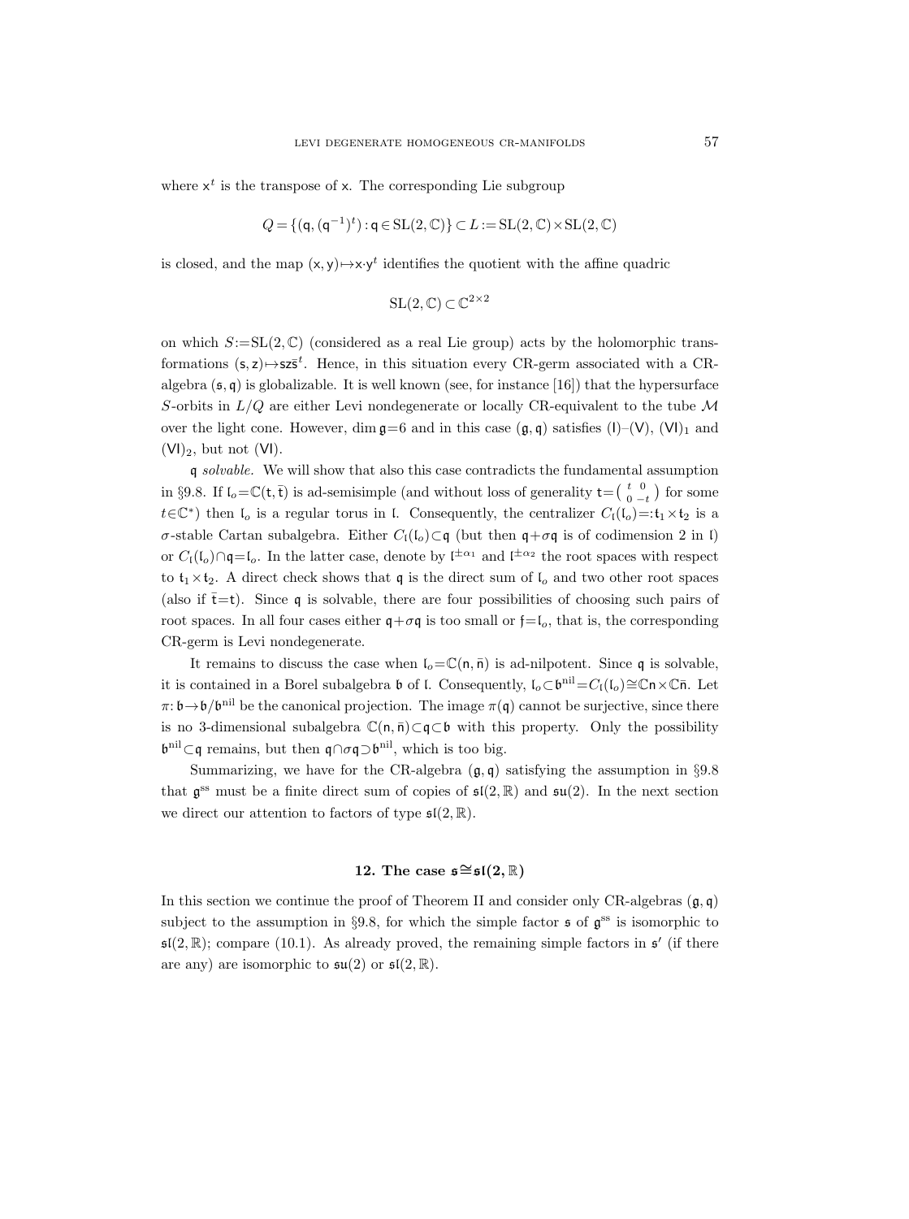where $\mathsf{x}^t$ is the transpose of $\mathsf{x}$. The corresponding Lie subgroup

$$Q = \{(\mathsf{q}, (\mathsf{q}^{-1})^t) : \mathsf{q} \in \mathrm{SL}(2,\mathbb{C})\} \subset L := \mathrm{SL}(2,\mathbb{C}) \times \mathrm{SL}(2,\mathbb{C})$$

is closed, and the map $(\mathsf{x},\mathsf{y}) \mapsto \mathsf{x}\cdot\mathsf{y}^t$ identifies the quotient with the affine quadric

$$\mathrm{SL}(2,\mathbb{C}) \subset \mathbb{C}^{2\times 2}$$

on which $S := \mathrm{SL}(2,\mathbb{C})$ (considered as a real Lie group) acts by the holomorphic transformations $(\mathsf{s},\mathsf{z}) \mapsto \mathsf{s}\mathsf{z}\bar{\mathsf{s}}^t$. Hence, in this situation every CR-germ associated with a CR-algebra $(\mathfrak{s},\mathfrak{q})$ is globalizable. It is well known (see, for instance [16]) that the hypersurface $S$-orbits in $L/Q$ are either Levi nondegenerate or locally CR-equivalent to the tube $\mathcal{M}$ over the light cone. However, $\dim\mathfrak{g} = 6$ and in this case $(\mathfrak{g},\mathfrak{q})$ satisfies (I)–(V), $(\mathsf{VI})_1$ and $(\mathsf{VI})_2$, but not (VI).

$\mathfrak{q}$ *solvable.* We will show that also this case contradicts the fundamental assumption in §9.8. If $\mathfrak{l}_o = \mathbb{C}(\mathsf{t},\bar{\mathsf{t}})$ is ad-semisimple (and without loss of generality $\mathsf{t} = \left(\begin{smallmatrix} t & 0 \\ 0 & -t \end{smallmatrix}\right)$ for some $t \in \mathbb{C}^*$) then $\mathfrak{l}_o$ is a regular torus in $\mathfrak{l}$. Consequently, the centralizer $C_{\mathfrak{l}}(\mathfrak{l}_o) =: \mathfrak{t}_1 \times \mathfrak{t}_2$ is a $\sigma$-stable Cartan subalgebra. Either $C_{\mathfrak{l}}(\mathfrak{l}_o) \subset \mathfrak{q}$ (but then $\mathfrak{q} + \sigma\mathfrak{q}$ is of codimension 2 in $\mathfrak{l}$) or $C_{\mathfrak{l}}(\mathfrak{l}_o) \cap \mathfrak{q} = \mathfrak{l}_o$. In the latter case, denote by $\mathfrak{l}^{\pm\alpha_1}$ and $\mathfrak{l}^{\pm\alpha_2}$ the root spaces with respect to $\mathfrak{t}_1 \times \mathfrak{t}_2$. A direct check shows that $\mathfrak{q}$ is the direct sum of $\mathfrak{l}_o$ and two other root spaces (also if $\bar{\mathsf{t}} = \mathsf{t}$). Since $\mathfrak{q}$ is solvable, there are four possibilities of choosing such pairs of root spaces. In all four cases either $\mathfrak{q} + \sigma\mathfrak{q}$ is too small or $\mathfrak{f} = \mathfrak{l}_o$, that is, the corresponding CR-germ is Levi nondegenerate.

It remains to discuss the case when $\mathfrak{l}_o = \mathbb{C}(\mathsf{n},\bar{\mathsf{n}})$ is ad-nilpotent. Since $\mathfrak{q}$ is solvable, it is contained in a Borel subalgebra $\mathfrak{b}$ of $\mathfrak{l}$. Consequently, $\mathfrak{l}_o \subset \mathfrak{b}^{\mathrm{nil}} = C_{\mathfrak{l}}(\mathfrak{l}_o) \cong \mathbb{C}\mathsf{n} \times \mathbb{C}\bar{\mathsf{n}}$. Let $\pi: \mathfrak{b} \to \mathfrak{b}/\mathfrak{b}^{\mathrm{nil}}$ be the canonical projection. The image $\pi(\mathfrak{q})$ cannot be surjective, since there is no 3-dimensional subalgebra $\mathbb{C}(\mathsf{n},\bar{\mathsf{n}}) \subset \mathfrak{q} \subset \mathfrak{b}$ with this property. Only the possibility $\mathfrak{b}^{\mathrm{nil}} \subset \mathfrak{q}$ remains, but then $\mathfrak{q} \cap \sigma\mathfrak{q} \supset \mathfrak{b}^{\mathrm{nil}}$, which is too big.

Summarizing, we have for the CR-algebra $(\mathfrak{g},\mathfrak{q})$ satisfying the assumption in §9.8 that $\mathfrak{g}^{\mathrm{ss}}$ must be a finite direct sum of copies of $\mathfrak{sl}(2,\mathbb{R})$ and $\mathfrak{su}(2)$. In the next section we direct our attention to factors of type $\mathfrak{sl}(2,\mathbb{R})$.

## 12. The case $\mathfrak{s} \cong \mathfrak{sl}(2,\mathbb{R})$

In this section we continue the proof of Theorem II and consider only CR-algebras $(\mathfrak{g},\mathfrak{q})$ subject to the assumption in §9.8, for which the simple factor $\mathfrak{s}$ of $\mathfrak{g}^{\mathrm{ss}}$ is isomorphic to $\mathfrak{sl}(2,\mathbb{R})$; compare (10.1). As already proved, the remaining simple factors in $\mathfrak{s}'$ (if there are any) are isomorphic to $\mathfrak{su}(2)$ or $\mathfrak{sl}(2,\mathbb{R})$.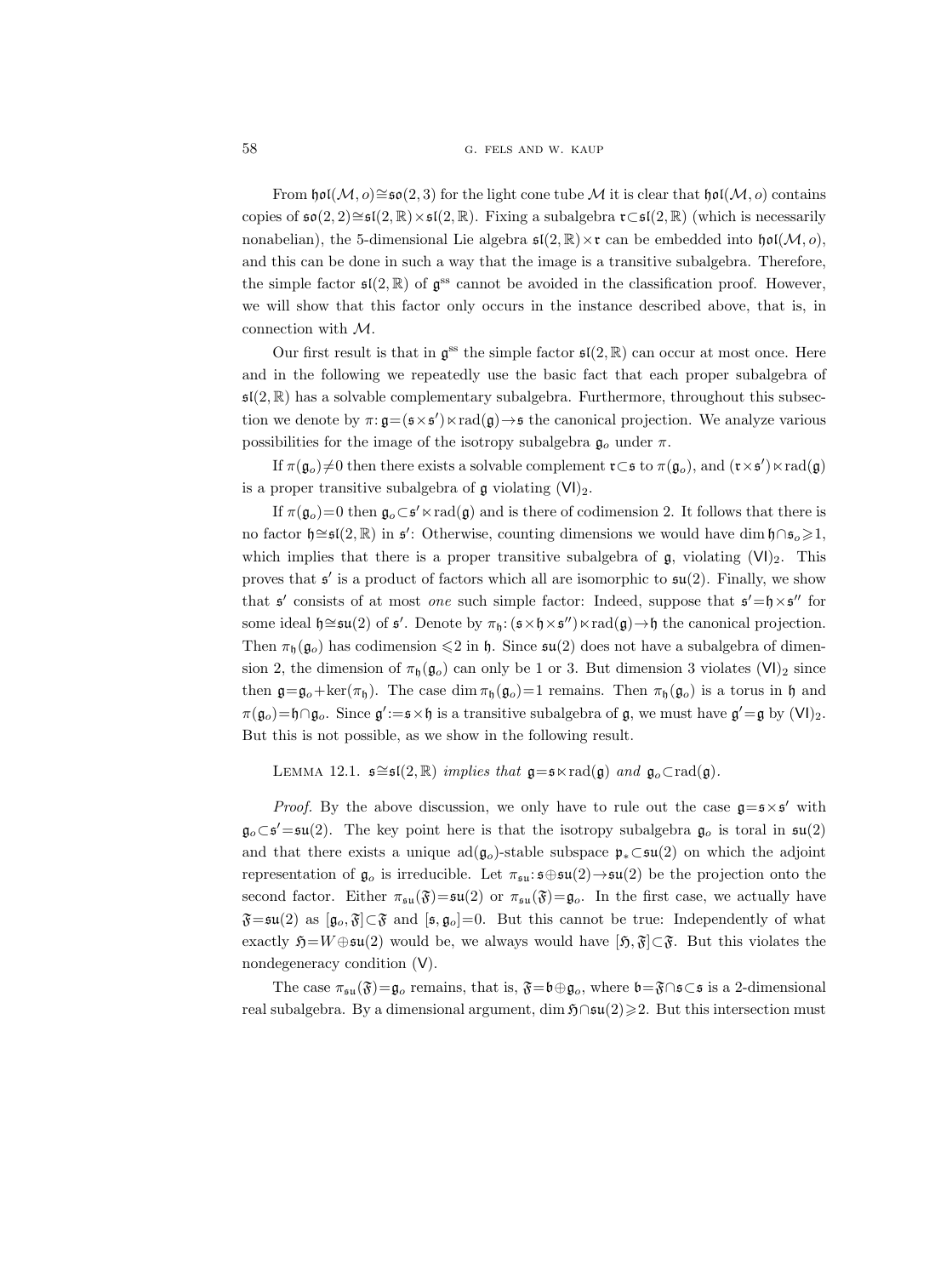From $\mathfrak{hol}(\mathcal{M},o)\cong\mathfrak{so}(2,3)$ for the light cone tube $\mathcal{M}$ it is clear that $\mathfrak{hol}(\mathcal{M},o)$ contains copies of $\mathfrak{so}(2,2)\cong\mathfrak{sl}(2,\mathbb{R})\times\mathfrak{sl}(2,\mathbb{R})$. Fixing a subalgebra $\mathfrak{r}\subset\mathfrak{sl}(2,\mathbb{R})$ (which is necessarily nonabelian), the 5-dimensional Lie algebra $\mathfrak{sl}(2,\mathbb{R})\times\mathfrak{r}$ can be embedded into $\mathfrak{hol}(\mathcal{M},o)$, and this can be done in such a way that the image is a transitive subalgebra. Therefore, the simple factor $\mathfrak{sl}(2,\mathbb{R})$ of $\mathfrak{g}^{\mathrm{ss}}$ cannot be avoided in the classification proof. However, we will show that this factor only occurs in the instance described above, that is, in connection with $\mathcal{M}$.

Our first result is that in $\mathfrak{g}^{\mathrm{ss}}$ the simple factor $\mathfrak{sl}(2,\mathbb{R})$ can occur at most once. Here and in the following we repeatedly use the basic fact that each proper subalgebra of $\mathfrak{sl}(2,\mathbb{R})$ has a solvable complementary subalgebra. Furthermore, throughout this subsection we denote by $\pi\colon\mathfrak{g}=(\mathfrak{s}\times\mathfrak{s}')\ltimes\operatorname{rad}(\mathfrak{g})\to\mathfrak{s}$ the canonical projection. We analyze various possibilities for the image of the isotropy subalgebra $\mathfrak{g}_o$ under $\pi$.

If $\pi(\mathfrak{g}_o)\neq 0$ then there exists a solvable complement $\mathfrak{r}\subset\mathfrak{s}$ to $\pi(\mathfrak{g}_o)$, and $(\mathfrak{r}\times\mathfrak{s}')\ltimes\operatorname{rad}(\mathfrak{g})$ is a proper transitive subalgebra of $\mathfrak{g}$ violating $(\mathsf{VI})_2$.

If $\pi(\mathfrak{g}_o)=0$ then $\mathfrak{g}_o\subset\mathfrak{s}'\ltimes\operatorname{rad}(\mathfrak{g})$ and is there of codimension 2. It follows that there is no factor $\mathfrak{h}\cong\mathfrak{sl}(2,\mathbb{R})$ in $\mathfrak{s}'$: Otherwise, counting dimensions we would have $\dim\mathfrak{h}\cap\mathfrak{s}_o\geqslant 1$, which implies that there is a proper transitive subalgebra of $\mathfrak{g}$, violating $(\mathsf{VI})_2$. This proves that $\mathfrak{s}'$ is a product of factors which all are isomorphic to $\mathfrak{su}(2)$. Finally, we show that $\mathfrak{s}'$ consists of at most *one* such simple factor: Indeed, suppose that $\mathfrak{s}'=\mathfrak{h}\times\mathfrak{s}''$ for some ideal $\mathfrak{h}\cong\mathfrak{su}(2)$ of $\mathfrak{s}'$. Denote by $\pi_{\mathfrak{h}}\colon(\mathfrak{s}\times\mathfrak{h}\times\mathfrak{s}'')\ltimes\operatorname{rad}(\mathfrak{g})\to\mathfrak{h}$ the canonical projection. Then $\pi_{\mathfrak{h}}(\mathfrak{g}_o)$ has codimension $\leqslant 2$ in $\mathfrak{h}$. Since $\mathfrak{su}(2)$ does not have a subalgebra of dimension 2, the dimension of $\pi_{\mathfrak{h}}(\mathfrak{g}_o)$ can only be 1 or 3. But dimension 3 violates $(\mathsf{VI})_2$ since then $\mathfrak{g}=\mathfrak{g}_o+\ker(\pi_{\mathfrak{h}})$. The case $\dim\pi_{\mathfrak{h}}(\mathfrak{g}_o)=1$ remains. Then $\pi_{\mathfrak{h}}(\mathfrak{g}_o)$ is a torus in $\mathfrak{h}$ and $\pi(\mathfrak{g}_o)=\mathfrak{h}\cap\mathfrak{g}_o$. Since $\mathfrak{g}':=\mathfrak{s}\times\mathfrak{h}$ is a transitive subalgebra of $\mathfrak{g}$, we must have $\mathfrak{g}'=\mathfrak{g}$ by $(\mathsf{VI})_2$. But this is not possible, as we show in the following result.

LEMMA 12.1. *$\mathfrak{s}\cong\mathfrak{sl}(2,\mathbb{R})$ implies that $\mathfrak{g}=\mathfrak{s}\ltimes\operatorname{rad}(\mathfrak{g})$ and $\mathfrak{g}_o\subset\operatorname{rad}(\mathfrak{g})$.*

*Proof.* By the above discussion, we only have to rule out the case $\mathfrak{g}=\mathfrak{s}\times\mathfrak{s}'$ with $\mathfrak{g}_o\subset\mathfrak{s}'=\mathfrak{su}(2)$. The key point here is that the isotropy subalgebra $\mathfrak{g}_o$ is toral in $\mathfrak{su}(2)$ and that there exists a unique $\operatorname{ad}(\mathfrak{g}_o)$-stable subspace $\mathfrak{p}_*\subset\mathfrak{su}(2)$ on which the adjoint representation of $\mathfrak{g}_o$ is irreducible. Let $\pi_{\mathfrak{su}}\colon\mathfrak{s}\oplus\mathfrak{su}(2)\to\mathfrak{su}(2)$ be the projection onto the second factor. Either $\pi_{\mathfrak{su}}(\mathfrak{F})=\mathfrak{su}(2)$ or $\pi_{\mathfrak{su}}(\mathfrak{F})=\mathfrak{g}_o$. In the first case, we actually have $\mathfrak{F}=\mathfrak{su}(2)$ as $[\mathfrak{g}_o,\mathfrak{F}]\subset\mathfrak{F}$ and $[\mathfrak{s},\mathfrak{g}_o]=0$. But this cannot be true: Independently of what exactly $\mathfrak{H}=W\oplus\mathfrak{su}(2)$ would be, we always would have $[\mathfrak{H},\mathfrak{F}]\subset\mathfrak{F}$. But this violates the nondegeneracy condition $(\mathsf{V})$.

The case $\pi_{\mathfrak{su}}(\mathfrak{F})=\mathfrak{g}_o$ remains, that is, $\mathfrak{F}=\mathfrak{b}\oplus\mathfrak{g}_o$, where $\mathfrak{b}=\mathfrak{F}\cap\mathfrak{s}\subset\mathfrak{s}$ is a 2-dimensional real subalgebra. By a dimensional argument, $\dim\mathfrak{H}\cap\mathfrak{su}(2)\geqslant 2$. But this intersection must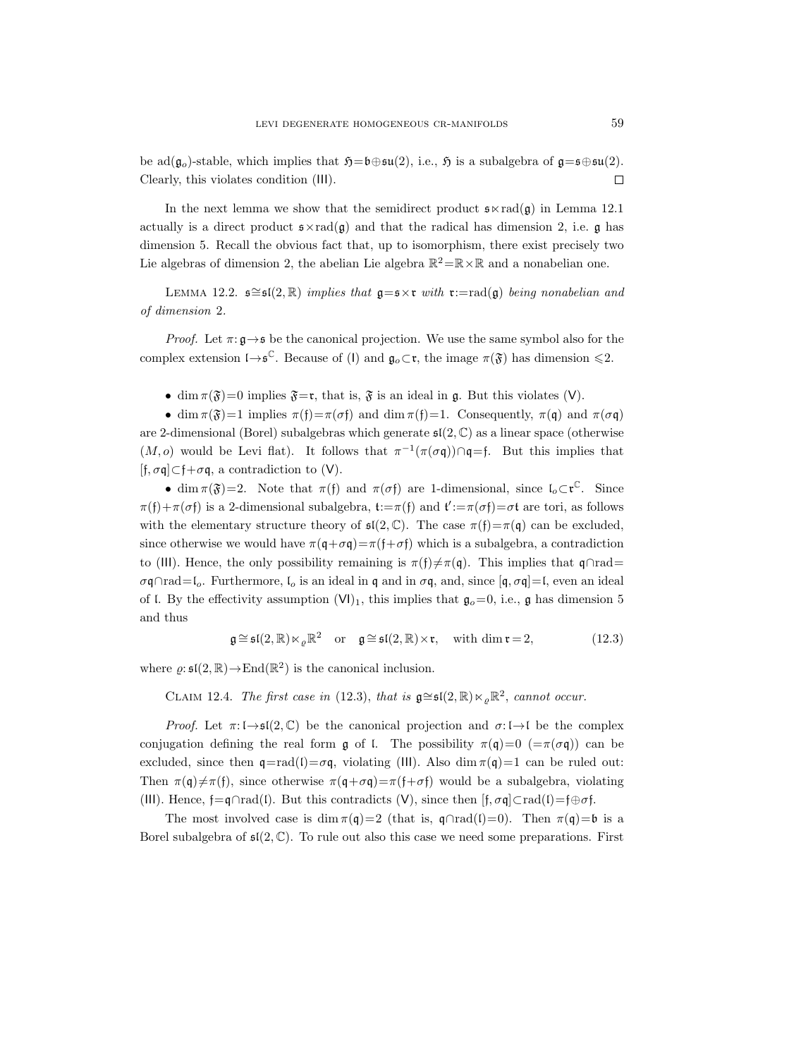be $\mathrm{ad}(\mathfrak{g}_o)$-stable, which implies that $\mathfrak{H}=\mathfrak{b}\oplus\mathfrak{su}(2)$, i.e., $\mathfrak{H}$ is a subalgebra of $\mathfrak{g}=\mathfrak{s}\oplus\mathfrak{su}(2)$. Clearly, this violates condition (III). $\square$

In the next lemma we show that the semidirect product $\mathfrak{s}\ltimes\mathrm{rad}(\mathfrak{g})$ in Lemma 12.1 actually is a direct product $\mathfrak{s}\times\mathrm{rad}(\mathfrak{g})$ and that the radical has dimension 2, i.e. $\mathfrak{g}$ has dimension 5. Recall the obvious fact that, up to isomorphism, there exist precisely two Lie algebras of dimension 2, the abelian Lie algebra $\mathbb{R}^2=\mathbb{R}\times\mathbb{R}$ and a nonabelian one.

Lemma 12.2. *$\mathfrak{s}\cong\mathfrak{sl}(2,\mathbb{R})$ implies that $\mathfrak{g}=\mathfrak{s}\times\mathfrak{r}$ with $\mathfrak{r}:=\mathrm{rad}(\mathfrak{g})$ being nonabelian and of dimension* 2.

*Proof.* Let $\pi:\mathfrak{g}\to\mathfrak{s}$ be the canonical projection. We use the same symbol also for the complex extension $\mathfrak{l}\to\mathfrak{s}^{\mathbb{C}}$. Because of (I) and $\mathfrak{g}_o\subset\mathfrak{r}$, the image $\pi(\mathfrak{F})$ has dimension $\leqslant 2$.

- $\dim\pi(\mathfrak{F})=0$ implies $\mathfrak{F}=\mathfrak{r}$, that is, $\mathfrak{F}$ is an ideal in $\mathfrak{g}$. But this violates (V).
- $\dim\pi(\mathfrak{F})=1$ implies $\pi(\mathfrak{f})=\pi(\sigma\mathfrak{f})$ and $\dim\pi(\mathfrak{f})=1$. Consequently, $\pi(\mathfrak{q})$ and $\pi(\sigma\mathfrak{q})$ are 2-dimensional (Borel) subalgebras which generate $\mathfrak{sl}(2,\mathbb{C})$ as a linear space (otherwise $(M,o)$ would be Levi flat). It follows that $\pi^{-1}(\pi(\sigma\mathfrak{q}))\cap\mathfrak{q}=\mathfrak{f}$. But this implies that $[\mathfrak{f},\sigma\mathfrak{q}]\subset\mathfrak{f}+\sigma\mathfrak{q}$, a contradiction to (V).
- $\dim\pi(\mathfrak{F})=2$. Note that $\pi(\mathfrak{f})$ and $\pi(\sigma\mathfrak{f})$ are 1-dimensional, since $\mathfrak{l}_o\subset\mathfrak{r}^{\mathbb{C}}$. Since $\pi(\mathfrak{f})+\pi(\sigma\mathfrak{f})$ is a 2-dimensional subalgebra, $\mathfrak{t}:=\pi(\mathfrak{f})$ and $\mathfrak{t}':=\pi(\sigma\mathfrak{f})=\sigma\mathfrak{t}$ are tori, as follows with the elementary structure theory of $\mathfrak{sl}(2,\mathbb{C})$. The case $\pi(\mathfrak{f})=\pi(\mathfrak{q})$ can be excluded, since otherwise we would have $\pi(\mathfrak{q}+\sigma\mathfrak{q})=\pi(\mathfrak{f}+\sigma\mathfrak{f})$ which is a subalgebra, a contradiction to (III). Hence, the only possibility remaining is $\pi(\mathfrak{f})\neq\pi(\mathfrak{q})$. This implies that $\mathfrak{q}\cap\mathrm{rad}=\sigma\mathfrak{q}\cap\mathrm{rad}=\mathfrak{l}_o$. Furthermore, $\mathfrak{l}_o$ is an ideal in $\mathfrak{q}$ and in $\sigma\mathfrak{q}$, and, since $[\mathfrak{q},\sigma\mathfrak{q}]=\mathfrak{l}$, even an ideal of $\mathfrak{l}$. By the effectivity assumption $(\mathrm{VI})_1$, this implies that $\mathfrak{g}_o=0$, i.e., $\mathfrak{g}$ has dimension 5 and thus

$$\mathfrak{g}\cong\mathfrak{sl}(2,\mathbb{R})\ltimes_{\varrho}\mathbb{R}^2\quad\text{or}\quad\mathfrak{g}\cong\mathfrak{sl}(2,\mathbb{R})\times\mathfrak{r},\quad\text{with }\dim\mathfrak{r}=2,\tag{12.3}$$

where $\varrho:\mathfrak{sl}(2,\mathbb{R})\to\mathrm{End}(\mathbb{R}^2)$ is the canonical inclusion.

Claim 12.4. *The first case in* (12.3), *that is $\mathfrak{g}\cong\mathfrak{sl}(2,\mathbb{R})\ltimes_{\varrho}\mathbb{R}^2$, cannot occur.*

*Proof.* Let $\pi:\mathfrak{l}\to\mathfrak{sl}(2,\mathbb{C})$ be the canonical projection and $\sigma:\mathfrak{l}\to\mathfrak{l}$ be the complex conjugation defining the real form $\mathfrak{g}$ of $\mathfrak{l}$. The possibility $\pi(\mathfrak{q})=0$ $(=\pi(\sigma\mathfrak{q}))$ can be excluded, since then $\mathfrak{q}=\mathrm{rad}(\mathfrak{l})=\sigma\mathfrak{q}$, violating (III). Also $\dim\pi(\mathfrak{q})=1$ can be ruled out: Then $\pi(\mathfrak{q})\neq\pi(\mathfrak{f})$, since otherwise $\pi(\mathfrak{q}+\sigma\mathfrak{q})=\pi(\mathfrak{f}+\sigma\mathfrak{f})$ would be a subalgebra, violating (III). Hence, $\mathfrak{f}=\mathfrak{q}\cap\mathrm{rad}(\mathfrak{l})$. But this contradicts (V), since then $[\mathfrak{f},\sigma\mathfrak{q}]\subset\mathrm{rad}(\mathfrak{l})=\mathfrak{f}\oplus\sigma\mathfrak{f}$.

The most involved case is $\dim\pi(\mathfrak{q})=2$ (that is, $\mathfrak{q}\cap\mathrm{rad}(\mathfrak{l})=0$). Then $\pi(\mathfrak{q})=\mathfrak{b}$ is a Borel subalgebra of $\mathfrak{sl}(2,\mathbb{C})$. To rule out also this case we need some preparations. First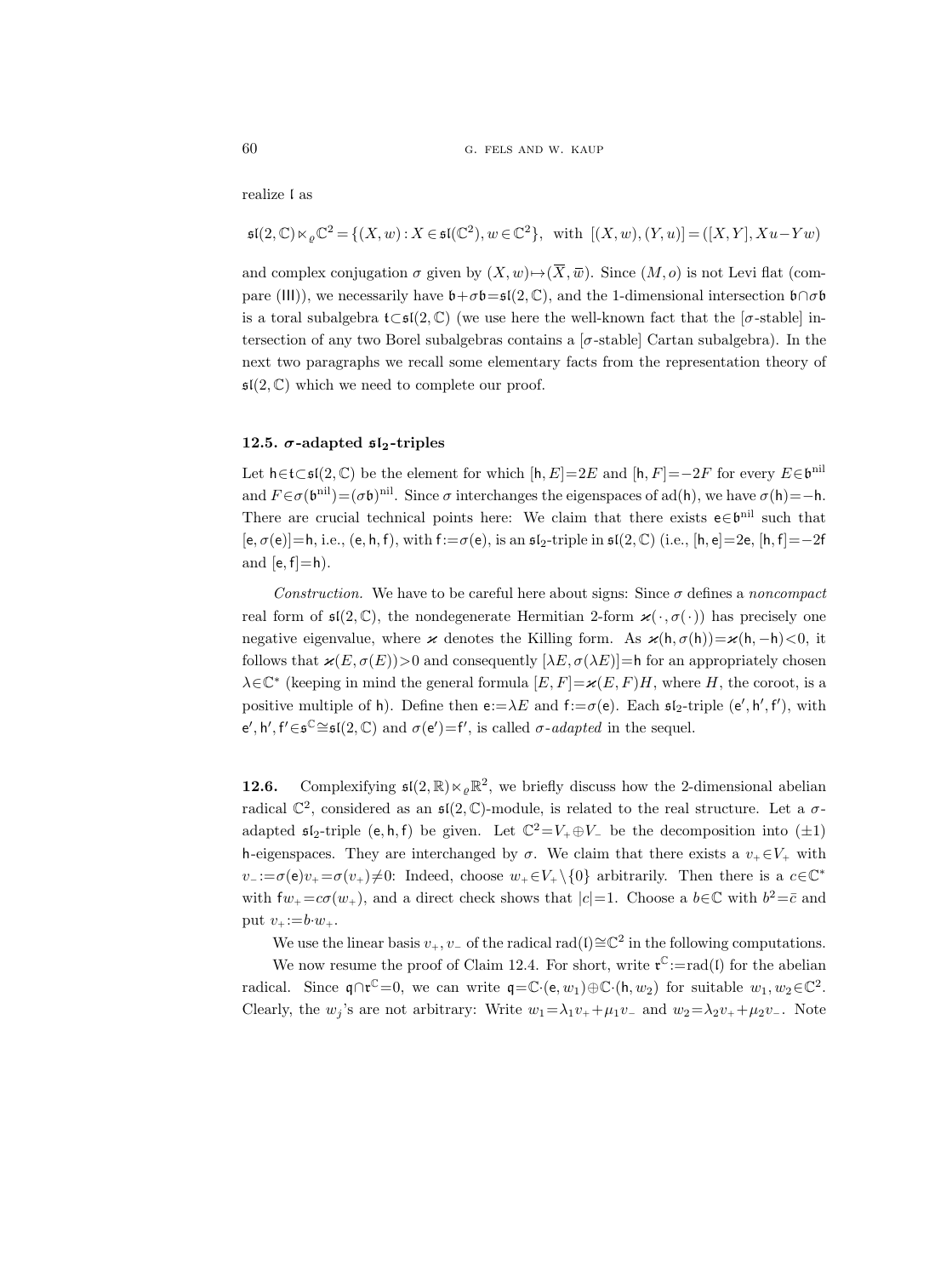realize $\mathfrak{l}$ as

$$\mathfrak{sl}(2,\mathbb{C})\ltimes_\varrho\mathbb{C}^2=\{(X,w):X\in\mathfrak{sl}(\mathbb{C}^2),w\in\mathbb{C}^2\},\ \text{ with }\ [(X,w),(Y,u)]=([X,Y],Xu-Yw)$$

and complex conjugation $\sigma$ given by $(X,w)\mapsto(\overline{X},\overline{w})$. Since $(M,o)$ is not Levi flat (compare (III)), we necessarily have $\mathfrak{b}+\sigma\mathfrak{b}=\mathfrak{sl}(2,\mathbb{C})$, and the 1-dimensional intersection $\mathfrak{b}\cap\sigma\mathfrak{b}$ is a toral subalgebra $\mathfrak{t}\subset\mathfrak{sl}(2,\mathbb{C})$ (we use here the well-known fact that the [$\sigma$-stable] intersection of any two Borel subalgebras contains a [$\sigma$-stable] Cartan subalgebra). In the next two paragraphs we recall some elementary facts from the representation theory of $\mathfrak{sl}(2,\mathbb{C})$ which we need to complete our proof.

### 12.5. $\sigma$-adapted $\mathfrak{sl}_2$-triples

Let $\mathsf{h}\in\mathfrak{t}\subset\mathfrak{sl}(2,\mathbb{C})$ be the element for which $[\mathsf{h},E]=2E$ and $[\mathsf{h},F]=-2F$ for every $E\in\mathfrak{b}^{\mathrm{nil}}$ and $F\in\sigma(\mathfrak{b}^{\mathrm{nil}})=(\sigma\mathfrak{b})^{\mathrm{nil}}$. Since $\sigma$ interchanges the eigenspaces of $\mathrm{ad}(\mathsf{h})$, we have $\sigma(\mathsf{h})=-\mathsf{h}$. There are crucial technical points here: We claim that there exists $\mathsf{e}\in\mathfrak{b}^{\mathrm{nil}}$ such that $[\mathsf{e},\sigma(\mathsf{e})]=\mathsf{h}$, i.e., $(\mathsf{e},\mathsf{h},\mathsf{f})$, with $\mathsf{f}:=\sigma(\mathsf{e})$, is an $\mathfrak{sl}_2$-triple in $\mathfrak{sl}(2,\mathbb{C})$ (i.e., $[\mathsf{h},\mathsf{e}]=2\mathsf{e}$, $[\mathsf{h},\mathsf{f}]=-2\mathsf{f}$ and $[\mathsf{e},\mathsf{f}]=\mathsf{h}$).

*Construction.* We have to be careful here about signs: Since $\sigma$ defines a *noncompact* real form of $\mathfrak{sl}(2,\mathbb{C})$, the nondegenerate Hermitian 2-form $\varkappa(\cdot,\sigma(\cdot))$ has precisely one negative eigenvalue, where $\varkappa$ denotes the Killing form. As $\varkappa(\mathsf{h},\sigma(\mathsf{h}))=\varkappa(\mathsf{h},-\mathsf{h})<0$, it follows that $\varkappa(E,\sigma(E))>0$ and consequently $[\lambda E,\sigma(\lambda E)]=\mathsf{h}$ for an appropriately chosen $\lambda\in\mathbb{C}^*$ (keeping in mind the general formula $[E,F]=\varkappa(E,F)H$, where $H$, the coroot, is a positive multiple of $\mathsf{h}$). Define then $\mathsf{e}:=\lambda E$ and $\mathsf{f}:=\sigma(\mathsf{e})$. Each $\mathfrak{sl}_2$-triple $(\mathsf{e}',\mathsf{h}',\mathsf{f}')$, with $\mathsf{e}',\mathsf{h}',\mathsf{f}'\in\mathfrak{s}^{\mathbb{C}}\cong\mathfrak{sl}(2,\mathbb{C})$ and $\sigma(\mathsf{e}')=\mathsf{f}'$, is called *$\sigma$-adapted* in the sequel.

**12.6.** Complexifying $\mathfrak{sl}(2,\mathbb{R})\ltimes_\varrho\mathbb{R}^2$, we briefly discuss how the 2-dimensional abelian radical $\mathbb{C}^2$, considered as an $\mathfrak{sl}(2,\mathbb{C})$-module, is related to the real structure. Let a $\sigma$-adapted $\mathfrak{sl}_2$-triple $(\mathsf{e},\mathsf{h},\mathsf{f})$ be given. Let $\mathbb{C}^2=V_+\oplus V_-$ be the decomposition into $(\pm1)$ $\mathsf{h}$-eigenspaces. They are interchanged by $\sigma$. We claim that there exists a $v_+\in V_+$ with $v_-:=\sigma(\mathsf{e})v_+=\sigma(v_+)\neq0$: Indeed, choose $w_+\in V_+\setminus\{0\}$ arbitrarily. Then there is a $c\in\mathbb{C}^*$ with $\mathsf{f}w_+=c\sigma(w_+)$, and a direct check shows that $|c|=1$. Choose a $b\in\mathbb{C}$ with $b^2=\bar{c}$ and put $v_+:=b\cdot w_+$.

We use the linear basis $v_+,v_-$ of the radical $\mathrm{rad}(\mathfrak{l})\cong\mathbb{C}^2$ in the following computations.

We now resume the proof of Claim 12.4. For short, write $\mathfrak{r}^{\mathbb{C}}:=\mathrm{rad}(\mathfrak{l})$ for the abelian radical. Since $\mathfrak{q}\cap\mathfrak{r}^{\mathbb{C}}=0$, we can write $\mathfrak{q}=\mathbb{C}\cdot(\mathsf{e},w_1)\oplus\mathbb{C}\cdot(\mathsf{h},w_2)$ for suitable $w_1,w_2\in\mathbb{C}^2$. Clearly, the $w_j$'s are not arbitrary: Write $w_1=\lambda_1v_++\mu_1v_-$ and $w_2=\lambda_2v_++\mu_2v_-$. Note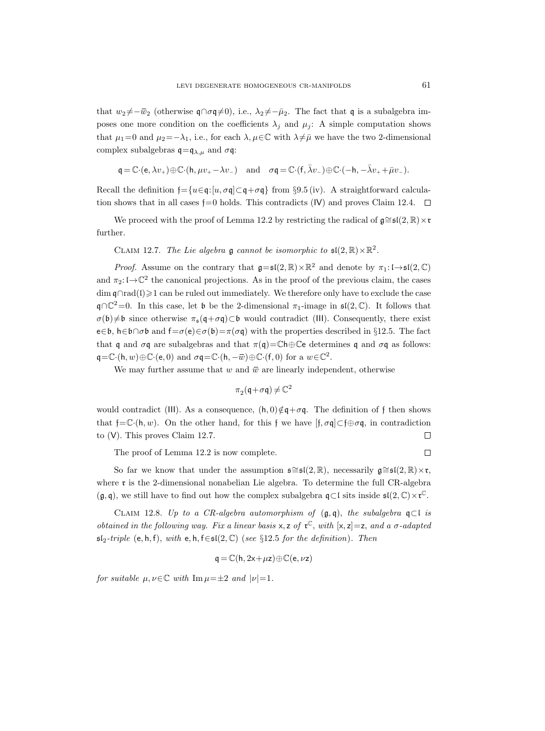that $w_2 \neq -\overline{w}_2$ (otherwise $\mathfrak{q}\cap\sigma\mathfrak{q}\neq 0$), i.e., $\lambda_2\neq-\bar{\mu}_2$. The fact that $\mathfrak{q}$ is a subalgebra imposes one more condition on the coefficients $\lambda_j$ and $\mu_j$: A simple computation shows that $\mu_1=0$ and $\mu_2=-\lambda_1$, i.e., for each $\lambda,\mu\in\mathbb{C}$ with $\lambda\neq\bar{\mu}$ we have the two 2-dimensional complex subalgebras $\mathfrak{q}=\mathfrak{q}_{\lambda,\mu}$ and $\sigma\mathfrak{q}$:

$$\mathfrak{q}=\mathbb{C}\cdot(\mathsf{e},\lambda v_+)\oplus\mathbb{C}\cdot(\mathsf{h},\mu v_+ - \lambda v_-) \quad\text{and}\quad \sigma\mathfrak{q}=\mathbb{C}\cdot(\mathsf{f},\bar{\lambda}v_-)\oplus\mathbb{C}\cdot(-\mathsf{h},-\bar{\lambda}v_+ + \bar{\mu}v_-).$$

Recall the definition $\mathfrak{f}=\{u\in\mathfrak{q}:[u,\sigma\mathfrak{q}]\subset\mathfrak{q}+\sigma\mathfrak{q}\}$ from §9.5 (iv). A straightforward calculation shows that in all cases $\mathfrak{f}=0$ holds. This contradicts (IV) and proves Claim 12.4. $\square$

We proceed with the proof of Lemma 12.2 by restricting the radical of $\mathfrak{g}\cong\mathfrak{sl}(2,\mathbb{R})\times\mathfrak{r}$ further.

Claim 12.7. *The Lie algebra $\mathfrak{g}$ cannot be isomorphic to $\mathfrak{sl}(2,\mathbb{R})\times\mathbb{R}^2$.*

*Proof.* Assume on the contrary that $\mathfrak{g}=\mathfrak{sl}(2,\mathbb{R})\times\mathbb{R}^2$ and denote by $\pi_1:\mathfrak{l}\to\mathfrak{sl}(2,\mathbb{C})$ and $\pi_2:\mathfrak{l}\to\mathbb{C}^2$ the canonical projections. As in the proof of the previous claim, the cases $\dim\mathfrak{q}\cap\operatorname{rad}(\mathfrak{l})\geqslant 1$ can be ruled out immediately. We therefore only have to exclude the case $\mathfrak{q}\cap\mathbb{C}^2=0$. In this case, let $\mathfrak{b}$ be the 2-dimensional $\pi_1$-image in $\mathfrak{sl}(2,\mathbb{C})$. It follows that $\sigma(\mathfrak{b})\neq\mathfrak{b}$ since otherwise $\pi_{\mathfrak{s}}(\mathfrak{q}+\sigma\mathfrak{q})\subset\mathfrak{b}$ would contradict (III). Consequently, there exist $\mathsf{e}\in\mathfrak{b}$, $\mathsf{h}\in\mathfrak{b}\cap\sigma\mathfrak{b}$ and $\mathsf{f}=\sigma(\mathsf{e})\in\sigma(\mathfrak{b})=\pi(\sigma\mathfrak{q})$ with the properties described in §12.5. The fact that $\mathfrak{q}$ and $\sigma\mathfrak{q}$ are subalgebras and that $\pi(\mathfrak{q})=\mathbb{C}\mathsf{h}\oplus\mathbb{C}\mathsf{e}$ determines $\mathfrak{q}$ and $\sigma\mathfrak{q}$ as follows: $\mathfrak{q}=\mathbb{C}\cdot(\mathsf{h},w)\oplus\mathbb{C}\cdot(\mathsf{e},0)$ and $\sigma\mathfrak{q}=\mathbb{C}\cdot(\mathsf{h},-\overline{w})\oplus\mathbb{C}\cdot(\mathsf{f},0)$ for a $w\in\mathbb{C}^2$.

We may further assume that $w$ and $\overline{w}$ are linearly independent, otherwise

$$\pi_2(\mathfrak{q}+\sigma\mathfrak{q})\neq\mathbb{C}^2$$

would contradict (III). As a consequence, $(\mathsf{h},0)\notin\mathfrak{q}+\sigma\mathfrak{q}$. The definition of $\mathfrak{f}$ then shows that $\mathfrak{f}=\mathbb{C}\cdot(\mathsf{h},w)$. On the other hand, for this $\mathfrak{f}$ we have $[\mathfrak{f},\sigma\mathfrak{q}]\subset\mathfrak{f}\oplus\sigma\mathfrak{q}$, in contradiction to (V). This proves Claim 12.7. $\square$

The proof of Lemma 12.2 is now complete. $\square$

So far we know that under the assumption $\mathfrak{s}\cong\mathfrak{sl}(2,\mathbb{R})$, necessarily $\mathfrak{g}\cong\mathfrak{sl}(2,\mathbb{R})\times\mathfrak{r}$, where $\mathfrak{r}$ is the 2-dimensional nonabelian Lie algebra. To determine the full CR-algebra $(\mathfrak{g},\mathfrak{q})$, we still have to find out how the complex subalgebra $\mathfrak{q}\subset\mathfrak{l}$ sits inside $\mathfrak{sl}(2,\mathbb{C})\times\mathfrak{r}^{\mathbb{C}}$.

Claim 12.8. *Up to a CR-algebra automorphism of $(\mathfrak{g},\mathfrak{q})$, the subalgebra $\mathfrak{q}\subset\mathfrak{l}$ is obtained in the following way. Fix a linear basis $\mathsf{x},\mathsf{z}$ of $\mathfrak{r}^{\mathbb{C}}$, with $[\mathsf{x},\mathsf{z}]=\mathsf{z}$, and a $\sigma$-adapted $\mathfrak{sl}_2$-triple $(\mathsf{e},\mathsf{h},\mathsf{f})$, with $\mathsf{e},\mathsf{h},\mathsf{f}\in\mathfrak{sl}(2,\mathbb{C})$ (see §12.5 for the definition). Then*

$$\mathfrak{q}=\mathbb{C}(\mathsf{h},2\mathsf{x}+\mu\mathsf{z})\oplus\mathbb{C}(\mathsf{e},\nu\mathsf{z})$$

*for suitable $\mu,\nu\in\mathbb{C}$ with $\operatorname{Im}\mu=\pm 2$ and $|\nu|=1$.*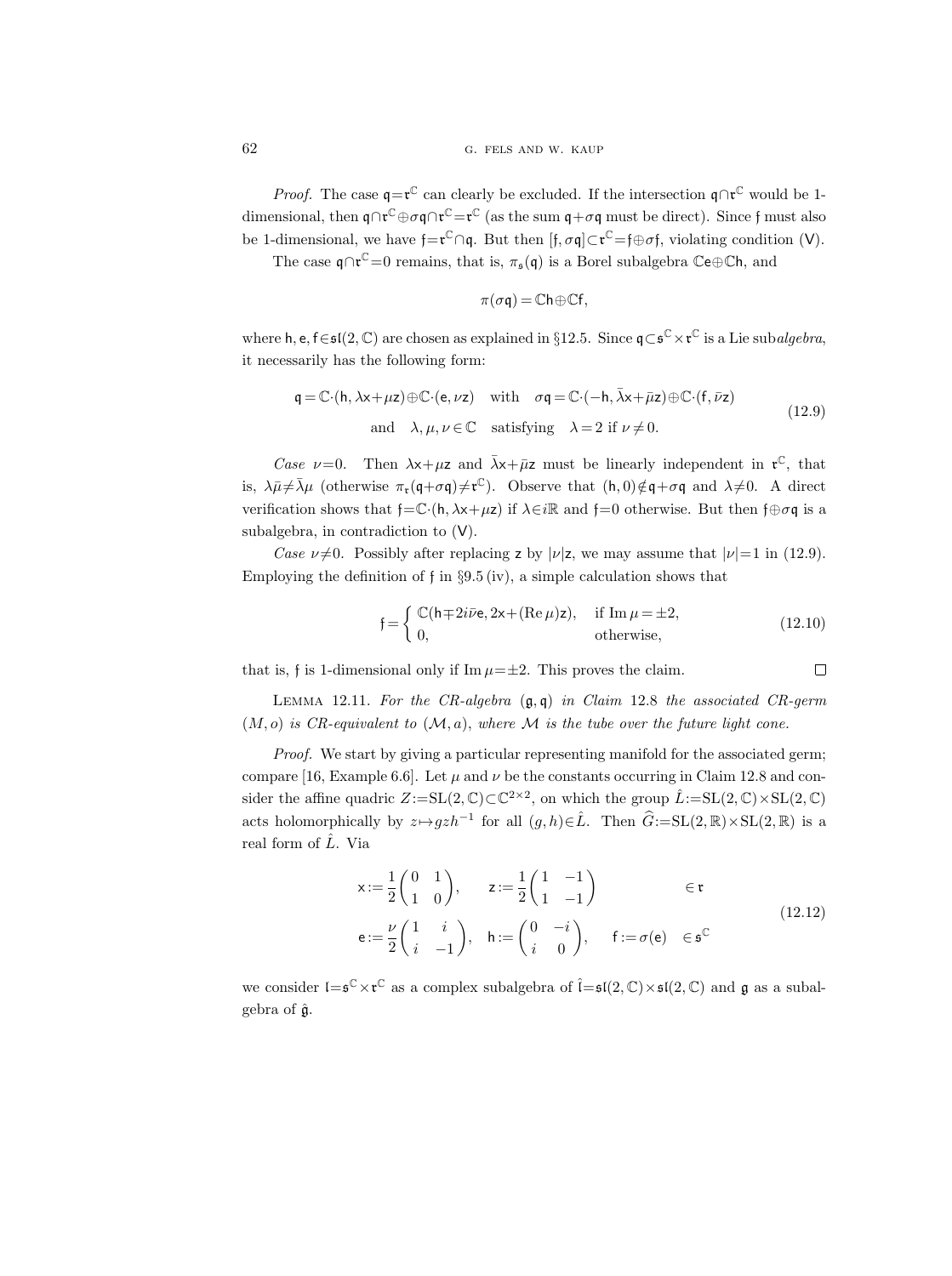*Proof.* The case $\mathfrak{q}=\mathfrak{r}^{\mathbb{C}}$ can clearly be excluded. If the intersection $\mathfrak{q}\cap\mathfrak{r}^{\mathbb{C}}$ would be 1-dimensional, then $\mathfrak{q}\cap\mathfrak{r}^{\mathbb{C}}\oplus\sigma\mathfrak{q}\cap\mathfrak{r}^{\mathbb{C}}=\mathfrak{r}^{\mathbb{C}}$ (as the sum $\mathfrak{q}+\sigma\mathfrak{q}$ must be direct). Since $\mathfrak{f}$ must also be 1-dimensional, we have $\mathfrak{f}=\mathfrak{r}^{\mathbb{C}}\cap\mathfrak{q}$. But then $[\mathfrak{f},\sigma\mathfrak{q}]\subset\mathfrak{r}^{\mathbb{C}}=\mathfrak{f}\oplus\sigma\mathfrak{f}$, violating condition (V).

The case $\mathfrak{q}\cap\mathfrak{r}^{\mathbb{C}}=0$ remains, that is, $\pi_{\mathfrak{s}}(\mathfrak{q})$ is a Borel subalgebra $\mathbb{C}\mathsf{e}\oplus\mathbb{C}\mathsf{h}$, and

$$\pi(\sigma\mathfrak{q})=\mathbb{C}\mathsf{h}\oplus\mathbb{C}\mathsf{f},$$

where $\mathsf{h},\mathsf{e},\mathsf{f}\in\mathfrak{sl}(2,\mathbb{C})$ are chosen as explained in §12.5. Since $\mathfrak{q}\subset\mathfrak{s}^{\mathbb{C}}\times\mathfrak{r}^{\mathbb{C}}$ is a Lie sub*algebra*, it necessarily has the following form:

$$\begin{gathered}\mathfrak{q}=\mathbb{C}\cdot(\mathsf{h},\lambda\mathsf{x}+\mu\mathsf{z})\oplus\mathbb{C}\cdot(\mathsf{e},\nu\mathsf{z})\quad\text{with}\quad\sigma\mathfrak{q}=\mathbb{C}\cdot(-\mathsf{h},\bar\lambda\mathsf{x}+\bar\mu\mathsf{z})\oplus\mathbb{C}\cdot(\mathsf{f},\bar\nu\mathsf{z})\\ \text{and}\quad\lambda,\mu,\nu\in\mathbb{C}\quad\text{satisfying}\quad\lambda=2\text{ if }\nu\neq0.\end{gathered}\tag{12.9}$$

*Case* $\nu=0$. Then $\lambda\mathsf{x}+\mu\mathsf{z}$ and $\bar\lambda\mathsf{x}+\bar\mu\mathsf{z}$ must be linearly independent in $\mathfrak{r}^{\mathbb{C}}$, that is, $\lambda\bar\mu\neq\bar\lambda\mu$ (otherwise $\pi_{\mathfrak{r}}(\mathfrak{q}+\sigma\mathfrak{q})\neq\mathfrak{r}^{\mathbb{C}}$). Observe that $(\mathsf{h},0)\notin\mathfrak{q}+\sigma\mathfrak{q}$ and $\lambda\neq0$. A direct verification shows that $\mathfrak{f}=\mathbb{C}\cdot(\mathsf{h},\lambda\mathsf{x}+\mu\mathsf{z})$ if $\lambda\in i\mathbb{R}$ and $\mathfrak{f}=0$ otherwise. But then $\mathfrak{f}\oplus\sigma\mathfrak{q}$ is a subalgebra, in contradiction to (V).

*Case* $\nu\neq0$. Possibly after replacing $\mathsf{z}$ by $|\nu|\mathsf{z}$, we may assume that $|\nu|=1$ in (12.9). Employing the definition of $\mathfrak{f}$ in §9.5 (iv), a simple calculation shows that

$$\mathfrak{f}=\begin{cases}\mathbb{C}(\mathsf{h}\mp2i\bar\nu\mathsf{e},2\mathsf{x}+(\operatorname{Re}\mu)\mathsf{z}), & \text{if }\operatorname{Im}\mu=\pm2,\\ 0, & \text{otherwise,}\end{cases}\tag{12.10}$$

that is, $\mathfrak{f}$ is 1-dimensional only if $\operatorname{Im}\mu=\pm2$. This proves the claim. $\square$

LEMMA 12.11. *For the CR-algebra* $(\mathfrak{g},\mathfrak{q})$ *in Claim* 12.8 *the associated CR-germ* $(M,o)$ *is CR-equivalent to* $(\mathcal{M},a)$, *where* $\mathcal{M}$ *is the tube over the future light cone.*

*Proof.* We start by giving a particular representing manifold for the associated germ; compare [16, Example 6.6]. Let $\mu$ and $\nu$ be the constants occurring in Claim 12.8 and consider the affine quadric $Z:=\mathrm{SL}(2,\mathbb{C})\subset\mathbb{C}^{2\times2}$, on which the group $\hat L:=\mathrm{SL}(2,\mathbb{C})\times\mathrm{SL}(2,\mathbb{C})$ acts holomorphically by $z\mapsto gzh^{-1}$ for all $(g,h)\in\hat L$. Then $\widehat G:=\mathrm{SL}(2,\mathbb{R})\times\mathrm{SL}(2,\mathbb{R})$ is a real form of $\hat L$. Via

$$\begin{array}{llll}\mathsf{x}:=\dfrac12\begin{pmatrix}0&1\\1&0\end{pmatrix}, & \mathsf{z}:=\dfrac12\begin{pmatrix}1&-1\\1&-1\end{pmatrix} & & \in\mathfrak{r}\\[2ex] \mathsf{e}:=\dfrac{\nu}{2}\begin{pmatrix}1&i\\i&-1\end{pmatrix}, & \mathsf{h}:=\begin{pmatrix}0&-i\\i&0\end{pmatrix}, & \mathsf{f}:=\sigma(\mathsf{e}) & \in\mathfrak{s}^{\mathbb{C}}\end{array}\tag{12.12}$$

we consider $\mathfrak{l}=\mathfrak{s}^{\mathbb{C}}\times\mathfrak{r}^{\mathbb{C}}$ as a complex subalgebra of $\hat{\mathfrak{l}}=\mathfrak{sl}(2,\mathbb{C})\times\mathfrak{sl}(2,\mathbb{C})$ and $\mathfrak{g}$ as a subalgebra of $\hat{\mathfrak{g}}$.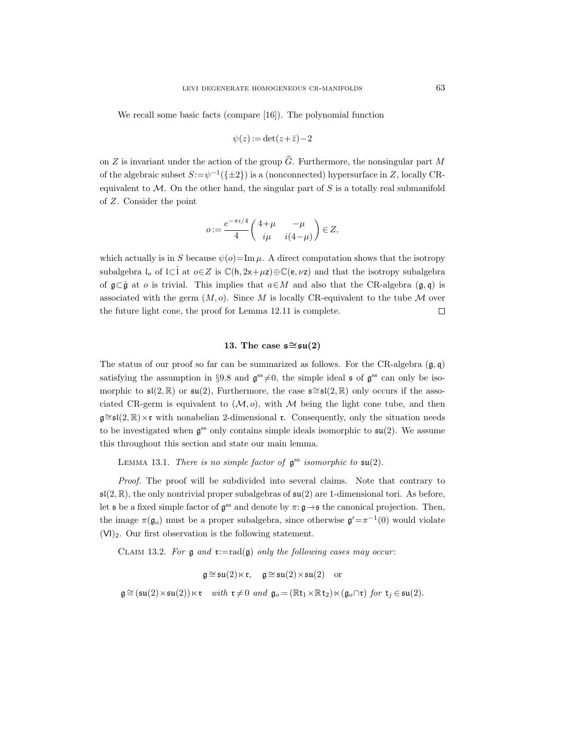We recall some basic facts (compare [16]). The polynomial function

$$\psi(z) := \det(z+\bar{z})-2$$

on $Z$ is invariant under the action of the group $\widehat{G}$. Furthermore, the nonsingular part $M$ of the algebraic subset $S:=\psi^{-1}(\{\pm 2\})$ is a (nonconnected) hypersurface in $Z$, locally CR-equivalent to $\mathcal{M}$. On the other hand, the singular part of $S$ is a totally real submanifold of $Z$. Consider the point

$$o := \frac{e^{-\pi i/4}}{4}\begin{pmatrix} 4+\mu & -\mu \\ i\mu & i(4-\mu) \end{pmatrix} \in Z,$$

which actually is in $S$ because $\psi(o)=\operatorname{Im}\mu$. A direct computation shows that the isotropy subalgebra $\mathfrak{l}_o$ of $\mathfrak{l}\subset\hat{\mathfrak{l}}$ at $o\in Z$ is $\mathbb{C}(\mathsf{h}, 2\mathsf{x}+\mu\mathsf{z})\oplus\mathbb{C}(\mathsf{e}, \nu\mathsf{z})$ and that the isotropy subalgebra of $\mathfrak{g}\subset\hat{\mathfrak{g}}$ at $o$ is trivial. This implies that $a\in M$ and also that the CR-algebra $(\mathfrak{g}, \mathfrak{q})$ is associated with the germ $(M, o)$. Since $M$ is locally CR-equivalent to the tube $\mathcal{M}$ over the future light cone, the proof for Lemma 12.11 is complete. $\square$

### 13. The case $\mathfrak{s}\cong\mathfrak{su}(2)$

The status of our proof so far can be summarized as follows. For the CR-algebra $(\mathfrak{g}, \mathfrak{q})$ satisfying the assumption in §9.8 and $\mathfrak{g}^{\mathrm{ss}}\neq 0$, the simple ideal $\mathfrak{s}$ of $\mathfrak{g}^{\mathrm{ss}}$ can only be isomorphic to $\mathfrak{sl}(2,\mathbb{R})$ or $\mathfrak{su}(2)$, Furthermore, the case $\mathfrak{s}\cong\mathfrak{sl}(2,\mathbb{R})$ only occurs if the associated CR-germ is equivalent to $(\mathcal{M}, o)$, with $\mathcal{M}$ being the light cone tube, and then $\mathfrak{g}\cong\mathfrak{sl}(2,\mathbb{R})\times\mathfrak{r}$ with nonabelian 2-dimensional $\mathfrak{r}$. Consequently, only the situation needs to be investigated when $\mathfrak{g}^{\mathrm{ss}}$ only contains simple ideals isomorphic to $\mathfrak{su}(2)$. We assume this throughout this section and state our main lemma.

Lemma 13.1. *There is no simple factor of $\mathfrak{g}^{\mathrm{ss}}$ isomorphic to $\mathfrak{su}(2)$.*

*Proof.* The proof will be subdivided into several claims. Note that contrary to $\mathfrak{sl}(2,\mathbb{R})$, the only nontrivial proper subalgebras of $\mathfrak{su}(2)$ are 1-dimensional tori. As before, let $\mathfrak{s}$ be a fixed simple factor of $\mathfrak{g}^{\mathrm{ss}}$ and denote by $\pi\colon\mathfrak{g}\to\mathfrak{s}$ the canonical projection. Then, the image $\pi(\mathfrak{g}_o)$ must be a proper subalgebra, since otherwise $\mathfrak{g}'=\pi^{-1}(0)$ would violate $(\mathsf{VI})_2$. Our first observation is the following statement.

Claim 13.2. *For $\mathfrak{g}$ and $\mathfrak{r}:=\operatorname{rad}(\mathfrak{g})$ only the following cases may occur*:

$$\mathfrak{g}\cong\mathfrak{su}(2)\ltimes\mathfrak{r}, \quad \mathfrak{g}\cong\mathfrak{su}(2)\times\mathfrak{su}(2) \quad \text{or}$$

$$\mathfrak{g}\cong(\mathfrak{su}(2)\times\mathfrak{su}(2))\ltimes\mathfrak{r} \quad \textit{with } \mathfrak{r}\neq 0 \textit{ and } \mathfrak{g}_o=(\mathbb{R}\mathsf{t}_1\times\mathbb{R}\mathsf{t}_2)\ltimes(\mathfrak{g}_o\cap\mathfrak{r}) \textit{ for } \mathsf{t}_j\in\mathfrak{su}(2).$$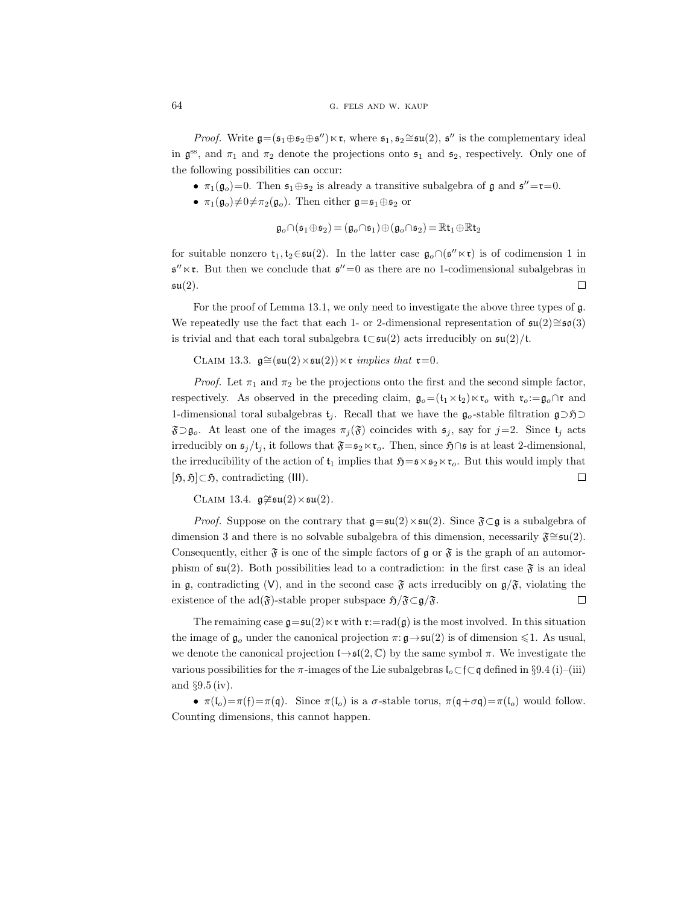*Proof.* Write $\mathfrak{g}=(\mathfrak{s}_1\oplus\mathfrak{s}_2\oplus\mathfrak{s}'')\ltimes\mathfrak{r}$, where $\mathfrak{s}_1,\mathfrak{s}_2\cong\mathfrak{su}(2)$, $\mathfrak{s}''$ is the complementary ideal in $\mathfrak{g}^{\rm ss}$, and $\pi_1$ and $\pi_2$ denote the projections onto $\mathfrak{s}_1$ and $\mathfrak{s}_2$, respectively. Only one of the following possibilities can occur:

- $\pi_1(\mathfrak{g}_o)=0$. Then $\mathfrak{s}_1\oplus\mathfrak{s}_2$ is already a transitive subalgebra of $\mathfrak{g}$ and $\mathfrak{s}''=\mathfrak{r}=0$.
- $\pi_1(\mathfrak{g}_o)\neq 0\neq\pi_2(\mathfrak{g}_o)$. Then either $\mathfrak{g}=\mathfrak{s}_1\oplus\mathfrak{s}_2$ or

$$\mathfrak{g}_o\cap(\mathfrak{s}_1\oplus\mathfrak{s}_2)=(\mathfrak{g}_o\cap\mathfrak{s}_1)\oplus(\mathfrak{g}_o\cap\mathfrak{s}_2)=\mathbb{R}\mathfrak{t}_1\oplus\mathbb{R}\mathfrak{t}_2$$

for suitable nonzero $\mathfrak{t}_1,\mathfrak{t}_2\in\mathfrak{su}(2)$. In the latter case $\mathfrak{g}_o\cap(\mathfrak{s}''\ltimes\mathfrak{r})$ is of codimension 1 in $\mathfrak{s}''\ltimes\mathfrak{r}$. But then we conclude that $\mathfrak{s}''=0$ as there are no 1-codimensional subalgebras in $\mathfrak{su}(2)$. $\square$

For the proof of Lemma 13.1, we only need to investigate the above three types of $\mathfrak{g}$. We repeatedly use the fact that each 1- or 2-dimensional representation of $\mathfrak{su}(2)\cong\mathfrak{so}(3)$ is trivial and that each toral subalgebra $\mathfrak{t}\subset\mathfrak{su}(2)$ acts irreducibly on $\mathfrak{su}(2)/\mathfrak{t}$.

CLAIM 13.3. *$\mathfrak{g}\cong(\mathfrak{su}(2)\times\mathfrak{su}(2))\ltimes\mathfrak{r}$ implies that $\mathfrak{r}=0$.*

*Proof.* Let $\pi_1$ and $\pi_2$ be the projections onto the first and the second simple factor, respectively. As observed in the preceding claim, $\mathfrak{g}_o=(\mathfrak{t}_1\times\mathfrak{t}_2)\ltimes\mathfrak{r}_o$ with $\mathfrak{r}_o:=\mathfrak{g}_o\cap\mathfrak{r}$ and 1-dimensional toral subalgebras $\mathfrak{t}_j$. Recall that we have the $\mathfrak{g}_o$-stable filtration $\mathfrak{g}\supset\mathfrak{H}\supset\mathfrak{F}\supset\mathfrak{g}_o$. At least one of the images $\pi_j(\mathfrak{F})$ coincides with $\mathfrak{s}_j$, say for $j=2$. Since $\mathfrak{t}_j$ acts irreducibly on $\mathfrak{s}_j/\mathfrak{t}_j$, it follows that $\mathfrak{F}=\mathfrak{s}_2\ltimes\mathfrak{r}_o$. Then, since $\mathfrak{H}\cap\mathfrak{s}$ is at least 2-dimensional, the irreducibility of the action of $\mathfrak{t}_1$ implies that $\mathfrak{H}=\mathfrak{s}\times\mathfrak{s}_2\ltimes\mathfrak{r}_o$. But this would imply that $[\mathfrak{H},\mathfrak{H}]\subset\mathfrak{H}$, contradicting (III). $\square$

CLAIM 13.4. *$\mathfrak{g}\not\cong\mathfrak{su}(2)\times\mathfrak{su}(2)$.*

*Proof.* Suppose on the contrary that $\mathfrak{g}=\mathfrak{su}(2)\times\mathfrak{su}(2)$. Since $\mathfrak{F}\subset\mathfrak{g}$ is a subalgebra of dimension 3 and there is no solvable subalgebra of this dimension, necessarily $\mathfrak{F}\cong\mathfrak{su}(2)$. Consequently, either $\mathfrak{F}$ is one of the simple factors of $\mathfrak{g}$ or $\mathfrak{F}$ is the graph of an automorphism of $\mathfrak{su}(2)$. Both possibilities lead to a contradiction: in the first case $\mathfrak{F}$ is an ideal in $\mathfrak{g}$, contradicting (V), and in the second case $\mathfrak{F}$ acts irreducibly on $\mathfrak{g}/\mathfrak{F}$, violating the existence of the $\mathrm{ad}(\mathfrak{F})$-stable proper subspace $\mathfrak{H}/\mathfrak{F}\subset\mathfrak{g}/\mathfrak{F}$. $\square$

The remaining case $\mathfrak{g}=\mathfrak{su}(2)\ltimes\mathfrak{r}$ with $\mathfrak{r}:=\mathrm{rad}(\mathfrak{g})$ is the most involved. In this situation the image of $\mathfrak{g}_o$ under the canonical projection $\pi\colon\mathfrak{g}\to\mathfrak{su}(2)$ is of dimension $\leqslant 1$. As usual, we denote the canonical projection $\mathfrak{l}\to\mathfrak{sl}(2,\mathbb{C})$ by the same symbol $\pi$. We investigate the various possibilities for the $\pi$-images of the Lie subalgebras $\mathfrak{l}_o\subset\mathfrak{f}\subset\mathfrak{q}$ defined in §9.4 (i)–(iii) and §9.5 (iv).

- $\pi(\mathfrak{l}_o)=\pi(\mathfrak{f})=\pi(\mathfrak{q})$. Since $\pi(\mathfrak{l}_o)$ is a $\sigma$-stable torus, $\pi(\mathfrak{q}+\sigma\mathfrak{q})=\pi(\mathfrak{l}_o)$ would follow. Counting dimensions, this cannot happen.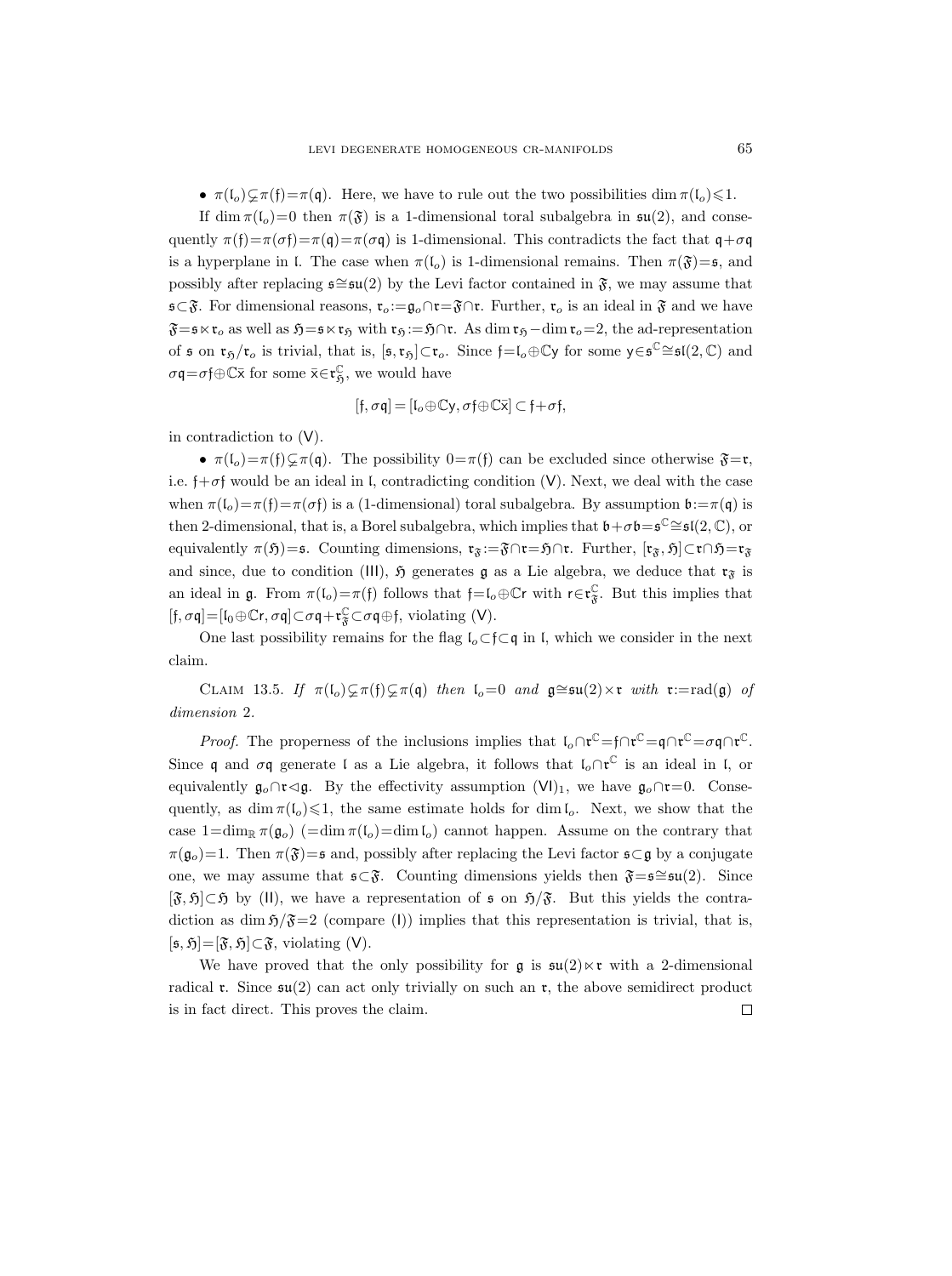- $\pi(\mathfrak{l}_o)\subsetneq\pi(\mathfrak{f})=\pi(\mathfrak{q})$. Here, we have to rule out the two possibilities $\dim\pi(\mathfrak{l}_o)\leqslant 1$.

If $\dim\pi(\mathfrak{l}_o)=0$ then $\pi(\mathfrak{F})$ is a 1-dimensional toral subalgebra in $\mathfrak{su}(2)$, and consequently $\pi(\mathfrak{f})=\pi(\sigma\mathfrak{f})=\pi(\mathfrak{q})=\pi(\sigma\mathfrak{q})$ is 1-dimensional. This contradicts the fact that $\mathfrak{q}+\sigma\mathfrak{q}$ is a hyperplane in $\mathfrak{l}$. The case when $\pi(\mathfrak{l}_o)$ is 1-dimensional remains. Then $\pi(\mathfrak{F})=\mathfrak{s}$, and possibly after replacing $\mathfrak{s}\cong\mathfrak{su}(2)$ by the Levi factor contained in $\mathfrak{F}$, we may assume that $\mathfrak{s}\subset\mathfrak{F}$. For dimensional reasons, $\mathfrak{r}_o:=\mathfrak{g}_o\cap\mathfrak{r}=\mathfrak{F}\cap\mathfrak{r}$. Further, $\mathfrak{r}_o$ is an ideal in $\mathfrak{F}$ and we have $\mathfrak{F}=\mathfrak{s}\ltimes\mathfrak{r}_o$ as well as $\mathfrak{H}=\mathfrak{s}\ltimes\mathfrak{r}_{\mathfrak{H}}$ with $\mathfrak{r}_{\mathfrak{H}}:=\mathfrak{H}\cap\mathfrak{r}$. As $\dim\mathfrak{r}_{\mathfrak{H}}-\dim\mathfrak{r}_o=2$, the ad-representation of $\mathfrak{s}$ on $\mathfrak{r}_{\mathfrak{H}}/\mathfrak{r}_o$ is trivial, that is, $[\mathfrak{s},\mathfrak{r}_{\mathfrak{H}}]\subset\mathfrak{r}_o$. Since $\mathfrak{f}=\mathfrak{l}_o\oplus\mathbb{C}\mathsf{y}$ for some $\mathsf{y}\in\mathfrak{s}^{\mathbb{C}}\cong\mathfrak{sl}(2,\mathbb{C})$ and $\sigma\mathfrak{q}=\sigma\mathfrak{f}\oplus\mathbb{C}\bar{\mathsf{x}}$ for some $\bar{\mathsf{x}}\in\mathfrak{r}_{\mathfrak{H}}^{\mathbb{C}}$, we would have

$$[\mathfrak{f},\sigma\mathfrak{q}]=[\mathfrak{l}_o\oplus\mathbb{C}\mathsf{y},\sigma\mathfrak{f}\oplus\mathbb{C}\bar{\mathsf{x}}]\subset\mathfrak{f}+\sigma\mathfrak{f},$$

in contradiction to (V).

- $\pi(\mathfrak{l}_o)=\pi(\mathfrak{f})\subsetneq\pi(\mathfrak{q})$. The possibility $0=\pi(\mathfrak{f})$ can be excluded since otherwise $\mathfrak{F}=\mathfrak{r}$, i.e. $\mathfrak{f}+\sigma\mathfrak{f}$ would be an ideal in $\mathfrak{l}$, contradicting condition (V). Next, we deal with the case when $\pi(\mathfrak{l}_o)=\pi(\mathfrak{f})=\pi(\sigma\mathfrak{f})$ is a (1-dimensional) toral subalgebra. By assumption $\mathfrak{b}:=\pi(\mathfrak{q})$ is then 2-dimensional, that is, a Borel subalgebra, which implies that $\mathfrak{b}+\sigma\mathfrak{b}=\mathfrak{s}^{\mathbb{C}}\cong\mathfrak{sl}(2,\mathbb{C})$, or equivalently $\pi(\mathfrak{H})=\mathfrak{s}$. Counting dimensions, $\mathfrak{r}_{\mathfrak{F}}:=\mathfrak{F}\cap\mathfrak{r}=\mathfrak{H}\cap\mathfrak{r}$. Further, $[\mathfrak{r}_{\mathfrak{F}},\mathfrak{H}]\subset\mathfrak{r}\cap\mathfrak{H}=\mathfrak{r}_{\mathfrak{F}}$ and since, due to condition (III), $\mathfrak{H}$ generates $\mathfrak{g}$ as a Lie algebra, we deduce that $\mathfrak{r}_{\mathfrak{F}}$ is an ideal in $\mathfrak{g}$. From $\pi(\mathfrak{l}_o)=\pi(\mathfrak{f})$ follows that $\mathfrak{f}=\mathfrak{l}_o\oplus\mathbb{C}\mathsf{r}$ with $\mathsf{r}\in\mathfrak{r}_{\mathfrak{F}}^{\mathbb{C}}$. But this implies that $[\mathfrak{f},\sigma\mathfrak{q}]=[\mathfrak{l}_0\oplus\mathbb{C}\mathsf{r},\sigma\mathfrak{q}]\subset\sigma\mathfrak{q}+\mathfrak{r}_{\mathfrak{F}}^{\mathbb{C}}\subset\sigma\mathfrak{q}\oplus\mathfrak{f}$, violating (V).

One last possibility remains for the flag $\mathfrak{l}_o\subset\mathfrak{f}\subset\mathfrak{q}$ in $\mathfrak{l}$, which we consider in the next claim.

Claim 13.5. *If* $\pi(\mathfrak{l}_o)\subsetneq\pi(\mathfrak{f})\subsetneq\pi(\mathfrak{q})$ *then* $\mathfrak{l}_o=0$ *and* $\mathfrak{g}\cong\mathfrak{su}(2)\times\mathfrak{r}$ *with* $\mathfrak{r}:=\mathrm{rad}(\mathfrak{g})$ *of dimension* 2.

*Proof.* The properness of the inclusions implies that $\mathfrak{l}_o\cap\mathfrak{r}^{\mathbb{C}}=\mathfrak{f}\cap\mathfrak{r}^{\mathbb{C}}=\mathfrak{q}\cap\mathfrak{r}^{\mathbb{C}}=\sigma\mathfrak{q}\cap\mathfrak{r}^{\mathbb{C}}$. Since $\mathfrak{q}$ and $\sigma\mathfrak{q}$ generate $\mathfrak{l}$ as a Lie algebra, it follows that $\mathfrak{l}_o\cap\mathfrak{r}^{\mathbb{C}}$ is an ideal in $\mathfrak{l}$, or equivalently $\mathfrak{g}_o\cap\mathfrak{r}\lhd\mathfrak{g}$. By the effectivity assumption $(\mathsf{VI})_1$, we have $\mathfrak{g}_o\cap\mathfrak{r}=0$. Consequently, as $\dim\pi(\mathfrak{l}_o)\leqslant 1$, the same estimate holds for $\dim\mathfrak{l}_o$. Next, we show that the case $1=\dim_{\mathbb{R}}\pi(\mathfrak{g}_o)$ $(=\dim\pi(\mathfrak{l}_o)=\dim\mathfrak{l}_o)$ cannot happen. Assume on the contrary that $\pi(\mathfrak{g}_o)=1$. Then $\pi(\mathfrak{F})=\mathfrak{s}$ and, possibly after replacing the Levi factor $\mathfrak{s}\subset\mathfrak{g}$ by a conjugate one, we may assume that $\mathfrak{s}\subset\mathfrak{F}$. Counting dimensions yields then $\mathfrak{F}=\mathfrak{s}\cong\mathfrak{su}(2)$. Since $[\mathfrak{F},\mathfrak{H}]\subset\mathfrak{H}$ by (II), we have a representation of $\mathfrak{s}$ on $\mathfrak{H}/\mathfrak{F}$. But this yields the contradiction as $\dim\mathfrak{H}/\mathfrak{F}=2$ (compare (I)) implies that this representation is trivial, that is, $[\mathfrak{s},\mathfrak{H}]=[\mathfrak{F},\mathfrak{H}]\subset\mathfrak{F}$, violating (V).

We have proved that the only possibility for $\mathfrak{g}$ is $\mathfrak{su}(2)\ltimes\mathfrak{r}$ with a 2-dimensional radical $\mathfrak{r}$. Since $\mathfrak{su}(2)$ can act only trivially on such an $\mathfrak{r}$, the above semidirect product is in fact direct. This proves the claim. $\square$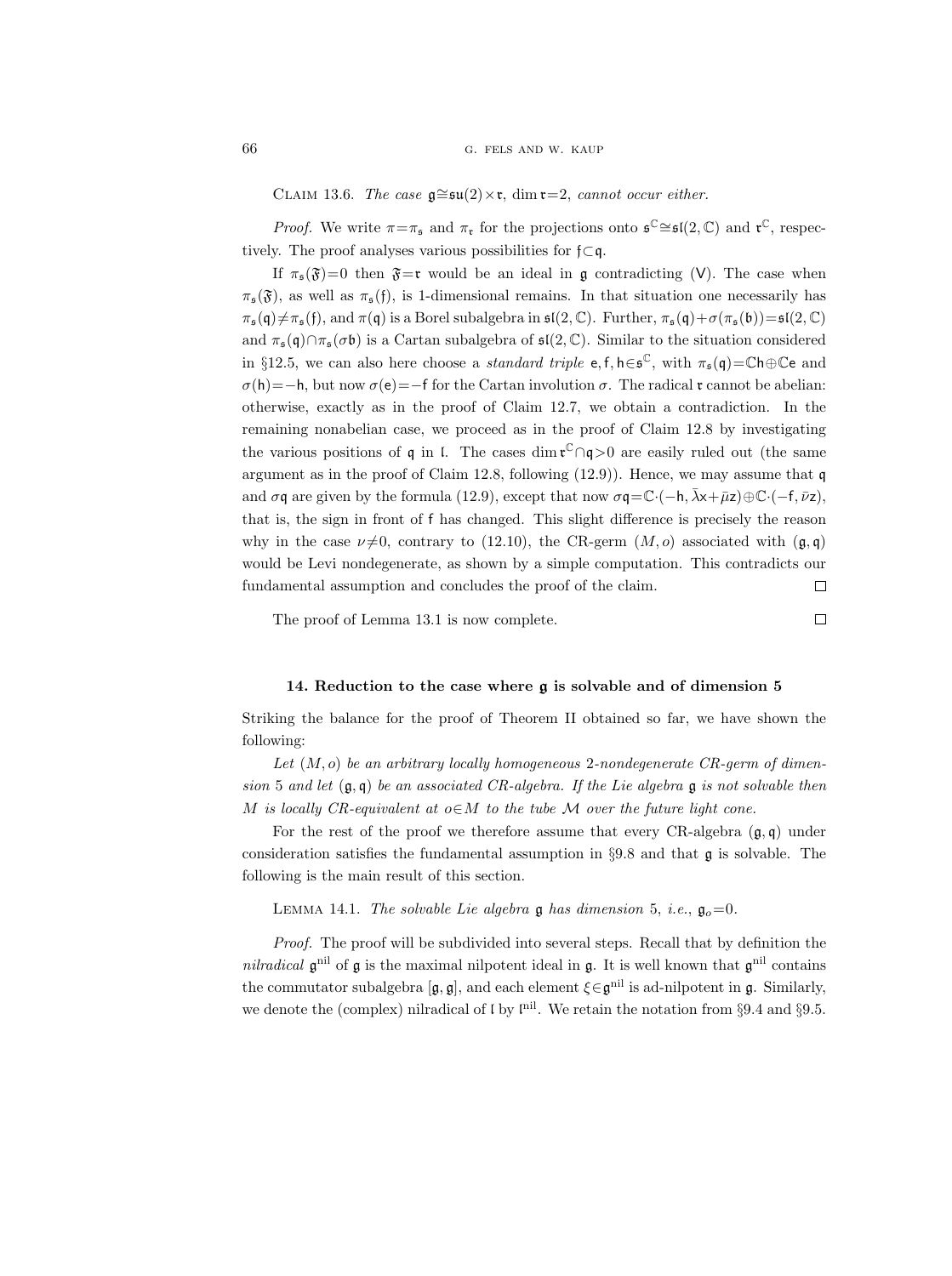Claim 13.6. *The case $\mathfrak{g}\cong\mathfrak{su}(2)\times\mathfrak{r}$, $\dim\mathfrak{r}=2$, cannot occur either.*

*Proof.* We write $\pi=\pi_\mathfrak{s}$ and $\pi_\mathfrak{r}$ for the projections onto $\mathfrak{s}^\mathbb{C}\cong\mathfrak{sl}(2,\mathbb{C})$ and $\mathfrak{r}^\mathbb{C}$, respectively. The proof analyses various possibilities for $\mathfrak{f}\subset\mathfrak{q}$.

If $\pi_\mathfrak{s}(\mathfrak{F})=0$ then $\mathfrak{F}=\mathfrak{r}$ would be an ideal in $\mathfrak{g}$ contradicting (V). The case when $\pi_\mathfrak{s}(\mathfrak{F})$, as well as $\pi_\mathfrak{s}(\mathfrak{f})$, is 1-dimensional remains. In that situation one necessarily has $\pi_\mathfrak{s}(\mathfrak{q})\neq\pi_\mathfrak{s}(\mathfrak{f})$, and $\pi(\mathfrak{q})$ is a Borel subalgebra in $\mathfrak{sl}(2,\mathbb{C})$. Further, $\pi_\mathfrak{s}(\mathfrak{q})+\sigma(\pi_\mathfrak{s}(\mathfrak{b}))=\mathfrak{sl}(2,\mathbb{C})$ and $\pi_\mathfrak{s}(\mathfrak{q})\cap\pi_\mathfrak{s}(\sigma\mathfrak{b})$ is a Cartan subalgebra of $\mathfrak{sl}(2,\mathbb{C})$. Similar to the situation considered in §12.5, we can also here choose a *standard triple* $\mathsf{e},\mathsf{f},\mathsf{h}\in\mathfrak{s}^\mathbb{C}$, with $\pi_\mathfrak{s}(\mathfrak{q})=\mathbb{C}\mathsf{h}\oplus\mathbb{C}\mathsf{e}$ and $\sigma(\mathsf{h})=-\mathsf{h}$, but now $\sigma(\mathsf{e})=-\mathsf{f}$ for the Cartan involution $\sigma$. The radical $\mathfrak{r}$ cannot be abelian: otherwise, exactly as in the proof of Claim 12.7, we obtain a contradiction. In the remaining nonabelian case, we proceed as in the proof of Claim 12.8 by investigating the various positions of $\mathfrak{q}$ in $\mathfrak{l}$. The cases $\dim\mathfrak{r}^\mathbb{C}\cap\mathfrak{q}>0$ are easily ruled out (the same argument as in the proof of Claim 12.8, following (12.9)). Hence, we may assume that $\mathfrak{q}$ and $\sigma\mathfrak{q}$ are given by the formula (12.9), except that now $\sigma\mathfrak{q}=\mathbb{C}\cdot(-\mathsf{h},\bar\lambda\mathsf{x}+\bar\mu\mathsf{z})\oplus\mathbb{C}\cdot(-\mathsf{f},\bar\nu\mathsf{z})$, that is, the sign in front of $\mathsf{f}$ has changed. This slight difference is precisely the reason why in the case $\nu\neq0$, contrary to (12.10), the CR-germ $(M,o)$ associated with $(\mathfrak{g},\mathfrak{q})$ would be Levi nondegenerate, as shown by a simple computation. This contradicts our fundamental assumption and concludes the proof of the claim. □

The proof of Lemma 13.1 is now complete. □

### 14. Reduction to the case where $\mathfrak{g}$ is solvable and of dimension 5

Striking the balance for the proof of Theorem II obtained so far, we have shown the following:

*Let $(M,o)$ be an arbitrary locally homogeneous 2-nondegenerate CR-germ of dimension 5 and let $(\mathfrak{g},\mathfrak{q})$ be an associated CR-algebra. If the Lie algebra $\mathfrak{g}$ is not solvable then $M$ is locally CR-equivalent at $o\in M$ to the tube $\mathcal{M}$ over the future light cone.*

For the rest of the proof we therefore assume that every CR-algebra $(\mathfrak{g},\mathfrak{q})$ under consideration satisfies the fundamental assumption in §9.8 and that $\mathfrak{g}$ is solvable. The following is the main result of this section.

Lemma 14.1. *The solvable Lie algebra $\mathfrak{g}$ has dimension 5, i.e., $\mathfrak{g}_o=0$.*

*Proof.* The proof will be subdivided into several steps. Recall that by definition the *nilradical* $\mathfrak{g}^{\mathrm{nil}}$ of $\mathfrak{g}$ is the maximal nilpotent ideal in $\mathfrak{g}$. It is well known that $\mathfrak{g}^{\mathrm{nil}}$ contains the commutator subalgebra $[\mathfrak{g},\mathfrak{g}]$, and each element $\xi\in\mathfrak{g}^{\mathrm{nil}}$ is ad-nilpotent in $\mathfrak{g}$. Similarly, we denote the (complex) nilradical of $\mathfrak{l}$ by $\mathfrak{l}^{\mathrm{nil}}$. We retain the notation from §9.4 and §9.5.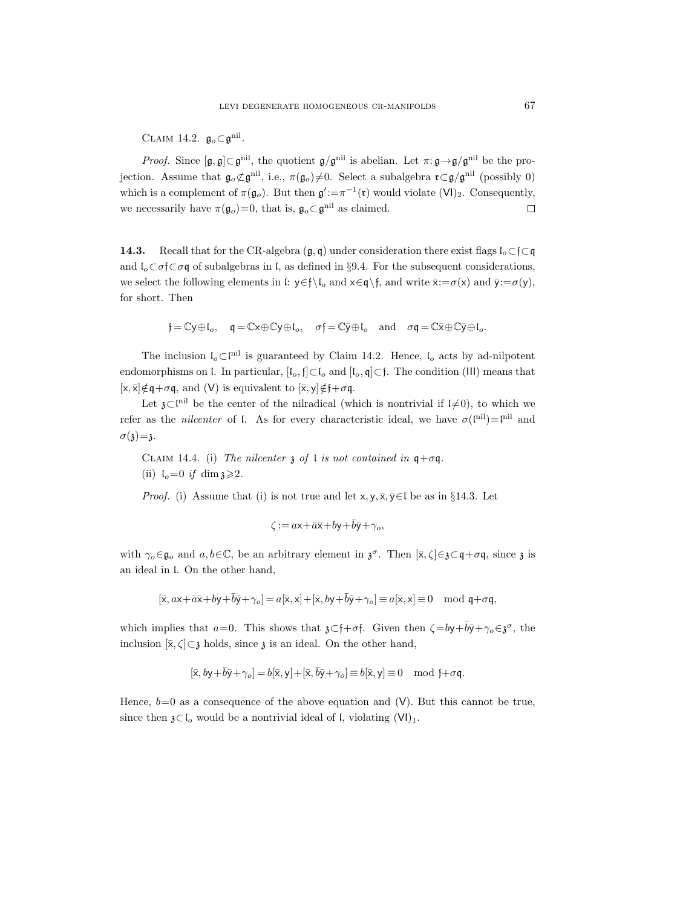CLAIM 14.2. $\mathfrak{g}_o \subset \mathfrak{g}^{\mathrm{nil}}$.

*Proof.* Since $[\mathfrak{g},\mathfrak{g}] \subset \mathfrak{g}^{\mathrm{nil}}$, the quotient $\mathfrak{g}/\mathfrak{g}^{\mathrm{nil}}$ is abelian. Let $\pi: \mathfrak{g} \to \mathfrak{g}/\mathfrak{g}^{\mathrm{nil}}$ be the projection. Assume that $\mathfrak{g}_o \not\subset \mathfrak{g}^{\mathrm{nil}}$, i.e., $\pi(\mathfrak{g}_o) \neq 0$. Select a subalgebra $\mathfrak{r} \subset \mathfrak{g}/\mathfrak{g}^{\mathrm{nil}}$ (possibly 0) which is a complement of $\pi(\mathfrak{g}_o)$. But then $\mathfrak{g}' := \pi^{-1}(\mathfrak{r})$ would violate $(\mathsf{VI})_2$. Consequently, we necessarily have $\pi(\mathfrak{g}_o) = 0$, that is, $\mathfrak{g}_o \subset \mathfrak{g}^{\mathrm{nil}}$ as claimed. $\square$

**14.3.** Recall that for the CR-algebra $(\mathfrak{g},\mathfrak{q})$ under consideration there exist flags $\mathfrak{l}_o \subset \mathfrak{f} \subset \mathfrak{q}$ and $\mathfrak{l}_o \subset \sigma\mathfrak{f} \subset \sigma\mathfrak{q}$ of subalgebras in $\mathfrak{l}$, as defined in §9.4. For the subsequent considerations, we select the following elements in $\mathfrak{l}$: $\mathsf{y} \in \mathfrak{f} \setminus \mathfrak{l}_o$ and $\mathsf{x} \in \mathfrak{q} \setminus \mathfrak{f}$, and write $\bar{\mathsf{x}} := \sigma(\mathsf{x})$ and $\bar{\mathsf{y}} := \sigma(\mathsf{y})$, for short. Then

$$\mathfrak{f} = \mathbb{C}\mathsf{y} \oplus \mathfrak{l}_o, \quad \mathfrak{q} = \mathbb{C}\mathsf{x} \oplus \mathbb{C}\mathsf{y} \oplus \mathfrak{l}_o, \quad \sigma\mathfrak{f} = \mathbb{C}\bar{\mathsf{y}} \oplus \mathfrak{l}_o \quad \text{and} \quad \sigma\mathfrak{q} = \mathbb{C}\bar{\mathsf{x}} \oplus \mathbb{C}\bar{\mathsf{y}} \oplus \mathfrak{l}_o.$$

The inclusion $\mathfrak{l}_o \subset \mathfrak{l}^{\mathrm{nil}}$ is guaranteed by Claim 14.2. Hence, $\mathfrak{l}_o$ acts by ad-nilpotent endomorphisms on $\mathfrak{l}$. In particular, $[\mathfrak{l}_o, \mathfrak{f}] \subset \mathfrak{l}_o$ and $[\mathfrak{l}_o, \mathfrak{q}] \subset \mathfrak{f}$. The condition $(\mathsf{III})$ means that $[\mathsf{x}, \bar{\mathsf{x}}] \notin \mathfrak{q} + \sigma\mathfrak{q}$, and $(\mathsf{V})$ is equivalent to $[\bar{\mathsf{x}}, \mathsf{y}] \notin \mathfrak{f} + \sigma\mathfrak{q}$.

Let $\mathfrak{z} \subset \mathfrak{l}^{\mathrm{nil}}$ be the center of the nilradical (which is nontrivial if $\mathfrak{l} \neq 0$), to which we refer as the *nilcenter* of $\mathfrak{l}$. As for every characteristic ideal, we have $\sigma(\mathfrak{l}^{\mathrm{nil}}) = \mathfrak{l}^{\mathrm{nil}}$ and $\sigma(\mathfrak{z}) = \mathfrak{z}$.

CLAIM 14.4. (i) *The nilcenter* $\mathfrak{z}$ *of* $\mathfrak{l}$ *is not contained in* $\mathfrak{q} + \sigma\mathfrak{q}$.

(ii) $\mathfrak{l}_o = 0$ *if* $\dim \mathfrak{z} \geqslant 2$.

*Proof.* (i) Assume that (i) is not true and let $\mathsf{x}, \mathsf{y}, \bar{\mathsf{x}}, \bar{\mathsf{y}} \in \mathfrak{l}$ be as in §14.3. Let

$$\zeta := a\mathsf{x} + \bar{a}\bar{\mathsf{x}} + b\mathsf{y} + \bar{b}\bar{\mathsf{y}} + \gamma_o,$$

with $\gamma_o \in \mathfrak{g}_o$ and $a, b \in \mathbb{C}$, be an arbitrary element in $\mathfrak{z}^\sigma$. Then $[\bar{\mathsf{x}}, \zeta] \in \mathfrak{z} \subset \mathfrak{q} + \sigma\mathfrak{q}$, since $\mathfrak{z}$ is an ideal in $\mathfrak{l}$. On the other hand,

$$[\bar{\mathsf{x}}, a\mathsf{x} + \bar{a}\bar{\mathsf{x}} + b\mathsf{y} + \bar{b}\bar{\mathsf{y}} + \gamma_o] = a[\bar{\mathsf{x}}, \mathsf{x}] + [\bar{\mathsf{x}}, b\mathsf{y} + \bar{b}\bar{\mathsf{y}} + \gamma_o] \equiv a[\bar{\mathsf{x}}, \mathsf{x}] \equiv 0 \mod \mathfrak{q} + \sigma\mathfrak{q},$$

which implies that $a = 0$. This shows that $\mathfrak{z} \subset \mathfrak{f} + \sigma\mathfrak{f}$. Given then $\zeta = b\mathsf{y} + \bar{b}\bar{\mathsf{y}} + \gamma_o \in \mathfrak{z}^\sigma$, the inclusion $[\bar{\mathsf{x}}, \zeta] \subset \mathfrak{z}$ holds, since $\mathfrak{z}$ is an ideal. On the other hand,

$$[\bar{\mathsf{x}}, b\mathsf{y} + \bar{b}\bar{\mathsf{y}} + \gamma_o] = b[\bar{\mathsf{x}}, \mathsf{y}] + [\bar{\mathsf{x}}, \bar{b}\bar{\mathsf{y}} + \gamma_o] \equiv b[\bar{\mathsf{x}}, \mathsf{y}] \equiv 0 \mod \mathfrak{f} + \sigma\mathfrak{q}.$$

Hence, $b = 0$ as a consequence of the above equation and $(\mathsf{V})$. But this cannot be true, since then $\mathfrak{z} \subset \mathfrak{l}_o$ would be a nontrivial ideal of $\mathfrak{l}$, violating $(\mathsf{VI})_1$.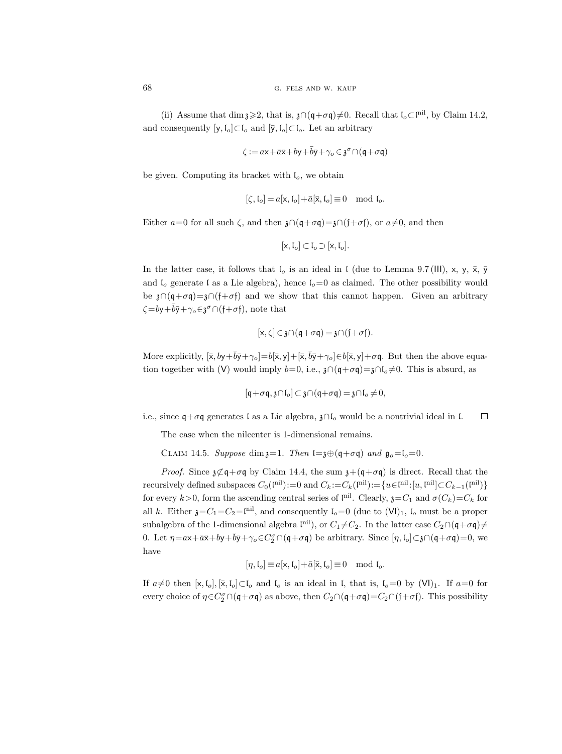(ii) Assume that $\dim \mathfrak{z} \geqslant 2$, that is, $\mathfrak{z} \cap (\mathfrak{q}+\sigma\mathfrak{q}) \neq 0$. Recall that $\mathfrak{l}_o \subset \mathfrak{l}^{\mathrm{nil}}$, by Claim 14.2, and consequently $[\mathsf{y}, \mathfrak{l}_o] \subset \mathfrak{l}_o$ and $[\bar{\mathsf{y}}, \mathfrak{l}_o] \subset \mathfrak{l}_o$. Let an arbitrary

$$\zeta := a\mathsf{x} + \bar{a}\bar{\mathsf{x}} + b\mathsf{y} + \bar{b}\bar{\mathsf{y}} + \gamma_o \in \mathfrak{z}^\sigma \cap (\mathfrak{q}+\sigma\mathfrak{q})$$

be given. Computing its bracket with $\mathfrak{l}_o$, we obtain

$$[\zeta, \mathfrak{l}_o] = a[\mathsf{x}, \mathfrak{l}_o] + \bar{a}[\bar{\mathsf{x}}, \mathfrak{l}_o] \equiv 0 \mod \mathfrak{l}_o.$$

Either $a=0$ for all such $\zeta$, and then $\mathfrak{z} \cap (\mathfrak{q}+\sigma\mathfrak{q}) = \mathfrak{z} \cap (\mathfrak{f}+\sigma\mathfrak{f})$, or $a \neq 0$, and then

$$[\mathsf{x}, \mathfrak{l}_o] \subset \mathfrak{l}_o \supset [\bar{\mathsf{x}}, \mathfrak{l}_o].$$

In the latter case, it follows that $\mathfrak{l}_o$ is an ideal in $\mathfrak{l}$ (due to Lemma 9.7 (III), $\mathsf{x}$, $\mathsf{y}$, $\bar{\mathsf{x}}$, $\bar{\mathsf{y}}$ and $\mathfrak{l}_o$ generate $\mathfrak{l}$ as a Lie algebra), hence $\mathfrak{l}_o = 0$ as claimed. The other possibility would be $\mathfrak{z} \cap (\mathfrak{q}+\sigma\mathfrak{q}) = \mathfrak{z} \cap (\mathfrak{f}+\sigma\mathfrak{f})$ and we show that this cannot happen. Given an arbitrary $\zeta = b\mathsf{y} + \bar{b}\bar{\mathsf{y}} + \gamma_o \in \mathfrak{z}^\sigma \cap (\mathfrak{f}+\sigma\mathfrak{f})$, note that

$$[\bar{\mathsf{x}}, \zeta] \in \mathfrak{z} \cap (\mathfrak{q}+\sigma\mathfrak{q}) = \mathfrak{z} \cap (\mathfrak{f}+\sigma\mathfrak{f}).$$

More explicitly, $[\bar{\mathsf{x}}, b\mathsf{y} + \bar{b}\bar{\mathsf{y}} + \gamma_o] = b[\bar{\mathsf{x}}, \mathsf{y}] + [\bar{\mathsf{x}}, \bar{b}\bar{\mathsf{y}} + \gamma_o] \in b[\bar{\mathsf{x}}, \mathsf{y}] + \sigma\mathfrak{q}$. But then the above equation together with (V) would imply $b=0$, i.e., $\mathfrak{z} \cap (\mathfrak{q}+\sigma\mathfrak{q}) = \mathfrak{z} \cap \mathfrak{l}_o \neq 0$. This is absurd, as

$$[\mathfrak{q}+\sigma\mathfrak{q}, \mathfrak{z} \cap \mathfrak{l}_o] \subset \mathfrak{z} \cap (\mathfrak{q}+\sigma\mathfrak{q}) = \mathfrak{z} \cap \mathfrak{l}_o \neq 0,$$

i.e., since $\mathfrak{q}+\sigma\mathfrak{q}$ generates $\mathfrak{l}$ as a Lie algebra, $\mathfrak{z} \cap \mathfrak{l}_o$ would be a nontrivial ideal in $\mathfrak{l}$. $\square$

The case when the nilcenter is 1-dimensional remains.

Claim 14.5. *Suppose* $\dim \mathfrak{z} = 1$. *Then* $\mathfrak{l} = \mathfrak{z} \oplus (\mathfrak{q}+\sigma\mathfrak{q})$ *and* $\mathfrak{g}_o = \mathfrak{l}_o = 0$.

*Proof.* Since $\mathfrak{z} \not\subset \mathfrak{q}+\sigma\mathfrak{q}$ by Claim 14.4, the sum $\mathfrak{z} + (\mathfrak{q}+\sigma\mathfrak{q})$ is direct. Recall that the recursively defined subspaces $C_0(\mathfrak{l}^{\mathrm{nil}}) := 0$ and $C_k := C_k(\mathfrak{l}^{\mathrm{nil}}) := \{u \in \mathfrak{l}^{\mathrm{nil}} : [u, \mathfrak{l}^{\mathrm{nil}}] \subset C_{k-1}(\mathfrak{l}^{\mathrm{nil}})\}$ for every $k>0$, form the ascending central series of $\mathfrak{l}^{\mathrm{nil}}$. Clearly, $\mathfrak{z} = C_1$ and $\sigma(C_k) = C_k$ for all $k$. Either $\mathfrak{z} = C_1 = C_2 = \mathfrak{l}^{\mathrm{nil}}$, and consequently $\mathfrak{l}_o = 0$ (due to $(\mathsf{VI})_1$, $\mathfrak{l}_o$ must be a proper subalgebra of the 1-dimensional algebra $\mathfrak{l}^{\mathrm{nil}}$), or $C_1 \neq C_2$. In the latter case $C_2 \cap (\mathfrak{q}+\sigma\mathfrak{q}) \neq 0$. Let $\eta = a\mathsf{x} + \bar{a}\bar{\mathsf{x}} + b\mathsf{y} + \bar{b}\bar{\mathsf{y}} + \gamma_o \in C_2^\sigma \cap (\mathfrak{q}+\sigma\mathfrak{q})$ be arbitrary. Since $[\eta, \mathfrak{l}_o] \subset \mathfrak{z} \cap (\mathfrak{q}+\sigma\mathfrak{q}) = 0$, we have

$$[\eta, \mathfrak{l}_o] \equiv a[\mathsf{x}, \mathfrak{l}_o] + \bar{a}[\bar{\mathsf{x}}, \mathfrak{l}_o] \equiv 0 \mod \mathfrak{l}_o.$$

If $a \neq 0$ then $[\mathsf{x}, \mathfrak{l}_o], [\bar{\mathsf{x}}, \mathfrak{l}_o] \subset \mathfrak{l}_o$ and $\mathfrak{l}_o$ is an ideal in $\mathfrak{l}$, that is, $\mathfrak{l}_o = 0$ by $(\mathsf{VI})_1$. If $a=0$ for every choice of $\eta \in C_2^\sigma \cap (\mathfrak{q}+\sigma\mathfrak{q})$ as above, then $C_2 \cap (\mathfrak{q}+\sigma\mathfrak{q}) = C_2 \cap (\mathfrak{f}+\sigma\mathfrak{f})$. This possibility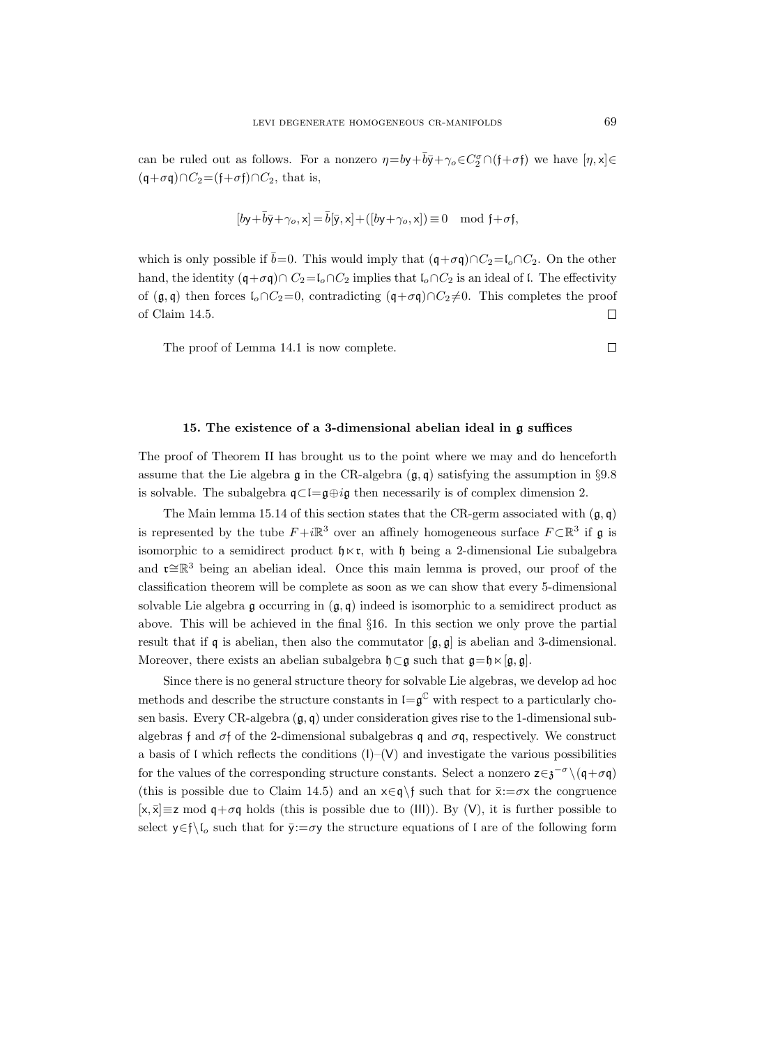can be ruled out as follows. For a nonzero $\eta = b\mathsf{y} + \bar{b}\bar{\mathsf{y}} + \gamma_o \in C_2^\sigma \cap (\mathfrak{f} + \sigma\mathfrak{f})$ we have $[\eta, \mathsf{x}] \in (\mathfrak{q} + \sigma\mathfrak{q}) \cap C_2 = (\mathfrak{f} + \sigma\mathfrak{f}) \cap C_2$, that is,

$$[b\mathsf{y} + \bar{b}\bar{\mathsf{y}} + \gamma_o, \mathsf{x}] = \bar{b}[\bar{\mathsf{y}}, \mathsf{x}] + ([b\mathsf{y} + \gamma_o, \mathsf{x}]) \equiv 0 \mod \mathfrak{f} + \sigma\mathfrak{f},$$

which is only possible if $\bar{b} = 0$. This would imply that $(\mathfrak{q} + \sigma\mathfrak{q}) \cap C_2 = \mathfrak{l}_o \cap C_2$. On the other hand, the identity $(\mathfrak{q} + \sigma\mathfrak{q}) \cap C_2 = \mathfrak{l}_o \cap C_2$ implies that $\mathfrak{l}_o \cap C_2$ is an ideal of $\mathfrak{l}$. The effectivity of $(\mathfrak{g}, \mathfrak{q})$ then forces $\mathfrak{l}_o \cap C_2 = 0$, contradicting $(\mathfrak{q} + \sigma\mathfrak{q}) \cap C_2 \neq 0$. This completes the proof of Claim 14.5. $\square$

The proof of Lemma 14.1 is now complete. $\square$

## 15. The existence of a 3-dimensional abelian ideal in $\mathfrak{g}$ suffices

The proof of Theorem II has brought us to the point where we may and do henceforth assume that the Lie algebra $\mathfrak{g}$ in the CR-algebra $(\mathfrak{g}, \mathfrak{q})$ satisfying the assumption in §9.8 is solvable. The subalgebra $\mathfrak{q} \subset \mathfrak{l} = \mathfrak{g} \oplus i\mathfrak{g}$ then necessarily is of complex dimension 2.

The Main lemma 15.14 of this section states that the CR-germ associated with $(\mathfrak{g}, \mathfrak{q})$ is represented by the tube $F + i\mathbb{R}^3$ over an affinely homogeneous surface $F \subset \mathbb{R}^3$ if $\mathfrak{g}$ is isomorphic to a semidirect product $\mathfrak{h} \ltimes \mathfrak{r}$, with $\mathfrak{h}$ being a 2-dimensional Lie subalgebra and $\mathfrak{r} \cong \mathbb{R}^3$ being an abelian ideal. Once this main lemma is proved, our proof of the classification theorem will be complete as soon as we can show that every 5-dimensional solvable Lie algebra $\mathfrak{g}$ occurring in $(\mathfrak{g}, \mathfrak{q})$ indeed is isomorphic to a semidirect product as above. This will be achieved in the final §16. In this section we only prove the partial result that if $\mathfrak{q}$ is abelian, then also the commutator $[\mathfrak{g}, \mathfrak{g}]$ is abelian and 3-dimensional. Moreover, there exists an abelian subalgebra $\mathfrak{h} \subset \mathfrak{g}$ such that $\mathfrak{g} = \mathfrak{h} \ltimes [\mathfrak{g}, \mathfrak{g}]$.

Since there is no general structure theory for solvable Lie algebras, we develop ad hoc methods and describe the structure constants in $\mathfrak{l} = \mathfrak{g}^{\mathbb{C}}$ with respect to a particularly chosen basis. Every CR-algebra $(\mathfrak{g}, \mathfrak{q})$ under consideration gives rise to the 1-dimensional subalgebras $\mathfrak{f}$ and $\sigma\mathfrak{f}$ of the 2-dimensional subalgebras $\mathfrak{q}$ and $\sigma\mathfrak{q}$, respectively. We construct a basis of $\mathfrak{l}$ which reflects the conditions (I)–(V) and investigate the various possibilities for the values of the corresponding structure constants. Select a nonzero $\mathsf{z} \in \mathfrak{z}^{-\sigma} \setminus (\mathfrak{q} + \sigma\mathfrak{q})$ (this is possible due to Claim 14.5) and an $\mathsf{x} \in \mathfrak{q} \setminus \mathfrak{f}$ such that for $\bar{\mathsf{x}} := \sigma\mathsf{x}$ the congruence $[\mathsf{x}, \bar{\mathsf{x}}] \equiv \mathsf{z} \mod \mathfrak{q} + \sigma\mathfrak{q}$ holds (this is possible due to (III)). By (V), it is further possible to select $\mathsf{y} \in \mathfrak{f} \setminus \mathfrak{l}_o$ such that for $\bar{\mathsf{y}} := \sigma\mathsf{y}$ the structure equations of $\mathfrak{l}$ are of the following form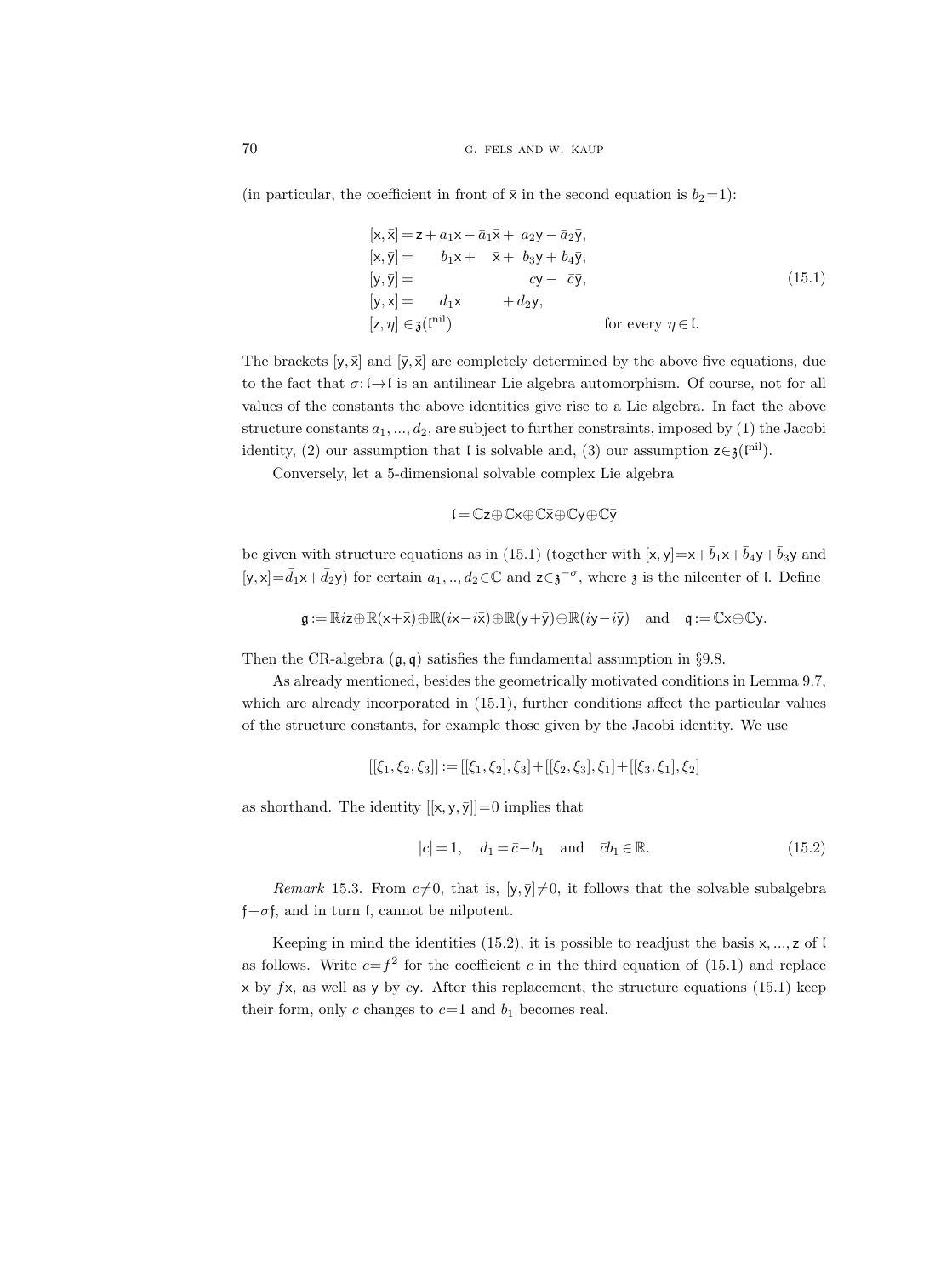(in particular, the coefficient in front of $\bar{\mathsf{x}}$ in the second equation is $b_2=1$):

$$
\begin{aligned}
[\mathsf{x},\bar{\mathsf{x}}] &= \mathsf{z} + a_1\mathsf{x} - \bar{a}_1\bar{\mathsf{x}} + a_2\mathsf{y} - \bar{a}_2\bar{\mathsf{y}},\\
[\mathsf{x},\bar{\mathsf{y}}] &= b_1\mathsf{x} + \bar{\mathsf{x}} + b_3\mathsf{y} + b_4\bar{\mathsf{y}},\\
[\mathsf{y},\bar{\mathsf{y}}] &= c\mathsf{y} - \bar{c}\bar{\mathsf{y}},\\
[\mathsf{y},\mathsf{x}] &= d_1\mathsf{x} + d_2\mathsf{y},\\
[\mathsf{z},\eta] &\in \mathfrak{z}(\mathfrak{l}^{\mathrm{nil}}) \qquad \text{for every } \eta\in\mathfrak{l}.
\end{aligned}
\tag{15.1}
$$

The brackets $[\mathsf{y},\bar{\mathsf{x}}]$ and $[\bar{\mathsf{y}},\bar{\mathsf{x}}]$ are completely determined by the above five equations, due to the fact that $\sigma\colon\mathfrak{l}\to\mathfrak{l}$ is an antilinear Lie algebra automorphism. Of course, not for all values of the constants the above identities give rise to a Lie algebra. In fact the above structure constants $a_1, ..., d_2$, are subject to further constraints, imposed by (1) the Jacobi identity, (2) our assumption that $\mathfrak{l}$ is solvable and, (3) our assumption $\mathsf{z}\in\mathfrak{z}(\mathfrak{l}^{\mathrm{nil}})$.

Conversely, let a 5-dimensional solvable complex Lie algebra

$$\mathfrak{l} = \mathbb{C}\mathsf{z}\oplus\mathbb{C}\mathsf{x}\oplus\mathbb{C}\bar{\mathsf{x}}\oplus\mathbb{C}\mathsf{y}\oplus\mathbb{C}\bar{\mathsf{y}}$$

be given with structure equations as in (15.1) (together with $[\bar{\mathsf{x}},\mathsf{y}]=\mathsf{x}+\bar{b}_1\bar{\mathsf{x}}+\bar{b}_4\mathsf{y}+\bar{b}_3\bar{\mathsf{y}}$ and $[\bar{\mathsf{y}},\bar{\mathsf{x}}]=\bar{d}_1\bar{\mathsf{x}}+\bar{d}_2\bar{\mathsf{y}}$) for certain $a_1, .., d_2\in\mathbb{C}$ and $\mathsf{z}\in\mathfrak{z}^{-\sigma}$, where $\mathfrak{z}$ is the nilcenter of $\mathfrak{l}$. Define

$$\mathfrak{g} := \mathbb{R}i\mathsf{z}\oplus\mathbb{R}(\mathsf{x}+\bar{\mathsf{x}})\oplus\mathbb{R}(i\mathsf{x}-i\bar{\mathsf{x}})\oplus\mathbb{R}(\mathsf{y}+\bar{\mathsf{y}})\oplus\mathbb{R}(i\mathsf{y}-i\bar{\mathsf{y}}) \quad \text{and} \quad \mathfrak{q} := \mathbb{C}\mathsf{x}\oplus\mathbb{C}\mathsf{y}.$$

Then the CR-algebra $(\mathfrak{g},\mathfrak{q})$ satisfies the fundamental assumption in §9.8.

As already mentioned, besides the geometrically motivated conditions in Lemma 9.7, which are already incorporated in (15.1), further conditions affect the particular values of the structure constants, for example those given by the Jacobi identity. We use

$$[[\xi_1,\xi_2,\xi_3]] := [[\xi_1,\xi_2],\xi_3]+[[\xi_2,\xi_3],\xi_1]+[[\xi_3,\xi_1],\xi_2]$$

as shorthand. The identity $[[\mathsf{x},\mathsf{y},\bar{\mathsf{y}}]]=0$ implies that

$$|c|=1, \quad d_1=\bar{c}-\bar{b}_1 \quad \text{and} \quad \bar{c}b_1\in\mathbb{R}. \tag{15.2}$$

*Remark* 15.3. From $c\neq 0$, that is, $[\mathsf{y},\bar{\mathsf{y}}]\neq 0$, it follows that the solvable subalgebra $\mathfrak{f}+\sigma\mathfrak{f}$, and in turn $\mathfrak{l}$, cannot be nilpotent.

Keeping in mind the identities (15.2), it is possible to readjust the basis $\mathsf{x}, ..., \mathsf{z}$ of $\mathfrak{l}$ as follows. Write $c=f^2$ for the coefficient $c$ in the third equation of (15.1) and replace $\mathsf{x}$ by $f\mathsf{x}$, as well as $\mathsf{y}$ by $c\mathsf{y}$. After this replacement, the structure equations (15.1) keep their form, only $c$ changes to $c=1$ and $b_1$ becomes real.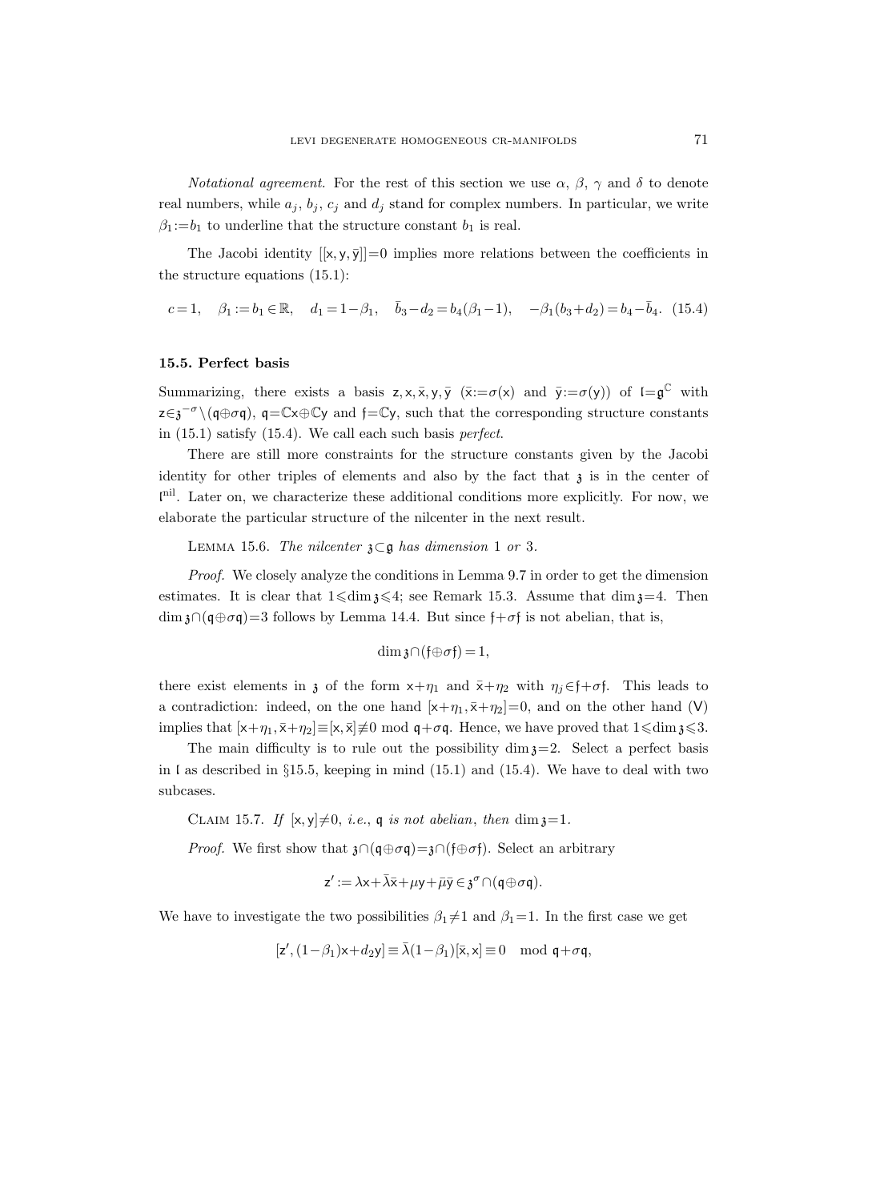*Notational agreement.* For the rest of this section we use $\alpha$, $\beta$, $\gamma$ and $\delta$ to denote real numbers, while $a_j$, $b_j$, $c_j$ and $d_j$ stand for complex numbers. In particular, we write $\beta_1 := b_1$ to underline that the structure constant $b_1$ is real.

The Jacobi identity $[[\mathsf{x},\mathsf{y},\bar{\mathsf{y}}]]=0$ implies more relations between the coefficients in the structure equations (15.1):

$$c=1, \quad \beta_1 := b_1 \in \mathbb{R}, \quad d_1 = 1-\beta_1, \quad \bar{b}_3 - d_2 = b_4(\beta_1 - 1), \quad -\beta_1(b_3+d_2) = b_4 - \bar{b}_4. \tag{15.4}$$

### 15.5. Perfect basis

Summarizing, there exists a basis $\mathsf{z},\mathsf{x},\bar{\mathsf{x}},\mathsf{y},\bar{\mathsf{y}}$ ($\bar{\mathsf{x}} := \sigma(\mathsf{x})$ and $\bar{\mathsf{y}} := \sigma(\mathsf{y})$) of $\mathfrak{l} = \mathfrak{g}^{\mathbb{C}}$ with $\mathsf{z} \in \mathfrak{z}^{-\sigma} \setminus (\mathfrak{q} \oplus \sigma\mathfrak{q})$, $\mathfrak{q} = \mathbb{C}\mathsf{x} \oplus \mathbb{C}\mathsf{y}$ and $\mathfrak{f} = \mathbb{C}\mathsf{y}$, such that the corresponding structure constants in (15.1) satisfy (15.4). We call each such basis *perfect*.

There are still more constraints for the structure constants given by the Jacobi identity for other triples of elements and also by the fact that $\mathfrak{z}$ is in the center of $\mathfrak{l}^{\mathrm{nil}}$. Later on, we characterize these additional conditions more explicitly. For now, we elaborate the particular structure of the nilcenter in the next result.

LEMMA 15.6. *The nilcenter $\mathfrak{z} \subset \mathfrak{g}$ has dimension* 1 *or* 3.

*Proof.* We closely analyze the conditions in Lemma 9.7 in order to get the dimension estimates. It is clear that $1 \leqslant \dim \mathfrak{z} \leqslant 4$; see Remark 15.3. Assume that $\dim \mathfrak{z} = 4$. Then $\dim \mathfrak{z} \cap (\mathfrak{q} \oplus \sigma\mathfrak{q}) = 3$ follows by Lemma 14.4. But since $\mathfrak{f} + \sigma\mathfrak{f}$ is not abelian, that is,

$$\dim \mathfrak{z} \cap (\mathfrak{f} \oplus \sigma\mathfrak{f}) = 1,$$

there exist elements in $\mathfrak{z}$ of the form $\mathsf{x}+\eta_1$ and $\bar{\mathsf{x}}+\eta_2$ with $\eta_j \in \mathfrak{f}+\sigma\mathfrak{f}$. This leads to a contradiction: indeed, on the one hand $[\mathsf{x}+\eta_1, \bar{\mathsf{x}}+\eta_2]=0$, and on the other hand (V) implies that $[\mathsf{x}+\eta_1, \bar{\mathsf{x}}+\eta_2] \equiv [\mathsf{x}, \bar{\mathsf{x}}] \not\equiv 0 \bmod \mathfrak{q}+\sigma\mathfrak{q}$. Hence, we have proved that $1 \leqslant \dim \mathfrak{z} \leqslant 3$.

The main difficulty is to rule out the possibility $\dim \mathfrak{z} = 2$. Select a perfect basis in $\mathfrak{l}$ as described in §15.5, keeping in mind (15.1) and (15.4). We have to deal with two subcases.

CLAIM 15.7. *If* $[\mathsf{x},\mathsf{y}] \neq 0$, *i.e.*, $\mathfrak{q}$ *is not abelian*, *then* $\dim \mathfrak{z} = 1$.

*Proof.* We first show that $\mathfrak{z} \cap (\mathfrak{q} \oplus \sigma\mathfrak{q}) = \mathfrak{z} \cap (\mathfrak{f} \oplus \sigma\mathfrak{f})$. Select an arbitrary

$$\mathsf{z}' := \lambda\mathsf{x} + \bar{\lambda}\bar{\mathsf{x}} + \mu\mathsf{y} + \bar{\mu}\bar{\mathsf{y}} \in \mathfrak{z}^{\sigma} \cap (\mathfrak{q} \oplus \sigma\mathfrak{q}).$$

We have to investigate the two possibilities $\beta_1 \neq 1$ and $\beta_1 = 1$. In the first case we get

$$[\mathsf{z}', (1-\beta_1)\mathsf{x} + d_2\mathsf{y}] \equiv \bar{\lambda}(1-\beta_1)[\bar{\mathsf{x}}, \mathsf{x}] \equiv 0 \mod \mathfrak{q}+\sigma\mathfrak{q},$$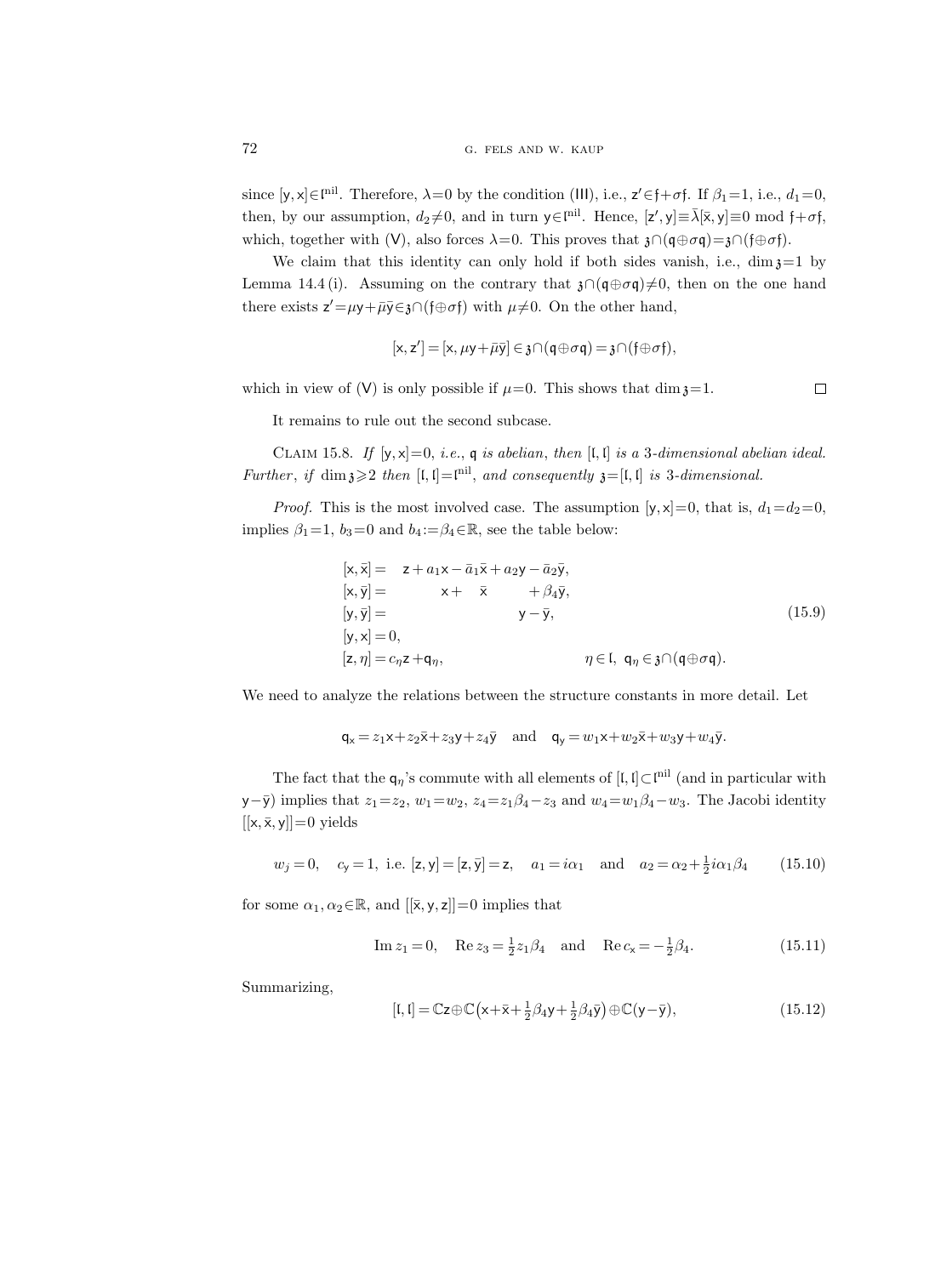since $[\mathsf{y},\mathsf{x}]\in\mathfrak{l}^{\rm nil}$. Therefore, $\lambda=0$ by the condition (III), i.e., $\mathsf{z}'\in\mathfrak{f}+\sigma\mathfrak{f}$. If $\beta_1=1$, i.e., $d_1=0$, then, by our assumption, $d_2\neq 0$, and in turn $\mathsf{y}\in\mathfrak{l}^{\rm nil}$. Hence, $[\mathsf{z}',\mathsf{y}]\equiv\bar\lambda[\bar{\mathsf{x}},\mathsf{y}]\equiv 0 \bmod \mathfrak{f}+\sigma\mathfrak{f}$, which, together with (V), also forces $\lambda=0$. This proves that $\mathfrak{z}\cap(\mathfrak{q}\oplus\sigma\mathfrak{q})=\mathfrak{z}\cap(\mathfrak{f}\oplus\sigma\mathfrak{f})$.

We claim that this identity can only hold if both sides vanish, i.e., $\dim\mathfrak{z}=1$ by Lemma 14.4 (i). Assuming on the contrary that $\mathfrak{z}\cap(\mathfrak{q}\oplus\sigma\mathfrak{q})\neq 0$, then on the one hand there exists $\mathsf{z}'=\mu\mathsf{y}+\bar\mu\bar{\mathsf{y}}\in\mathfrak{z}\cap(\mathfrak{f}\oplus\sigma\mathfrak{f})$ with $\mu\neq 0$. On the other hand,

$$[\mathsf{x},\mathsf{z}']=[\mathsf{x},\mu\mathsf{y}+\bar\mu\bar{\mathsf{y}}]\in\mathfrak{z}\cap(\mathfrak{q}\oplus\sigma\mathfrak{q})=\mathfrak{z}\cap(\mathfrak{f}\oplus\sigma\mathfrak{f}),$$

which in view of (V) is only possible if $\mu=0$. This shows that $\dim\mathfrak{z}=1$. □

It remains to rule out the second subcase.

Claim 15.8. *If $[\mathsf{y},\mathsf{x}]=0$, i.e., $\mathfrak{q}$ is abelian, then $[\mathfrak{l},\mathfrak{l}]$ is a 3-dimensional abelian ideal. Further, if $\dim\mathfrak{z}\geqslant 2$ then $[\mathfrak{l},\mathfrak{l}]=\mathfrak{l}^{\rm nil}$, and consequently $\mathfrak{z}=[\mathfrak{l},\mathfrak{l}]$ is 3-dimensional.*

*Proof.* This is the most involved case. The assumption $[\mathsf{y},\mathsf{x}]=0$, that is, $d_1=d_2=0$, implies $\beta_1=1$, $b_3=0$ and $b_4:=\beta_4\in\mathbb{R}$, see the table below:

$$\begin{aligned}
&[\mathsf{x},\bar{\mathsf{x}}]= \mathsf{z}+a_1\mathsf{x}-\bar a_1\bar{\mathsf{x}}+a_2\mathsf{y}-\bar a_2\bar{\mathsf{y}},\\
&[\mathsf{x},\bar{\mathsf{y}}]= \mathsf{x}+\bar{\mathsf{x}}+\beta_4\bar{\mathsf{y}},\\
&[\mathsf{y},\bar{\mathsf{y}}]= \mathsf{y}-\bar{\mathsf{y}},\\
&[\mathsf{y},\mathsf{x}]=0,\\
&[\mathsf{z},\eta]=c_\eta\mathsf{z}+\mathsf{q}_\eta, \qquad \eta\in\mathfrak{l},\ \mathsf{q}_\eta\in\mathfrak{z}\cap(\mathfrak{q}\oplus\sigma\mathfrak{q}).
\end{aligned}\tag{15.9}$$

We need to analyze the relations between the structure constants in more detail. Let

$$\mathsf{q}_\mathsf{x}=z_1\mathsf{x}+z_2\bar{\mathsf{x}}+z_3\mathsf{y}+z_4\bar{\mathsf{y}} \quad\text{and}\quad \mathsf{q}_\mathsf{y}=w_1\mathsf{x}+w_2\bar{\mathsf{x}}+w_3\mathsf{y}+w_4\bar{\mathsf{y}}.$$

The fact that the $\mathsf{q}_\eta$'s commute with all elements of $[\mathfrak{l},\mathfrak{l}]\subset\mathfrak{l}^{\rm nil}$ (and in particular with $\mathsf{y}-\bar{\mathsf{y}}$) implies that $z_1=z_2$, $w_1=w_2$, $z_4=z_1\beta_4-z_3$ and $w_4=w_1\beta_4-w_3$. The Jacobi identity $[[\mathsf{x},\bar{\mathsf{x}},\mathsf{y}]]=0$ yields

$$w_j=0,\quad c_\mathsf{y}=1,\ \text{ i.e. } [\mathsf{z},\mathsf{y}]=[\mathsf{z},\bar{\mathsf{y}}]=\mathsf{z},\quad a_1=i\alpha_1\quad\text{and}\quad a_2=\alpha_2+\tfrac12 i\alpha_1\beta_4 \tag{15.10}$$

for some $\alpha_1,\alpha_2\in\mathbb{R}$, and $[[\bar{\mathsf{x}},\mathsf{y},\mathsf{z}]]=0$ implies that

$$\operatorname{Im} z_1=0,\quad \operatorname{Re} z_3=\tfrac12 z_1\beta_4\quad\text{and}\quad \operatorname{Re} c_\mathsf{x}=-\tfrac12\beta_4. \tag{15.11}$$

Summarizing,

$$[\mathfrak{l},\mathfrak{l}]=\mathbb{C}\mathsf{z}\oplus\mathbb{C}\big(\mathsf{x}+\bar{\mathsf{x}}+\tfrac12\beta_4\mathsf{y}+\tfrac12\beta_4\bar{\mathsf{y}}\big)\oplus\mathbb{C}(\mathsf{y}-\bar{\mathsf{y}}), \tag{15.12}$$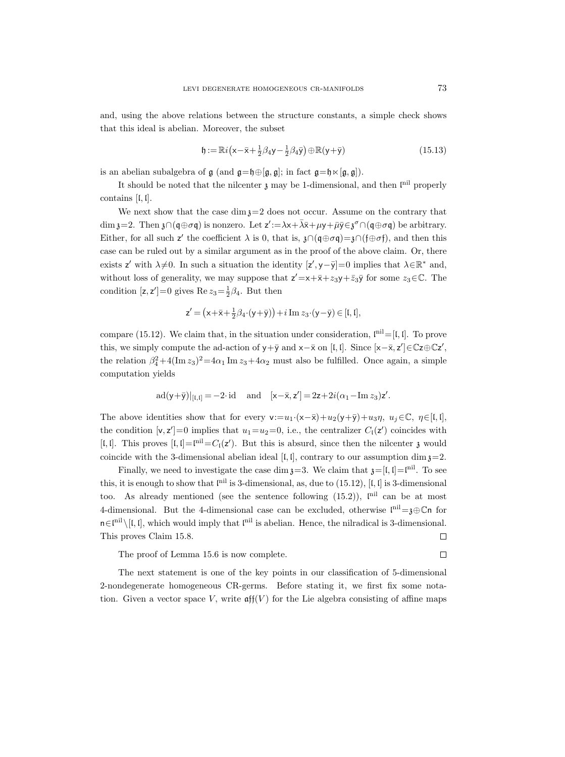and, using the above relations between the structure constants, a simple check shows that this ideal is abelian. Moreover, the subset

$$\mathfrak{h} := \mathbb{R}i\big(\mathsf{x}-\bar{\mathsf{x}}+\tfrac{1}{2}\beta_4\mathsf{y}-\tfrac{1}{2}\beta_4\bar{\mathsf{y}}\big)\oplus\mathbb{R}(\mathsf{y}+\bar{\mathsf{y}}) \tag{15.13}$$

is an abelian subalgebra of $\mathfrak{g}$ (and $\mathfrak{g}=\mathfrak{h}\oplus[\mathfrak{g},\mathfrak{g}]$; in fact $\mathfrak{g}=\mathfrak{h}\ltimes[\mathfrak{g},\mathfrak{g}]$).

It should be noted that the nilcenter $\mathfrak{z}$ may be 1-dimensional, and then $\mathfrak{l}^{\mathrm{nil}}$ properly contains $[\mathfrak{l},\mathfrak{l}]$.

We next show that the case $\dim\mathfrak{z}=2$ does not occur. Assume on the contrary that $\dim\mathfrak{z}=2$. Then $\mathfrak{z}\cap(\mathfrak{q}\oplus\sigma\mathfrak{q})$ is nonzero. Let $\mathsf{z}':=\lambda\mathsf{x}+\bar{\lambda}\bar{\mathsf{x}}+\mu\mathsf{y}+\bar{\mu}\bar{\mathsf{y}}\in\mathfrak{z}^{\sigma}\cap(\mathfrak{q}\oplus\sigma\mathfrak{q})$ be arbitrary. Either, for all such $\mathsf{z}'$ the coefficient $\lambda$ is 0, that is, $\mathfrak{z}\cap(\mathfrak{q}\oplus\sigma\mathfrak{q})=\mathfrak{z}\cap(\mathfrak{f}\oplus\sigma\mathfrak{f})$, and then this case can be ruled out by a similar argument as in the proof of the above claim. Or, there exists $\mathsf{z}'$ with $\lambda\neq0$. In such a situation the identity $[\mathsf{z}',\mathsf{y}-\bar{\mathsf{y}}]=0$ implies that $\lambda\in\mathbb{R}^*$ and, without loss of generality, we may suppose that $\mathsf{z}'=\mathsf{x}+\bar{\mathsf{x}}+z_3\mathsf{y}+\bar{z}_3\bar{\mathsf{y}}$ for some $z_3\in\mathbb{C}$. The condition $[\mathsf{z},\mathsf{z}']=0$ gives $\operatorname{Re} z_3=\frac{1}{2}\beta_4$. But then

$$\mathsf{z}'=\big(\mathsf{x}+\bar{\mathsf{x}}+\tfrac{1}{2}\beta_4\cdot(\mathsf{y}+\bar{\mathsf{y}})\big)+i\operatorname{Im} z_3\cdot(\mathsf{y}-\bar{\mathsf{y}})\in[\mathfrak{l},\mathfrak{l}],$$

compare (15.12). We claim that, in the situation under consideration, $\mathfrak{l}^{\mathrm{nil}}=[\mathfrak{l},\mathfrak{l}]$. To prove this, we simply compute the ad-action of $\mathsf{y}+\bar{\mathsf{y}}$ and $\mathsf{x}-\bar{\mathsf{x}}$ on $[\mathfrak{l},\mathfrak{l}]$. Since $[\mathsf{x}-\bar{\mathsf{x}},\mathsf{z}']\in\mathbb{C}\mathsf{z}\oplus\mathbb{C}\mathsf{z}'$, the relation $\beta_4^2+4(\operatorname{Im} z_3)^2=4\alpha_1\operatorname{Im} z_3+4\alpha_2$ must also be fulfilled. Once again, a simple computation yields

$$\operatorname{ad}(\mathsf{y}+\bar{\mathsf{y}})|_{[\mathfrak{l},\mathfrak{l}]}=-2\cdot\mathrm{id}\quad\text{and}\quad[\mathsf{x}-\bar{\mathsf{x}},\mathsf{z}']=2\mathsf{z}+2i(\alpha_1-\operatorname{Im} z_3)\mathsf{z}'.$$

The above identities show that for every $\mathsf{v}:=u_1\cdot(\mathsf{x}-\bar{\mathsf{x}})+u_2(\mathsf{y}+\bar{\mathsf{y}})+u_3\eta$, $u_j\in\mathbb{C}$, $\eta\in[\mathfrak{l},\mathfrak{l}]$, the condition $[\mathsf{v},\mathsf{z}']=0$ implies that $u_1=u_2=0$, i.e., the centralizer $C_{\mathfrak{l}}(\mathsf{z}')$ coincides with $[\mathfrak{l},\mathfrak{l}]$. This proves $[\mathfrak{l},\mathfrak{l}]=\mathfrak{l}^{\mathrm{nil}}=C_{\mathfrak{l}}(\mathsf{z}')$. But this is absurd, since then the nilcenter $\mathfrak{z}$ would coincide with the 3-dimensional abelian ideal $[\mathfrak{l},\mathfrak{l}]$, contrary to our assumption $\dim\mathfrak{z}=2$.

Finally, we need to investigate the case $\dim\mathfrak{z}=3$. We claim that $\mathfrak{z}=[\mathfrak{l},\mathfrak{l}]=\mathfrak{l}^{\mathrm{nil}}$. To see this, it is enough to show that $\mathfrak{l}^{\mathrm{nil}}$ is 3-dimensional, as, due to (15.12), $[\mathfrak{l},\mathfrak{l}]$ is 3-dimensional too. As already mentioned (see the sentence following (15.2)), $\mathfrak{l}^{\mathrm{nil}}$ can be at most 4-dimensional. But the 4-dimensional case can be excluded, otherwise $\mathfrak{l}^{\mathrm{nil}}=\mathfrak{z}\oplus\mathbb{C}\mathsf{n}$ for $\mathsf{n}\in\mathfrak{l}^{\mathrm{nil}}\setminus[\mathfrak{l},\mathfrak{l}]$, which would imply that $\mathfrak{l}^{\mathrm{nil}}$ is abelian. Hence, the nilradical is 3-dimensional. This proves Claim 15.8. $\square$

The proof of Lemma 15.6 is now complete. $\square$

The next statement is one of the key points in our classification of 5-dimensional 2-nondegenerate homogeneous CR-germs. Before stating it, we first fix some notation. Given a vector space $V$, write $\mathfrak{aff}(V)$ for the Lie algebra consisting of affine maps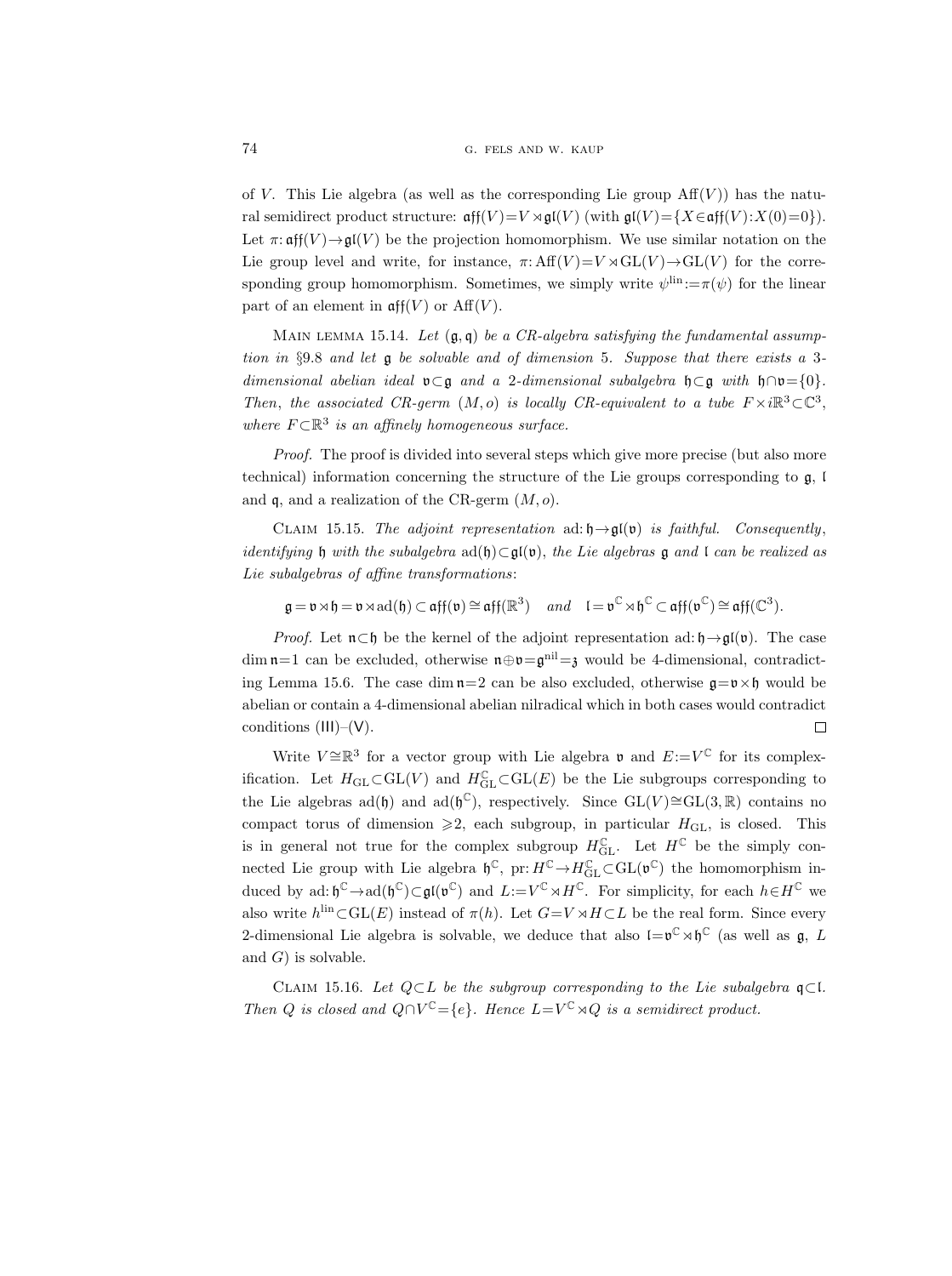of $V$. This Lie algebra (as well as the corresponding Lie group $\mathrm{Aff}(V)$) has the natural semidirect product structure: $\mathfrak{aff}(V)=V\rtimes\mathfrak{gl}(V)$ (with $\mathfrak{gl}(V)=\{X\in\mathfrak{aff}(V):X(0)=0\}$). Let $\pi\colon\mathfrak{aff}(V)\to\mathfrak{gl}(V)$ be the projection homomorphism. We use similar notation on the Lie group level and write, for instance, $\pi\colon\mathrm{Aff}(V)=V\rtimes\mathrm{GL}(V)\to\mathrm{GL}(V)$ for the corresponding group homomorphism. Sometimes, we simply write $\psi^{\mathrm{lin}}:=\pi(\psi)$ for the linear part of an element in $\mathfrak{aff}(V)$ or $\mathrm{Aff}(V)$.

Main lemma 15.14. *Let $(\mathfrak{g},\mathfrak{q})$ be a CR-algebra satisfying the fundamental assumption in §9.8 and let $\mathfrak{g}$ be solvable and of dimension 5. Suppose that there exists a 3-dimensional abelian ideal $\mathfrak{v}\subset\mathfrak{g}$ and a 2-dimensional subalgebra $\mathfrak{h}\subset\mathfrak{g}$ with $\mathfrak{h}\cap\mathfrak{v}=\{0\}$. Then, the associated CR-germ $(M,o)$ is locally CR-equivalent to a tube $F\times i\mathbb{R}^3\subset\mathbb{C}^3$, where $F\subset\mathbb{R}^3$ is an affinely homogeneous surface.*

*Proof.* The proof is divided into several steps which give more precise (but also more technical) information concerning the structure of the Lie groups corresponding to $\mathfrak{g}$, $\mathfrak{l}$ and $\mathfrak{q}$, and a realization of the CR-germ $(M,o)$.

Claim 15.15. *The adjoint representation $\mathrm{ad}\colon\mathfrak{h}\to\mathfrak{gl}(\mathfrak{v})$ is faithful. Consequently, identifying $\mathfrak{h}$ with the subalgebra $\mathrm{ad}(\mathfrak{h})\subset\mathfrak{gl}(\mathfrak{v})$, the Lie algebras $\mathfrak{g}$ and $\mathfrak{l}$ can be realized as Lie subalgebras of affine transformations*:

$$\mathfrak{g}=\mathfrak{v}\rtimes\mathfrak{h}=\mathfrak{v}\rtimes\mathrm{ad}(\mathfrak{h})\subset\mathfrak{aff}(\mathfrak{v})\cong\mathfrak{aff}(\mathbb{R}^3)\quad\textit{and}\quad\mathfrak{l}=\mathfrak{v}^{\mathbb{C}}\rtimes\mathfrak{h}^{\mathbb{C}}\subset\mathfrak{aff}(\mathfrak{v}^{\mathbb{C}})\cong\mathfrak{aff}(\mathbb{C}^3).$$

*Proof.* Let $\mathfrak{n}\subset\mathfrak{h}$ be the kernel of the adjoint representation $\mathrm{ad}\colon\mathfrak{h}\to\mathfrak{gl}(\mathfrak{v})$. The case $\dim\mathfrak{n}=1$ can be excluded, otherwise $\mathfrak{n}\oplus\mathfrak{v}=\mathfrak{g}^{\mathrm{nil}}=\mathfrak{z}$ would be 4-dimensional, contradicting Lemma 15.6. The case $\dim\mathfrak{n}=2$ can be also excluded, otherwise $\mathfrak{g}=\mathfrak{v}\times\mathfrak{h}$ would be abelian or contain a 4-dimensional abelian nilradical which in both cases would contradict conditions (III)–(V). □

Write $V\cong\mathbb{R}^3$ for a vector group with Lie algebra $\mathfrak{v}$ and $E:=V^{\mathbb{C}}$ for its complexification. Let $H_{\mathrm{GL}}\subset\mathrm{GL}(V)$ and $H^{\mathbb{C}}_{\mathrm{GL}}\subset\mathrm{GL}(E)$ be the Lie subgroups corresponding to the Lie algebras $\mathrm{ad}(\mathfrak{h})$ and $\mathrm{ad}(\mathfrak{h}^{\mathbb{C}})$, respectively. Since $\mathrm{GL}(V)\cong\mathrm{GL}(3,\mathbb{R})$ contains no compact torus of dimension $\geqslant 2$, each subgroup, in particular $H_{\mathrm{GL}}$, is closed. This is in general not true for the complex subgroup $H^{\mathbb{C}}_{\mathrm{GL}}$. Let $H^{\mathbb{C}}$ be the simply connected Lie group with Lie algebra $\mathfrak{h}^{\mathbb{C}}$, $\mathrm{pr}\colon H^{\mathbb{C}}\to H^{\mathbb{C}}_{\mathrm{GL}}\subset\mathrm{GL}(\mathfrak{v}^{\mathbb{C}})$ the homomorphism induced by $\mathrm{ad}\colon\mathfrak{h}^{\mathbb{C}}\to\mathrm{ad}(\mathfrak{h}^{\mathbb{C}})\subset\mathfrak{gl}(\mathfrak{v}^{\mathbb{C}})$ and $L:=V^{\mathbb{C}}\rtimes H^{\mathbb{C}}$. For simplicity, for each $h\in H^{\mathbb{C}}$ we also write $h^{\mathrm{lin}}\subset\mathrm{GL}(E)$ instead of $\pi(h)$. Let $G=V\rtimes H\subset L$ be the real form. Since every 2-dimensional Lie algebra is solvable, we deduce that also $\mathfrak{l}=\mathfrak{v}^{\mathbb{C}}\rtimes\mathfrak{h}^{\mathbb{C}}$ (as well as $\mathfrak{g}$, $L$ and $G$) is solvable.

Claim 15.16. *Let $Q\subset L$ be the subgroup corresponding to the Lie subalgebra $\mathfrak{q}\subset\mathfrak{l}$. Then $Q$ is closed and $Q\cap V^{\mathbb{C}}=\{e\}$. Hence $L=V^{\mathbb{C}}\rtimes Q$ is a semidirect product.*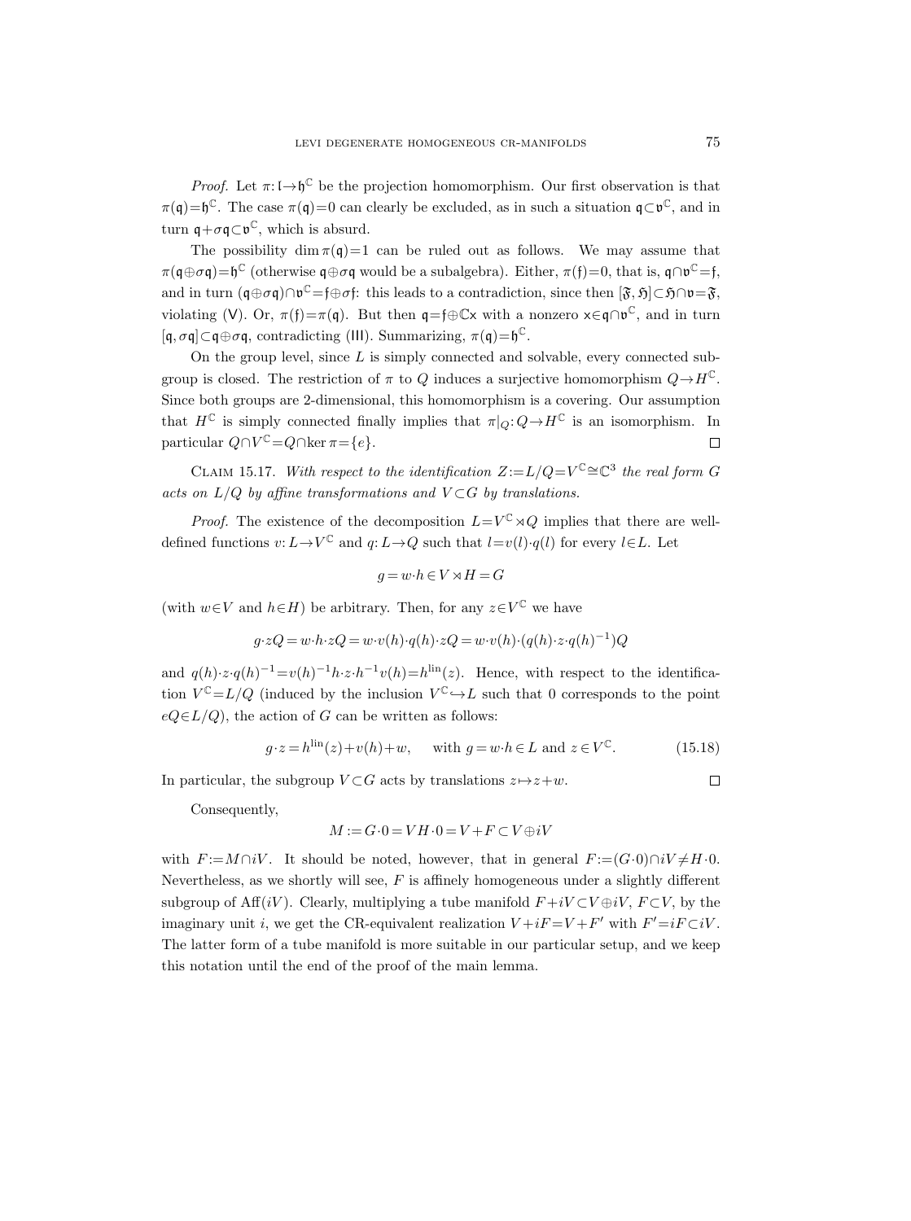*Proof.* Let $\pi: \mathfrak{l} \to \mathfrak{h}^{\mathbb{C}}$ be the projection homomorphism. Our first observation is that $\pi(\mathfrak{q}) = \mathfrak{h}^{\mathbb{C}}$. The case $\pi(\mathfrak{q}) = 0$ can clearly be excluded, as in such a situation $\mathfrak{q} \subset \mathfrak{v}^{\mathbb{C}}$, and in turn $\mathfrak{q} + \sigma\mathfrak{q} \subset \mathfrak{v}^{\mathbb{C}}$, which is absurd.

The possibility $\dim \pi(\mathfrak{q}) = 1$ can be ruled out as follows. We may assume that $\pi(\mathfrak{q} \oplus \sigma\mathfrak{q}) = \mathfrak{h}^{\mathbb{C}}$ (otherwise $\mathfrak{q} \oplus \sigma\mathfrak{q}$ would be a subalgebra). Either, $\pi(\mathfrak{f}) = 0$, that is, $\mathfrak{q} \cap \mathfrak{v}^{\mathbb{C}} = \mathfrak{f}$, and in turn $(\mathfrak{q} \oplus \sigma\mathfrak{q}) \cap \mathfrak{v}^{\mathbb{C}} = \mathfrak{f} \oplus \sigma\mathfrak{f}$: this leads to a contradiction, since then $[\mathfrak{F}, \mathfrak{H}] \subset \mathfrak{H} \cap \mathfrak{v} = \mathfrak{F}$, violating (V). Or, $\pi(\mathfrak{f}) = \pi(\mathfrak{q})$. But then $\mathfrak{q} = \mathfrak{f} \oplus \mathbb{C}\mathsf{x}$ with a nonzero $\mathsf{x} \in \mathfrak{q} \cap \mathfrak{v}^{\mathbb{C}}$, and in turn $[\mathfrak{q}, \sigma\mathfrak{q}] \subset \mathfrak{q} \oplus \sigma\mathfrak{q}$, contradicting (III). Summarizing, $\pi(\mathfrak{q}) = \mathfrak{h}^{\mathbb{C}}$.

On the group level, since $L$ is simply connected and solvable, every connected subgroup is closed. The restriction of $\pi$ to $Q$ induces a surjective homomorphism $Q \to H^{\mathbb{C}}$. Since both groups are 2-dimensional, this homomorphism is a covering. Our assumption that $H^{\mathbb{C}}$ is simply connected finally implies that $\pi|_Q: Q \to H^{\mathbb{C}}$ is an isomorphism. In particular $Q \cap V^{\mathbb{C}} = Q \cap \ker \pi = \{e\}$. $\square$

CLAIM 15.17. *With respect to the identification $Z := L/Q = V^{\mathbb{C}} \cong \mathbb{C}^3$ the real form $G$ acts on $L/Q$ by affine transformations and $V \subset G$ by translations.*

*Proof.* The existence of the decomposition $L = V^{\mathbb{C}} \rtimes Q$ implies that there are well-defined functions $v: L \to V^{\mathbb{C}}$ and $q: L \to Q$ such that $l = v(l) \cdot q(l)$ for every $l \in L$. Let

$$g = w \cdot h \in V \rtimes H = G$$

(with $w \in V$ and $h \in H$) be arbitrary. Then, for any $z \in V^{\mathbb{C}}$ we have

$$g \cdot zQ = w \cdot h \cdot zQ = w \cdot v(h) \cdot q(h) \cdot zQ = w \cdot v(h) \cdot (q(h) \cdot z \cdot q(h)^{-1})Q$$

and $q(h) \cdot z \cdot q(h)^{-1} = v(h)^{-1} h \cdot z \cdot h^{-1} v(h) = h^{\mathrm{lin}}(z)$. Hence, with respect to the identification $V^{\mathbb{C}} = L/Q$ (induced by the inclusion $V^{\mathbb{C}} \hookrightarrow L$ such that 0 corresponds to the point $eQ \in L/Q$), the action of $G$ can be written as follows:

$$g \cdot z = h^{\mathrm{lin}}(z) + v(h) + w, \quad \text{with } g = w \cdot h \in L \text{ and } z \in V^{\mathbb{C}}. \tag{15.18}$$

In particular, the subgroup $V \subset G$ acts by translations $z \mapsto z + w$. $\square$

Consequently,

$$M := G \cdot 0 = VH \cdot 0 = V + F \subset V \oplus iV$$

with $F := M \cap iV$. It should be noted, however, that in general $F := (G \cdot 0) \cap iV \neq H \cdot 0$. Nevertheless, as we shortly will see, $F$ is affinely homogeneous under a slightly different subgroup of $\mathrm{Aff}(iV)$. Clearly, multiplying a tube manifold $F + iV \subset V \oplus iV$, $F \subset V$, by the imaginary unit $i$, we get the CR-equivalent realization $V + iF = V + F'$ with $F' = iF \subset iV$. The latter form of a tube manifold is more suitable in our particular setup, and we keep this notation until the end of the proof of the main lemma.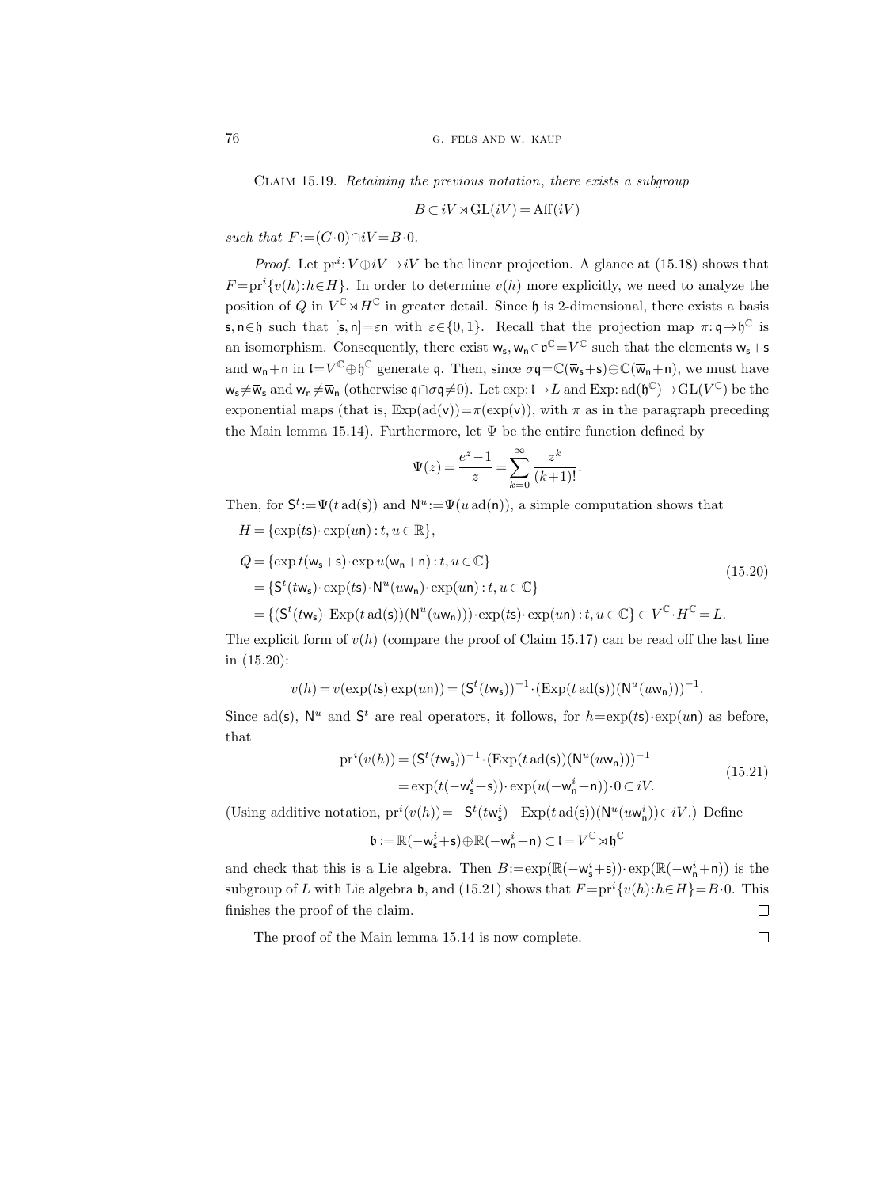Claim 15.19. *Retaining the previous notation, there exists a subgroup*

$$B\subset iV\rtimes \mathrm{GL}(iV)=\mathrm{Aff}(iV)$$

*such that* $F:=(G\cdot 0)\cap iV=B\cdot 0$.

*Proof.* Let $\mathrm{pr}^i\colon V\oplus iV\to iV$ be the linear projection. A glance at (15.18) shows that $F=\mathrm{pr}^i\{v(h):h\in H\}$. In order to determine $v(h)$ more explicitly, we need to analyze the position of $Q$ in $V^{\mathbb{C}}\rtimes H^{\mathbb{C}}$ in greater detail. Since $\mathfrak{h}$ is 2-dimensional, there exists a basis $\mathsf{s},\mathsf{n}\in\mathfrak{h}$ such that $[\mathsf{s},\mathsf{n}]=\varepsilon\mathsf{n}$ with $\varepsilon\in\{0,1\}$. Recall that the projection map $\pi\colon\mathfrak{q}\to\mathfrak{h}^{\mathbb{C}}$ is an isomorphism. Consequently, there exist $\mathsf{w}_\mathsf{s},\mathsf{w}_\mathsf{n}\in\mathfrak{v}^{\mathbb{C}}=V^{\mathbb{C}}$ such that the elements $\mathsf{w}_\mathsf{s}+\mathsf{s}$ and $\mathsf{w}_\mathsf{n}+\mathsf{n}$ in $\mathfrak{l}=V^{\mathbb{C}}\oplus\mathfrak{h}^{\mathbb{C}}$ generate $\mathfrak{q}$. Then, since $\sigma\mathfrak{q}=\mathbb{C}(\overline{\mathsf{w}}_\mathsf{s}+\mathsf{s})\oplus\mathbb{C}(\overline{\mathsf{w}}_\mathsf{n}+\mathsf{n})$, we must have $\mathsf{w}_\mathsf{s}\neq\overline{\mathsf{w}}_\mathsf{s}$ and $\mathsf{w}_\mathsf{n}\neq\overline{\mathsf{w}}_\mathsf{n}$ (otherwise $\mathfrak{q}\cap\sigma\mathfrak{q}\neq 0$). Let $\exp\colon\mathfrak{l}\to L$ and $\mathrm{Exp}\colon\mathrm{ad}(\mathfrak{h}^{\mathbb{C}})\to\mathrm{GL}(V^{\mathbb{C}})$ be the exponential maps (that is, $\mathrm{Exp}(\mathrm{ad}(\mathsf{v}))=\pi(\exp(\mathsf{v}))$, with $\pi$ as in the paragraph preceding the Main lemma 15.14). Furthermore, let $\Psi$ be the entire function defined by

$$\Psi(z)=\frac{e^z-1}{z}=\sum_{k=0}^{\infty}\frac{z^k}{(k+1)!}.$$

Then, for $\mathsf{S}^t:=\Psi(t\,\mathrm{ad}(\mathsf{s}))$ and $\mathsf{N}^u:=\Psi(u\,\mathrm{ad}(\mathsf{n}))$, a simple computation shows that

$$H=\{\exp(t\mathsf{s})\cdot\exp(u\mathsf{n}):t,u\in\mathbb{R}\},$$

$$\begin{aligned}
Q&=\{\exp t(\mathsf{w}_\mathsf{s}+\mathsf{s})\cdot\exp u(\mathsf{w}_\mathsf{n}+\mathsf{n}):t,u\in\mathbb{C}\}\\
&=\{\mathsf{S}^t(t\mathsf{w}_\mathsf{s})\cdot\exp(t\mathsf{s})\cdot\mathsf{N}^u(u\mathsf{w}_\mathsf{n})\cdot\exp(u\mathsf{n}):t,u\in\mathbb{C}\}\\
&=\{(\mathsf{S}^t(t\mathsf{w}_\mathsf{s})\cdot\mathrm{Exp}(t\,\mathrm{ad}(\mathsf{s}))(\mathsf{N}^u(u\mathsf{w}_\mathsf{n})))\cdot\exp(t\mathsf{s})\cdot\exp(u\mathsf{n}):t,u\in\mathbb{C}\}\subset V^{\mathbb{C}}\cdot H^{\mathbb{C}}=L.
\end{aligned}\tag{15.20}$$

The explicit form of $v(h)$ (compare the proof of Claim 15.17) can be read off the last line in (15.20):

$$v(h)=v(\exp(t\mathsf{s})\exp(u\mathsf{n}))=(\mathsf{S}^t(t\mathsf{w}_\mathsf{s}))^{-1}\cdot(\mathrm{Exp}(t\,\mathrm{ad}(\mathsf{s}))(\mathsf{N}^u(u\mathsf{w}_\mathsf{n})))^{-1}.$$

Since $\mathrm{ad}(\mathsf{s})$, $\mathsf{N}^u$ and $\mathsf{S}^t$ are real operators, it follows, for $h=\exp(t\mathsf{s})\cdot\exp(u\mathsf{n})$ as before, that

$$\begin{aligned}
\mathrm{pr}^i(v(h))&=(\mathsf{S}^t(t\mathsf{w}_\mathsf{s}))^{-1}\cdot(\mathrm{Exp}(t\,\mathrm{ad}(\mathsf{s}))(\mathsf{N}^u(u\mathsf{w}_\mathsf{n})))^{-1}\\
&=\exp(t(-\mathsf{w}_\mathsf{s}^i+\mathsf{s}))\cdot\exp(u(-\mathsf{w}_\mathsf{n}^i+\mathsf{n}))\cdot 0\subset iV.
\end{aligned}\tag{15.21}$$

(Using additive notation, $\mathrm{pr}^i(v(h))=-\mathsf{S}^t(t\mathsf{w}_\mathsf{s}^i)-\mathrm{Exp}(t\,\mathrm{ad}(\mathsf{s}))(\mathsf{N}^u(u\mathsf{w}_\mathsf{n}^i))\subset iV$.) Define

$$\mathfrak{b}:=\mathbb{R}(-\mathsf{w}_\mathsf{s}^i+\mathsf{s})\oplus\mathbb{R}(-\mathsf{w}_\mathsf{n}^i+\mathsf{n})\subset\mathfrak{l}=V^{\mathbb{C}}\rtimes\mathfrak{h}^{\mathbb{C}}$$

and check that this is a Lie algebra. Then $B:=\exp(\mathbb{R}(-\mathsf{w}_\mathsf{s}^i+\mathsf{s}))\cdot\exp(\mathbb{R}(-\mathsf{w}_\mathsf{n}^i+\mathsf{n}))$ is the subgroup of $L$ with Lie algebra $\mathfrak{b}$, and (15.21) shows that $F=\mathrm{pr}^i\{v(h):h\in H\}=B\cdot 0$. This finishes the proof of the claim. □

The proof of the Main lemma 15.14 is now complete. □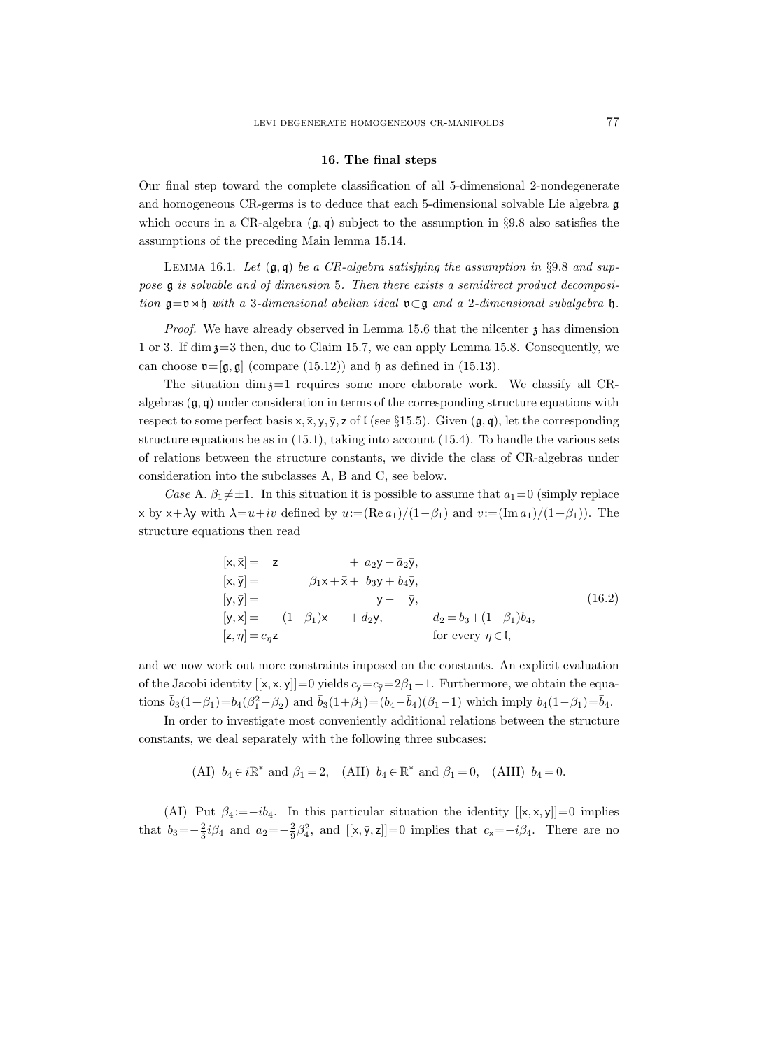## 16. The final steps

Our final step toward the complete classification of all 5-dimensional 2-nondegenerate and homogeneous CR-germs is to deduce that each 5-dimensional solvable Lie algebra $\mathfrak{g}$ which occurs in a CR-algebra $(\mathfrak{g},\mathfrak{q})$ subject to the assumption in §9.8 also satisfies the assumptions of the preceding Main lemma 15.14.

Lemma 16.1. *Let $(\mathfrak{g},\mathfrak{q})$ be a CR-algebra satisfying the assumption in §9.8 and suppose $\mathfrak{g}$ is solvable and of dimension 5. Then there exists a semidirect product decomposition $\mathfrak{g}=\mathfrak{v}\rtimes\mathfrak{h}$ with a 3-dimensional abelian ideal $\mathfrak{v}\subset\mathfrak{g}$ and a 2-dimensional subalgebra $\mathfrak{h}$.*

*Proof.* We have already observed in Lemma 15.6 that the nilcenter $\mathfrak{z}$ has dimension 1 or 3. If $\dim\mathfrak{z}=3$ then, due to Claim 15.7, we can apply Lemma 15.8. Consequently, we can choose $\mathfrak{v}=[\mathfrak{g},\mathfrak{g}]$ (compare (15.12)) and $\mathfrak{h}$ as defined in (15.13).

The situation $\dim\mathfrak{z}=1$ requires some more elaborate work. We classify all CR-algebras $(\mathfrak{g},\mathfrak{q})$ under consideration in terms of the corresponding structure equations with respect to some perfect basis $\mathsf{x},\bar{\mathsf{x}},\mathsf{y},\bar{\mathsf{y}},\mathsf{z}$ of $\mathfrak{l}$ (see §15.5). Given $(\mathfrak{g},\mathfrak{q})$, let the corresponding structure equations be as in (15.1), taking into account (15.4). To handle the various sets of relations between the structure constants, we divide the class of CR-algebras under consideration into the subclasses A, B and C, see below.

*Case* A. $\beta_1\neq\pm1$. In this situation it is possible to assume that $a_1=0$ (simply replace $\mathsf{x}$ by $\mathsf{x}+\lambda\mathsf{y}$ with $\lambda=u+iv$ defined by $u:=(\operatorname{Re}a_1)/(1-\beta_1)$ and $v:=(\operatorname{Im}a_1)/(1+\beta_1)$). The structure equations then read

$$
\begin{aligned}
[\mathsf{x},\bar{\mathsf{x}}] &= \mathsf{z} + a_2\mathsf{y}-\bar{a}_2\bar{\mathsf{y}},\\
[\mathsf{x},\bar{\mathsf{y}}] &= \beta_1\mathsf{x}+\bar{\mathsf{x}}+b_3\mathsf{y}+b_4\bar{\mathsf{y}},\\
[\mathsf{y},\bar{\mathsf{y}}] &= \mathsf{y}-\bar{\mathsf{y}},\\
[\mathsf{y},\mathsf{x}] &= (1-\beta_1)\mathsf{x}+d_2\mathsf{y}, \qquad d_2=\bar{b}_3+(1-\beta_1)b_4,\\
[\mathsf{z},\eta] &= c_\eta\mathsf{z} \qquad \text{for every } \eta\in\mathfrak{l},
\end{aligned}
\tag{16.2}
$$

and we now work out more constraints imposed on the constants. An explicit evaluation of the Jacobi identity $[[\mathsf{x},\bar{\mathsf{x}},\mathsf{y}]]=0$ yields $c_{\mathsf{y}}=c_{\bar{\mathsf{y}}}=2\beta_1-1$. Furthermore, we obtain the equations $\bar{b}_3(1+\beta_1)=b_4(\beta_1^2-\beta_2)$ and $\bar{b}_3(1+\beta_1)=(b_4-\bar{b}_4)(\beta_1-1)$ which imply $b_4(1-\beta_1)=\bar{b}_4$.

In order to investigate most conveniently additional relations between the structure constants, we deal separately with the following three subcases:

$$\text{(AI) } b_4\in i\mathbb{R}^* \text{ and } \beta_1=2,\quad \text{(AII) } b_4\in\mathbb{R}^* \text{ and } \beta_1=0,\quad \text{(AIII) } b_4=0.$$

(AI) Put $\beta_4:=-ib_4$. In this particular situation the identity $[[\mathsf{x},\bar{\mathsf{x}},\mathsf{y}]]=0$ implies that $b_3=-\frac{2}{3}i\beta_4$ and $a_2=-\frac{2}{9}\beta_4^2$, and $[[\mathsf{x},\bar{\mathsf{y}},\mathsf{z}]]=0$ implies that $c_{\mathsf{x}}=-i\beta_4$. There are no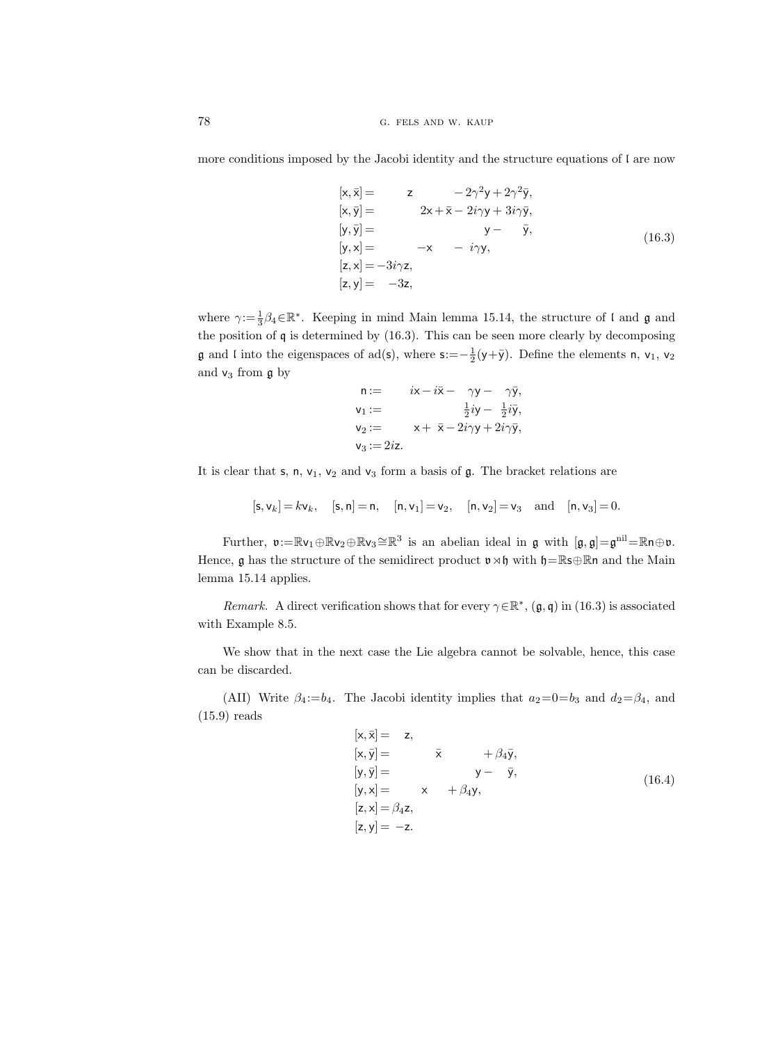more conditions imposed by the Jacobi identity and the structure equations of $\mathfrak{l}$ are now

$$
\begin{aligned}
[\mathsf{x},\bar{\mathsf{x}}] &= \mathsf{z} - 2\gamma^2\mathsf{y} + 2\gamma^2\bar{\mathsf{y}},\\
[\mathsf{x},\bar{\mathsf{y}}] &= 2\mathsf{x} + \bar{\mathsf{x}} - 2i\gamma\mathsf{y} + 3i\gamma\bar{\mathsf{y}},\\
[\mathsf{y},\bar{\mathsf{y}}] &= \mathsf{y} - \bar{\mathsf{y}},\\
[\mathsf{y},\mathsf{x}] &= -\mathsf{x} - i\gamma\mathsf{y},\\
[\mathsf{z},\mathsf{x}] &= -3i\gamma\mathsf{z},\\
[\mathsf{z},\mathsf{y}] &= -3\mathsf{z},
\end{aligned}
\tag{16.3}
$$

where $\gamma := \frac{1}{3}\beta_4 \in \mathbb{R}^*$. Keeping in mind Main lemma 15.14, the structure of $\mathfrak{l}$ and $\mathfrak{g}$ and the position of $\mathfrak{q}$ is determined by (16.3). This can be seen more clearly by decomposing $\mathfrak{g}$ and $\mathfrak{l}$ into the eigenspaces of $\mathrm{ad}(\mathsf{s})$, where $\mathsf{s} := -\frac{1}{2}(\mathsf{y}+\bar{\mathsf{y}})$. Define the elements $\mathsf{n}$, $\mathsf{v}_1$, $\mathsf{v}_2$ and $\mathsf{v}_3$ from $\mathfrak{g}$ by

$$
\begin{aligned}
\mathsf{n} &:= i\mathsf{x} - i\bar{\mathsf{x}} - \gamma\mathsf{y} - \gamma\bar{\mathsf{y}},\\
\mathsf{v}_1 &:= \tfrac{1}{2}i\mathsf{y} - \tfrac{1}{2}i\bar{\mathsf{y}},\\
\mathsf{v}_2 &:= \mathsf{x} + \bar{\mathsf{x}} - 2i\gamma\mathsf{y} + 2i\gamma\bar{\mathsf{y}},\\
\mathsf{v}_3 &:= 2i\mathsf{z}.
\end{aligned}
$$

It is clear that $\mathsf{s}$, $\mathsf{n}$, $\mathsf{v}_1$, $\mathsf{v}_2$ and $\mathsf{v}_3$ form a basis of $\mathfrak{g}$. The bracket relations are

$$
[\mathsf{s},\mathsf{v}_k] = k\mathsf{v}_k, \quad [\mathsf{s},\mathsf{n}] = \mathsf{n}, \quad [\mathsf{n},\mathsf{v}_1] = \mathsf{v}_2, \quad [\mathsf{n},\mathsf{v}_2] = \mathsf{v}_3 \quad \text{and} \quad [\mathsf{n},\mathsf{v}_3] = 0.
$$

Further, $\mathfrak{v} := \mathbb{R}\mathsf{v}_1 \oplus \mathbb{R}\mathsf{v}_2 \oplus \mathbb{R}\mathsf{v}_3 \cong \mathbb{R}^3$ is an abelian ideal in $\mathfrak{g}$ with $[\mathfrak{g},\mathfrak{g}] = \mathfrak{g}^{\mathrm{nil}} = \mathbb{R}\mathsf{n} \oplus \mathfrak{v}$. Hence, $\mathfrak{g}$ has the structure of the semidirect product $\mathfrak{v} \rtimes \mathfrak{h}$ with $\mathfrak{h} = \mathbb{R}\mathsf{s} \oplus \mathbb{R}\mathsf{n}$ and the Main lemma 15.14 applies.

*Remark.* A direct verification shows that for every $\gamma \in \mathbb{R}^*$, $(\mathfrak{g},\mathfrak{q})$ in (16.3) is associated with Example 8.5.

We show that in the next case the Lie algebra cannot be solvable, hence, this case can be discarded.

(AII) Write $\beta_4 := b_4$. The Jacobi identity implies that $a_2 = 0 = b_3$ and $d_2 = \beta_4$, and (15.9) reads

$$
\begin{aligned}
[\mathsf{x},\bar{\mathsf{x}}] &= \mathsf{z},\\
[\mathsf{x},\bar{\mathsf{y}}] &= \bar{\mathsf{x}} + \beta_4\bar{\mathsf{y}},\\
[\mathsf{y},\bar{\mathsf{y}}] &= \mathsf{y} - \bar{\mathsf{y}},\\
[\mathsf{y},\mathsf{x}] &= \mathsf{x} + \beta_4\mathsf{y},\\
[\mathsf{z},\mathsf{x}] &= \beta_4\mathsf{z},\\
[\mathsf{z},\mathsf{y}] &= -\mathsf{z}.
\end{aligned}
\tag{16.4}
$$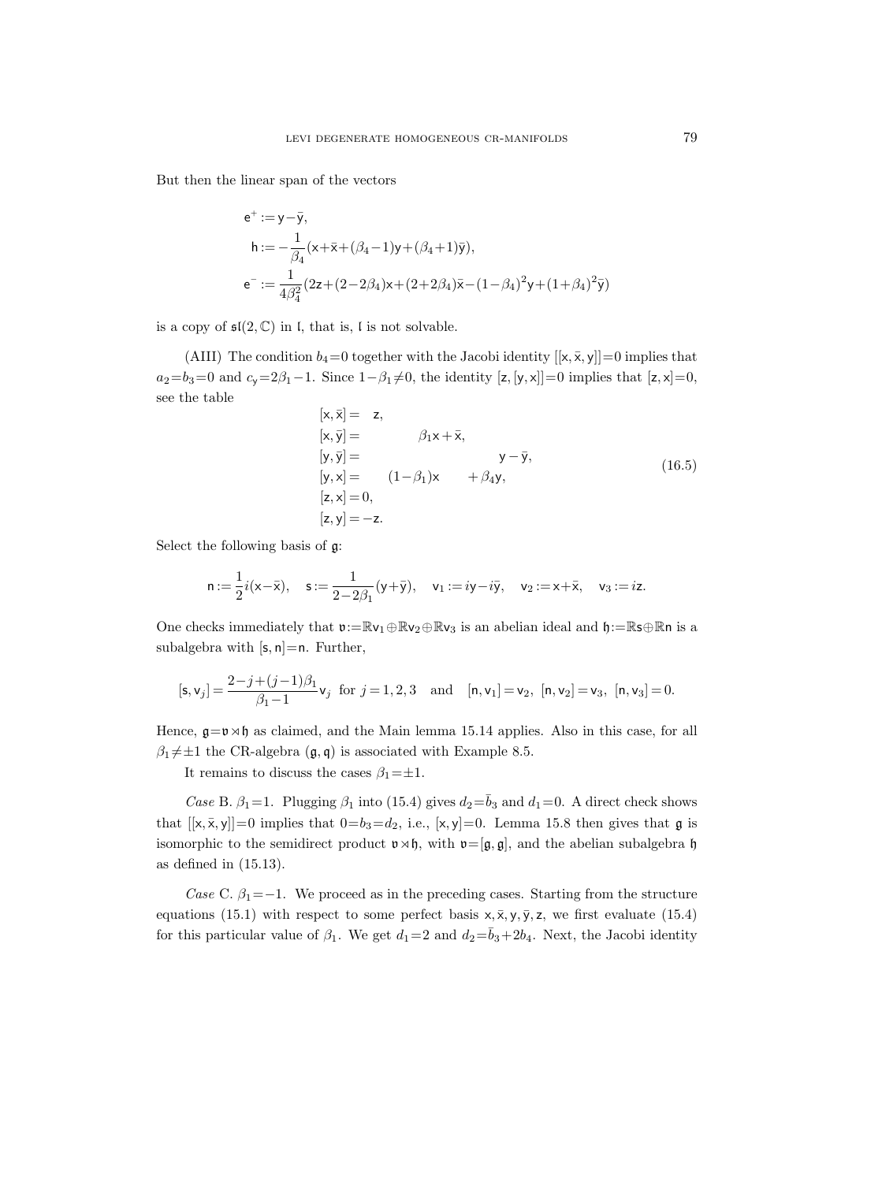But then the linear span of the vectors

$$
\begin{aligned}
\mathsf{e}^+ &:= \mathsf{y}-\bar{\mathsf{y}},\\
\mathsf{h} &:= -\frac{1}{\beta_4}(\mathsf{x}+\bar{\mathsf{x}}+(\beta_4-1)\mathsf{y}+(\beta_4+1)\bar{\mathsf{y}}),\\
\mathsf{e}^- &:= \frac{1}{4\beta_4^2}(2\mathsf{z}+(2-2\beta_4)\mathsf{x}+(2+2\beta_4)\bar{\mathsf{x}}-(1-\beta_4)^2\mathsf{y}+(1+\beta_4)^2\bar{\mathsf{y}})
\end{aligned}
$$

is a copy of $\mathfrak{sl}(2,\mathbb{C})$ in $\mathfrak{l}$, that is, $\mathfrak{l}$ is not solvable.

(AIII) The condition $b_4=0$ together with the Jacobi identity $[[\mathsf{x},\bar{\mathsf{x}},\mathsf{y}]]=0$ implies that $a_2=b_3=0$ and $c_{\mathsf{y}}=2\beta_1-1$. Since $1-\beta_1\neq 0$, the identity $[\mathsf{z},[\mathsf{y},\mathsf{x}]]=0$ implies that $[\mathsf{z},\mathsf{x}]=0$, see the table

$$
\begin{aligned}
[\mathsf{x},\bar{\mathsf{x}}] &= \mathsf{z},\\
[\mathsf{x},\bar{\mathsf{y}}] &= \beta_1\mathsf{x}+\bar{\mathsf{x}},\\
[\mathsf{y},\bar{\mathsf{y}}] &= \mathsf{y}-\bar{\mathsf{y}},\\
[\mathsf{y},\mathsf{x}] &= (1-\beta_1)\mathsf{x}+\beta_4\mathsf{y},\\
[\mathsf{z},\mathsf{x}] &= 0,\\
[\mathsf{z},\mathsf{y}] &= -\mathsf{z}.
\end{aligned}
\tag{16.5}
$$

Select the following basis of $\mathfrak{g}$:

$$
\mathsf{n}:=\frac{1}{2}i(\mathsf{x}-\bar{\mathsf{x}}),\quad \mathsf{s}:=\frac{1}{2-2\beta_1}(\mathsf{y}+\bar{\mathsf{y}}),\quad \mathsf{v}_1:=i\mathsf{y}-i\bar{\mathsf{y}},\quad \mathsf{v}_2:=\mathsf{x}+\bar{\mathsf{x}},\quad \mathsf{v}_3:=i\mathsf{z}.
$$

One checks immediately that $\mathfrak{v}:=\mathbb{R}\mathsf{v}_1\oplus\mathbb{R}\mathsf{v}_2\oplus\mathbb{R}\mathsf{v}_3$ is an abelian ideal and $\mathfrak{h}:=\mathbb{R}\mathsf{s}\oplus\mathbb{R}\mathsf{n}$ is a subalgebra with $[\mathsf{s},\mathsf{n}]=\mathsf{n}$. Further,

$$
[\mathsf{s},\mathsf{v}_j]=\frac{2-j+(j-1)\beta_1}{\beta_1-1}\mathsf{v}_j \ \text{ for } j=1,2,3 \quad\text{and}\quad [\mathsf{n},\mathsf{v}_1]=\mathsf{v}_2,\ [\mathsf{n},\mathsf{v}_2]=\mathsf{v}_3,\ [\mathsf{n},\mathsf{v}_3]=0.
$$

Hence, $\mathfrak{g}=\mathfrak{v}\rtimes\mathfrak{h}$ as claimed, and the Main lemma 15.14 applies. Also in this case, for all $\beta_1\neq\pm1$ the CR-algebra $(\mathfrak{g},\mathfrak{q})$ is associated with Example 8.5.

It remains to discuss the cases $\beta_1=\pm1$.

*Case* B. $\beta_1=1$. Plugging $\beta_1$ into (15.4) gives $d_2=\bar{b}_3$ and $d_1=0$. A direct check shows that $[[\mathsf{x},\bar{\mathsf{x}},\mathsf{y}]]=0$ implies that $0=b_3=d_2$, i.e., $[\mathsf{x},\mathsf{y}]=0$. Lemma 15.8 then gives that $\mathfrak{g}$ is isomorphic to the semidirect product $\mathfrak{v}\rtimes\mathfrak{h}$, with $\mathfrak{v}=[\mathfrak{g},\mathfrak{g}]$, and the abelian subalgebra $\mathfrak{h}$ as defined in (15.13).

*Case* C. $\beta_1=-1$. We proceed as in the preceding cases. Starting from the structure equations (15.1) with respect to some perfect basis $\mathsf{x},\bar{\mathsf{x}},\mathsf{y},\bar{\mathsf{y}},\mathsf{z}$, we first evaluate (15.4) for this particular value of $\beta_1$. We get $d_1=2$ and $d_2=\bar{b}_3+2b_4$. Next, the Jacobi identity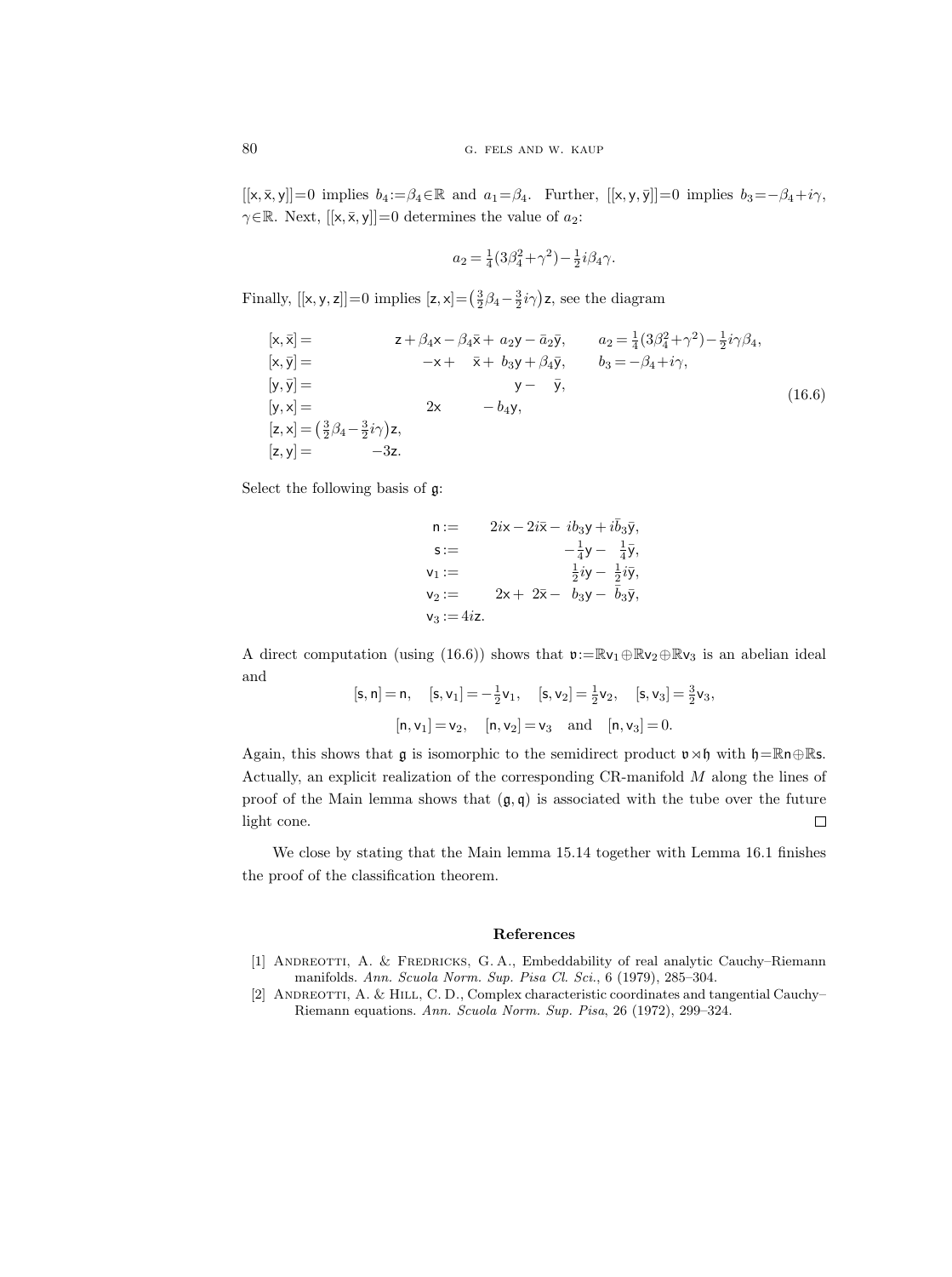$[[\mathsf{x},\bar{\mathsf{x}},\mathsf{y}]]=0$ implies $b_4:=\beta_4\in\mathbb{R}$ and $a_1=\beta_4$. Further, $[[\mathsf{x},\mathsf{y},\bar{\mathsf{y}}]]=0$ implies $b_3=-\beta_4+i\gamma$, $\gamma\in\mathbb{R}$. Next, $[[\mathsf{x},\bar{\mathsf{x}},\mathsf{y}]]=0$ determines the value of $a_2$:

$$a_2=\tfrac{1}{4}(3\beta_4^2+\gamma^2)-\tfrac{1}{2}i\beta_4\gamma.$$

Finally, $[[\mathsf{x},\mathsf{y},\mathsf{z}]]=0$ implies $[\mathsf{z},\mathsf{x}]=\left(\frac{3}{2}\beta_4-\frac{3}{2}i\gamma\right)\mathsf{z}$, see the diagram

$$\begin{aligned}
[\mathsf{x},\bar{\mathsf{x}}] &= \mathsf{z}+\beta_4\mathsf{x}-\beta_4\bar{\mathsf{x}}+a_2\mathsf{y}-\bar{a}_2\bar{\mathsf{y}}, \qquad a_2=\tfrac{1}{4}(3\beta_4^2+\gamma^2)-\tfrac{1}{2}i\gamma\beta_4,\\
[\mathsf{x},\bar{\mathsf{y}}] &= -\mathsf{x}+\bar{\mathsf{x}}+b_3\mathsf{y}+\beta_4\bar{\mathsf{y}}, \qquad b_3=-\beta_4+i\gamma,\\
[\mathsf{y},\bar{\mathsf{y}}] &= \mathsf{y}-\bar{\mathsf{y}},\\
[\mathsf{y},\mathsf{x}] &= 2\mathsf{x}-b_4\mathsf{y},\\
[\mathsf{z},\mathsf{x}] &= \left(\tfrac{3}{2}\beta_4-\tfrac{3}{2}i\gamma\right)\mathsf{z},\\
[\mathsf{z},\mathsf{y}] &= -3\mathsf{z}.
\end{aligned} \tag{16.6}$$

Select the following basis of $\mathfrak{g}$:

$$\begin{aligned}
\mathsf{n} &:= 2i\mathsf{x}-2i\bar{\mathsf{x}}-ib_3\mathsf{y}+i\bar{b}_3\bar{\mathsf{y}},\\
\mathsf{s} &:= -\tfrac{1}{4}\mathsf{y}-\tfrac{1}{4}\bar{\mathsf{y}},\\
\mathsf{v}_1 &:= \tfrac{1}{2}i\mathsf{y}-\tfrac{1}{2}i\bar{\mathsf{y}},\\
\mathsf{v}_2 &:= 2\mathsf{x}+2\bar{\mathsf{x}}-b_3\mathsf{y}-\bar{b}_3\bar{\mathsf{y}},\\
\mathsf{v}_3 &:= 4i\mathsf{z}.
\end{aligned}$$

A direct computation (using (16.6)) shows that $\mathfrak{v}:=\mathbb{R}\mathsf{v}_1\oplus\mathbb{R}\mathsf{v}_2\oplus\mathbb{R}\mathsf{v}_3$ is an abelian ideal and

$$[\mathsf{s},\mathsf{n}]=\mathsf{n},\quad [\mathsf{s},\mathsf{v}_1]=-\tfrac{1}{2}\mathsf{v}_1,\quad [\mathsf{s},\mathsf{v}_2]=\tfrac{1}{2}\mathsf{v}_2,\quad [\mathsf{s},\mathsf{v}_3]=\tfrac{3}{2}\mathsf{v}_3,$$

$$[\mathsf{n},\mathsf{v}_1]=\mathsf{v}_2,\quad [\mathsf{n},\mathsf{v}_2]=\mathsf{v}_3\quad\text{and}\quad [\mathsf{n},\mathsf{v}_3]=0.$$

Again, this shows that $\mathfrak{g}$ is isomorphic to the semidirect product $\mathfrak{v}\rtimes\mathfrak{h}$ with $\mathfrak{h}=\mathbb{R}\mathsf{n}\oplus\mathbb{R}\mathsf{s}$. Actually, an explicit realization of the corresponding CR-manifold $M$ along the lines of proof of the Main lemma shows that $(\mathfrak{g},\mathfrak{q})$ is associated with the tube over the future light cone. □

We close by stating that the Main lemma 15.14 together with Lemma 16.1 finishes the proof of the classification theorem.

## References

[1] Andreotti, A. & Fredricks, G. A., Embeddability of real analytic Cauchy–Riemann manifolds. *Ann. Scuola Norm. Sup. Pisa Cl. Sci.*, 6 (1979), 285–304.

[2] Andreotti, A. & Hill, C. D., Complex characteristic coordinates and tangential Cauchy–Riemann equations. *Ann. Scuola Norm. Sup. Pisa*, 26 (1972), 299–324.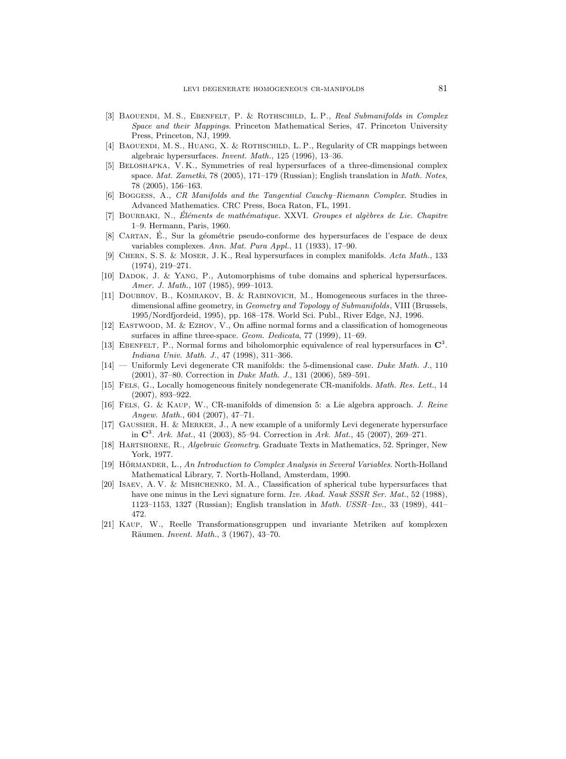[3] Baouendi, M. S., Ebenfelt, P. & Rothschild, L. P., *Real Submanifolds in Complex Space and their Mappings*. Princeton Mathematical Series, 47. Princeton University Press, Princeton, NJ, 1999.

[4] Baouendi, M. S., Huang, X. & Rothschild, L. P., Regularity of CR mappings between algebraic hypersurfaces. *Invent. Math.*, 125 (1996), 13–36.

[5] Beloshapka, V. K., Symmetries of real hypersurfaces of a three-dimensional complex space. *Mat. Zametki*, 78 (2005), 171–179 (Russian); English translation in *Math. Notes*, 78 (2005), 156–163.

[6] Boggess, A., *CR Manifolds and the Tangential Cauchy–Riemann Complex*. Studies in Advanced Mathematics. CRC Press, Boca Raton, FL, 1991.

[7] Bourbaki, N., *Éléments de mathématique.* XXVI. *Groupes et algèbres de Lie. Chapitre* 1–9. Hermann, Paris, 1960.

[8] Cartan, É., Sur la géométrie pseudo-conforme des hypersurfaces de l'espace de deux variables complexes. *Ann. Mat. Pura Appl.*, 11 (1933), 17–90.

[9] Chern, S. S. & Moser, J. K., Real hypersurfaces in complex manifolds. *Acta Math.*, 133 (1974), 219–271.

[10] Dadok, J. & Yang, P., Automorphisms of tube domains and spherical hypersurfaces. *Amer. J. Math.*, 107 (1985), 999–1013.

[11] Doubrov, B., Komrakov, B. & Rabinovich, M., Homogeneous surfaces in the three-dimensional affine geometry, in *Geometry and Topology of Submanifolds*, VIII (Brussels, 1995/Nordfjordeid, 1995), pp. 168–178. World Sci. Publ., River Edge, NJ, 1996.

[12] Eastwood, M. & Ezhov, V., On affine normal forms and a classification of homogeneous surfaces in affine three-space. *Geom. Dedicata*, 77 (1999), 11–69.

[13] Ebenfelt, P., Normal forms and biholomorphic equivalence of real hypersurfaces in $\mathbf{C}^3$. *Indiana Univ. Math. J.*, 47 (1998), 311–366.

[14] — Uniformly Levi degenerate CR manifolds: the 5-dimensional case. *Duke Math. J.*, 110 (2001), 37–80. Correction in *Duke Math. J.*, 131 (2006), 589–591.

[15] Fels, G., Locally homogeneous finitely nondegenerate CR-manifolds. *Math. Res. Lett.*, 14 (2007), 893–922.

[16] Fels, G. & Kaup, W., CR-manifolds of dimension 5: a Lie algebra approach. *J. Reine Angew. Math.*, 604 (2007), 47–71.

[17] Gaussier, H. & Merker, J., A new example of a uniformly Levi degenerate hypersurface in $\mathbf{C}^3$. *Ark. Mat.*, 41 (2003), 85–94. Correction in *Ark. Mat.*, 45 (2007), 269–271.

[18] Hartshorne, R., *Algebraic Geometry*. Graduate Texts in Mathematics, 52. Springer, New York, 1977.

[19] Hörmander, L., *An Introduction to Complex Analysis in Several Variables*. North-Holland Mathematical Library, 7. North-Holland, Amsterdam, 1990.

[20] Isaev, A. V. & Mishchenko, M. A., Classification of spherical tube hypersurfaces that have one minus in the Levi signature form. *Izv. Akad. Nauk SSSR Ser. Mat.*, 52 (1988), 1123–1153, 1327 (Russian); English translation in *Math. USSR–Izv.*, 33 (1989), 441–472.

[21] Kaup, W., Reelle Transformationsgruppen und invariante Metriken auf komplexen Räumen. *Invent. Math.*, 3 (1967), 43–70.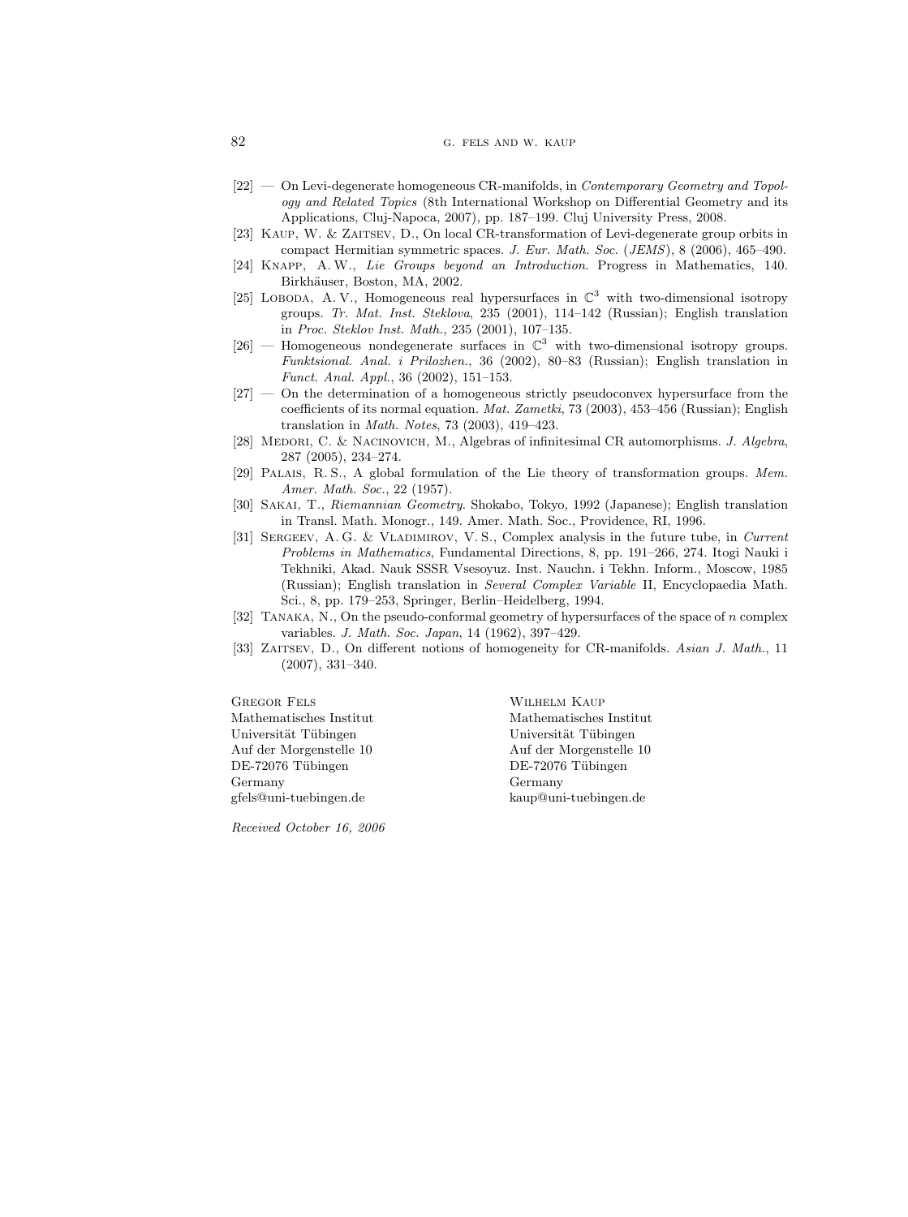[22] — On Levi-degenerate homogeneous CR-manifolds, in *Contemporary Geometry and Topology and Related Topics* (8th International Workshop on Differential Geometry and its Applications, Cluj-Napoca, 2007), pp. 187–199. Cluj University Press, 2008.

[23] Kaup, W. & Zaitsev, D., On local CR-transformation of Levi-degenerate group orbits in compact Hermitian symmetric spaces. *J. Eur. Math. Soc.* (*JEMS*), 8 (2006), 465–490.

[24] Knapp, A. W., *Lie Groups beyond an Introduction*. Progress in Mathematics, 140. Birkhäuser, Boston, MA, 2002.

[25] Loboda, A. V., Homogeneous real hypersurfaces in $\mathbb{C}^3$ with two-dimensional isotropy groups. *Tr. Mat. Inst. Steklova*, 235 (2001), 114–142 (Russian); English translation in *Proc. Steklov Inst. Math.*, 235 (2001), 107–135.

[26] — Homogeneous nondegenerate surfaces in $\mathbb{C}^3$ with two-dimensional isotropy groups. *Funktsional. Anal. i Prilozhen.*, 36 (2002), 80–83 (Russian); English translation in *Funct. Anal. Appl.*, 36 (2002), 151–153.

[27] — On the determination of a homogeneous strictly pseudoconvex hypersurface from the coefficients of its normal equation. *Mat. Zametki*, 73 (2003), 453–456 (Russian); English translation in *Math. Notes*, 73 (2003), 419–423.

[28] Medori, C. & Nacinovich, M., Algebras of infinitesimal CR automorphisms. *J. Algebra*, 287 (2005), 234–274.

[29] Palais, R. S., A global formulation of the Lie theory of transformation groups. *Mem. Amer. Math. Soc.*, 22 (1957).

[30] Sakai, T., *Riemannian Geometry*. Shokabo, Tokyo, 1992 (Japanese); English translation in Transl. Math. Monogr., 149. Amer. Math. Soc., Providence, RI, 1996.

[31] Sergeev, A. G. & Vladimirov, V. S., Complex analysis in the future tube, in *Current Problems in Mathematics*, Fundamental Directions, 8, pp. 191–266, 274. Itogi Nauki i Tekhniki, Akad. Nauk SSSR Vsesoyuz. Inst. Nauchn. i Tekhn. Inform., Moscow, 1985 (Russian); English translation in *Several Complex Variable* II, Encyclopaedia Math. Sci., 8, pp. 179–253, Springer, Berlin–Heidelberg, 1994.

[32] Tanaka, N., On the pseudo-conformal geometry of hypersurfaces of the space of $n$ complex variables. *J. Math. Soc. Japan*, 14 (1962), 397–429.

[33] Zaitsev, D., On different notions of homogeneity for CR-manifolds. *Asian J. Math.*, 11 (2007), 331–340.

Gregor Fels
Mathematisches Institut
Universität Tübingen
Auf der Morgenstelle 10
DE-72076 Tübingen
Germany
gfels@uni-tuebingen.de

Wilhelm Kaup
Mathematisches Institut
Universität Tübingen
Auf der Morgenstelle 10
DE-72076 Tübingen
Germany
kaup@uni-tuebingen.de

*Received October 16, 2006*